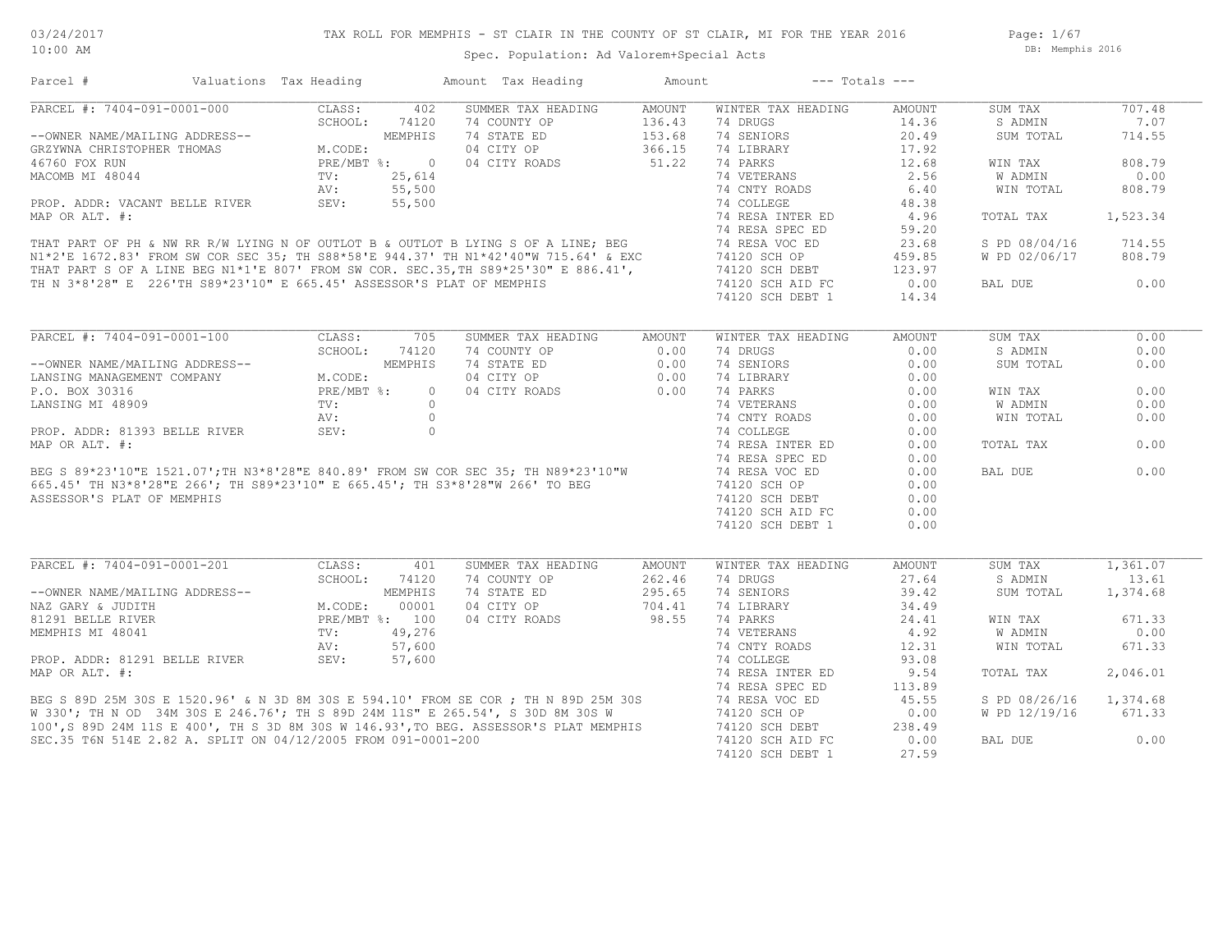# TAX ROLL FOR MEMPHIS - ST CLAIR IN THE COUNTY OF ST CLAIR, MI FOR THE YEAR 2016

03/24/2017
10:00 AM

Spec. Population: Ad Valorem+Special Acts

DB: Memphis 2016

| Parcel # | Valuations | Tax Heading | Amount | Tax Heading | Amount | --- Totals --- | |
|---|---|---|---|---|---|---|---|

## PARCEL #: 7404-091-0001-000

| | | | | | | | |
|---|---|---|---|---|---|---|---|
| PARCEL #: 7404-091-0001-000 | CLASS: 402 | SUMMER TAX HEADING | AMOUNT | WINTER TAX HEADING | AMOUNT | SUM TAX | 707.48 |
| | SCHOOL: 74120 | 74 COUNTY OP | 136.43 | 74 DRUGS | 14.36 | S ADMIN | 7.07 |
| --OWNER NAME/MAILING ADDRESS-- | MEMPHIS | 74 STATE ED | 153.68 | 74 SENIORS | 20.49 | SUM TOTAL | 714.55 |
| GRZYWNA CHRISTOPHER THOMAS | M.CODE: | 04 CITY OP | 366.15 | 74 LIBRARY | 17.92 | | |
| 46760 FOX RUN | PRE/MBT %: 0 | 04 CITY ROADS | 51.22 | 74 PARKS | 12.68 | WIN TAX | 808.79 |
| MACOMB MI 48044 | TV: 25,614 | | | 74 VETERANS | 2.56 | W ADMIN | 0.00 |
| | AV: 55,500 | | | 74 CNTY ROADS | 6.40 | WIN TOTAL | 808.79 |
| PROP. ADDR: VACANT BELLE RIVER | SEV: 55,500 | | | 74 COLLEGE | 48.38 | | |
| MAP OR ALT. #: | | | | 74 RESA INTER ED | 4.96 | TOTAL TAX | 1,523.34 |
| | | | | 74 RESA SPEC ED | 59.20 | | |
| | | | | 74 RESA VOC ED | 23.68 | S PD 08/04/16 | 714.55 |
| | | | | 74120 SCH OP | 459.85 | W PD 02/06/17 | 808.79 |
| | | | | 74120 SCH DEBT | 123.97 | | |
| | | | | 74120 SCH AID FC | 0.00 | BAL DUE | 0.00 |
| | | | | 74120 SCH DEBT 1 | 14.34 | | |

THAT PART OF PH & NW RR R/W LYING N OF OUTLOT B & OUTLOT B LYING S OF A LINE; BEG N1*2'E 1672.83' FROM SW COR SEC 35; TH S88*58'E 944.37' TH N1*42'40"W 715.64' & EXC THAT PART S OF A LINE BEG N1*1'E 807' FROM SW COR. SEC.35,TH S89*25'30" E 886.41', TH N 3*8'28" E 226'TH S89*23'10" E 665.45' ASSESSOR'S PLAT OF MEMPHIS

## PARCEL #: 7404-091-0001-100

| | | | | | | | |
|---|---|---|---|---|---|---|---|
| PARCEL #: 7404-091-0001-100 | CLASS: 705 | SUMMER TAX HEADING | AMOUNT | WINTER TAX HEADING | AMOUNT | SUM TAX | 0.00 |
| | SCHOOL: 74120 | 74 COUNTY OP | 0.00 | 74 DRUGS | 0.00 | S ADMIN | 0.00 |
| --OWNER NAME/MAILING ADDRESS-- | MEMPHIS | 74 STATE ED | 0.00 | 74 SENIORS | 0.00 | SUM TOTAL | 0.00 |
| LANSING MANAGEMENT COMPANY | M.CODE: | 04 CITY OP | 0.00 | 74 LIBRARY | 0.00 | | |
| P.O. BOX 30316 | PRE/MBT %: 0 | 04 CITY ROADS | 0.00 | 74 PARKS | 0.00 | WIN TAX | 0.00 |
| LANSING MI 48909 | TV: 0 | | | 74 VETERANS | 0.00 | W ADMIN | 0.00 |
| | AV: 0 | | | 74 CNTY ROADS | 0.00 | WIN TOTAL | 0.00 |
| PROP. ADDR: 81393 BELLE RIVER | SEV: 0 | | | 74 COLLEGE | 0.00 | | |
| MAP OR ALT. #: | | | | 74 RESA INTER ED | 0.00 | TOTAL TAX | 0.00 |
| | | | | 74 RESA SPEC ED | 0.00 | | |
| | | | | 74 RESA VOC ED | 0.00 | BAL DUE | 0.00 |
| | | | | 74120 SCH OP | 0.00 | | |
| | | | | 74120 SCH DEBT | 0.00 | | |
| | | | | 74120 SCH AID FC | 0.00 | | |
| | | | | 74120 SCH DEBT 1 | 0.00 | | |

BEG S 89*23'10"E 1521.07';TH N3*8'28"E 840.89' FROM SW COR SEC 35; TH N89*23'10"W 665.45' TH N3*8'28"E 266'; TH S89*23'10" E 665.45'; TH S3*8'28"W 266' TO BEG ASSESSOR'S PLAT OF MEMPHIS

## PARCEL #: 7404-091-0001-201

| | | | | | | | |
|---|---|---|---|---|---|---|---|
| PARCEL #: 7404-091-0001-201 | CLASS: 401 | SUMMER TAX HEADING | AMOUNT | WINTER TAX HEADING | AMOUNT | SUM TAX | 1,361.07 |
| | SCHOOL: 74120 | 74 COUNTY OP | 262.46 | 74 DRUGS | 27.64 | S ADMIN | 13.61 |
| --OWNER NAME/MAILING ADDRESS-- | MEMPHIS | 74 STATE ED | 295.65 | 74 SENIORS | 39.42 | SUM TOTAL | 1,374.68 |
| NAZ GARY & JUDITH | M.CODE: 00001 | 04 CITY OP | 704.41 | 74 LIBRARY | 34.49 | | |
| 81291 BELLE RIVER | PRE/MBT %: 100 | 04 CITY ROADS | 98.55 | 74 PARKS | 24.41 | WIN TAX | 671.33 |
| MEMPHIS MI 48041 | TV: 49,276 | | | 74 VETERANS | 4.92 | W ADMIN | 0.00 |
| | AV: 57,600 | | | 74 CNTY ROADS | 12.31 | WIN TOTAL | 671.33 |
| PROP. ADDR: 81291 BELLE RIVER | SEV: 57,600 | | | 74 COLLEGE | 93.08 | | |
| MAP OR ALT. #: | | | | 74 RESA INTER ED | 9.54 | TOTAL TAX | 2,046.01 |
| | | | | 74 RESA SPEC ED | 113.89 | | |
| | | | | 74 RESA VOC ED | 45.55 | S PD 08/26/16 | 1,374.68 |
| | | | | 74120 SCH OP | 0.00 | W PD 12/19/16 | 671.33 |
| | | | | 74120 SCH DEBT | 238.49 | | |
| | | | | 74120 SCH AID FC | 0.00 | BAL DUE | 0.00 |
| | | | | 74120 SCH DEBT 1 | 27.59 | | |

BEG S 89D 25M 30S E 1520.96' & N 3D 8M 30S E 594.10' FROM SE COR ; TH N 89D 25M 30S W 330'; TH N OD 34M 30S E 246.76'; TH S 89D 24M 11S" E 265.54', S 30D 8M 30S W 100',S 89D 24M 11S E 400', TH S 3D 8M 30S W 146.93',TO BEG. ASSESSOR'S PLAT MEMPHIS SEC.35 T6N 514E 2.82 A. SPLIT ON 04/12/2005 FROM 091-0001-200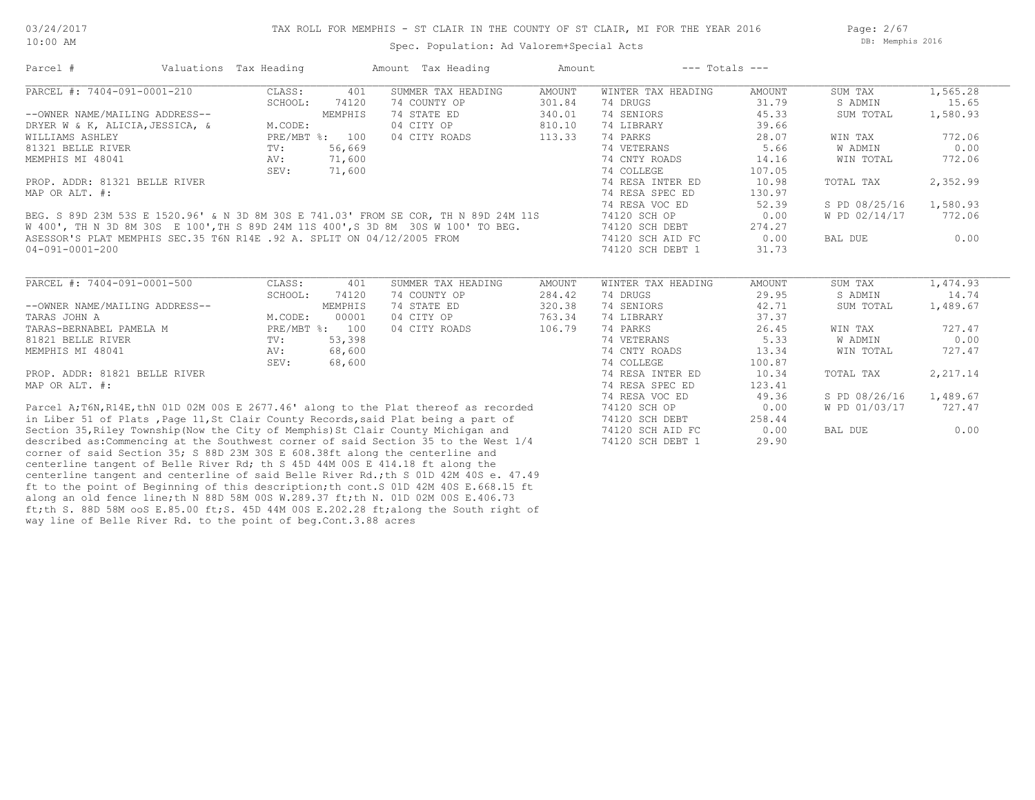TAX ROLL FOR MEMPHIS - ST CLAIR IN THE COUNTY OF ST CLAIR, MI FOR THE YEAR 2016

Spec. Population: Ad Valorem+Special Acts

03/24/2017 10:00 AM — DB: Memphis 2016

| Parcel # | Valuations | Tax Heading | Amount | Tax Heading | Amount | --- Totals --- | |
|---|---|---|---|---|---|---|---|

## PARCEL #: 7404-091-0001-210

| | | SUMMER TAX HEADING | AMOUNT | WINTER TAX HEADING | AMOUNT | | |
|---|---|---|---|---|---|---|---|
| CLASS: | 401 | 74 COUNTY OP | 301.84 | 74 DRUGS | 31.79 | SUM TAX | 1,565.28 |
| SCHOOL: | 74120 | 74 STATE ED | 340.01 | 74 SENIORS | 45.33 | S ADMIN | 15.65 |
| | MEMPHIS | 04 CITY OP | 810.10 | 74 LIBRARY | 39.66 | SUM TOTAL | 1,580.93 |
| M.CODE: | | 04 CITY ROADS | 113.33 | 74 PARKS | 28.07 | | |
| PRE/MBT %: | 100 | | | 74 VETERANS | 5.66 | WIN TAX | 772.06 |
| TV: | 56,669 | | | 74 CNTY ROADS | 14.16 | W ADMIN | 0.00 |
| AV: | 71,600 | | | 74 COLLEGE | 107.05 | WIN TOTAL | 772.06 |
| SEV: | 71,600 | | | 74 RESA INTER ED | 10.98 | | |
| | | | | 74 RESA SPEC ED | 130.97 | TOTAL TAX | 2,352.99 |
| | | | | 74 RESA VOC ED | 52.39 | | |
| | | | | 74120 SCH OP | 0.00 | S PD 08/25/16 | 1,580.93 |
| | | | | 74120 SCH DEBT | 274.27 | W PD 02/14/17 | 772.06 |
| | | | | 74120 SCH AID FC | 0.00 | | |
| | | | | 74120 SCH DEBT 1 | 31.73 | BAL DUE | 0.00 |

--OWNER NAME/MAILING ADDRESS--
DRYER W & K, ALICIA,JESSICA, &
WILLIAMS ASHLEY
81321 BELLE RIVER
MEMPHIS MI 48041

PROP. ADDR: 81321 BELLE RIVER
MAP OR ALT. #:

BEG. S 89D 23M 53S E 1520.96' & N 3D 8M 30S E 741.03' FROM SE COR, TH N 89D 24M 11S W 400', TH N 3D 8M 30S E 100',TH S 89D 24M 11S 400',S 3D 8M 30S W 100' TO BEG. ASESSOR'S PLAT MEMPHIS SEC.35 T6N R14E .92 A. SPLIT ON 04/12/2005 FROM 04-091-0001-200

## PARCEL #: 7404-091-0001-500

| | | SUMMER TAX HEADING | AMOUNT | WINTER TAX HEADING | AMOUNT | | |
|---|---|---|---|---|---|---|---|
| CLASS: | 401 | 74 COUNTY OP | 284.42 | 74 DRUGS | 29.95 | SUM TAX | 1,474.93 |
| SCHOOL: | 74120 | 74 STATE ED | 320.38 | 74 SENIORS | 42.71 | S ADMIN | 14.74 |
| | MEMPHIS | 04 CITY OP | 763.34 | 74 LIBRARY | 37.37 | SUM TOTAL | 1,489.67 |
| M.CODE: | 00001 | 04 CITY ROADS | 106.79 | 74 PARKS | 26.45 | | |
| PRE/MBT %: | 100 | | | 74 VETERANS | 5.33 | WIN TAX | 727.47 |
| TV: | 53,398 | | | 74 CNTY ROADS | 13.34 | W ADMIN | 0.00 |
| AV: | 68,600 | | | 74 COLLEGE | 100.87 | WIN TOTAL | 727.47 |
| SEV: | 68,600 | | | 74 RESA INTER ED | 10.34 | | |
| | | | | 74 RESA SPEC ED | 123.41 | TOTAL TAX | 2,217.14 |
| | | | | 74 RESA VOC ED | 49.36 | | |
| | | | | 74120 SCH OP | 0.00 | S PD 08/26/16 | 1,489.67 |
| | | | | 74120 SCH DEBT | 258.44 | W PD 01/03/17 | 727.47 |
| | | | | 74120 SCH AID FC | 0.00 | | |
| | | | | 74120 SCH DEBT 1 | 29.90 | BAL DUE | 0.00 |

--OWNER NAME/MAILING ADDRESS--
TARAS JOHN A
TARAS-BERNABEL PAMELA M
81821 BELLE RIVER
MEMPHIS MI 48041

PROP. ADDR: 81821 BELLE RIVER
MAP OR ALT. #:

Parcel A;T6N,R14E,thN 01D 02M 00S E 2677.46' along to the Plat thereof as recorded in Liber 51 of Plats ,Page 11,St Clair County Records,said Plat being a part of Section 35,Riley Township(Now the City of Memphis)St Clair County Michigan and described as:Commencing at the Southwest corner of said Section 35 to the West 1/4 corner of said Section 35; S 88D 23M 30S E 608.38ft along the centerline and centerline tangent of Belle River Rd; th S 45D 44M 00S E 414.18 ft along the centerline tangent and centerline of said Belle River Rd.;th S 01D 42M 40S e. 47.49 ft to the point of Beginning of this description;th cont.S 01D 42M 40S E.668.15 ft along an old fence line;th N 88D 58M 00S W.289.37 ft;th N. 01D 02M 00S E.406.73 ft;th S. 88D 58M ooS E.85.00 ft;S. 45D 44M 00S E.202.28 ft;along the South right of way line of Belle River Rd. to the point of beg.Cont.3.88 acres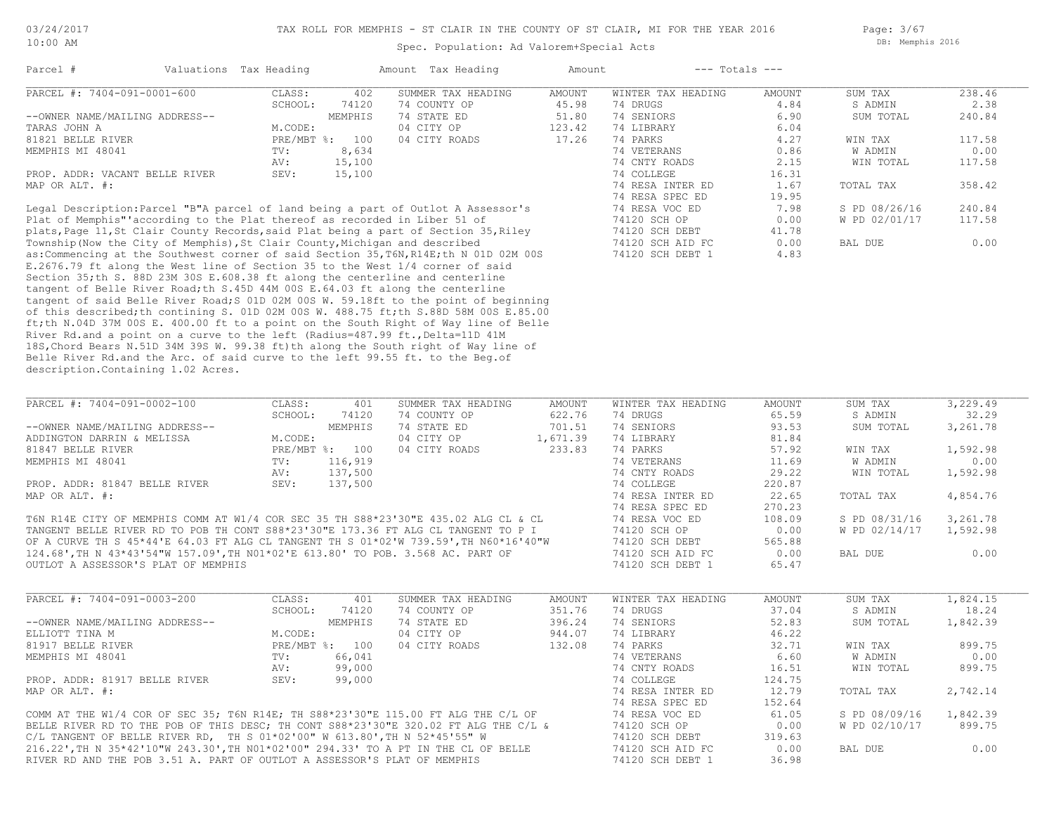# TAX ROLL FOR MEMPHIS - ST CLAIR IN THE COUNTY OF ST CLAIR, MI FOR THE YEAR 2016

Spec. Population: Ad Valorem+Special Acts

| Parcel # | Valuations | Tax Heading | Amount | Tax Heading | Amount | --- Totals --- | |
|---|---|---|---|---|---|---|---|

## PARCEL #: 7404-091-0001-600

| | | | | | | | |
|---|---|---|---|---|---|---|---|
| CLASS: | 402 | SUMMER TAX HEADING | AMOUNT | WINTER TAX HEADING | AMOUNT | SUM TAX | 238.46 |
| SCHOOL: | 74120 | 74 COUNTY OP | 45.98 | 74 DRUGS | 4.84 | S ADMIN | 2.38 |
| | MEMPHIS | 74 STATE ED | 51.80 | 74 SENIORS | 6.90 | SUM TOTAL | 240.84 |
| M.CODE: | | 04 CITY OP | 123.42 | 74 LIBRARY | 6.04 | | |
| PRE/MBT %: | 100 | 04 CITY ROADS | 17.26 | 74 PARKS | 4.27 | WIN TAX | 117.58 |
| TV: | 8,634 | | | 74 VETERANS | 0.86 | W ADMIN | 0.00 |
| AV: | 15,100 | | | 74 CNTY ROADS | 2.15 | WIN TOTAL | 117.58 |
| SEV: | 15,100 | | | 74 COLLEGE | 16.31 | | |
| | | | | 74 RESA INTER ED | 1.67 | TOTAL TAX | 358.42 |
| | | | | 74 RESA SPEC ED | 19.95 | | |
| | | | | 74 RESA VOC ED | 7.98 | S PD 08/26/16 | 240.84 |
| | | | | 74120 SCH OP | 0.00 | W PD 02/01/17 | 117.58 |
| | | | | 74120 SCH DEBT | 41.78 | | |
| | | | | 74120 SCH AID FC | 0.00 | BAL DUE | 0.00 |
| | | | | 74120 SCH DEBT 1 | 4.83 | | |

--OWNER NAME/MAILING ADDRESS--
TARAS JOHN A
81821 BELLE RIVER
MEMPHIS MI 48041

PROP. ADDR: VACANT BELLE RIVER
MAP OR ALT. #:

Legal Description:Parcel "B"A parcel of land being a part of Outlot A Assessor's Plat of Memphis"'according to the Plat thereof as recorded in Liber 51 of plats,Page 11,St Clair County Records,said Plat being a part of Section 35,Riley Township(Now the City of Memphis),St Clair County,Michigan and described as:Commencing at the Southwest corner of said Section 35,T6N,R14E;th N 01D 02M 00S E.2676.79 ft along the West line of Section 35 to the West 1/4 corner of said Section 35;th S. 88D 23M 30S E.608.38 ft along the centerline and centerline tangent of Belle River Road;th S.45D 44M 00S E.64.03 ft along the centerline tangent of said Belle River Road;S 01D 02M 00S W. 59.18ft to the point of beginning of this described;th contining S. 01D 02M 00S W. 488.75 ft;th S.88D 58M 00S E.85.00 ft;th N.04D 37M 00S E. 400.00 ft to a point on the South Right of Way line of Belle River Rd.and a point on a curve to the left (Radius=487.99 ft.,Delta=11D 41M 18S,Chord Bears N.51D 34M 39S W. 99.38 ft)th along the South right of Way line of Belle River Rd.and the Arc. of said curve to the left 99.55 ft. to the Beg.of description.Containing 1.02 Acres.

## PARCEL #: 7404-091-0002-100

| | | | | | | | |
|---|---|---|---|---|---|---|---|
| CLASS: | 401 | SUMMER TAX HEADING | AMOUNT | WINTER TAX HEADING | AMOUNT | SUM TAX | 3,229.49 |
| SCHOOL: | 74120 | 74 COUNTY OP | 622.76 | 74 DRUGS | 65.59 | S ADMIN | 32.29 |
| | MEMPHIS | 74 STATE ED | 701.51 | 74 SENIORS | 93.53 | SUM TOTAL | 3,261.78 |
| M.CODE: | | 04 CITY OP | 1,671.39 | 74 LIBRARY | 81.84 | | |
| PRE/MBT %: | 100 | 04 CITY ROADS | 233.83 | 74 PARKS | 57.92 | WIN TAX | 1,592.98 |
| TV: | 116,919 | | | 74 VETERANS | 11.69 | W ADMIN | 0.00 |
| AV: | 137,500 | | | 74 CNTY ROADS | 29.22 | WIN TOTAL | 1,592.98 |
| SEV: | 137,500 | | | 74 COLLEGE | 220.87 | | |
| | | | | 74 RESA INTER ED | 22.65 | TOTAL TAX | 4,854.76 |
| | | | | 74 RESA SPEC ED | 270.23 | | |
| | | | | 74 RESA VOC ED | 108.09 | S PD 08/31/16 | 3,261.78 |
| | | | | 74120 SCH OP | 0.00 | W PD 02/14/17 | 1,592.98 |
| | | | | 74120 SCH DEBT | 565.88 | | |
| | | | | 74120 SCH AID FC | 0.00 | BAL DUE | 0.00 |
| | | | | 74120 SCH DEBT 1 | 65.47 | | |

--OWNER NAME/MAILING ADDRESS--
ADDINGTON DARRIN & MELISSA
81847 BELLE RIVER
MEMPHIS MI 48041

PROP. ADDR: 81847 BELLE RIVER
MAP OR ALT. #:

T6N R14E CITY OF MEMPHIS COMM AT W1/4 COR SEC 35 TH S88*23'30"E 435.02 ALG CL & CL TANGENT BELLE RIVER RD TO POB TH CONT S88*23'30"E 173.36 FT ALG CL TANGENT TO P I OF A CURVE TH S 45*44'E 64.03 FT ALG CL TANGENT TH S 01*02'W 739.59',TH N60*16'40"W 124.68',TH N 43*43'54"W 157.09',TH N01*02'E 613.80' TO POB. 3.568 AC. PART OF OUTLOT A ASSESSOR'S PLAT OF MEMPHIS

## PARCEL #: 7404-091-0003-200

| | | | | | | | |
|---|---|---|---|---|---|---|---|
| CLASS: | 401 | SUMMER TAX HEADING | AMOUNT | WINTER TAX HEADING | AMOUNT | SUM TAX | 1,824.15 |
| SCHOOL: | 74120 | 74 COUNTY OP | 351.76 | 74 DRUGS | 37.04 | S ADMIN | 18.24 |
| | MEMPHIS | 74 STATE ED | 396.24 | 74 SENIORS | 52.83 | SUM TOTAL | 1,842.39 |
| M.CODE: | | 04 CITY OP | 944.07 | 74 LIBRARY | 46.22 | | |
| PRE/MBT %: | 100 | 04 CITY ROADS | 132.08 | 74 PARKS | 32.71 | WIN TAX | 899.75 |
| TV: | 66,041 | | | 74 VETERANS | 6.60 | W ADMIN | 0.00 |
| AV: | 99,000 | | | 74 CNTY ROADS | 16.51 | WIN TOTAL | 899.75 |
| SEV: | 99,000 | | | 74 COLLEGE | 124.75 | | |
| | | | | 74 RESA INTER ED | 12.79 | TOTAL TAX | 2,742.14 |
| | | | | 74 RESA SPEC ED | 152.64 | | |
| | | | | 74 RESA VOC ED | 61.05 | S PD 08/09/16 | 1,842.39 |
| | | | | 74120 SCH OP | 0.00 | W PD 02/10/17 | 899.75 |
| | | | | 74120 SCH DEBT | 319.63 | | |
| | | | | 74120 SCH AID FC | 0.00 | BAL DUE | 0.00 |
| | | | | 74120 SCH DEBT 1 | 36.98 | | |

--OWNER NAME/MAILING ADDRESS--
ELLIOTT TINA M
81917 BELLE RIVER
MEMPHIS MI 48041

PROP. ADDR: 81917 BELLE RIVER
MAP OR ALT. #:

COMM AT THE W1/4 COR OF SEC 35; T6N R14E; TH S88*23'30"E 115.00 FT ALG THE C/L OF BELLE RIVER RD TO THE POB OF THIS DESC; TH CONT S88*23'30"E 320.02 FT ALG THE C/L & C/L TANGENT OF BELLE RIVER RD, TH S 01*02'00" W 613.80',TH N 52*45'55" W 216.22',TH N 35*42'10"W 243.30',TH N01*02'00" 294.33' TO A PT IN THE CL OF BELLE RIVER RD AND THE POB 3.51 A. PART OF OUTLOT A ASSESSOR'S PLAT OF MEMPHIS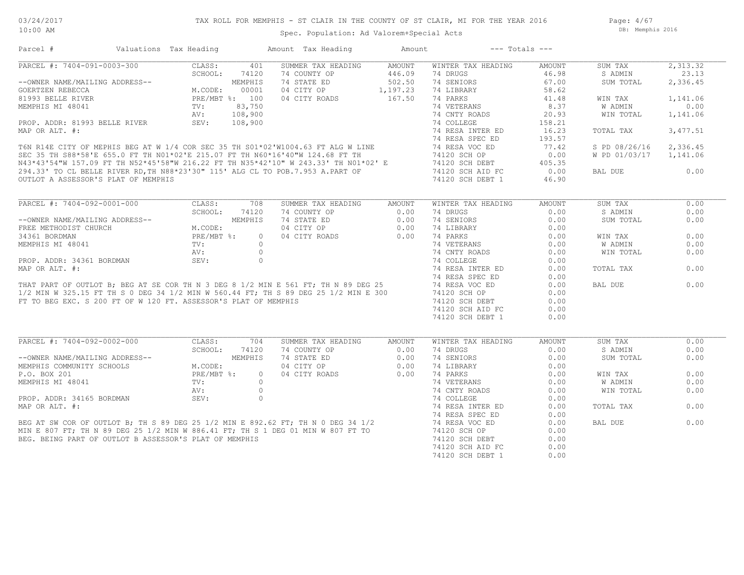03/24/2017
10:00 AM

# TAX ROLL FOR MEMPHIS - ST CLAIR IN THE COUNTY OF ST CLAIR, MI FOR THE YEAR 2016

Spec. Population: Ad Valorem+Special Acts

DB: Memphis 2016

| Parcel # | Valuations | Tax Heading | Amount | Tax Heading | Amount | --- Totals --- | |
|---|---|---|---|---|---|---|---|

## PARCEL #: 7404-091-0003-300

| --OWNER NAME/MAILING ADDRESS-- | | SUMMER TAX HEADING | AMOUNT | WINTER TAX HEADING | AMOUNT | | |
|---|---|---|---|---|---|---|---|
| GOERTZEN REBECCA | CLASS: 401 | 74 COUNTY OP | 446.09 | 74 DRUGS | 46.98 | SUM TAX | 2,313.32 |
| 81993 BELLE RIVER | SCHOOL: 74120 MEMPHIS | 74 STATE ED | 502.50 | 74 SENIORS | 67.00 | S ADMIN | 23.13 |
| MEMPHIS MI 48041 | M.CODE: 00001 | 04 CITY OP | 1,197.23 | 74 LIBRARY | 58.62 | SUM TOTAL | 2,336.45 |
| PROP. ADDR: 81993 BELLE RIVER | PRE/MBT %: 100 | 04 CITY ROADS | 167.50 | 74 PARKS | 41.48 | WIN TAX | 1,141.06 |
| MAP OR ALT. #: | TV: 83,750 | | | 74 VETERANS | 8.37 | W ADMIN | 0.00 |
| | AV: 108,900 | | | 74 CNTY ROADS | 20.93 | WIN TOTAL | 1,141.06 |
| | SEV: 108,900 | | | 74 COLLEGE | 158.21 | | |
| | | | | 74 RESA INTER ED | 16.23 | TOTAL TAX | 3,477.51 |
| | | | | 74 RESA SPEC ED | 193.57 | | |
| | | | | 74 RESA VOC ED | 77.42 | S PD 08/26/16 | 2,336.45 |
| | | | | 74120 SCH OP | 0.00 | W PD 01/03/17 | 1,141.06 |
| | | | | 74120 SCH DEBT | 405.35 | | |
| | | | | 74120 SCH AID FC | 0.00 | BAL DUE | 0.00 |
| | | | | 74120 SCH DEBT 1 | 46.90 | | |

T6N R14E CITY OF MEPHIS BEG AT W 1/4 COR SEC 35 TH S01*02'W1004.63 FT ALG W LINE SEC 35 TH S88*58'E 655.0 FT TH N01*02'E 215.07 FT TH N60*16'40"W 124.68 FT TH N43*43'54"W 157.09 FT TH N52*45'58"W 216.22 FT TH N35*42'10" W 243.33' TH N01*02' E 294.33' TO CL BELLE RIVER RD,TH N88*23'30" 115' ALG CL TO POB.7.953 A.PART OF OUTLOT A ASSESSOR'S PLAT OF MEMPHIS

## PARCEL #: 7404-092-0001-000

| --OWNER NAME/MAILING ADDRESS-- | | SUMMER TAX HEADING | AMOUNT | WINTER TAX HEADING | AMOUNT | | |
|---|---|---|---|---|---|---|---|
| FREE METHODIST CHURCH | CLASS: 708 | 74 COUNTY OP | 0.00 | 74 DRUGS | 0.00 | SUM TAX | 0.00 |
| 34361 BORDMAN | SCHOOL: 74120 MEMPHIS | 74 STATE ED | 0.00 | 74 SENIORS | 0.00 | S ADMIN | 0.00 |
| MEMPHIS MI 48041 | M.CODE: | 04 CITY OP | 0.00 | 74 LIBRARY | 0.00 | SUM TOTAL | 0.00 |
| PROP. ADDR: 34361 BORDMAN | PRE/MBT %: 0 | 04 CITY ROADS | 0.00 | 74 PARKS | 0.00 | WIN TAX | 0.00 |
| MAP OR ALT. #: | TV: 0 | | | 74 VETERANS | 0.00 | W ADMIN | 0.00 |
| | AV: 0 | | | 74 CNTY ROADS | 0.00 | WIN TOTAL | 0.00 |
| | SEV: 0 | | | 74 COLLEGE | 0.00 | | |
| | | | | 74 RESA INTER ED | 0.00 | TOTAL TAX | 0.00 |
| | | | | 74 RESA SPEC ED | 0.00 | | |
| | | | | 74 RESA VOC ED | 0.00 | BAL DUE | 0.00 |
| | | | | 74120 SCH OP | 0.00 | | |
| | | | | 74120 SCH DEBT | 0.00 | | |
| | | | | 74120 SCH AID FC | 0.00 | | |
| | | | | 74120 SCH DEBT 1 | 0.00 | | |

THAT PART OF OUTLOT B; BEG AT SE COR TH N 3 DEG 8 1/2 MIN E 561 FT; TH N 89 DEG 25 1/2 MIN W 325.15 FT TH S 0 DEG 34 1/2 MIN W 560.44 FT; TH S 89 DEG 25 1/2 MIN E 300 FT TO BEG EXC. S 200 FT OF W 120 FT. ASSESSOR'S PLAT OF MEMPHIS

## PARCEL #: 7404-092-0002-000

| --OWNER NAME/MAILING ADDRESS-- | | SUMMER TAX HEADING | AMOUNT | WINTER TAX HEADING | AMOUNT | | |
|---|---|---|---|---|---|---|---|
| MEMPHIS COMMUNITY SCHOOLS | CLASS: 704 | 74 COUNTY OP | 0.00 | 74 DRUGS | 0.00 | SUM TAX | 0.00 |
| P.O. BOX 201 | SCHOOL: 74120 MEMPHIS | 74 STATE ED | 0.00 | 74 SENIORS | 0.00 | S ADMIN | 0.00 |
| MEMPHIS MI 48041 | M.CODE: | 04 CITY OP | 0.00 | 74 LIBRARY | 0.00 | SUM TOTAL | 0.00 |
| PROP. ADDR: 34165 BORDMAN | PRE/MBT %: 0 | 04 CITY ROADS | 0.00 | 74 PARKS | 0.00 | WIN TAX | 0.00 |
| MAP OR ALT. #: | TV: 0 | | | 74 VETERANS | 0.00 | W ADMIN | 0.00 |
| | AV: 0 | | | 74 CNTY ROADS | 0.00 | WIN TOTAL | 0.00 |
| | SEV: 0 | | | 74 COLLEGE | 0.00 | | |
| | | | | 74 RESA INTER ED | 0.00 | TOTAL TAX | 0.00 |
| | | | | 74 RESA SPEC ED | 0.00 | | |
| | | | | 74 RESA VOC ED | 0.00 | BAL DUE | 0.00 |
| | | | | 74120 SCH OP | 0.00 | | |
| | | | | 74120 SCH DEBT | 0.00 | | |
| | | | | 74120 SCH AID FC | 0.00 | | |
| | | | | 74120 SCH DEBT 1 | 0.00 | | |

BEG AT SW COR OF OUTLOT B; TH S 89 DEG 25 1/2 MIN E 892.62 FT; TH N 0 DEG 34 1/2 MIN E 807 FT; TH N 89 DEG 25 1/2 MIN W 886.41 FT; TH S 1 DEG 01 MIN W 807 FT TO BEG. BEING PART OF OUTLOT B ASSESSOR'S PLAT OF MEMPHIS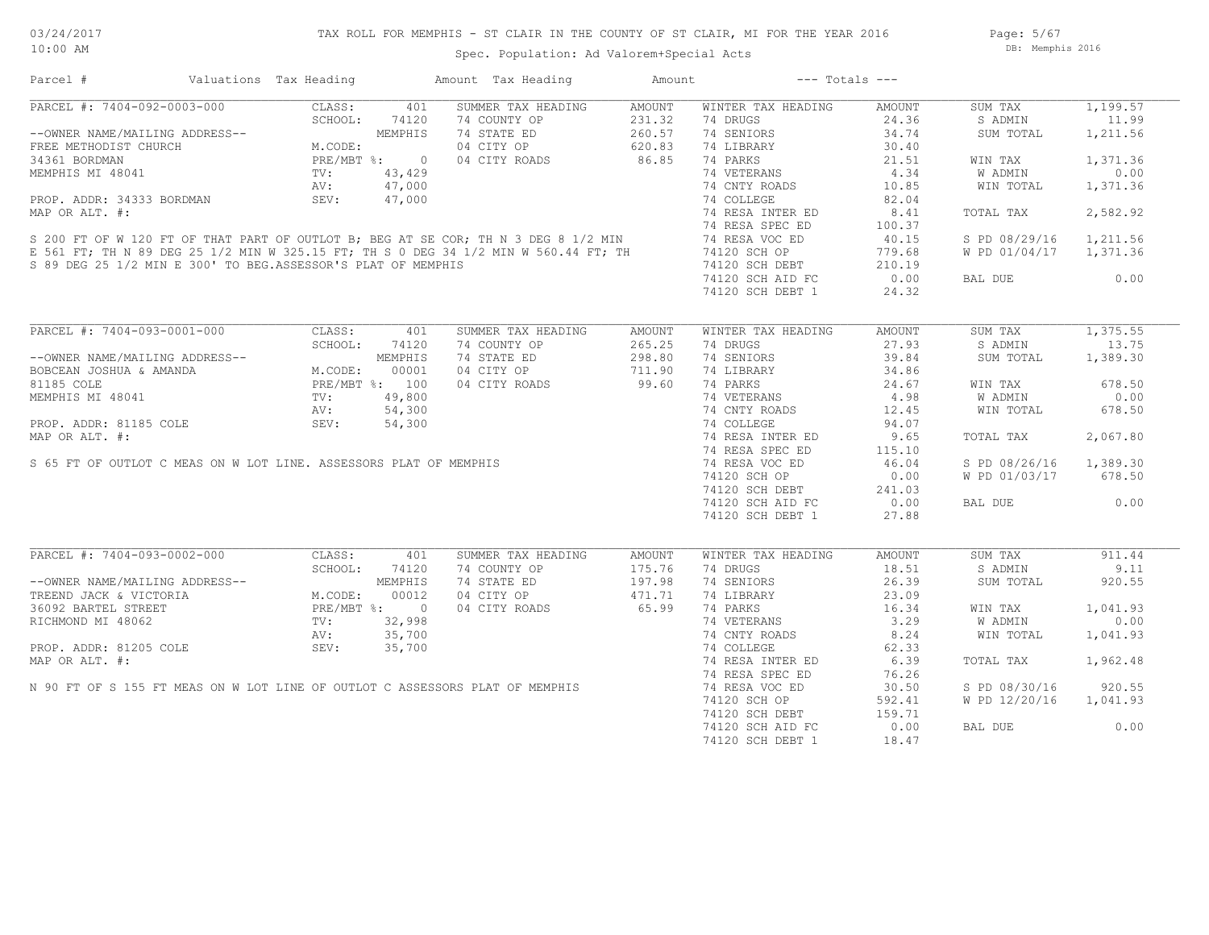# TAX ROLL FOR MEMPHIS - ST CLAIR IN THE COUNTY OF ST CLAIR, MI FOR THE YEAR 2016

Spec. Population: Ad Valorem+Special Acts

03/24/2017 10:00 AM — DB: Memphis 2016

| Parcel # | Valuations | Tax Heading | Amount | Tax Heading | Amount | --- Totals --- | |
|---|---|---|---|---|---|---|---|

## PARCEL #: 7404-092-0003-000

| Field | Value | Summer Tax Heading | Amount | Winter Tax Heading | Amount | Totals | Amount |
|---|---|---|---|---|---|---|---|
| CLASS: | 401 | 74 COUNTY OP | 231.32 | 74 DRUGS | 24.36 | SUM TAX | 1,199.57 |
| SCHOOL: | 74120 | 74 STATE ED | 260.57 | 74 SENIORS | 34.74 | S ADMIN | 11.99 |
| | MEMPHIS | 04 CITY OP | 620.83 | 74 LIBRARY | 30.40 | SUM TOTAL | 1,211.56 |
| M.CODE: | | 04 CITY ROADS | 86.85 | 74 PARKS | 21.51 | WIN TAX | 1,371.36 |
| PRE/MBT %: | 0 | | | 74 VETERANS | 4.34 | W ADMIN | 0.00 |
| TV: | 43,429 | | | 74 CNTY ROADS | 10.85 | WIN TOTAL | 1,371.36 |
| AV: | 47,000 | | | 74 COLLEGE | 82.04 | TOTAL TAX | 2,582.92 |
| SEV: | 47,000 | | | 74 RESA INTER ED | 8.41 | S PD 08/29/16 | 1,211.56 |
| | | | | 74 RESA SPEC ED | 100.37 | W PD 01/04/17 | 1,371.36 |
| | | | | 74 RESA VOC ED | 40.15 | BAL DUE | 0.00 |
| | | | | 74120 SCH OP | 779.68 | | |
| | | | | 74120 SCH DEBT | 210.19 | | |
| | | | | 74120 SCH AID FC | 0.00 | | |
| | | | | 74120 SCH DEBT 1 | 24.32 | | |

--OWNER NAME/MAILING ADDRESS--
FREE METHODIST CHURCH
34361 BORDMAN
MEMPHIS MI 48041

PROP. ADDR: 34333 BORDMAN
MAP OR ALT. #:

S 200 FT OF W 120 FT OF THAT PART OF OUTLOT B; BEG AT SE COR; TH N 3 DEG 8 1/2 MIN E 561 FT; TH N 89 DEG 25 1/2 MIN W 325.15 FT; TH S 0 DEG 34 1/2 MIN W 560.44 FT; TH S 89 DEG 25 1/2 MIN E 300' TO BEG.ASSESSOR'S PLAT OF MEMPHIS

## PARCEL #: 7404-093-0001-000

| Field | Value | Summer Tax Heading | Amount | Winter Tax Heading | Amount | Totals | Amount |
|---|---|---|---|---|---|---|---|
| CLASS: | 401 | 74 COUNTY OP | 265.25 | 74 DRUGS | 27.93 | SUM TAX | 1,375.55 |
| SCHOOL: | 74120 | 74 STATE ED | 298.80 | 74 SENIORS | 39.84 | S ADMIN | 13.75 |
| | MEMPHIS | 04 CITY OP | 711.90 | 74 LIBRARY | 34.86 | SUM TOTAL | 1,389.30 |
| M.CODE: | 00001 | 04 CITY ROADS | 99.60 | 74 PARKS | 24.67 | WIN TAX | 678.50 |
| PRE/MBT %: | 100 | | | 74 VETERANS | 4.98 | W ADMIN | 0.00 |
| TV: | 49,800 | | | 74 CNTY ROADS | 12.45 | WIN TOTAL | 678.50 |
| AV: | 54,300 | | | 74 COLLEGE | 94.07 | TOTAL TAX | 2,067.80 |
| SEV: | 54,300 | | | 74 RESA INTER ED | 9.65 | S PD 08/26/16 | 1,389.30 |
| | | | | 74 RESA SPEC ED | 115.10 | W PD 01/03/17 | 678.50 |
| | | | | 74 RESA VOC ED | 46.04 | BAL DUE | 0.00 |
| | | | | 74120 SCH OP | 0.00 | | |
| | | | | 74120 SCH DEBT | 241.03 | | |
| | | | | 74120 SCH AID FC | 0.00 | | |
| | | | | 74120 SCH DEBT 1 | 27.88 | | |

--OWNER NAME/MAILING ADDRESS--
BOBCEAN JOSHUA & AMANDA
81185 COLE
MEMPHIS MI 48041

PROP. ADDR: 81185 COLE
MAP OR ALT. #:

S 65 FT OF OUTLOT C MEAS ON W LOT LINE. ASSESSORS PLAT OF MEMPHIS

## PARCEL #: 7404-093-0002-000

| Field | Value | Summer Tax Heading | Amount | Winter Tax Heading | Amount | Totals | Amount |
|---|---|---|---|---|---|---|---|
| CLASS: | 401 | 74 COUNTY OP | 175.76 | 74 DRUGS | 18.51 | SUM TAX | 911.44 |
| SCHOOL: | 74120 | 74 STATE ED | 197.98 | 74 SENIORS | 26.39 | S ADMIN | 9.11 |
| | MEMPHIS | 04 CITY OP | 471.71 | 74 LIBRARY | 23.09 | SUM TOTAL | 920.55 |
| M.CODE: | 00012 | 04 CITY ROADS | 65.99 | 74 PARKS | 16.34 | WIN TAX | 1,041.93 |
| PRE/MBT %: | 0 | | | 74 VETERANS | 3.29 | W ADMIN | 0.00 |
| TV: | 32,998 | | | 74 CNTY ROADS | 8.24 | WIN TOTAL | 1,041.93 |
| AV: | 35,700 | | | 74 COLLEGE | 62.33 | TOTAL TAX | 1,962.48 |
| SEV: | 35,700 | | | 74 RESA INTER ED | 6.39 | S PD 08/30/16 | 920.55 |
| | | | | 74 RESA SPEC ED | 76.26 | W PD 12/20/16 | 1,041.93 |
| | | | | 74 RESA VOC ED | 30.50 | BAL DUE | 0.00 |
| | | | | 74120 SCH OP | 592.41 | | |
| | | | | 74120 SCH DEBT | 159.71 | | |
| | | | | 74120 SCH AID FC | 0.00 | | |
| | | | | 74120 SCH DEBT 1 | 18.47 | | |

--OWNER NAME/MAILING ADDRESS--
TREEND JACK & VICTORIA
36092 BARTEL STREET
RICHMOND MI 48062

PROP. ADDR: 81205 COLE
MAP OR ALT. #:

N 90 FT OF S 155 FT MEAS ON W LOT LINE OF OUTLOT C ASSESSORS PLAT OF MEMPHIS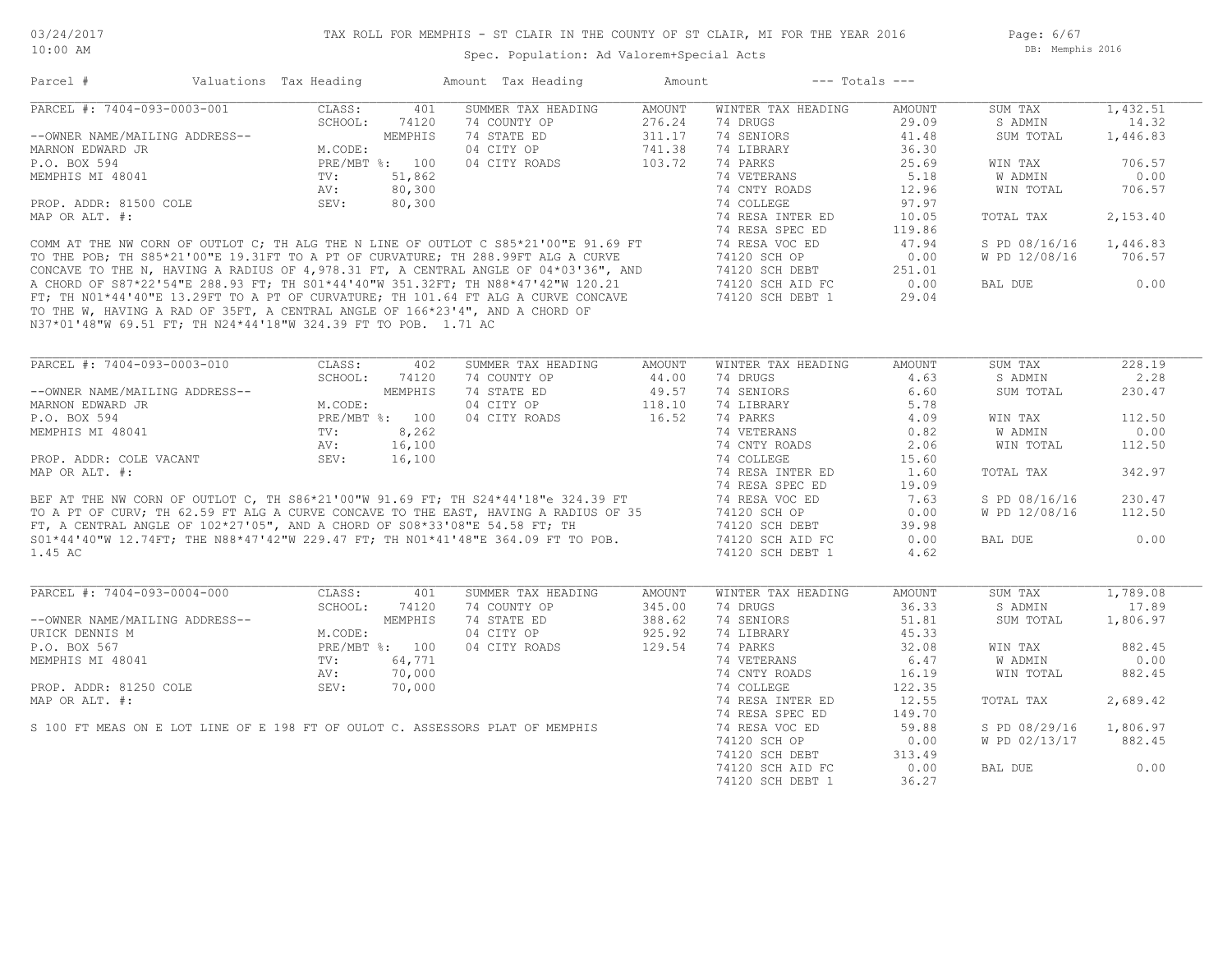# TAX ROLL FOR MEMPHIS - ST CLAIR IN THE COUNTY OF ST CLAIR, MI FOR THE YEAR 2016

03/24/2017
10:00 AM

Spec. Population: Ad Valorem+Special Acts

DB: Memphis 2016

| Parcel # | Valuations | Tax Heading | Amount | Tax Heading | Amount | --- Totals --- | |
|---|---|---|---|---|---|---|---|

## PARCEL #: 7404-093-0003-001

--OWNER NAME/MAILING ADDRESS--
MARNON EDWARD JR
P.O. BOX 594
MEMPHIS MI 48041

PROP. ADDR: 81500 COLE
MAP OR ALT. #:

| Valuations | | Summer Tax Heading | Amount | Winter Tax Heading | Amount | Totals | |
|---|---|---|---|---|---|---|---|
| CLASS: | 401 | 74 COUNTY OP | 276.24 | 74 DRUGS | 29.09 | SUM TAX | 1,432.51 |
| SCHOOL: | 74120 | 74 STATE ED | 311.17 | 74 SENIORS | 41.48 | S ADMIN | 14.32 |
| | MEMPHIS | 04 CITY OP | 741.38 | 74 LIBRARY | 36.30 | SUM TOTAL | 1,446.83 |
| M.CODE: | | 04 CITY ROADS | 103.72 | 74 PARKS | 25.69 | WIN TAX | 706.57 |
| PRE/MBT %: | 100 | | | 74 VETERANS | 5.18 | W ADMIN | 0.00 |
| TV: | 51,862 | | | 74 CNTY ROADS | 12.96 | WIN TOTAL | 706.57 |
| AV: | 80,300 | | | 74 COLLEGE | 97.97 | | |
| SEV: | 80,300 | | | 74 RESA INTER ED | 10.05 | TOTAL TAX | 2,153.40 |
| | | | | 74 RESA SPEC ED | 119.86 | | |
| | | | | 74 RESA VOC ED | 47.94 | S PD 08/16/16 | 1,446.83 |
| | | | | 74120 SCH OP | 0.00 | W PD 12/08/16 | 706.57 |
| | | | | 74120 SCH DEBT | 251.01 | | |
| | | | | 74120 SCH AID FC | 0.00 | BAL DUE | 0.00 |
| | | | | 74120 SCH DEBT 1 | 29.04 | | |

COMM AT THE NW CORN OF OUTLOT C; TH ALG THE N LINE OF OUTLOT C S85*21'00"E 91.69 FT TO THE POB; TH S85*21'00"E 19.31FT TO A PT OF CURVATURE; TH 288.99FT ALG A CURVE CONCAVE TO THE N, HAVING A RADIUS OF 4,978.31 FT, A CENTRAL ANGLE OF 04*03'36", AND A CHORD OF S87*22'54"E 288.93 FT; TH S01*44'40"W 351.32FT; TH N88*47'42"W 120.21 FT; TH N01*44'40"E 13.29FT TO A PT OF CURVATURE; TH 101.64 FT ALG A CURVE CONCAVE TO THE W, HAVING A RAD OF 35FT, A CENTRAL ANGLE OF 166*23'4", AND A CHORD OF N37*01'48"W 69.51 FT; TH N24*44'18"W 324.39 FT TO POB. 1.71 AC

## PARCEL #: 7404-093-0003-010

--OWNER NAME/MAILING ADDRESS--
MARNON EDWARD JR
P.O. BOX 594
MEMPHIS MI 48041

PROP. ADDR: COLE VACANT
MAP OR ALT. #:

| Valuations | | Summer Tax Heading | Amount | Winter Tax Heading | Amount | Totals | |
|---|---|---|---|---|---|---|---|
| CLASS: | 402 | 74 COUNTY OP | 44.00 | 74 DRUGS | 4.63 | SUM TAX | 228.19 |
| SCHOOL: | 74120 | 74 STATE ED | 49.57 | 74 SENIORS | 6.60 | S ADMIN | 2.28 |
| | MEMPHIS | 04 CITY OP | 118.10 | 74 LIBRARY | 5.78 | SUM TOTAL | 230.47 |
| M.CODE: | | 04 CITY ROADS | 16.52 | 74 PARKS | 4.09 | WIN TAX | 112.50 |
| PRE/MBT %: | 100 | | | 74 VETERANS | 0.82 | W ADMIN | 0.00 |
| TV: | 8,262 | | | 74 CNTY ROADS | 2.06 | WIN TOTAL | 112.50 |
| AV: | 16,100 | | | 74 COLLEGE | 15.60 | | |
| SEV: | 16,100 | | | 74 RESA INTER ED | 1.60 | TOTAL TAX | 342.97 |
| | | | | 74 RESA SPEC ED | 19.09 | | |
| | | | | 74 RESA VOC ED | 7.63 | S PD 08/16/16 | 230.47 |
| | | | | 74120 SCH OP | 0.00 | W PD 12/08/16 | 112.50 |
| | | | | 74120 SCH DEBT | 39.98 | | |
| | | | | 74120 SCH AID FC | 0.00 | BAL DUE | 0.00 |
| | | | | 74120 SCH DEBT 1 | 4.62 | | |

BEF AT THE NW CORN OF OUTLOT C, TH S86*21'00"W 91.69 FT; TH S24*44'18"e 324.39 FT TO A PT OF CURV; TH 62.59 FT ALG A CURVE CONCAVE TO THE EAST, HAVING A RADIUS OF 35 FT, A CENTRAL ANGLE OF 102*27'05", AND A CHORD OF S08*33'08"E 54.58 FT; TH S01*44'40"W 12.74FT; THE N88*47'42"W 229.47 FT; TH N01*41'48"E 364.09 FT TO POB. 1.45 AC

## PARCEL #: 7404-093-0004-000

--OWNER NAME/MAILING ADDRESS--
URICK DENNIS M
P.O. BOX 567
MEMPHIS MI 48041

PROP. ADDR: 81250 COLE
MAP OR ALT. #:

| Valuations | | Summer Tax Heading | Amount | Winter Tax Heading | Amount | Totals | |
|---|---|---|---|---|---|---|---|
| CLASS: | 401 | 74 COUNTY OP | 345.00 | 74 DRUGS | 36.33 | SUM TAX | 1,789.08 |
| SCHOOL: | 74120 | 74 STATE ED | 388.62 | 74 SENIORS | 51.81 | S ADMIN | 17.89 |
| | MEMPHIS | 04 CITY OP | 925.92 | 74 LIBRARY | 45.33 | SUM TOTAL | 1,806.97 |
| M.CODE: | | 04 CITY ROADS | 129.54 | 74 PARKS | 32.08 | WIN TAX | 882.45 |
| PRE/MBT %: | 100 | | | 74 VETERANS | 6.47 | W ADMIN | 0.00 |
| TV: | 64,771 | | | 74 CNTY ROADS | 16.19 | WIN TOTAL | 882.45 |
| AV: | 70,000 | | | 74 COLLEGE | 122.35 | | |
| SEV: | 70,000 | | | 74 RESA INTER ED | 12.55 | TOTAL TAX | 2,689.42 |
| | | | | 74 RESA SPEC ED | 149.70 | | |
| | | | | 74 RESA VOC ED | 59.88 | S PD 08/29/16 | 1,806.97 |
| | | | | 74120 SCH OP | 0.00 | W PD 02/13/17 | 882.45 |
| | | | | 74120 SCH DEBT | 313.49 | | |
| | | | | 74120 SCH AID FC | 0.00 | BAL DUE | 0.00 |
| | | | | 74120 SCH DEBT 1 | 36.27 | | |

S 100 FT MEAS ON E LOT LINE OF E 198 FT OF OULOT C. ASSESSORS PLAT OF MEMPHIS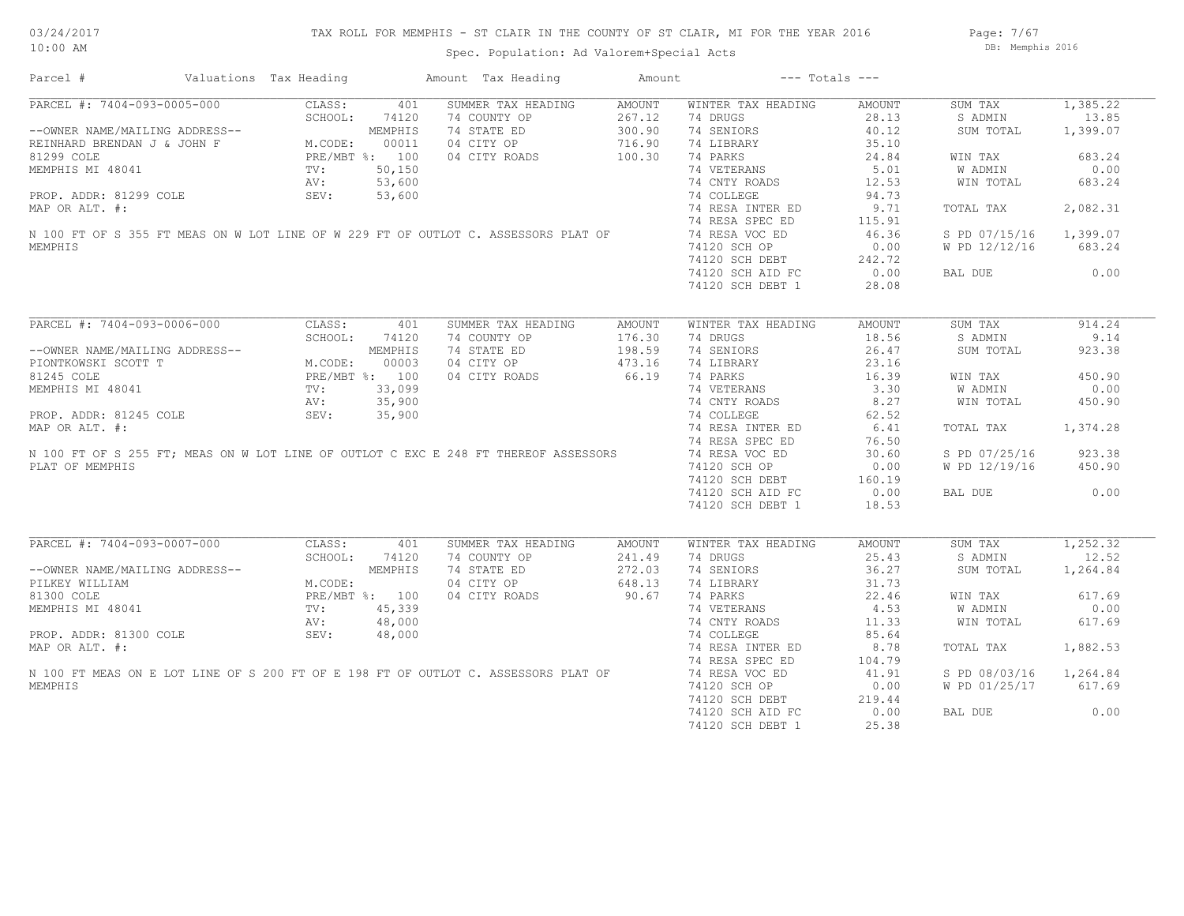# TAX ROLL FOR MEMPHIS - ST CLAIR IN THE COUNTY OF ST CLAIR, MI FOR THE YEAR 2016

03/24/2017
10:00 AM

Spec. Population: Ad Valorem+Special Acts

DB: Memphis 2016

| Parcel # | Valuations | Tax Heading | Amount | Tax Heading | Amount | --- Totals --- | |
|---|---|---|---|---|---|---|---|

## PARCEL #: 7404-093-0005-000

--OWNER NAME/MAILING ADDRESS--
REINHARD BRENDAN J & JOHN F
81299 COLE
MEMPHIS MI 48041

PROP. ADDR: 81299 COLE
MAP OR ALT. #:

N 100 FT OF S 355 FT MEAS ON W LOT LINE OF W 229 FT OF OUTLOT C. ASSESSORS PLAT OF MEMPHIS

| Valuations | | Summer Tax Heading | Amount | Winter Tax Heading | Amount | Totals | |
|---|---|---|---|---|---|---|---|
| CLASS: | 401 | 74 COUNTY OP | 267.12 | 74 DRUGS | 28.13 | SUM TAX | 1,385.22 |
| SCHOOL: | 74120 | 74 STATE ED | 300.90 | 74 SENIORS | 40.12 | S ADMIN | 13.85 |
| | MEMPHIS | 04 CITY OP | 716.90 | 74 LIBRARY | 35.10 | SUM TOTAL | 1,399.07 |
| M.CODE: | 00011 | 04 CITY ROADS | 100.30 | 74 PARKS | 24.84 | | |
| PRE/MBT %: | 100 | | | 74 VETERANS | 5.01 | WIN TAX | 683.24 |
| TV: | 50,150 | | | 74 CNTY ROADS | 12.53 | W ADMIN | 0.00 |
| AV: | 53,600 | | | 74 COLLEGE | 94.73 | WIN TOTAL | 683.24 |
| SEV: | 53,600 | | | 74 RESA INTER ED | 9.71 | | |
| | | | | 74 RESA SPEC ED | 115.91 | TOTAL TAX | 2,082.31 |
| | | | | 74 RESA VOC ED | 46.36 | | |
| | | | | 74120 SCH OP | 0.00 | S PD 07/15/16 | 1,399.07 |
| | | | | 74120 SCH DEBT | 242.72 | W PD 12/12/16 | 683.24 |
| | | | | 74120 SCH AID FC | 0.00 | | |
| | | | | 74120 SCH DEBT 1 | 28.08 | BAL DUE | 0.00 |

## PARCEL #: 7404-093-0006-000

--OWNER NAME/MAILING ADDRESS--
PIONTKOWSKI SCOTT T
81245 COLE
MEMPHIS MI 48041

PROP. ADDR: 81245 COLE
MAP OR ALT. #:

N 100 FT OF S 255 FT; MEAS ON W LOT LINE OF OUTLOT C EXC E 248 FT THEREOF ASSESSORS PLAT OF MEMPHIS

| Valuations | | Summer Tax Heading | Amount | Winter Tax Heading | Amount | Totals | |
|---|---|---|---|---|---|---|---|
| CLASS: | 401 | 74 COUNTY OP | 176.30 | 74 DRUGS | 18.56 | SUM TAX | 914.24 |
| SCHOOL: | 74120 | 74 STATE ED | 198.59 | 74 SENIORS | 26.47 | S ADMIN | 9.14 |
| | MEMPHIS | 04 CITY OP | 473.16 | 74 LIBRARY | 23.16 | SUM TOTAL | 923.38 |
| M.CODE: | 00003 | 04 CITY ROADS | 66.19 | 74 PARKS | 16.39 | | |
| PRE/MBT %: | 100 | | | 74 VETERANS | 3.30 | WIN TAX | 450.90 |
| TV: | 33,099 | | | 74 CNTY ROADS | 8.27 | W ADMIN | 0.00 |
| AV: | 35,900 | | | 74 COLLEGE | 62.52 | WIN TOTAL | 450.90 |
| SEV: | 35,900 | | | 74 RESA INTER ED | 6.41 | | |
| | | | | 74 RESA SPEC ED | 76.50 | TOTAL TAX | 1,374.28 |
| | | | | 74 RESA VOC ED | 30.60 | | |
| | | | | 74120 SCH OP | 0.00 | S PD 07/25/16 | 923.38 |
| | | | | 74120 SCH DEBT | 160.19 | W PD 12/19/16 | 450.90 |
| | | | | 74120 SCH AID FC | 0.00 | | |
| | | | | 74120 SCH DEBT 1 | 18.53 | BAL DUE | 0.00 |

## PARCEL #: 7404-093-0007-000

--OWNER NAME/MAILING ADDRESS--
PILKEY WILLIAM
81300 COLE
MEMPHIS MI 48041

PROP. ADDR: 81300 COLE
MAP OR ALT. #:

N 100 FT MEAS ON E LOT LINE OF S 200 FT OF E 198 FT OF OUTLOT C. ASSESSORS PLAT OF MEMPHIS

| Valuations | | Summer Tax Heading | Amount | Winter Tax Heading | Amount | Totals | |
|---|---|---|---|---|---|---|---|
| CLASS: | 401 | 74 COUNTY OP | 241.49 | 74 DRUGS | 25.43 | SUM TAX | 1,252.32 |
| SCHOOL: | 74120 | 74 STATE ED | 272.03 | 74 SENIORS | 36.27 | S ADMIN | 12.52 |
| | MEMPHIS | 04 CITY OP | 648.13 | 74 LIBRARY | 31.73 | SUM TOTAL | 1,264.84 |
| M.CODE: | | 04 CITY ROADS | 90.67 | 74 PARKS | 22.46 | | |
| PRE/MBT %: | 100 | | | 74 VETERANS | 4.53 | WIN TAX | 617.69 |
| TV: | 45,339 | | | 74 CNTY ROADS | 11.33 | W ADMIN | 0.00 |
| AV: | 48,000 | | | 74 COLLEGE | 85.64 | WIN TOTAL | 617.69 |
| SEV: | 48,000 | | | 74 RESA INTER ED | 8.78 | | |
| | | | | 74 RESA SPEC ED | 104.79 | TOTAL TAX | 1,882.53 |
| | | | | 74 RESA VOC ED | 41.91 | | |
| | | | | 74120 SCH OP | 0.00 | S PD 08/03/16 | 1,264.84 |
| | | | | 74120 SCH DEBT | 219.44 | W PD 01/25/17 | 617.69 |
| | | | | 74120 SCH AID FC | 0.00 | | |
| | | | | 74120 SCH DEBT 1 | 25.38 | BAL DUE | 0.00 |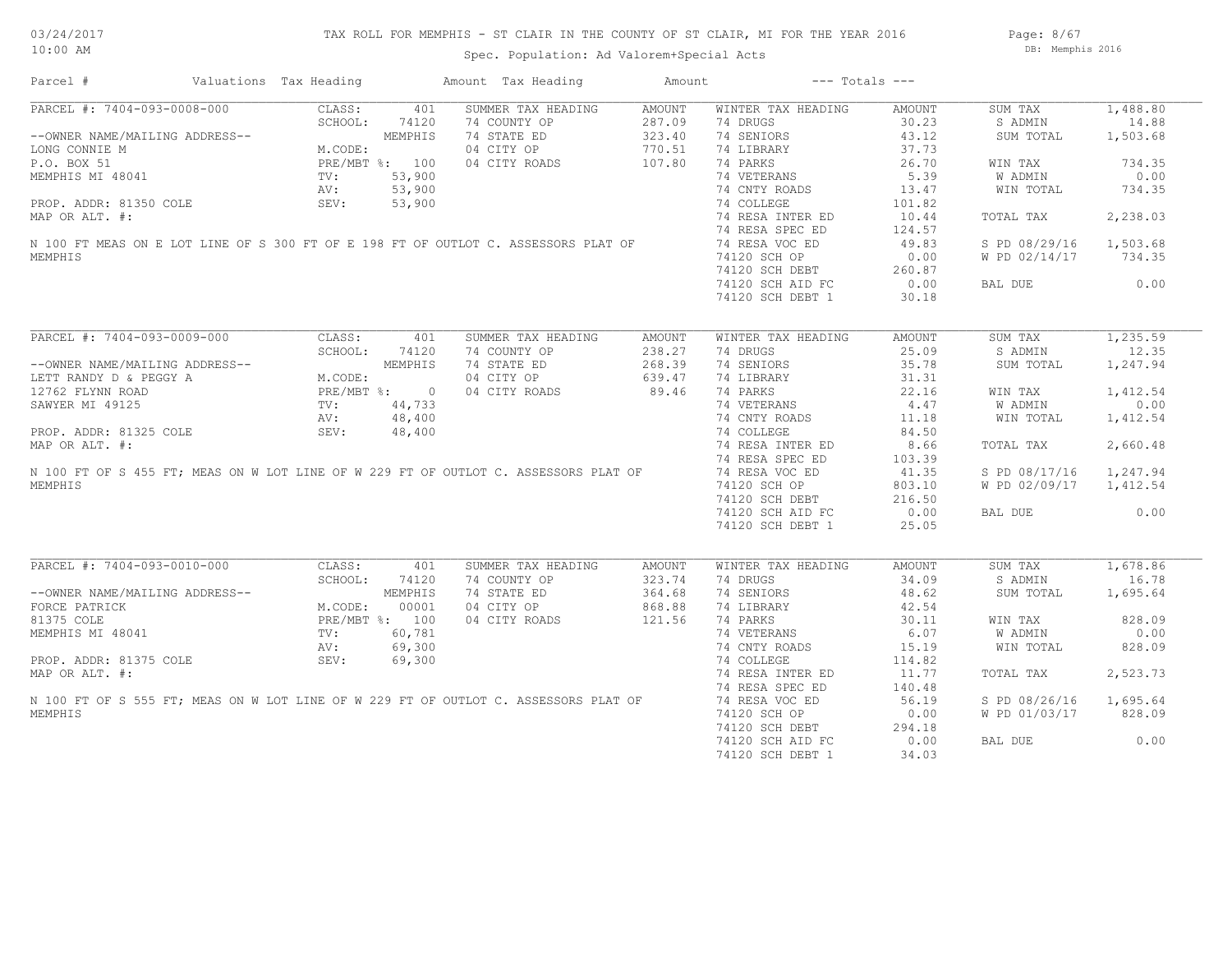# TAX ROLL FOR MEMPHIS - ST CLAIR IN THE COUNTY OF ST CLAIR, MI FOR THE YEAR 2016

Spec. Population: Ad Valorem+Special Acts

| Parcel # | Valuations | Tax Heading | Amount | Tax Heading | Amount | --- Totals --- | |
|---|---|---|---|---|---|---|---|

## PARCEL #: 7404-093-0008-000

--OWNER NAME/MAILING ADDRESS--
LONG CONNIE M
P.O. BOX 51
MEMPHIS MI 48041

PROP. ADDR: 81350 COLE
MAP OR ALT. #:

N 100 FT MEAS ON E LOT LINE OF S 300 FT OF E 198 FT OF OUTLOT C. ASSESSORS PLAT OF MEMPHIS

| Valuations | | Summer Tax Heading | Amount | Winter Tax Heading | Amount | Totals | |
|---|---|---|---|---|---|---|---|
| CLASS: | 401 | 74 COUNTY OP | 287.09 | 74 DRUGS | 30.23 | SUM TAX | 1,488.80 |
| SCHOOL: | 74120 | 74 STATE ED | 323.40 | 74 SENIORS | 43.12 | S ADMIN | 14.88 |
| | MEMPHIS | 04 CITY OP | 770.51 | 74 LIBRARY | 37.73 | SUM TOTAL | 1,503.68 |
| M.CODE: | | 04 CITY ROADS | 107.80 | 74 PARKS | 26.70 | WIN TAX | 734.35 |
| PRE/MBT %: | 100 | | | 74 VETERANS | 5.39 | W ADMIN | 0.00 |
| TV: | 53,900 | | | 74 CNTY ROADS | 13.47 | WIN TOTAL | 734.35 |
| AV: | 53,900 | | | 74 COLLEGE | 101.82 | TOTAL TAX | 2,238.03 |
| SEV: | 53,900 | | | 74 RESA INTER ED | 10.44 | S PD 08/29/16 | 1,503.68 |
| | | | | 74 RESA SPEC ED | 124.57 | W PD 02/14/17 | 734.35 |
| | | | | 74 RESA VOC ED | 49.83 | BAL DUE | 0.00 |
| | | | | 74120 SCH OP | 0.00 | | |
| | | | | 74120 SCH DEBT | 260.87 | | |
| | | | | 74120 SCH AID FC | 0.00 | | |
| | | | | 74120 SCH DEBT 1 | 30.18 | | |

## PARCEL #: 7404-093-0009-000

--OWNER NAME/MAILING ADDRESS--
LETT RANDY D & PEGGY A
12762 FLYNN ROAD
SAWYER MI 49125

PROP. ADDR: 81325 COLE
MAP OR ALT. #:

N 100 FT OF S 455 FT; MEAS ON W LOT LINE OF W 229 FT OF OUTLOT C. ASSESSORS PLAT OF MEMPHIS

| Valuations | | Summer Tax Heading | Amount | Winter Tax Heading | Amount | Totals | |
|---|---|---|---|---|---|---|---|
| CLASS: | 401 | 74 COUNTY OP | 238.27 | 74 DRUGS | 25.09 | SUM TAX | 1,235.59 |
| SCHOOL: | 74120 | 74 STATE ED | 268.39 | 74 SENIORS | 35.78 | S ADMIN | 12.35 |
| | MEMPHIS | 04 CITY OP | 639.47 | 74 LIBRARY | 31.31 | SUM TOTAL | 1,247.94 |
| M.CODE: | | 04 CITY ROADS | 89.46 | 74 PARKS | 22.16 | WIN TAX | 1,412.54 |
| PRE/MBT %: | 0 | | | 74 VETERANS | 4.47 | W ADMIN | 0.00 |
| TV: | 44,733 | | | 74 CNTY ROADS | 11.18 | WIN TOTAL | 1,412.54 |
| AV: | 48,400 | | | 74 COLLEGE | 84.50 | TOTAL TAX | 2,660.48 |
| SEV: | 48,400 | | | 74 RESA INTER ED | 8.66 | S PD 08/17/16 | 1,247.94 |
| | | | | 74 RESA SPEC ED | 103.39 | W PD 02/09/17 | 1,412.54 |
| | | | | 74 RESA VOC ED | 41.35 | BAL DUE | 0.00 |
| | | | | 74120 SCH OP | 803.10 | | |
| | | | | 74120 SCH DEBT | 216.50 | | |
| | | | | 74120 SCH AID FC | 0.00 | | |
| | | | | 74120 SCH DEBT 1 | 25.05 | | |

## PARCEL #: 7404-093-0010-000

--OWNER NAME/MAILING ADDRESS--
FORCE PATRICK
81375 COLE
MEMPHIS MI 48041

PROP. ADDR: 81375 COLE
MAP OR ALT. #:

N 100 FT OF S 555 FT; MEAS ON W LOT LINE OF W 229 FT OF OUTLOT C. ASSESSORS PLAT OF MEMPHIS

| Valuations | | Summer Tax Heading | Amount | Winter Tax Heading | Amount | Totals | |
|---|---|---|---|---|---|---|---|
| CLASS: | 401 | 74 COUNTY OP | 323.74 | 74 DRUGS | 34.09 | SUM TAX | 1,678.86 |
| SCHOOL: | 74120 | 74 STATE ED | 364.68 | 74 SENIORS | 48.62 | S ADMIN | 16.78 |
| | MEMPHIS | 04 CITY OP | 868.88 | 74 LIBRARY | 42.54 | SUM TOTAL | 1,695.64 |
| M.CODE: | 00001 | 04 CITY ROADS | 121.56 | 74 PARKS | 30.11 | WIN TAX | 828.09 |
| PRE/MBT %: | 100 | | | 74 VETERANS | 6.07 | W ADMIN | 0.00 |
| TV: | 60,781 | | | 74 CNTY ROADS | 15.19 | WIN TOTAL | 828.09 |
| AV: | 69,300 | | | 74 COLLEGE | 114.82 | TOTAL TAX | 2,523.73 |
| SEV: | 69,300 | | | 74 RESA INTER ED | 11.77 | S PD 08/26/16 | 1,695.64 |
| | | | | 74 RESA SPEC ED | 140.48 | W PD 01/03/17 | 828.09 |
| | | | | 74 RESA VOC ED | 56.19 | BAL DUE | 0.00 |
| | | | | 74120 SCH OP | 0.00 | | |
| | | | | 74120 SCH DEBT | 294.18 | | |
| | | | | 74120 SCH AID FC | 0.00 | | |
| | | | | 74120 SCH DEBT 1 | 34.03 | | |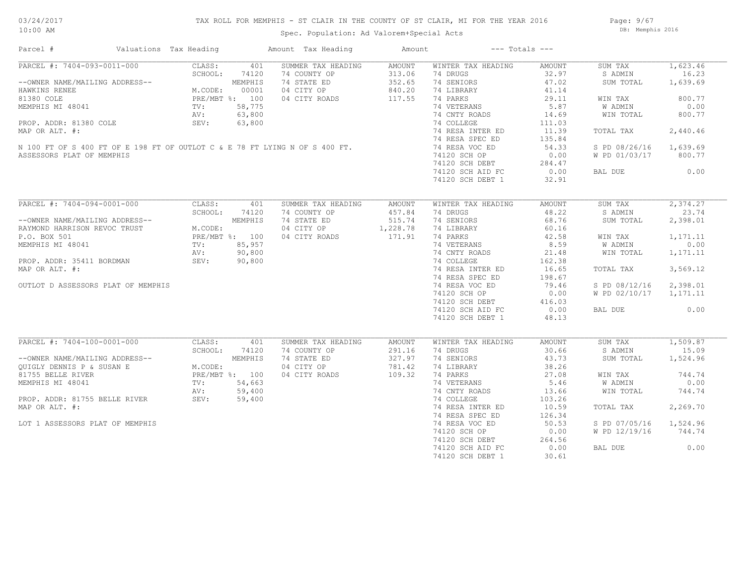# TAX ROLL FOR MEMPHIS - ST CLAIR IN THE COUNTY OF ST CLAIR, MI FOR THE YEAR 2016

03/24/2017
10:00 AM

Spec. Population: Ad Valorem+Special Acts

DB: Memphis 2016

| Parcel # | Valuations | Tax Heading | Amount | Tax Heading | Amount | --- Totals --- | |
|---|---|---|---|---|---|---|---|

## PARCEL #: 7404-093-0011-000

| | | | | | | | |
|---|---|---|---|---|---|---|---|
| PARCEL #: 7404-093-0011-000 | CLASS: 401 | SUMMER TAX HEADING | AMOUNT | WINTER TAX HEADING | AMOUNT | SUM TAX | 1,623.46 |
| | SCHOOL: 74120 | 74 COUNTY OP | 313.06 | 74 DRUGS | 32.97 | S ADMIN | 16.23 |
| --OWNER NAME/MAILING ADDRESS-- | MEMPHIS | 74 STATE ED | 352.65 | 74 SENIORS | 47.02 | SUM TOTAL | 1,639.69 |
| HAWKINS RENEE | M.CODE: 00001 | 04 CITY OP | 840.20 | 74 LIBRARY | 41.14 | | |
| 81380 COLE | PRE/MBT %: 100 | 04 CITY ROADS | 117.55 | 74 PARKS | 29.11 | WIN TAX | 800.77 |
| MEMPHIS MI 48041 | TV: 58,775 | | | 74 VETERANS | 5.87 | W ADMIN | 0.00 |
| | AV: 63,800 | | | 74 CNTY ROADS | 14.69 | WIN TOTAL | 800.77 |
| PROP. ADDR: 81380 COLE | SEV: 63,800 | | | 74 COLLEGE | 111.03 | | |
| MAP OR ALT. #: | | | | 74 RESA INTER ED | 11.39 | TOTAL TAX | 2,440.46 |
| | | | | 74 RESA SPEC ED | 135.84 | | |
| | | | | 74 RESA VOC ED | 54.33 | S PD 08/26/16 | 1,639.69 |
| | | | | 74120 SCH OP | 0.00 | W PD 01/03/17 | 800.77 |
| | | | | 74120 SCH DEBT | 284.47 | | |
| | | | | 74120 SCH AID FC | 0.00 | BAL DUE | 0.00 |
| | | | | 74120 SCH DEBT 1 | 32.91 | | |

N 100 FT OF S 400 FT OF E 198 FT OF OUTLOT C & E 78 FT LYING N OF S 400 FT.
ASSESSORS PLAT OF MEMPHIS

## PARCEL #: 7404-094-0001-000

| | | | | | | | |
|---|---|---|---|---|---|---|---|
| PARCEL #: 7404-094-0001-000 | CLASS: 401 | SUMMER TAX HEADING | AMOUNT | WINTER TAX HEADING | AMOUNT | SUM TAX | 2,374.27 |
| | SCHOOL: 74120 | 74 COUNTY OP | 457.84 | 74 DRUGS | 48.22 | S ADMIN | 23.74 |
| --OWNER NAME/MAILING ADDRESS-- | MEMPHIS | 74 STATE ED | 515.74 | 74 SENIORS | 68.76 | SUM TOTAL | 2,398.01 |
| RAYMOND HARRISON REVOC TRUST | M.CODE: | 04 CITY OP | 1,228.78 | 74 LIBRARY | 60.16 | | |
| P.O. BOX 501 | PRE/MBT %: 100 | 04 CITY ROADS | 171.91 | 74 PARKS | 42.58 | WIN TAX | 1,171.11 |
| MEMPHIS MI 48041 | TV: 85,957 | | | 74 VETERANS | 8.59 | W ADMIN | 0.00 |
| | AV: 90,800 | | | 74 CNTY ROADS | 21.48 | WIN TOTAL | 1,171.11 |
| PROP. ADDR: 35411 BORDMAN | SEV: 90,800 | | | 74 COLLEGE | 162.38 | | |
| MAP OR ALT. #: | | | | 74 RESA INTER ED | 16.65 | TOTAL TAX | 3,569.12 |
| | | | | 74 RESA SPEC ED | 198.67 | | |
| | | | | 74 RESA VOC ED | 79.46 | S PD 08/12/16 | 2,398.01 |
| | | | | 74120 SCH OP | 0.00 | W PD 02/10/17 | 1,171.11 |
| | | | | 74120 SCH DEBT | 416.03 | | |
| | | | | 74120 SCH AID FC | 0.00 | BAL DUE | 0.00 |
| | | | | 74120 SCH DEBT 1 | 48.13 | | |

OUTLOT D ASSESSORS PLAT OF MEMPHIS

## PARCEL #: 7404-100-0001-000

| | | | | | | | |
|---|---|---|---|---|---|---|---|
| PARCEL #: 7404-100-0001-000 | CLASS: 401 | SUMMER TAX HEADING | AMOUNT | WINTER TAX HEADING | AMOUNT | SUM TAX | 1,509.87 |
| | SCHOOL: 74120 | 74 COUNTY OP | 291.16 | 74 DRUGS | 30.66 | S ADMIN | 15.09 |
| --OWNER NAME/MAILING ADDRESS-- | MEMPHIS | 74 STATE ED | 327.97 | 74 SENIORS | 43.73 | SUM TOTAL | 1,524.96 |
| QUIGLY DENNIS P & SUSAN E | M.CODE: | 04 CITY OP | 781.42 | 74 LIBRARY | 38.26 | | |
| 81755 BELLE RIVER | PRE/MBT %: 100 | 04 CITY ROADS | 109.32 | 74 PARKS | 27.08 | WIN TAX | 744.74 |
| MEMPHIS MI 48041 | TV: 54,663 | | | 74 VETERANS | 5.46 | W ADMIN | 0.00 |
| | AV: 59,400 | | | 74 CNTY ROADS | 13.66 | WIN TOTAL | 744.74 |
| PROP. ADDR: 81755 BELLE RIVER | SEV: 59,400 | | | 74 COLLEGE | 103.26 | | |
| MAP OR ALT. #: | | | | 74 RESA INTER ED | 10.59 | TOTAL TAX | 2,269.70 |
| | | | | 74 RESA SPEC ED | 126.34 | | |
| | | | | 74 RESA VOC ED | 50.53 | S PD 07/05/16 | 1,524.96 |
| | | | | 74120 SCH OP | 0.00 | W PD 12/19/16 | 744.74 |
| | | | | 74120 SCH DEBT | 264.56 | | |
| | | | | 74120 SCH AID FC | 0.00 | BAL DUE | 0.00 |
| | | | | 74120 SCH DEBT 1 | 30.61 | | |

LOT 1 ASSESSORS PLAT OF MEMPHIS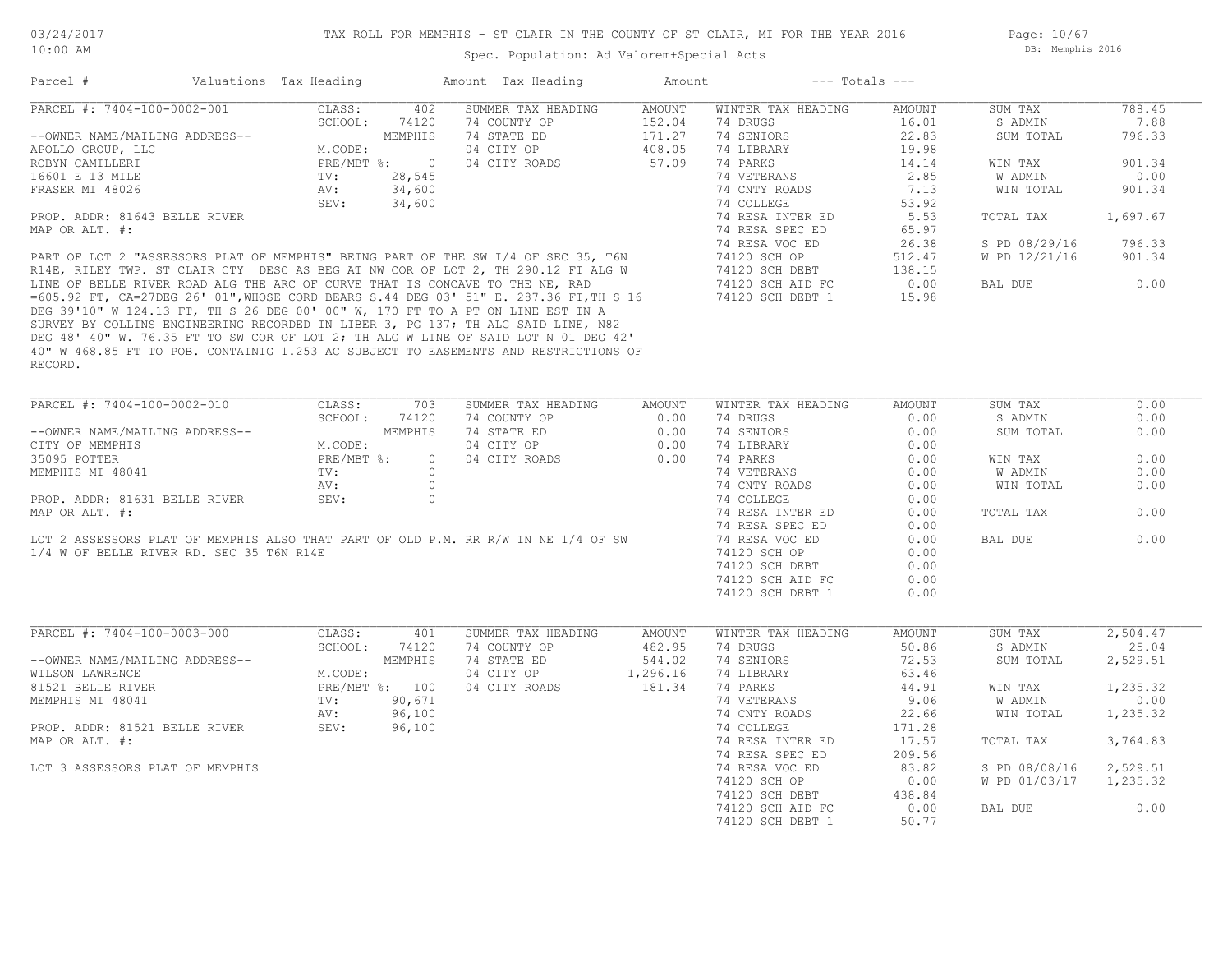# TAX ROLL FOR MEMPHIS - ST CLAIR IN THE COUNTY OF ST CLAIR, MI FOR THE YEAR 2016

Spec. Population: Ad Valorem+Special Acts

03/24/2017 10:00 AM — DB: Memphis 2016

| Parcel # | Valuations | Tax Heading | Amount | Tax Heading | Amount | --- Totals --- | |
|---|---|---|---|---|---|---|---|

## PARCEL #: 7404-100-0002-001

| | | | | | | | |
|---|---|---|---|---|---|---|---|
| PARCEL #: 7404-100-0002-001 | CLASS: 402 | SUMMER TAX HEADING | AMOUNT | WINTER TAX HEADING | AMOUNT | SUM TAX | 788.45 |
| | SCHOOL: 74120 | 74 COUNTY OP | 152.04 | 74 DRUGS | 16.01 | S ADMIN | 7.88 |
| --OWNER NAME/MAILING ADDRESS-- | MEMPHIS | 74 STATE ED | 171.27 | 74 SENIORS | 22.83 | SUM TOTAL | 796.33 |
| APOLLO GROUP, LLC | M.CODE: | 04 CITY OP | 408.05 | 74 LIBRARY | 19.98 | | |
| ROBYN CAMILLERI | PRE/MBT %: 0 | 04 CITY ROADS | 57.09 | 74 PARKS | 14.14 | WIN TAX | 901.34 |
| 16601 E 13 MILE | TV: 28,545 | | | 74 VETERANS | 2.85 | W ADMIN | 0.00 |
| FRASER MI 48026 | AV: 34,600 | | | 74 CNTY ROADS | 7.13 | WIN TOTAL | 901.34 |
| | SEV: 34,600 | | | 74 COLLEGE | 53.92 | | |
| PROP. ADDR: 81643 BELLE RIVER | | | | 74 RESA INTER ED | 5.53 | TOTAL TAX | 1,697.67 |
| MAP OR ALT. #: | | | | 74 RESA SPEC ED | 65.97 | | |
| | | | | 74 RESA VOC ED | 26.38 | S PD 08/29/16 | 796.33 |
| | | | | 74120 SCH OP | 512.47 | W PD 12/21/16 | 901.34 |
| | | | | 74120 SCH DEBT | 138.15 | | |
| | | | | 74120 SCH AID FC | 0.00 | BAL DUE | 0.00 |
| | | | | 74120 SCH DEBT 1 | 15.98 | | |

PART OF LOT 2 "ASSESSORS PLAT OF MEMPHIS" BEING PART OF THE SW I/4 OF SEC 35, T6N R14E, RILEY TWP. ST CLAIR CTY DESC AS BEG AT NW COR OF LOT 2, TH 290.12 FT ALG W LINE OF BELLE RIVER ROAD ALG THE ARC OF CURVE THAT IS CONCAVE TO THE NE, RAD =605.92 FT, CA=27DEG 26' 01",WHOSE CORD BEARS S.44 DEG 03' 51" E. 287.36 FT,TH S 16 DEG 39'10" W 124.13 FT, TH S 26 DEG 00' 00" W, 170 FT TO A PT ON LINE EST IN A SURVEY BY COLLINS ENGINEERING RECORDED IN LIBER 3, PG 137; TH ALG SAID LINE, N82 DEG 48' 40" W. 76.35 FT TO SW COR OF LOT 2; TH ALG W LINE OF SAID LOT N 01 DEG 42' 40" W 468.85 FT TO POB. CONTAINIG 1.253 AC SUBJECT TO EASEMENTS AND RESTRICTIONS OF RECORD.

## PARCEL #: 7404-100-0002-010

| | | | | | | | |
|---|---|---|---|---|---|---|---|
| PARCEL #: 7404-100-0002-010 | CLASS: 703 | SUMMER TAX HEADING | AMOUNT | WINTER TAX HEADING | AMOUNT | SUM TAX | 0.00 |
| | SCHOOL: 74120 | 74 COUNTY OP | 0.00 | 74 DRUGS | 0.00 | S ADMIN | 0.00 |
| --OWNER NAME/MAILING ADDRESS-- | MEMPHIS | 74 STATE ED | 0.00 | 74 SENIORS | 0.00 | SUM TOTAL | 0.00 |
| CITY OF MEMPHIS | M.CODE: | 04 CITY OP | 0.00 | 74 LIBRARY | 0.00 | | |
| 35095 POTTER | PRE/MBT %: 0 | 04 CITY ROADS | 0.00 | 74 PARKS | 0.00 | WIN TAX | 0.00 |
| MEMPHIS MI 48041 | TV: 0 | | | 74 VETERANS | 0.00 | W ADMIN | 0.00 |
| | AV: 0 | | | 74 CNTY ROADS | 0.00 | WIN TOTAL | 0.00 |
| PROP. ADDR: 81631 BELLE RIVER | SEV: 0 | | | 74 COLLEGE | 0.00 | | |
| MAP OR ALT. #: | | | | 74 RESA INTER ED | 0.00 | TOTAL TAX | 0.00 |
| | | | | 74 RESA SPEC ED | 0.00 | | |
| | | | | 74 RESA VOC ED | 0.00 | BAL DUE | 0.00 |
| | | | | 74120 SCH OP | 0.00 | | |
| | | | | 74120 SCH DEBT | 0.00 | | |
| | | | | 74120 SCH AID FC | 0.00 | | |
| | | | | 74120 SCH DEBT 1 | 0.00 | | |

LOT 2 ASSESSORS PLAT OF MEMPHIS ALSO THAT PART OF OLD P.M. RR R/W IN NE 1/4 OF SW 1/4 W OF BELLE RIVER RD. SEC 35 T6N R14E

## PARCEL #: 7404-100-0003-000

| | | | | | | | |
|---|---|---|---|---|---|---|---|
| PARCEL #: 7404-100-0003-000 | CLASS: 401 | SUMMER TAX HEADING | AMOUNT | WINTER TAX HEADING | AMOUNT | SUM TAX | 2,504.47 |
| | SCHOOL: 74120 | 74 COUNTY OP | 482.95 | 74 DRUGS | 50.86 | S ADMIN | 25.04 |
| --OWNER NAME/MAILING ADDRESS-- | MEMPHIS | 74 STATE ED | 544.02 | 74 SENIORS | 72.53 | SUM TOTAL | 2,529.51 |
| WILSON LAWRENCE | M.CODE: | 04 CITY OP | 1,296.16 | 74 LIBRARY | 63.46 | | |
| 81521 BELLE RIVER | PRE/MBT %: 100 | 04 CITY ROADS | 181.34 | 74 PARKS | 44.91 | WIN TAX | 1,235.32 |
| MEMPHIS MI 48041 | TV: 90,671 | | | 74 VETERANS | 9.06 | W ADMIN | 0.00 |
| | AV: 96,100 | | | 74 CNTY ROADS | 22.66 | WIN TOTAL | 1,235.32 |
| PROP. ADDR: 81521 BELLE RIVER | SEV: 96,100 | | | 74 COLLEGE | 171.28 | | |
| MAP OR ALT. #: | | | | 74 RESA INTER ED | 17.57 | TOTAL TAX | 3,764.83 |
| | | | | 74 RESA SPEC ED | 209.56 | | |
| | | | | 74 RESA VOC ED | 83.82 | S PD 08/08/16 | 2,529.51 |
| | | | | 74120 SCH OP | 0.00 | W PD 01/03/17 | 1,235.32 |
| | | | | 74120 SCH DEBT | 438.84 | | |
| | | | | 74120 SCH AID FC | 0.00 | BAL DUE | 0.00 |
| | | | | 74120 SCH DEBT 1 | 50.77 | | |

LOT 3 ASSESSORS PLAT OF MEMPHIS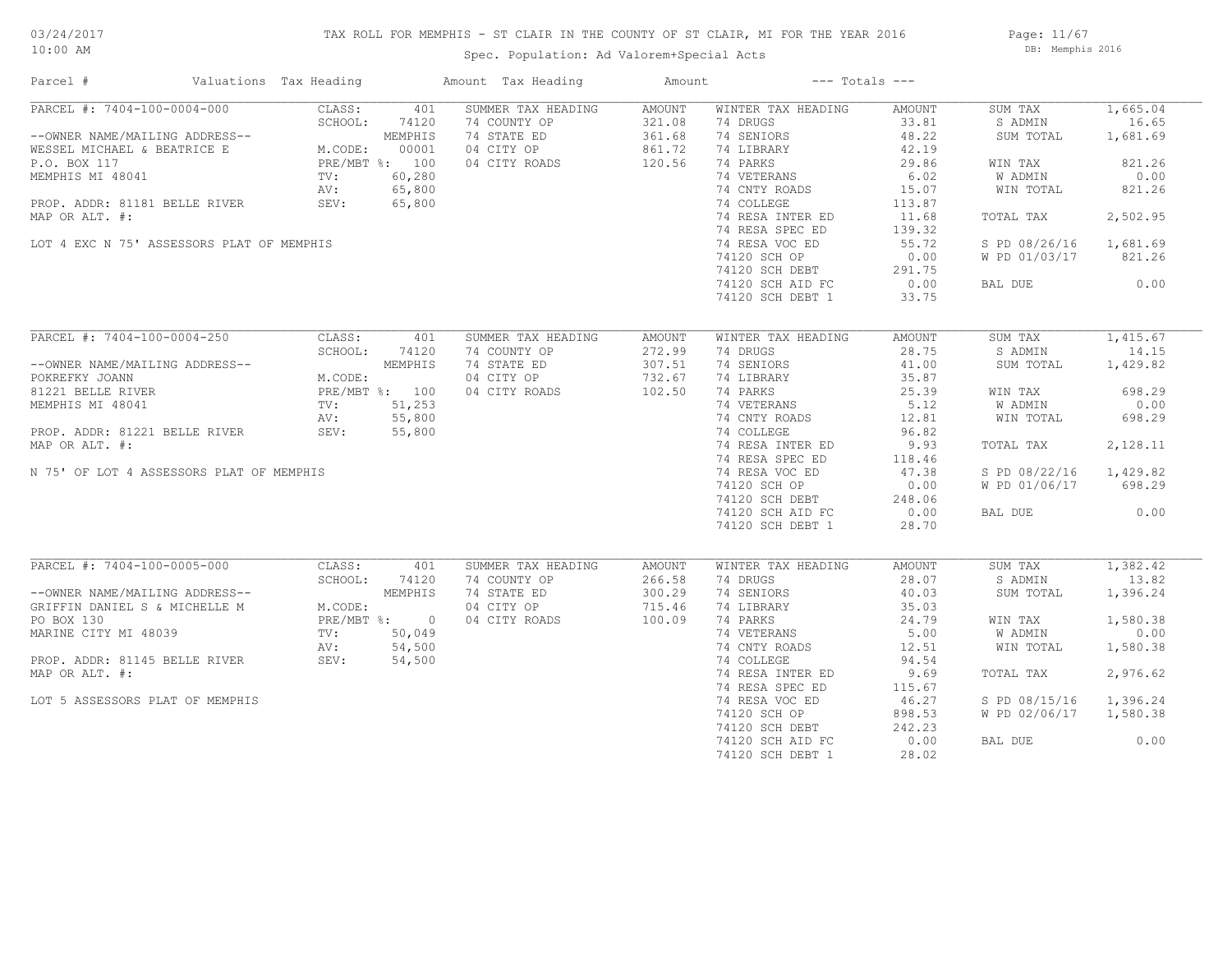# TAX ROLL FOR MEMPHIS - ST CLAIR IN THE COUNTY OF ST CLAIR, MI FOR THE YEAR 2016

Spec. Population: Ad Valorem+Special Acts

03/24/2017 10:00 AM — DB: Memphis 2016

| Parcel # | Valuations | Tax Heading | Amount | Tax Heading | Amount | --- Totals --- | |
|---|---|---|---|---|---|---|---|

## PARCEL #: 7404-100-0004-000

| Owner / Property | Valuations | Summer Tax Heading | Amount | Winter Tax Heading | Amount | Totals | |
|---|---|---|---|---|---|---|---|
| --OWNER NAME/MAILING ADDRESS-- | CLASS: 401 | 74 COUNTY OP | 321.08 | 74 DRUGS | 33.81 | SUM TAX | 1,665.04 |
| WESSEL MICHAEL & BEATRICE E | SCHOOL: 74120 MEMPHIS | 74 STATE ED | 361.68 | 74 SENIORS | 48.22 | S ADMIN | 16.65 |
| P.O. BOX 117 | M.CODE: 00001 | 04 CITY OP | 861.72 | 74 LIBRARY | 42.19 | SUM TOTAL | 1,681.69 |
| MEMPHIS MI 48041 | PRE/MBT %: 100 | 04 CITY ROADS | 120.56 | 74 PARKS | 29.86 | WIN TAX | 821.26 |
| PROP. ADDR: 81181 BELLE RIVER | TV: 60,280 | | | 74 VETERANS | 6.02 | W ADMIN | 0.00 |
| MAP OR ALT. #: | AV: 65,800 | | | 74 CNTY ROADS | 15.07 | WIN TOTAL | 821.26 |
| LOT 4 EXC N 75' ASSESSORS PLAT OF MEMPHIS | SEV: 65,800 | | | 74 COLLEGE | 113.87 | TOTAL TAX | 2,502.95 |
| | | | | 74 RESA INTER ED | 11.68 | S PD 08/26/16 | 1,681.69 |
| | | | | 74 RESA SPEC ED | 139.32 | W PD 01/03/17 | 821.26 |
| | | | | 74 RESA VOC ED | 55.72 | BAL DUE | 0.00 |
| | | | | 74120 SCH OP | 0.00 | | |
| | | | | 74120 SCH DEBT | 291.75 | | |
| | | | | 74120 SCH AID FC | 0.00 | | |
| | | | | 74120 SCH DEBT 1 | 33.75 | | |

## PARCEL #: 7404-100-0004-250

| Owner / Property | Valuations | Summer Tax Heading | Amount | Winter Tax Heading | Amount | Totals | |
|---|---|---|---|---|---|---|---|
| --OWNER NAME/MAILING ADDRESS-- | CLASS: 401 | 74 COUNTY OP | 272.99 | 74 DRUGS | 28.75 | SUM TAX | 1,415.67 |
| POKREFKY JOANN | SCHOOL: 74120 MEMPHIS | 74 STATE ED | 307.51 | 74 SENIORS | 41.00 | S ADMIN | 14.15 |
| 81221 BELLE RIVER | M.CODE: | 04 CITY OP | 732.67 | 74 LIBRARY | 35.87 | SUM TOTAL | 1,429.82 |
| MEMPHIS MI 48041 | PRE/MBT %: 100 | 04 CITY ROADS | 102.50 | 74 PARKS | 25.39 | WIN TAX | 698.29 |
| PROP. ADDR: 81221 BELLE RIVER | TV: 51,253 | | | 74 VETERANS | 5.12 | W ADMIN | 0.00 |
| MAP OR ALT. #: | AV: 55,800 | | | 74 CNTY ROADS | 12.81 | WIN TOTAL | 698.29 |
| N 75' OF LOT 4 ASSESSORS PLAT OF MEMPHIS | SEV: 55,800 | | | 74 COLLEGE | 96.82 | TOTAL TAX | 2,128.11 |
| | | | | 74 RESA INTER ED | 9.93 | S PD 08/22/16 | 1,429.82 |
| | | | | 74 RESA SPEC ED | 118.46 | W PD 01/06/17 | 698.29 |
| | | | | 74 RESA VOC ED | 47.38 | BAL DUE | 0.00 |
| | | | | 74120 SCH OP | 0.00 | | |
| | | | | 74120 SCH DEBT | 248.06 | | |
| | | | | 74120 SCH AID FC | 0.00 | | |
| | | | | 74120 SCH DEBT 1 | 28.70 | | |

## PARCEL #: 7404-100-0005-000

| Owner / Property | Valuations | Summer Tax Heading | Amount | Winter Tax Heading | Amount | Totals | |
|---|---|---|---|---|---|---|---|
| --OWNER NAME/MAILING ADDRESS-- | CLASS: 401 | 74 COUNTY OP | 266.58 | 74 DRUGS | 28.07 | SUM TAX | 1,382.42 |
| GRIFFIN DANIEL S & MICHELLE M | SCHOOL: 74120 MEMPHIS | 74 STATE ED | 300.29 | 74 SENIORS | 40.03 | S ADMIN | 13.82 |
| PO BOX 130 | M.CODE: | 04 CITY OP | 715.46 | 74 LIBRARY | 35.03 | SUM TOTAL | 1,396.24 |
| MARINE CITY MI 48039 | PRE/MBT %: 0 | 04 CITY ROADS | 100.09 | 74 PARKS | 24.79 | WIN TAX | 1,580.38 |
| PROP. ADDR: 81145 BELLE RIVER | TV: 50,049 | | | 74 VETERANS | 5.00 | W ADMIN | 0.00 |
| MAP OR ALT. #: | AV: 54,500 | | | 74 CNTY ROADS | 12.51 | WIN TOTAL | 1,580.38 |
| LOT 5 ASSESSORS PLAT OF MEMPHIS | SEV: 54,500 | | | 74 COLLEGE | 94.54 | TOTAL TAX | 2,976.62 |
| | | | | 74 RESA INTER ED | 9.69 | S PD 08/15/16 | 1,396.24 |
| | | | | 74 RESA SPEC ED | 115.67 | W PD 02/06/17 | 1,580.38 |
| | | | | 74 RESA VOC ED | 46.27 | BAL DUE | 0.00 |
| | | | | 74120 SCH OP | 898.53 | | |
| | | | | 74120 SCH DEBT | 242.23 | | |
| | | | | 74120 SCH AID FC | 0.00 | | |
| | | | | 74120 SCH DEBT 1 | 28.02 | | |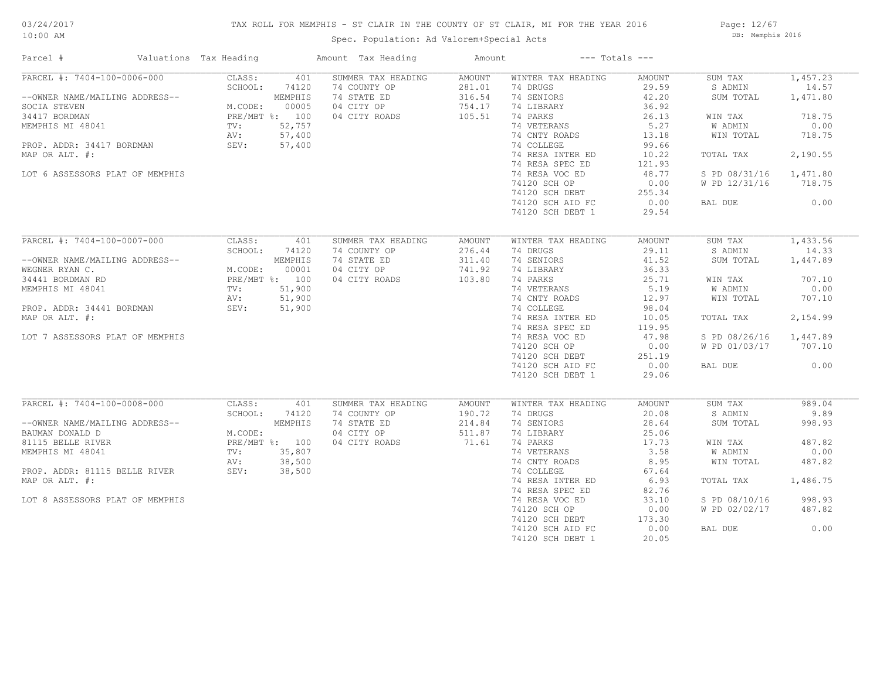# TAX ROLL FOR MEMPHIS - ST CLAIR IN THE COUNTY OF ST CLAIR, MI FOR THE YEAR 2016

Spec. Population: Ad Valorem+Special Acts

03/24/2017 10:00 AM — DB: Memphis 2016

| Parcel # | Valuations | Tax Heading | Amount | Tax Heading | Amount | --- Totals --- | |
|---|---|---|---|---|---|---|---|
| PARCEL #: 7404-100-0006-000 | CLASS: 401 | SUMMER TAX HEADING | AMOUNT | WINTER TAX HEADING | AMOUNT | SUM TAX | 1,457.23 |
| | SCHOOL: 74120 | 74 COUNTY OP | 281.01 | 74 DRUGS | 29.59 | S ADMIN | 14.57 |
| --OWNER NAME/MAILING ADDRESS-- | MEMPHIS | 74 STATE ED | 316.54 | 74 SENIORS | 42.20 | SUM TOTAL | 1,471.80 |
| SOCIA STEVEN | M.CODE: 00005 | 04 CITY OP | 754.17 | 74 LIBRARY | 36.92 | | |
| 34417 BORDMAN | PRE/MBT %: 100 | 04 CITY ROADS | 105.51 | 74 PARKS | 26.13 | WIN TAX | 718.75 |
| MEMPHIS MI 48041 | TV: 52,757 | | | 74 VETERANS | 5.27 | W ADMIN | 0.00 |
| | AV: 57,400 | | | 74 CNTY ROADS | 13.18 | WIN TOTAL | 718.75 |
| PROP. ADDR: 34417 BORDMAN | SEV: 57,400 | | | 74 COLLEGE | 99.66 | | |
| MAP OR ALT. #: | | | | 74 RESA INTER ED | 10.22 | TOTAL TAX | 2,190.55 |
| | | | | 74 RESA SPEC ED | 121.93 | | |
| LOT 6 ASSESSORS PLAT OF MEMPHIS | | | | 74 RESA VOC ED | 48.77 | S PD 08/31/16 | 1,471.80 |
| | | | | 74120 SCH OP | 0.00 | W PD 12/31/16 | 718.75 |
| | | | | 74120 SCH DEBT | 255.34 | | |
| | | | | 74120 SCH AID FC | 0.00 | BAL DUE | 0.00 |
| | | | | 74120 SCH DEBT 1 | 29.54 | | |
| PARCEL #: 7404-100-0007-000 | CLASS: 401 | SUMMER TAX HEADING | AMOUNT | WINTER TAX HEADING | AMOUNT | SUM TAX | 1,433.56 |
| | SCHOOL: 74120 | 74 COUNTY OP | 276.44 | 74 DRUGS | 29.11 | S ADMIN | 14.33 |
| --OWNER NAME/MAILING ADDRESS-- | MEMPHIS | 74 STATE ED | 311.40 | 74 SENIORS | 41.52 | SUM TOTAL | 1,447.89 |
| WEGNER RYAN C. | M.CODE: 00001 | 04 CITY OP | 741.92 | 74 LIBRARY | 36.33 | | |
| 34441 BORDMAN RD | PRE/MBT %: 100 | 04 CITY ROADS | 103.80 | 74 PARKS | 25.71 | WIN TAX | 707.10 |
| MEMPHIS MI 48041 | TV: 51,900 | | | 74 VETERANS | 5.19 | W ADMIN | 0.00 |
| | AV: 51,900 | | | 74 CNTY ROADS | 12.97 | WIN TOTAL | 707.10 |
| PROP. ADDR: 34441 BORDMAN | SEV: 51,900 | | | 74 COLLEGE | 98.04 | | |
| MAP OR ALT. #: | | | | 74 RESA INTER ED | 10.05 | TOTAL TAX | 2,154.99 |
| | | | | 74 RESA SPEC ED | 119.95 | | |
| LOT 7 ASSESSORS PLAT OF MEMPHIS | | | | 74 RESA VOC ED | 47.98 | S PD 08/26/16 | 1,447.89 |
| | | | | 74120 SCH OP | 0.00 | W PD 01/03/17 | 707.10 |
| | | | | 74120 SCH DEBT | 251.19 | | |
| | | | | 74120 SCH AID FC | 0.00 | BAL DUE | 0.00 |
| | | | | 74120 SCH DEBT 1 | 29.06 | | |
| PARCEL #: 7404-100-0008-000 | CLASS: 401 | SUMMER TAX HEADING | AMOUNT | WINTER TAX HEADING | AMOUNT | SUM TAX | 989.04 |
| | SCHOOL: 74120 | 74 COUNTY OP | 190.72 | 74 DRUGS | 20.08 | S ADMIN | 9.89 |
| --OWNER NAME/MAILING ADDRESS-- | MEMPHIS | 74 STATE ED | 214.84 | 74 SENIORS | 28.64 | SUM TOTAL | 998.93 |
| BAUMAN DONALD D | M.CODE: | 04 CITY OP | 511.87 | 74 LIBRARY | 25.06 | | |
| 81115 BELLE RIVER | PRE/MBT %: 100 | 04 CITY ROADS | 71.61 | 74 PARKS | 17.73 | WIN TAX | 487.82 |
| MEMPHIS MI 48041 | TV: 35,807 | | | 74 VETERANS | 3.58 | W ADMIN | 0.00 |
| | AV: 38,500 | | | 74 CNTY ROADS | 8.95 | WIN TOTAL | 487.82 |
| PROP. ADDR: 81115 BELLE RIVER | SEV: 38,500 | | | 74 COLLEGE | 67.64 | | |
| MAP OR ALT. #: | | | | 74 RESA INTER ED | 6.93 | TOTAL TAX | 1,486.75 |
| | | | | 74 RESA SPEC ED | 82.76 | | |
| LOT 8 ASSESSORS PLAT OF MEMPHIS | | | | 74 RESA VOC ED | 33.10 | S PD 08/10/16 | 998.93 |
| | | | | 74120 SCH OP | 0.00 | W PD 02/02/17 | 487.82 |
| | | | | 74120 SCH DEBT | 173.30 | | |
| | | | | 74120 SCH AID FC | 0.00 | BAL DUE | 0.00 |
| | | | | 74120 SCH DEBT 1 | 20.05 | | |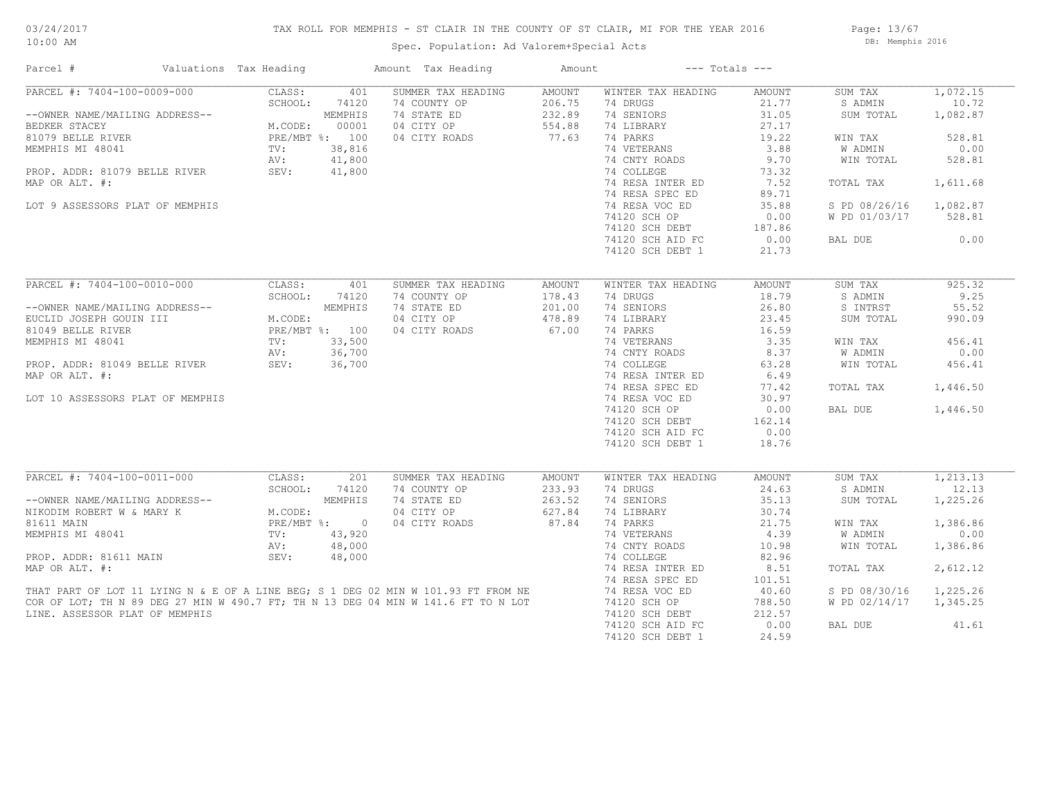# TAX ROLL FOR MEMPHIS - ST CLAIR IN THE COUNTY OF ST CLAIR, MI FOR THE YEAR 2016

03/24/2017
10:00 AM

Spec. Population: Ad Valorem+Special Acts

DB: Memphis 2016

| Parcel # | Valuations | Tax Heading | Amount | Tax Heading | Amount | --- Totals --- | |
|---|---|---|---|---|---|---|---|
| PARCEL #: 7404-100-0009-000 | CLASS: 401 | SUMMER TAX HEADING | AMOUNT | WINTER TAX HEADING | AMOUNT | SUM TAX | 1,072.15 |
| | SCHOOL: 74120 | 74 COUNTY OP | 206.75 | 74 DRUGS | 21.77 | S ADMIN | 10.72 |
| --OWNER NAME/MAILING ADDRESS-- | MEMPHIS | 74 STATE ED | 232.89 | 74 SENIORS | 31.05 | SUM TOTAL | 1,082.87 |
| BEDKER STACEY | M.CODE: 00001 | 04 CITY OP | 554.88 | 74 LIBRARY | 27.17 | | |
| 81079 BELLE RIVER | PRE/MBT %: 100 | 04 CITY ROADS | 77.63 | 74 PARKS | 19.22 | WIN TAX | 528.81 |
| MEMPHIS MI 48041 | TV: 38,816 | | | 74 VETERANS | 3.88 | W ADMIN | 0.00 |
| | AV: 41,800 | | | 74 CNTY ROADS | 9.70 | WIN TOTAL | 528.81 |
| PROP. ADDR: 81079 BELLE RIVER | SEV: 41,800 | | | 74 COLLEGE | 73.32 | | |
| MAP OR ALT. #: | | | | 74 RESA INTER ED | 7.52 | TOTAL TAX | 1,611.68 |
| | | | | 74 RESA SPEC ED | 89.71 | | |
| LOT 9 ASSESSORS PLAT OF MEMPHIS | | | | 74 RESA VOC ED | 35.88 | S PD 08/26/16 | 1,082.87 |
| | | | | 74120 SCH OP | 0.00 | W PD 01/03/17 | 528.81 |
| | | | | 74120 SCH DEBT | 187.86 | | |
| | | | | 74120 SCH AID FC | 0.00 | BAL DUE | 0.00 |
| | | | | 74120 SCH DEBT 1 | 21.73 | | |
| PARCEL #: 7404-100-0010-000 | CLASS: 401 | SUMMER TAX HEADING | AMOUNT | WINTER TAX HEADING | AMOUNT | SUM TAX | 925.32 |
| | SCHOOL: 74120 | 74 COUNTY OP | 178.43 | 74 DRUGS | 18.79 | S ADMIN | 9.25 |
| --OWNER NAME/MAILING ADDRESS-- | MEMPHIS | 74 STATE ED | 201.00 | 74 SENIORS | 26.80 | S INTRST | 55.52 |
| EUCLID JOSEPH GOUIN III | M.CODE: | 04 CITY OP | 478.89 | 74 LIBRARY | 23.45 | SUM TOTAL | 990.09 |
| 81049 BELLE RIVER | PRE/MBT %: 100 | 04 CITY ROADS | 67.00 | 74 PARKS | 16.59 | | |
| MEMPHIS MI 48041 | TV: 33,500 | | | 74 VETERANS | 3.35 | WIN TAX | 456.41 |
| | AV: 36,700 | | | 74 CNTY ROADS | 8.37 | W ADMIN | 0.00 |
| PROP. ADDR: 81049 BELLE RIVER | SEV: 36,700 | | | 74 COLLEGE | 63.28 | WIN TOTAL | 456.41 |
| MAP OR ALT. #: | | | | 74 RESA INTER ED | 6.49 | | |
| | | | | 74 RESA SPEC ED | 77.42 | TOTAL TAX | 1,446.50 |
| LOT 10 ASSESSORS PLAT OF MEMPHIS | | | | 74 RESA VOC ED | 30.97 | | |
| | | | | 74120 SCH OP | 0.00 | BAL DUE | 1,446.50 |
| | | | | 74120 SCH DEBT | 162.14 | | |
| | | | | 74120 SCH AID FC | 0.00 | | |
| | | | | 74120 SCH DEBT 1 | 18.76 | | |
| PARCEL #: 7404-100-0011-000 | CLASS: 201 | SUMMER TAX HEADING | AMOUNT | WINTER TAX HEADING | AMOUNT | SUM TAX | 1,213.13 |
| | SCHOOL: 74120 | 74 COUNTY OP | 233.93 | 74 DRUGS | 24.63 | S ADMIN | 12.13 |
| --OWNER NAME/MAILING ADDRESS-- | MEMPHIS | 74 STATE ED | 263.52 | 74 SENIORS | 35.13 | SUM TOTAL | 1,225.26 |
| NIKODIM ROBERT W & MARY K | M.CODE: | 04 CITY OP | 627.84 | 74 LIBRARY | 30.74 | | |
| 81611 MAIN | PRE/MBT %: 0 | 04 CITY ROADS | 87.84 | 74 PARKS | 21.75 | WIN TAX | 1,386.86 |
| MEMPHIS MI 48041 | TV: 43,920 | | | 74 VETERANS | 4.39 | W ADMIN | 0.00 |
| | AV: 48,000 | | | 74 CNTY ROADS | 10.98 | WIN TOTAL | 1,386.86 |
| PROP. ADDR: 81611 MAIN | SEV: 48,000 | | | 74 COLLEGE | 82.96 | | |
| MAP OR ALT. #: | | | | 74 RESA INTER ED | 8.51 | TOTAL TAX | 2,612.12 |
| | | | | 74 RESA SPEC ED | 101.51 | | |
| THAT PART OF LOT 11 LYING N & E OF A LINE BEG; S 1 DEG 02 MIN W 101.93 FT FROM NE | | | | 74 RESA VOC ED | 40.60 | S PD 08/30/16 | 1,225.26 |
| COR OF LOT; TH N 89 DEG 27 MIN W 490.7 FT; TH N 13 DEG 04 MIN W 141.6 FT TO N LOT | | | | 74120 SCH OP | 788.50 | W PD 02/14/17 | 1,345.25 |
| LINE. ASSESSOR PLAT OF MEMPHIS | | | | 74120 SCH DEBT | 212.57 | | |
| | | | | 74120 SCH AID FC | 0.00 | BAL DUE | 41.61 |
| | | | | 74120 SCH DEBT 1 | 24.59 | | |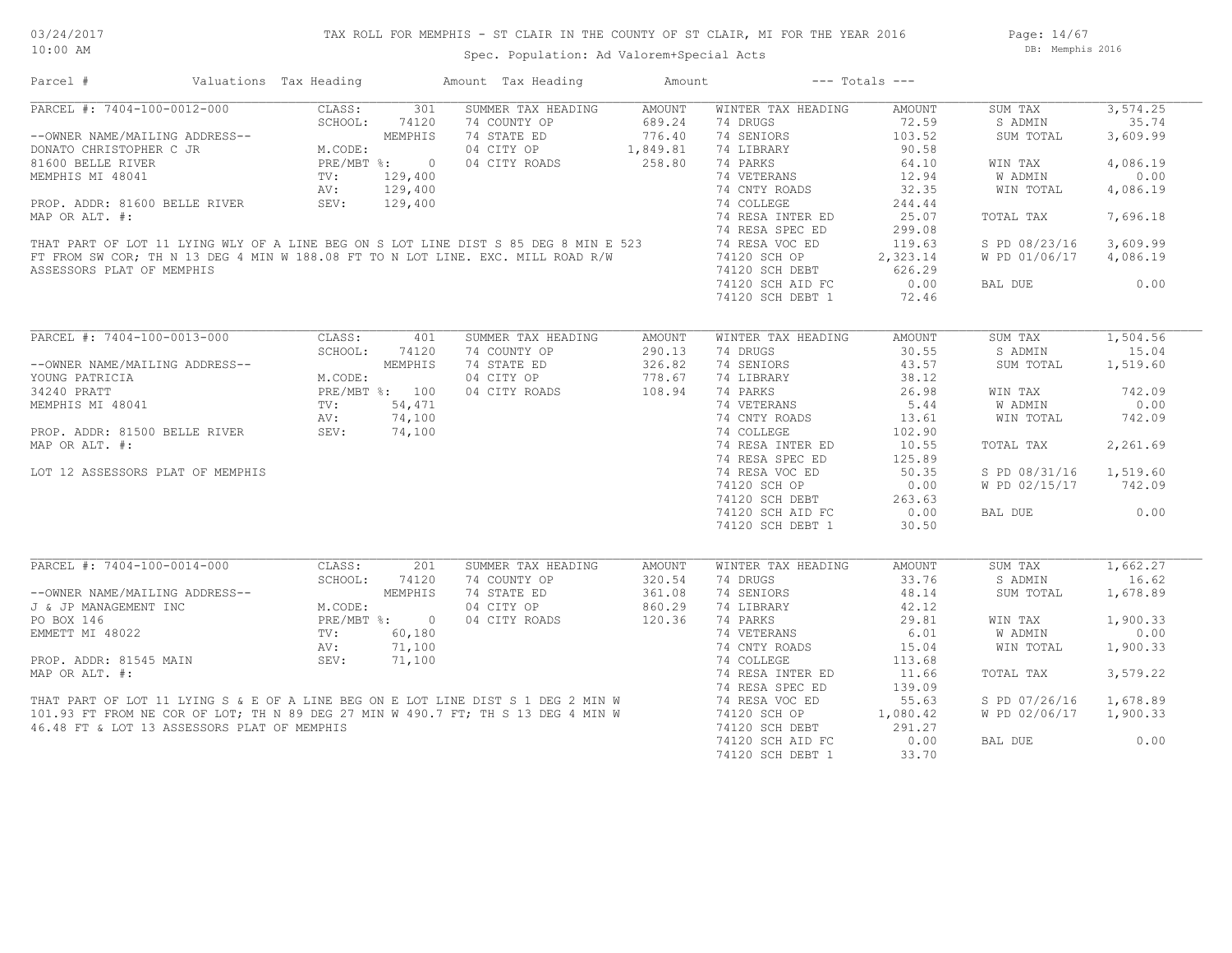# TAX ROLL FOR MEMPHIS - ST CLAIR IN THE COUNTY OF ST CLAIR, MI FOR THE YEAR 2016

03/24/2017 10:00 AM

Spec. Population: Ad Valorem+Special Acts

DB: Memphis 2016

| Parcel # | Valuations | Tax Heading | Amount | Tax Heading | Amount | --- Totals --- | |
|---|---|---|---|---|---|---|---|

## PARCEL #: 7404-100-0012-000

| | | | | | | | |
|---|---|---|---|---|---|---|---|
| PARCEL #: 7404-100-0012-000 | CLASS: 301 | SUMMER TAX HEADING | AMOUNT | WINTER TAX HEADING | AMOUNT | SUM TAX | 3,574.25 |
| | SCHOOL: 74120 | 74 COUNTY OP | 689.24 | 74 DRUGS | 72.59 | S ADMIN | 35.74 |
| --OWNER NAME/MAILING ADDRESS-- | MEMPHIS | 74 STATE ED | 776.40 | 74 SENIORS | 103.52 | SUM TOTAL | 3,609.99 |
| DONATO CHRISTOPHER C JR | M.CODE: | 04 CITY OP | 1,849.81 | 74 LIBRARY | 90.58 | | |
| 81600 BELLE RIVER | PRE/MBT %: 0 | 04 CITY ROADS | 258.80 | 74 PARKS | 64.10 | WIN TAX | 4,086.19 |
| MEMPHIS MI 48041 | TV: 129,400 | | | 74 VETERANS | 12.94 | W ADMIN | 0.00 |
| | AV: 129,400 | | | 74 CNTY ROADS | 32.35 | WIN TOTAL | 4,086.19 |
| PROP. ADDR: 81600 BELLE RIVER | SEV: 129,400 | | | 74 COLLEGE | 244.44 | | |
| MAP OR ALT. #: | | | | 74 RESA INTER ED | 25.07 | TOTAL TAX | 7,696.18 |
| | | | | 74 RESA SPEC ED | 299.08 | | |
| | | | | 74 RESA VOC ED | 119.63 | S PD 08/23/16 | 3,609.99 |
| | | | | 74120 SCH OP | 2,323.14 | W PD 01/06/17 | 4,086.19 |
| | | | | 74120 SCH DEBT | 626.29 | | |
| | | | | 74120 SCH AID FC | 0.00 | BAL DUE | 0.00 |
| | | | | 74120 SCH DEBT 1 | 72.46 | | |

THAT PART OF LOT 11 LYING WLY OF A LINE BEG ON S LOT LINE DIST S 85 DEG 8 MIN E 523 FT FROM SW COR; TH N 13 DEG 4 MIN W 188.08 FT TO N LOT LINE. EXC. MILL ROAD R/W ASSESSORS PLAT OF MEMPHIS

## PARCEL #: 7404-100-0013-000

| | | | | | | | |
|---|---|---|---|---|---|---|---|
| PARCEL #: 7404-100-0013-000 | CLASS: 401 | SUMMER TAX HEADING | AMOUNT | WINTER TAX HEADING | AMOUNT | SUM TAX | 1,504.56 |
| | SCHOOL: 74120 | 74 COUNTY OP | 290.13 | 74 DRUGS | 30.55 | S ADMIN | 15.04 |
| --OWNER NAME/MAILING ADDRESS-- | MEMPHIS | 74 STATE ED | 326.82 | 74 SENIORS | 43.57 | SUM TOTAL | 1,519.60 |
| YOUNG PATRICIA | M.CODE: | 04 CITY OP | 778.67 | 74 LIBRARY | 38.12 | | |
| 34240 PRATT | PRE/MBT %: 100 | 04 CITY ROADS | 108.94 | 74 PARKS | 26.98 | WIN TAX | 742.09 |
| MEMPHIS MI 48041 | TV: 54,471 | | | 74 VETERANS | 5.44 | W ADMIN | 0.00 |
| | AV: 74,100 | | | 74 CNTY ROADS | 13.61 | WIN TOTAL | 742.09 |
| PROP. ADDR: 81500 BELLE RIVER | SEV: 74,100 | | | 74 COLLEGE | 102.90 | | |
| MAP OR ALT. #: | | | | 74 RESA INTER ED | 10.55 | TOTAL TAX | 2,261.69 |
| | | | | 74 RESA SPEC ED | 125.89 | | |
| | | | | 74 RESA VOC ED | 50.35 | S PD 08/31/16 | 1,519.60 |
| | | | | 74120 SCH OP | 0.00 | W PD 02/15/17 | 742.09 |
| | | | | 74120 SCH DEBT | 263.63 | | |
| | | | | 74120 SCH AID FC | 0.00 | BAL DUE | 0.00 |
| | | | | 74120 SCH DEBT 1 | 30.50 | | |

LOT 12 ASSESSORS PLAT OF MEMPHIS

## PARCEL #: 7404-100-0014-000

| | | | | | | | |
|---|---|---|---|---|---|---|---|
| PARCEL #: 7404-100-0014-000 | CLASS: 201 | SUMMER TAX HEADING | AMOUNT | WINTER TAX HEADING | AMOUNT | SUM TAX | 1,662.27 |
| | SCHOOL: 74120 | 74 COUNTY OP | 320.54 | 74 DRUGS | 33.76 | S ADMIN | 16.62 |
| --OWNER NAME/MAILING ADDRESS-- | MEMPHIS | 74 STATE ED | 361.08 | 74 SENIORS | 48.14 | SUM TOTAL | 1,678.89 |
| J & JP MANAGEMENT INC | M.CODE: | 04 CITY OP | 860.29 | 74 LIBRARY | 42.12 | | |
| PO BOX 146 | PRE/MBT %: 0 | 04 CITY ROADS | 120.36 | 74 PARKS | 29.81 | WIN TAX | 1,900.33 |
| EMMETT MI 48022 | TV: 60,180 | | | 74 VETERANS | 6.01 | W ADMIN | 0.00 |
| | AV: 71,100 | | | 74 CNTY ROADS | 15.04 | WIN TOTAL | 1,900.33 |
| PROP. ADDR: 81545 MAIN | SEV: 71,100 | | | 74 COLLEGE | 113.68 | | |
| MAP OR ALT. #: | | | | 74 RESA INTER ED | 11.66 | TOTAL TAX | 3,579.22 |
| | | | | 74 RESA SPEC ED | 139.09 | | |
| | | | | 74 RESA VOC ED | 55.63 | S PD 07/26/16 | 1,678.89 |
| | | | | 74120 SCH OP | 1,080.42 | W PD 02/06/17 | 1,900.33 |
| | | | | 74120 SCH DEBT | 291.27 | | |
| | | | | 74120 SCH AID FC | 0.00 | BAL DUE | 0.00 |
| | | | | 74120 SCH DEBT 1 | 33.70 | | |

THAT PART OF LOT 11 LYING S & E OF A LINE BEG ON E LOT LINE DIST S 1 DEG 2 MIN W 101.93 FT FROM NE COR OF LOT; TH N 89 DEG 27 MIN W 490.7 FT; TH S 13 DEG 4 MIN W 46.48 FT & LOT 13 ASSESSORS PLAT OF MEMPHIS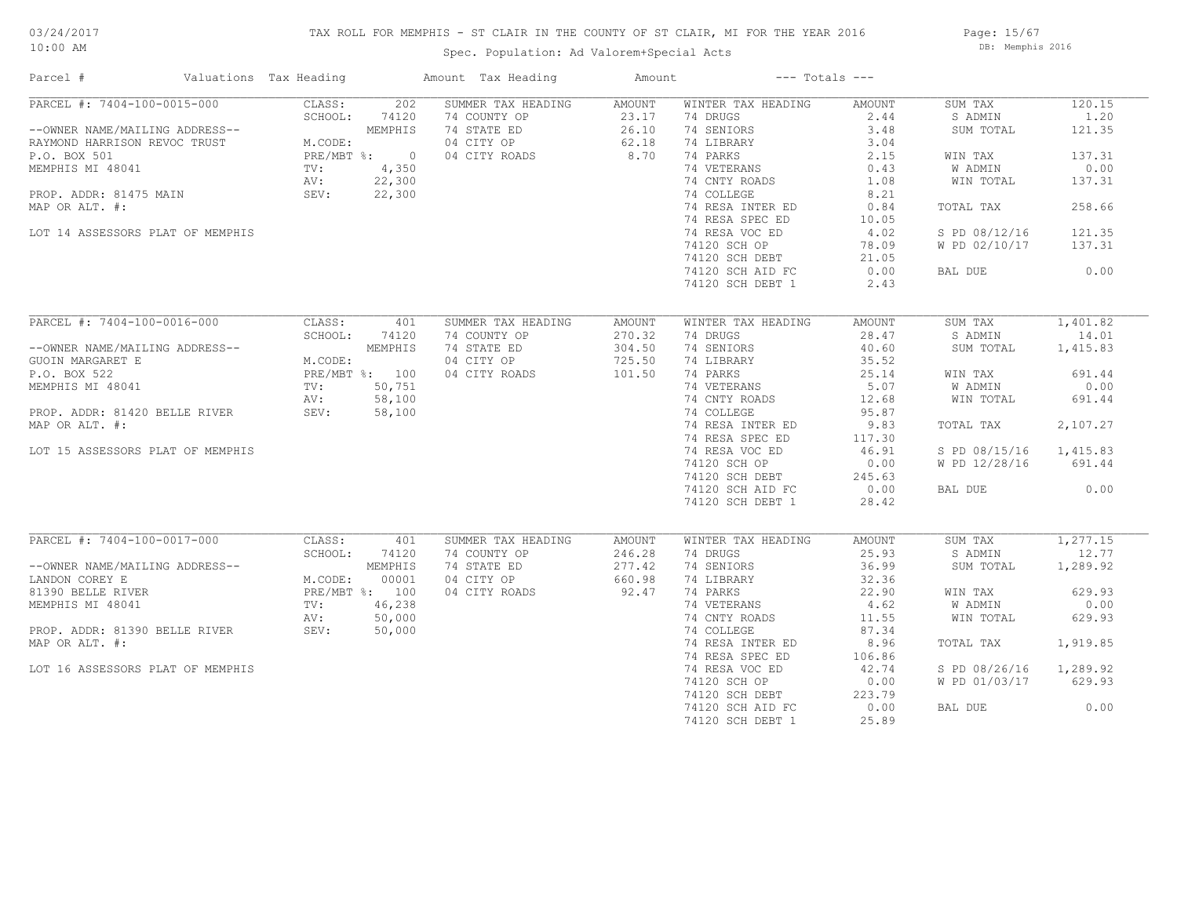# TAX ROLL FOR MEMPHIS - ST CLAIR IN THE COUNTY OF ST CLAIR, MI FOR THE YEAR 2016

Spec. Population: Ad Valorem+Special Acts

03/24/2017 10:00 AM — DB: Memphis 2016

| Parcel # | Valuations | Tax Heading | Amount | Tax Heading | Amount | --- Totals --- | |
|---|---|---|---|---|---|---|---|
| **PARCEL #: 7404-100-0015-000** | CLASS: 202 | SUMMER TAX HEADING | AMOUNT | WINTER TAX HEADING | AMOUNT | SUM TAX | 120.15 |
| | SCHOOL: 74120 | 74 COUNTY OP | 23.17 | 74 DRUGS | 2.44 | S ADMIN | 1.20 |
| --OWNER NAME/MAILING ADDRESS-- | MEMPHIS | 74 STATE ED | 26.10 | 74 SENIORS | 3.48 | SUM TOTAL | 121.35 |
| RAYMOND HARRISON REVOC TRUST | M.CODE: | 04 CITY OP | 62.18 | 74 LIBRARY | 3.04 | | |
| P.O. BOX 501 | PRE/MBT %: 0 | 04 CITY ROADS | 8.70 | 74 PARKS | 2.15 | WIN TAX | 137.31 |
| MEMPHIS MI 48041 | TV: 4,350 | | | 74 VETERANS | 0.43 | W ADMIN | 0.00 |
| | AV: 22,300 | | | 74 CNTY ROADS | 1.08 | WIN TOTAL | 137.31 |
| PROP. ADDR: 81475 MAIN | SEV: 22,300 | | | 74 COLLEGE | 8.21 | | |
| MAP OR ALT. #: | | | | 74 RESA INTER ED | 0.84 | TOTAL TAX | 258.66 |
| | | | | 74 RESA SPEC ED | 10.05 | | |
| LOT 14 ASSESSORS PLAT OF MEMPHIS | | | | 74 RESA VOC ED | 4.02 | S PD 08/12/16 | 121.35 |
| | | | | 74120 SCH OP | 78.09 | W PD 02/10/17 | 137.31 |
| | | | | 74120 SCH DEBT | 21.05 | | |
| | | | | 74120 SCH AID FC | 0.00 | BAL DUE | 0.00 |
| | | | | 74120 SCH DEBT 1 | 2.43 | | |
| **PARCEL #: 7404-100-0016-000** | CLASS: 401 | SUMMER TAX HEADING | AMOUNT | WINTER TAX HEADING | AMOUNT | SUM TAX | 1,401.82 |
| | SCHOOL: 74120 | 74 COUNTY OP | 270.32 | 74 DRUGS | 28.47 | S ADMIN | 14.01 |
| --OWNER NAME/MAILING ADDRESS-- | MEMPHIS | 74 STATE ED | 304.50 | 74 SENIORS | 40.60 | SUM TOTAL | 1,415.83 |
| GUOIN MARGARET E | M.CODE: | 04 CITY OP | 725.50 | 74 LIBRARY | 35.52 | | |
| P.O. BOX 522 | PRE/MBT %: 100 | 04 CITY ROADS | 101.50 | 74 PARKS | 25.14 | WIN TAX | 691.44 |
| MEMPHIS MI 48041 | TV: 50,751 | | | 74 VETERANS | 5.07 | W ADMIN | 0.00 |
| | AV: 58,100 | | | 74 CNTY ROADS | 12.68 | WIN TOTAL | 691.44 |
| PROP. ADDR: 81420 BELLE RIVER | SEV: 58,100 | | | 74 COLLEGE | 95.87 | | |
| MAP OR ALT. #: | | | | 74 RESA INTER ED | 9.83 | TOTAL TAX | 2,107.27 |
| | | | | 74 RESA SPEC ED | 117.30 | | |
| LOT 15 ASSESSORS PLAT OF MEMPHIS | | | | 74 RESA VOC ED | 46.91 | S PD 08/15/16 | 1,415.83 |
| | | | | 74120 SCH OP | 0.00 | W PD 12/28/16 | 691.44 |
| | | | | 74120 SCH DEBT | 245.63 | | |
| | | | | 74120 SCH AID FC | 0.00 | BAL DUE | 0.00 |
| | | | | 74120 SCH DEBT 1 | 28.42 | | |
| **PARCEL #: 7404-100-0017-000** | CLASS: 401 | SUMMER TAX HEADING | AMOUNT | WINTER TAX HEADING | AMOUNT | SUM TAX | 1,277.15 |
| | SCHOOL: 74120 | 74 COUNTY OP | 246.28 | 74 DRUGS | 25.93 | S ADMIN | 12.77 |
| --OWNER NAME/MAILING ADDRESS-- | MEMPHIS | 74 STATE ED | 277.42 | 74 SENIORS | 36.99 | SUM TOTAL | 1,289.92 |
| LANDON COREY E | M.CODE: 00001 | 04 CITY OP | 660.98 | 74 LIBRARY | 32.36 | | |
| 81390 BELLE RIVER | PRE/MBT %: 100 | 04 CITY ROADS | 92.47 | 74 PARKS | 22.90 | WIN TAX | 629.93 |
| MEMPHIS MI 48041 | TV: 46,238 | | | 74 VETERANS | 4.62 | W ADMIN | 0.00 |
| | AV: 50,000 | | | 74 CNTY ROADS | 11.55 | WIN TOTAL | 629.93 |
| PROP. ADDR: 81390 BELLE RIVER | SEV: 50,000 | | | 74 COLLEGE | 87.34 | | |
| MAP OR ALT. #: | | | | 74 RESA INTER ED | 8.96 | TOTAL TAX | 1,919.85 |
| | | | | 74 RESA SPEC ED | 106.86 | | |
| LOT 16 ASSESSORS PLAT OF MEMPHIS | | | | 74 RESA VOC ED | 42.74 | S PD 08/26/16 | 1,289.92 |
| | | | | 74120 SCH OP | 0.00 | W PD 01/03/17 | 629.93 |
| | | | | 74120 SCH DEBT | 223.79 | | |
| | | | | 74120 SCH AID FC | 0.00 | BAL DUE | 0.00 |
| | | | | 74120 SCH DEBT 1 | 25.89 | | |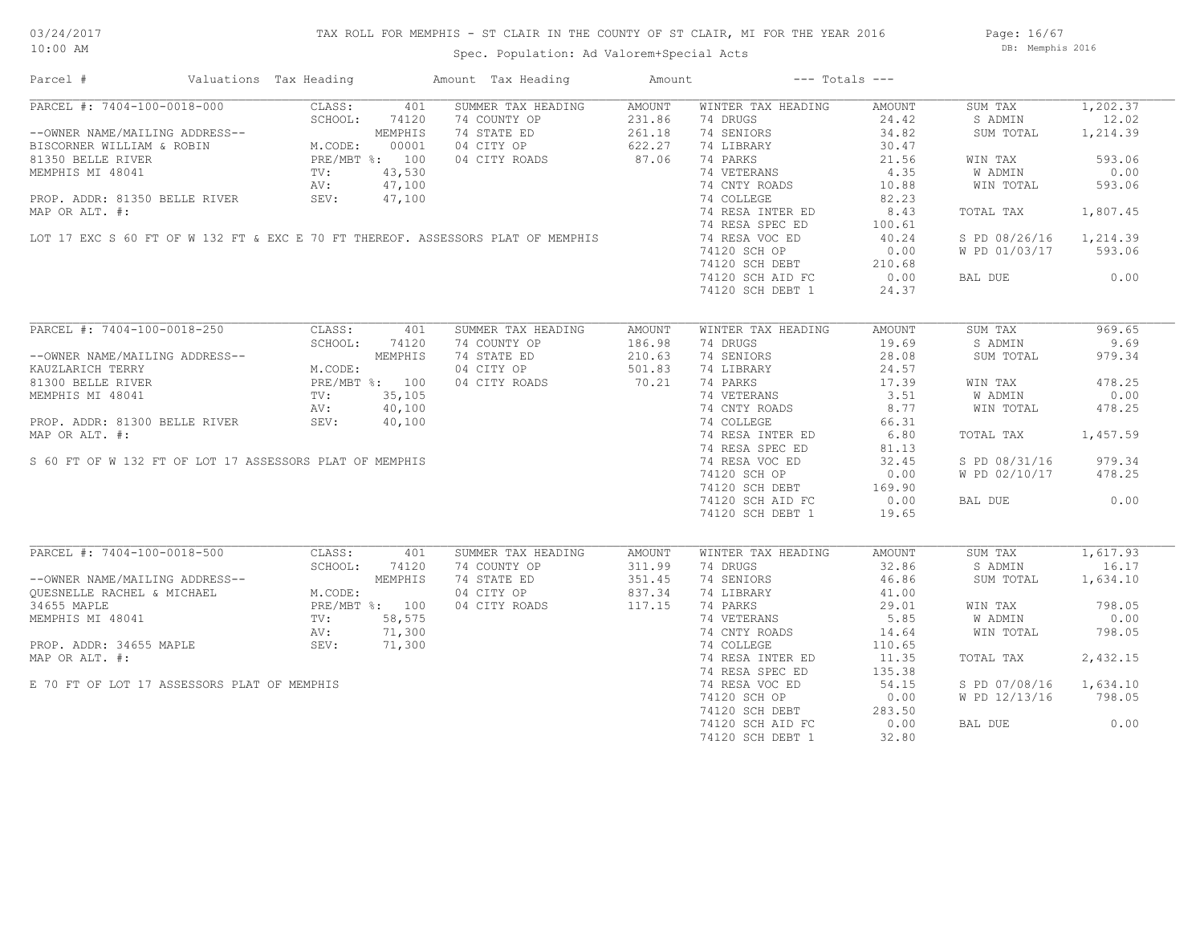# TAX ROLL FOR MEMPHIS - ST CLAIR IN THE COUNTY OF ST CLAIR, MI FOR THE YEAR 2016

Spec. Population: Ad Valorem+Special Acts

03/24/2017
10:00 AM

DB: Memphis 2016

| Parcel # | Valuations | Tax Heading | Amount | Tax Heading | Amount | --- Totals --- | | | |
|---|---|---|---|---|---|---|---|---|---|

## PARCEL #: 7404-100-0018-000

| | | | | | | | |
|---|---|---|---|---|---|---|---|
| CLASS: | 401 | SUMMER TAX HEADING | AMOUNT | WINTER TAX HEADING | AMOUNT | SUM TAX | 1,202.37 |
| SCHOOL: | 74120 | 74 COUNTY OP | 231.86 | 74 DRUGS | 24.42 | S ADMIN | 12.02 |
| | MEMPHIS | 74 STATE ED | 261.18 | 74 SENIORS | 34.82 | SUM TOTAL | 1,214.39 |
| M.CODE: | 00001 | 04 CITY OP | 622.27 | 74 LIBRARY | 30.47 | | |
| PRE/MBT %: | 100 | 04 CITY ROADS | 87.06 | 74 PARKS | 21.56 | WIN TAX | 593.06 |
| TV: | 43,530 | | | 74 VETERANS | 4.35 | W ADMIN | 0.00 |
| AV: | 47,100 | | | 74 CNTY ROADS | 10.88 | WIN TOTAL | 593.06 |
| SEV: | 47,100 | | | 74 COLLEGE | 82.23 | | |
| | | | | 74 RESA INTER ED | 8.43 | TOTAL TAX | 1,807.45 |
| | | | | 74 RESA SPEC ED | 100.61 | | |
| | | | | 74 RESA VOC ED | 40.24 | S PD 08/26/16 | 1,214.39 |
| | | | | 74120 SCH OP | 0.00 | W PD 01/03/17 | 593.06 |
| | | | | 74120 SCH DEBT | 210.68 | | |
| | | | | 74120 SCH AID FC | 0.00 | BAL DUE | 0.00 |
| | | | | 74120 SCH DEBT 1 | 24.37 | | |

--OWNER NAME/MAILING ADDRESS--
BISCORNER WILLIAM & ROBIN
81350 BELLE RIVER
MEMPHIS MI 48041

PROP. ADDR: 81350 BELLE RIVER
MAP OR ALT. #:

LOT 17 EXC S 60 FT OF W 132 FT & EXC E 70 FT THEREOF. ASSESSORS PLAT OF MEMPHIS

## PARCEL #: 7404-100-0018-250

| | | | | | | | |
|---|---|---|---|---|---|---|---|
| CLASS: | 401 | SUMMER TAX HEADING | AMOUNT | WINTER TAX HEADING | AMOUNT | SUM TAX | 969.65 |
| SCHOOL: | 74120 | 74 COUNTY OP | 186.98 | 74 DRUGS | 19.69 | S ADMIN | 9.69 |
| | MEMPHIS | 74 STATE ED | 210.63 | 74 SENIORS | 28.08 | SUM TOTAL | 979.34 |
| M.CODE: | | 04 CITY OP | 501.83 | 74 LIBRARY | 24.57 | | |
| PRE/MBT %: | 100 | 04 CITY ROADS | 70.21 | 74 PARKS | 17.39 | WIN TAX | 478.25 |
| TV: | 35,105 | | | 74 VETERANS | 3.51 | W ADMIN | 0.00 |
| AV: | 40,100 | | | 74 CNTY ROADS | 8.77 | WIN TOTAL | 478.25 |
| SEV: | 40,100 | | | 74 COLLEGE | 66.31 | | |
| | | | | 74 RESA INTER ED | 6.80 | TOTAL TAX | 1,457.59 |
| | | | | 74 RESA SPEC ED | 81.13 | | |
| | | | | 74 RESA VOC ED | 32.45 | S PD 08/31/16 | 979.34 |
| | | | | 74120 SCH OP | 0.00 | W PD 02/10/17 | 478.25 |
| | | | | 74120 SCH DEBT | 169.90 | | |
| | | | | 74120 SCH AID FC | 0.00 | BAL DUE | 0.00 |
| | | | | 74120 SCH DEBT 1 | 19.65 | | |

--OWNER NAME/MAILING ADDRESS--
KAUZLARICH TERRY
81300 BELLE RIVER
MEMPHIS MI 48041

PROP. ADDR: 81300 BELLE RIVER
MAP OR ALT. #:

S 60 FT OF W 132 FT OF LOT 17 ASSESSORS PLAT OF MEMPHIS

## PARCEL #: 7404-100-0018-500

| | | | | | | | |
|---|---|---|---|---|---|---|---|
| CLASS: | 401 | SUMMER TAX HEADING | AMOUNT | WINTER TAX HEADING | AMOUNT | SUM TAX | 1,617.93 |
| SCHOOL: | 74120 | 74 COUNTY OP | 311.99 | 74 DRUGS | 32.86 | S ADMIN | 16.17 |
| | MEMPHIS | 74 STATE ED | 351.45 | 74 SENIORS | 46.86 | SUM TOTAL | 1,634.10 |
| M.CODE: | | 04 CITY OP | 837.34 | 74 LIBRARY | 41.00 | | |
| PRE/MBT %: | 100 | 04 CITY ROADS | 117.15 | 74 PARKS | 29.01 | WIN TAX | 798.05 |
| TV: | 58,575 | | | 74 VETERANS | 5.85 | W ADMIN | 0.00 |
| AV: | 71,300 | | | 74 CNTY ROADS | 14.64 | WIN TOTAL | 798.05 |
| SEV: | 71,300 | | | 74 COLLEGE | 110.65 | | |
| | | | | 74 RESA INTER ED | 11.35 | TOTAL TAX | 2,432.15 |
| | | | | 74 RESA SPEC ED | 135.38 | | |
| | | | | 74 RESA VOC ED | 54.15 | S PD 07/08/16 | 1,634.10 |
| | | | | 74120 SCH OP | 0.00 | W PD 12/13/16 | 798.05 |
| | | | | 74120 SCH DEBT | 283.50 | | |
| | | | | 74120 SCH AID FC | 0.00 | BAL DUE | 0.00 |
| | | | | 74120 SCH DEBT 1 | 32.80 | | |

--OWNER NAME/MAILING ADDRESS--
QUESNELLE RACHEL & MICHAEL
34655 MAPLE
MEMPHIS MI 48041

PROP. ADDR: 34655 MAPLE
MAP OR ALT. #:

E 70 FT OF LOT 17 ASSESSORS PLAT OF MEMPHIS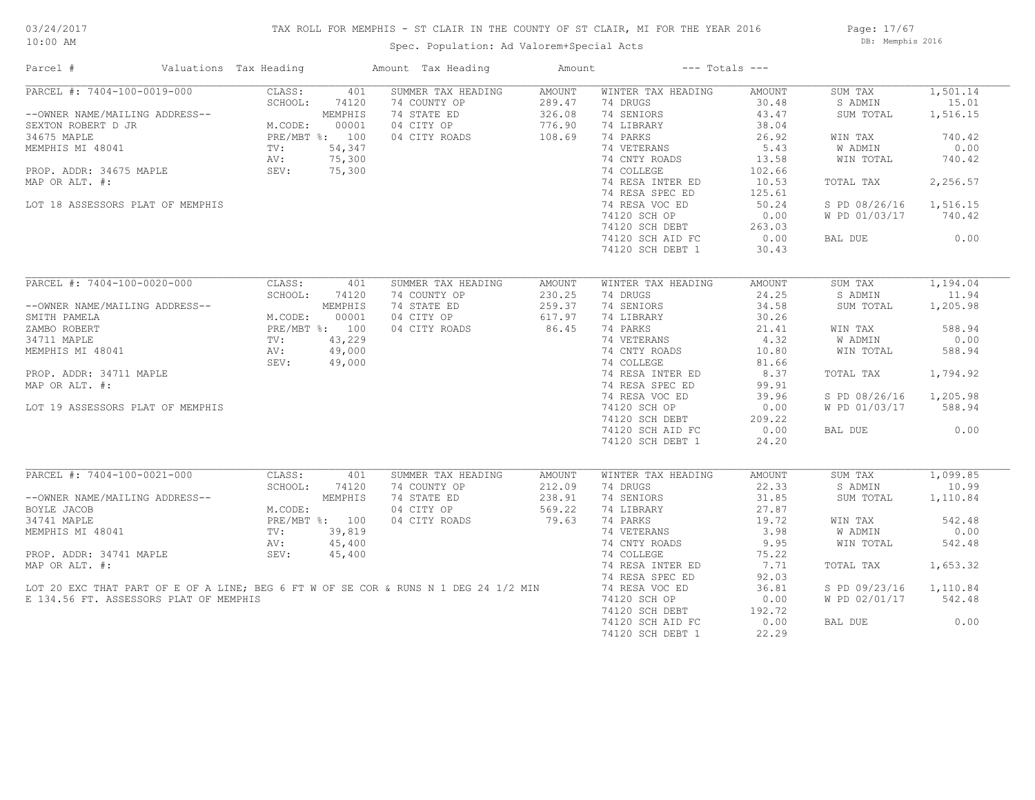# TAX ROLL FOR MEMPHIS - ST CLAIR IN THE COUNTY OF ST CLAIR, MI FOR THE YEAR 2016

03/24/2017
10:00 AM

Spec. Population: Ad Valorem+Special Acts

DB: Memphis 2016

| Parcel # | Valuations | Tax Heading | Amount | Tax Heading | Amount | --- Totals --- | | | |
|---|---|---|---|---|---|---|---|---|---|
| PARCEL #: 7404-100-0019-000 | CLASS: 401 | SUMMER TAX HEADING | AMOUNT | WINTER TAX HEADING | AMOUNT | SUM TAX | 1,501.14 | | |
| | SCHOOL: 74120 | 74 COUNTY OP | 289.47 | 74 DRUGS | 30.48 | S ADMIN | 15.01 | | |
| --OWNER NAME/MAILING ADDRESS-- | MEMPHIS | 74 STATE ED | 326.08 | 74 SENIORS | 43.47 | SUM TOTAL | 1,516.15 | | |
| SEXTON ROBERT D JR | M.CODE: 00001 | 04 CITY OP | 776.90 | 74 LIBRARY | 38.04 | | | | |
| 34675 MAPLE | PRE/MBT %: 100 | 04 CITY ROADS | 108.69 | 74 PARKS | 26.92 | WIN TAX | 740.42 | | |
| MEMPHIS MI 48041 | TV: 54,347 | | | 74 VETERANS | 5.43 | W ADMIN | 0.00 | | |
| | AV: 75,300 | | | 74 CNTY ROADS | 13.58 | WIN TOTAL | 740.42 | | |
| PROP. ADDR: 34675 MAPLE | SEV: 75,300 | | | 74 COLLEGE | 102.66 | | | | |
| MAP OR ALT. #: | | | | 74 RESA INTER ED | 10.53 | TOTAL TAX | 2,256.57 | | |
| | | | | 74 RESA SPEC ED | 125.61 | | | | |
| LOT 18 ASSESSORS PLAT OF MEMPHIS | | | | 74 RESA VOC ED | 50.24 | S PD 08/26/16 | 1,516.15 | | |
| | | | | 74120 SCH OP | 0.00 | W PD 01/03/17 | 740.42 | | |
| | | | | 74120 SCH DEBT | 263.03 | | | | |
| | | | | 74120 SCH AID FC | 0.00 | BAL DUE | 0.00 | | |
| | | | | 74120 SCH DEBT 1 | 30.43 | | | | |
| PARCEL #: 7404-100-0020-000 | CLASS: 401 | SUMMER TAX HEADING | AMOUNT | WINTER TAX HEADING | AMOUNT | SUM TAX | 1,194.04 | | |
| | SCHOOL: 74120 | 74 COUNTY OP | 230.25 | 74 DRUGS | 24.25 | S ADMIN | 11.94 | | |
| --OWNER NAME/MAILING ADDRESS-- | MEMPHIS | 74 STATE ED | 259.37 | 74 SENIORS | 34.58 | SUM TOTAL | 1,205.98 | | |
| SMITH PAMELA | M.CODE: 00001 | 04 CITY OP | 617.97 | 74 LIBRARY | 30.26 | | | | |
| ZAMBO ROBERT | PRE/MBT %: 100 | 04 CITY ROADS | 86.45 | 74 PARKS | 21.41 | WIN TAX | 588.94 | | |
| 34711 MAPLE | TV: 43,229 | | | 74 VETERANS | 4.32 | W ADMIN | 0.00 | | |
| MEMPHIS MI 48041 | AV: 49,000 | | | 74 CNTY ROADS | 10.80 | WIN TOTAL | 588.94 | | |
| | SEV: 49,000 | | | 74 COLLEGE | 81.66 | | | | |
| PROP. ADDR: 34711 MAPLE | | | | 74 RESA INTER ED | 8.37 | TOTAL TAX | 1,794.92 | | |
| MAP OR ALT. #: | | | | 74 RESA SPEC ED | 99.91 | | | | |
| | | | | 74 RESA VOC ED | 39.96 | S PD 08/26/16 | 1,205.98 | | |
| LOT 19 ASSESSORS PLAT OF MEMPHIS | | | | 74120 SCH OP | 0.00 | W PD 01/03/17 | 588.94 | | |
| | | | | 74120 SCH DEBT | 209.22 | | | | |
| | | | | 74120 SCH AID FC | 0.00 | BAL DUE | 0.00 | | |
| | | | | 74120 SCH DEBT 1 | 24.20 | | | | |
| PARCEL #: 7404-100-0021-000 | CLASS: 401 | SUMMER TAX HEADING | AMOUNT | WINTER TAX HEADING | AMOUNT | SUM TAX | 1,099.85 | | |
| | SCHOOL: 74120 | 74 COUNTY OP | 212.09 | 74 DRUGS | 22.33 | S ADMIN | 10.99 | | |
| --OWNER NAME/MAILING ADDRESS-- | MEMPHIS | 74 STATE ED | 238.91 | 74 SENIORS | 31.85 | SUM TOTAL | 1,110.84 | | |
| BOYLE JACOB | M.CODE: | 04 CITY OP | 569.22 | 74 LIBRARY | 27.87 | | | | |
| 34741 MAPLE | PRE/MBT %: 100 | 04 CITY ROADS | 79.63 | 74 PARKS | 19.72 | WIN TAX | 542.48 | | |
| MEMPHIS MI 48041 | TV: 39,819 | | | 74 VETERANS | 3.98 | W ADMIN | 0.00 | | |
| | AV: 45,400 | | | 74 CNTY ROADS | 9.95 | WIN TOTAL | 542.48 | | |
| PROP. ADDR: 34741 MAPLE | SEV: 45,400 | | | 74 COLLEGE | 75.22 | | | | |
| MAP OR ALT. #: | | | | 74 RESA INTER ED | 7.71 | TOTAL TAX | 1,653.32 | | |
| | | | | 74 RESA SPEC ED | 92.03 | | | | |
| LOT 20 EXC THAT PART OF E OF A LINE; BEG 6 FT W OF SE COR & RUNS N 1 DEG 24 1/2 MIN | | | | 74 RESA VOC ED | 36.81 | S PD 09/23/16 | 1,110.84 | | |
| E 134.56 FT. ASSESSORS PLAT OF MEMPHIS | | | | 74120 SCH OP | 0.00 | W PD 02/01/17 | 542.48 | | |
| | | | | 74120 SCH DEBT | 192.72 | | | | |
| | | | | 74120 SCH AID FC | 0.00 | BAL DUE | 0.00 | | |
| | | | | 74120 SCH DEBT 1 | 22.29 | | | | |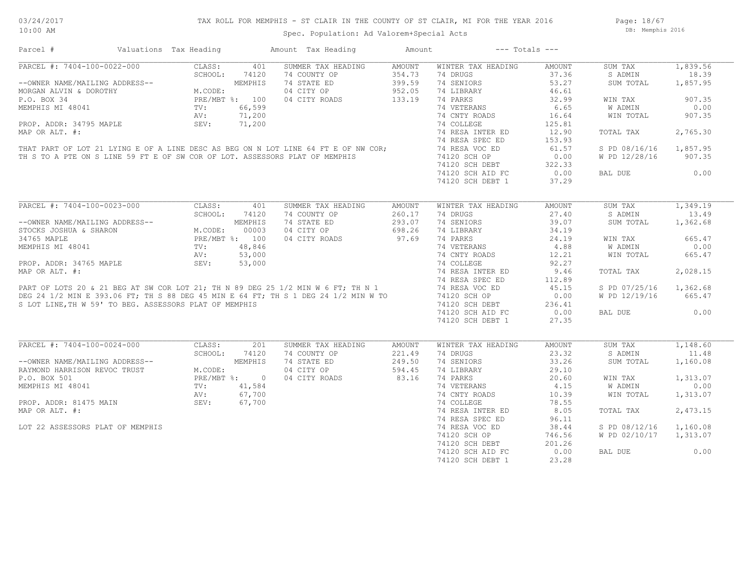# TAX ROLL FOR MEMPHIS - ST CLAIR IN THE COUNTY OF ST CLAIR, MI FOR THE YEAR 2016

Spec. Population: Ad Valorem+Special Acts

03/24/2017 10:00 AM — DB: Memphis 2016

| Parcel # | Valuations | Tax Heading | Amount | Tax Heading | Amount | --- Totals --- | |
|---|---|---|---|---|---|---|---|

## PARCEL #: 7404-100-0022-000

| Field | Value | SUMMER TAX HEADING | AMOUNT | WINTER TAX HEADING | AMOUNT | Totals | |
|---|---|---|---|---|---|---|---|
| CLASS: | 401 | 74 COUNTY OP | 354.73 | 74 DRUGS | 37.36 | SUM TAX | 1,839.56 |
| SCHOOL: | 74120 | 74 STATE ED | 399.59 | 74 SENIORS | 53.27 | S ADMIN | 18.39 |
| | MEMPHIS | 04 CITY OP | 952.05 | 74 LIBRARY | 46.61 | SUM TOTAL | 1,857.95 |
| M.CODE: | | 04 CITY ROADS | 133.19 | 74 PARKS | 32.99 | | |
| PRE/MBT %: | 100 | | | 74 VETERANS | 6.65 | WIN TAX | 907.35 |
| TV: | 66,599 | | | 74 CNTY ROADS | 16.64 | W ADMIN | 0.00 |
| AV: | 71,200 | | | 74 COLLEGE | 125.81 | WIN TOTAL | 907.35 |
| SEV: | 71,200 | | | 74 RESA INTER ED | 12.90 | | |
| | | | | 74 RESA SPEC ED | 153.93 | TOTAL TAX | 2,765.30 |
| | | | | 74 RESA VOC ED | 61.57 | | |
| | | | | 74120 SCH OP | 0.00 | S PD 08/16/16 | 1,857.95 |
| | | | | 74120 SCH DEBT | 322.33 | W PD 12/28/16 | 907.35 |
| | | | | 74120 SCH AID FC | 0.00 | | |
| | | | | 74120 SCH DEBT 1 | 37.29 | BAL DUE | 0.00 |

--OWNER NAME/MAILING ADDRESS--
MORGAN ALVIN & DOROTHY
P.O. BOX 34
MEMPHIS MI 48041

PROP. ADDR: 34795 MAPLE
MAP OR ALT. #:

THAT PART OF LOT 21 LYING E OF A LINE DESC AS BEG ON N LOT LINE 64 FT E OF NW COR; TH S TO A PTE ON S LINE 59 FT E OF SW COR OF LOT. ASSESSORS PLAT OF MEMPHIS

## PARCEL #: 7404-100-0023-000

| Field | Value | SUMMER TAX HEADING | AMOUNT | WINTER TAX HEADING | AMOUNT | Totals | |
|---|---|---|---|---|---|---|---|
| CLASS: | 401 | 74 COUNTY OP | 260.17 | 74 DRUGS | 27.40 | SUM TAX | 1,349.19 |
| SCHOOL: | 74120 | 74 STATE ED | 293.07 | 74 SENIORS | 39.07 | S ADMIN | 13.49 |
| | MEMPHIS | 04 CITY OP | 698.26 | 74 LIBRARY | 34.19 | SUM TOTAL | 1,362.68 |
| M.CODE: | 00003 | 04 CITY ROADS | 97.69 | 74 PARKS | 24.19 | | |
| PRE/MBT %: | 100 | | | 74 VETERANS | 4.88 | WIN TAX | 665.47 |
| TV: | 48,846 | | | 74 CNTY ROADS | 12.21 | W ADMIN | 0.00 |
| AV: | 53,000 | | | 74 COLLEGE | 92.27 | WIN TOTAL | 665.47 |
| SEV: | 53,000 | | | 74 RESA INTER ED | 9.46 | | |
| | | | | 74 RESA SPEC ED | 112.89 | TOTAL TAX | 2,028.15 |
| | | | | 74 RESA VOC ED | 45.15 | | |
| | | | | 74120 SCH OP | 0.00 | S PD 07/25/16 | 1,362.68 |
| | | | | 74120 SCH DEBT | 236.41 | W PD 12/19/16 | 665.47 |
| | | | | 74120 SCH AID FC | 0.00 | | |
| | | | | 74120 SCH DEBT 1 | 27.35 | BAL DUE | 0.00 |

--OWNER NAME/MAILING ADDRESS--
STOCKS JOSHUA & SHARON
34765 MAPLE
MEMPHIS MI 48041

PROP. ADDR: 34765 MAPLE
MAP OR ALT. #:

PART OF LOTS 20 & 21 BEG AT SW COR LOT 21; TH N 89 DEG 25 1/2 MIN W 6 FT; TH N 1 DEG 24 1/2 MIN E 393.06 FT; TH S 88 DEG 45 MIN E 64 FT; TH S 1 DEG 24 1/2 MIN W TO S LOT LINE,TH W 59' TO BEG. ASSESSORS PLAT OF MEMPHIS

## PARCEL #: 7404-100-0024-000

| Field | Value | SUMMER TAX HEADING | AMOUNT | WINTER TAX HEADING | AMOUNT | Totals | |
|---|---|---|---|---|---|---|---|
| CLASS: | 201 | 74 COUNTY OP | 221.49 | 74 DRUGS | 23.32 | SUM TAX | 1,148.60 |
| SCHOOL: | 74120 | 74 STATE ED | 249.50 | 74 SENIORS | 33.26 | S ADMIN | 11.48 |
| | MEMPHIS | 04 CITY OP | 594.45 | 74 LIBRARY | 29.10 | SUM TOTAL | 1,160.08 |
| M.CODE: | | 04 CITY ROADS | 83.16 | 74 PARKS | 20.60 | | |
| PRE/MBT %: | 0 | | | 74 VETERANS | 4.15 | WIN TAX | 1,313.07 |
| TV: | 41,584 | | | 74 CNTY ROADS | 10.39 | W ADMIN | 0.00 |
| AV: | 67,700 | | | 74 COLLEGE | 78.55 | WIN TOTAL | 1,313.07 |
| SEV: | 67,700 | | | 74 RESA INTER ED | 8.05 | | |
| | | | | 74 RESA SPEC ED | 96.11 | TOTAL TAX | 2,473.15 |
| | | | | 74 RESA VOC ED | 38.44 | | |
| | | | | 74120 SCH OP | 746.56 | S PD 08/12/16 | 1,160.08 |
| | | | | 74120 SCH DEBT | 201.26 | W PD 02/10/17 | 1,313.07 |
| | | | | 74120 SCH AID FC | 0.00 | | |
| | | | | 74120 SCH DEBT 1 | 23.28 | BAL DUE | 0.00 |

--OWNER NAME/MAILING ADDRESS--
RAYMOND HARRISON REVOC TRUST
P.O. BOX 501
MEMPHIS MI 48041

PROP. ADDR: 81475 MAIN
MAP OR ALT. #:

LOT 22 ASSESSORS PLAT OF MEMPHIS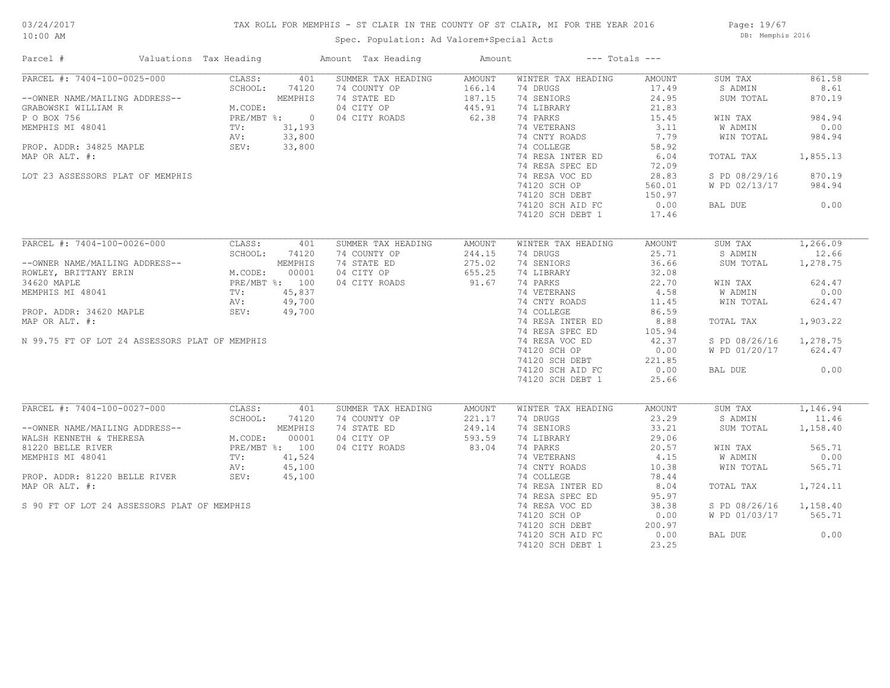# TAX ROLL FOR MEMPHIS - ST CLAIR IN THE COUNTY OF ST CLAIR, MI FOR THE YEAR 2016

Spec. Population: Ad Valorem+Special Acts

03/24/2017
10:00 AM

DB: Memphis 2016

| Parcel # | Valuations | Tax Heading | Amount | Tax Heading | Amount | --- Totals --- | | | |
|---|---|---|---|---|---|---|---|---|---|
| **PARCEL #: 7404-100-0025-000** | CLASS: | 401 | SUMMER TAX HEADING | AMOUNT | WINTER TAX HEADING | AMOUNT | SUM TAX | 861.58 |
| | SCHOOL: | 74120 | 74 COUNTY OP | 166.14 | 74 DRUGS | 17.49 | S ADMIN | 8.61 |
| --OWNER NAME/MAILING ADDRESS-- | | MEMPHIS | 74 STATE ED | 187.15 | 74 SENIORS | 24.95 | SUM TOTAL | 870.19 |
| GRABOWSKI WILLIAM R | M.CODE: | | 04 CITY OP | 445.91 | 74 LIBRARY | 21.83 | | |
| P O BOX 756 | PRE/MBT %: | 0 | 04 CITY ROADS | 62.38 | 74 PARKS | 15.45 | WIN TAX | 984.94 |
| MEMPHIS MI 48041 | TV: | 31,193 | | | 74 VETERANS | 3.11 | W ADMIN | 0.00 |
| | AV: | 33,800 | | | 74 CNTY ROADS | 7.79 | WIN TOTAL | 984.94 |
| PROP. ADDR: 34825 MAPLE | SEV: | 33,800 | | | 74 COLLEGE | 58.92 | | |
| MAP OR ALT. #: | | | | | 74 RESA INTER ED | 6.04 | TOTAL TAX | 1,855.13 |
| | | | | | 74 RESA SPEC ED | 72.09 | | |
| LOT 23 ASSESSORS PLAT OF MEMPHIS | | | | | 74 RESA VOC ED | 28.83 | S PD 08/29/16 | 870.19 |
| | | | | | 74120 SCH OP | 560.01 | W PD 02/13/17 | 984.94 |
| | | | | | 74120 SCH DEBT | 150.97 | | |
| | | | | | 74120 SCH AID FC | 0.00 | BAL DUE | 0.00 |
| | | | | | 74120 SCH DEBT 1 | 17.46 | | |
| **PARCEL #: 7404-100-0026-000** | CLASS: | 401 | SUMMER TAX HEADING | AMOUNT | WINTER TAX HEADING | AMOUNT | SUM TAX | 1,266.09 |
| | SCHOOL: | 74120 | 74 COUNTY OP | 244.15 | 74 DRUGS | 25.71 | S ADMIN | 12.66 |
| --OWNER NAME/MAILING ADDRESS-- | | MEMPHIS | 74 STATE ED | 275.02 | 74 SENIORS | 36.66 | SUM TOTAL | 1,278.75 |
| ROWLEY, BRITTANY ERIN | M.CODE: | 00001 | 04 CITY OP | 655.25 | 74 LIBRARY | 32.08 | | |
| 34620 MAPLE | PRE/MBT %: | 100 | 04 CITY ROADS | 91.67 | 74 PARKS | 22.70 | WIN TAX | 624.47 |
| MEMPHIS MI 48041 | TV: | 45,837 | | | 74 VETERANS | 4.58 | W ADMIN | 0.00 |
| | AV: | 49,700 | | | 74 CNTY ROADS | 11.45 | WIN TOTAL | 624.47 |
| PROP. ADDR: 34620 MAPLE | SEV: | 49,700 | | | 74 COLLEGE | 86.59 | | |
| MAP OR ALT. #: | | | | | 74 RESA INTER ED | 8.88 | TOTAL TAX | 1,903.22 |
| | | | | | 74 RESA SPEC ED | 105.94 | | |
| N 99.75 FT OF LOT 24 ASSESSORS PLAT OF MEMPHIS | | | | | 74 RESA VOC ED | 42.37 | S PD 08/26/16 | 1,278.75 |
| | | | | | 74120 SCH OP | 0.00 | W PD 01/20/17 | 624.47 |
| | | | | | 74120 SCH DEBT | 221.85 | | |
| | | | | | 74120 SCH AID FC | 0.00 | BAL DUE | 0.00 |
| | | | | | 74120 SCH DEBT 1 | 25.66 | | |
| **PARCEL #: 7404-100-0027-000** | CLASS: | 401 | SUMMER TAX HEADING | AMOUNT | WINTER TAX HEADING | AMOUNT | SUM TAX | 1,146.94 |
| | SCHOOL: | 74120 | 74 COUNTY OP | 221.17 | 74 DRUGS | 23.29 | S ADMIN | 11.46 |
| --OWNER NAME/MAILING ADDRESS-- | | MEMPHIS | 74 STATE ED | 249.14 | 74 SENIORS | 33.21 | SUM TOTAL | 1,158.40 |
| WALSH KENNETH & THERESA | M.CODE: | 00001 | 04 CITY OP | 593.59 | 74 LIBRARY | 29.06 | | |
| 81220 BELLE RIVER | PRE/MBT %: | 100 | 04 CITY ROADS | 83.04 | 74 PARKS | 20.57 | WIN TAX | 565.71 |
| MEMPHIS MI 48041 | TV: | 41,524 | | | 74 VETERANS | 4.15 | W ADMIN | 0.00 |
| | AV: | 45,100 | | | 74 CNTY ROADS | 10.38 | WIN TOTAL | 565.71 |
| PROP. ADDR: 81220 BELLE RIVER | SEV: | 45,100 | | | 74 COLLEGE | 78.44 | | |
| MAP OR ALT. #: | | | | | 74 RESA INTER ED | 8.04 | TOTAL TAX | 1,724.11 |
| | | | | | 74 RESA SPEC ED | 95.97 | | |
| S 90 FT OF LOT 24 ASSESSORS PLAT OF MEMPHIS | | | | | 74 RESA VOC ED | 38.38 | S PD 08/26/16 | 1,158.40 |
| | | | | | 74120 SCH OP | 0.00 | W PD 01/03/17 | 565.71 |
| | | | | | 74120 SCH DEBT | 200.97 | | |
| | | | | | 74120 SCH AID FC | 0.00 | BAL DUE | 0.00 |
| | | | | | 74120 SCH DEBT 1 | 23.25 | | |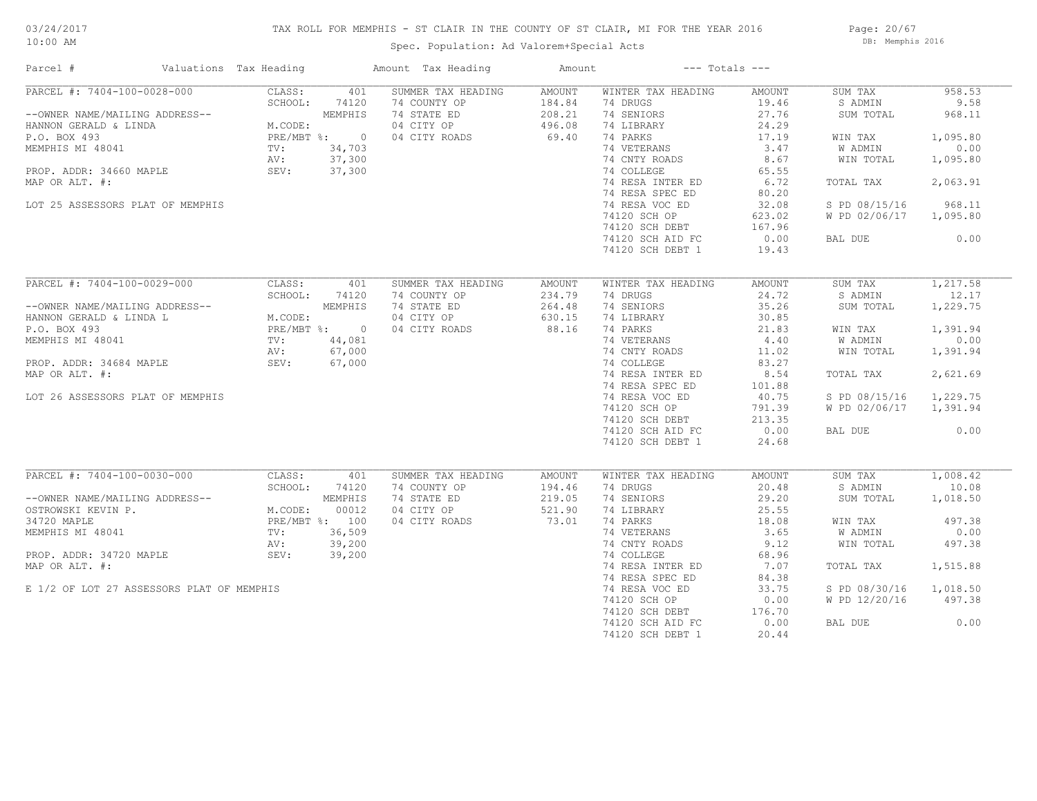# TAX ROLL FOR MEMPHIS - ST CLAIR IN THE COUNTY OF ST CLAIR, MI FOR THE YEAR 2016

Spec. Population: Ad Valorem+Special Acts

03/24/2017 10:00 AM — DB: Memphis 2016

| Parcel # | Valuations | Tax Heading | Amount | Tax Heading | Amount | --- Totals --- | |
|---|---|---|---|---|---|---|---|
| PARCEL #: 7404-100-0028-000 | CLASS: 401 | SUMMER TAX HEADING | AMOUNT | WINTER TAX HEADING | AMOUNT | SUM TAX | 958.53 |
| | SCHOOL: 74120 | 74 COUNTY OP | 184.84 | 74 DRUGS | 19.46 | S ADMIN | 9.58 |
| --OWNER NAME/MAILING ADDRESS-- | MEMPHIS | 74 STATE ED | 208.21 | 74 SENIORS | 27.76 | SUM TOTAL | 968.11 |
| HANNON GERALD & LINDA | M.CODE: | 04 CITY OP | 496.08 | 74 LIBRARY | 24.29 | | |
| P.O. BOX 493 | PRE/MBT %: 0 | 04 CITY ROADS | 69.40 | 74 PARKS | 17.19 | WIN TAX | 1,095.80 |
| MEMPHIS MI 48041 | TV: 34,703 | | | 74 VETERANS | 3.47 | W ADMIN | 0.00 |
| | AV: 37,300 | | | 74 CNTY ROADS | 8.67 | WIN TOTAL | 1,095.80 |
| PROP. ADDR: 34660 MAPLE | SEV: 37,300 | | | 74 COLLEGE | 65.55 | | |
| MAP OR ALT. #: | | | | 74 RESA INTER ED | 6.72 | TOTAL TAX | 2,063.91 |
| | | | | 74 RESA SPEC ED | 80.20 | | |
| LOT 25 ASSESSORS PLAT OF MEMPHIS | | | | 74 RESA VOC ED | 32.08 | S PD 08/15/16 | 968.11 |
| | | | | 74120 SCH OP | 623.02 | W PD 02/06/17 | 1,095.80 |
| | | | | 74120 SCH DEBT | 167.96 | | |
| | | | | 74120 SCH AID FC | 0.00 | BAL DUE | 0.00 |
| | | | | 74120 SCH DEBT 1 | 19.43 | | |

| Parcel # | Valuations | Tax Heading | Amount | Tax Heading | Amount | --- Totals --- | |
|---|---|---|---|---|---|---|---|
| PARCEL #: 7404-100-0029-000 | CLASS: 401 | SUMMER TAX HEADING | AMOUNT | WINTER TAX HEADING | AMOUNT | SUM TAX | 1,217.58 |
| | SCHOOL: 74120 | 74 COUNTY OP | 234.79 | 74 DRUGS | 24.72 | S ADMIN | 12.17 |
| --OWNER NAME/MAILING ADDRESS-- | MEMPHIS | 74 STATE ED | 264.48 | 74 SENIORS | 35.26 | SUM TOTAL | 1,229.75 |
| HANNON GERALD & LINDA L | M.CODE: | 04 CITY OP | 630.15 | 74 LIBRARY | 30.85 | | |
| P.O. BOX 493 | PRE/MBT %: 0 | 04 CITY ROADS | 88.16 | 74 PARKS | 21.83 | WIN TAX | 1,391.94 |
| MEMPHIS MI 48041 | TV: 44,081 | | | 74 VETERANS | 4.40 | W ADMIN | 0.00 |
| | AV: 67,000 | | | 74 CNTY ROADS | 11.02 | WIN TOTAL | 1,391.94 |
| PROP. ADDR: 34684 MAPLE | SEV: 67,000 | | | 74 COLLEGE | 83.27 | | |
| MAP OR ALT. #: | | | | 74 RESA INTER ED | 8.54 | TOTAL TAX | 2,621.69 |
| | | | | 74 RESA SPEC ED | 101.88 | | |
| LOT 26 ASSESSORS PLAT OF MEMPHIS | | | | 74 RESA VOC ED | 40.75 | S PD 08/15/16 | 1,229.75 |
| | | | | 74120 SCH OP | 791.39 | W PD 02/06/17 | 1,391.94 |
| | | | | 74120 SCH DEBT | 213.35 | | |
| | | | | 74120 SCH AID FC | 0.00 | BAL DUE | 0.00 |
| | | | | 74120 SCH DEBT 1 | 24.68 | | |

| Parcel # | Valuations | Tax Heading | Amount | Tax Heading | Amount | --- Totals --- | |
|---|---|---|---|---|---|---|---|
| PARCEL #: 7404-100-0030-000 | CLASS: 401 | SUMMER TAX HEADING | AMOUNT | WINTER TAX HEADING | AMOUNT | SUM TAX | 1,008.42 |
| | SCHOOL: 74120 | 74 COUNTY OP | 194.46 | 74 DRUGS | 20.48 | S ADMIN | 10.08 |
| --OWNER NAME/MAILING ADDRESS-- | MEMPHIS | 74 STATE ED | 219.05 | 74 SENIORS | 29.20 | SUM TOTAL | 1,018.50 |
| OSTROWSKI KEVIN P. | M.CODE: 00012 | 04 CITY OP | 521.90 | 74 LIBRARY | 25.55 | | |
| 34720 MAPLE | PRE/MBT %: 100 | 04 CITY ROADS | 73.01 | 74 PARKS | 18.08 | WIN TAX | 497.38 |
| MEMPHIS MI 48041 | TV: 36,509 | | | 74 VETERANS | 3.65 | W ADMIN | 0.00 |
| | AV: 39,200 | | | 74 CNTY ROADS | 9.12 | WIN TOTAL | 497.38 |
| PROP. ADDR: 34720 MAPLE | SEV: 39,200 | | | 74 COLLEGE | 68.96 | | |
| MAP OR ALT. #: | | | | 74 RESA INTER ED | 7.07 | TOTAL TAX | 1,515.88 |
| | | | | 74 RESA SPEC ED | 84.38 | | |
| E 1/2 OF LOT 27 ASSESSORS PLAT OF MEMPHIS | | | | 74 RESA VOC ED | 33.75 | S PD 08/30/16 | 1,018.50 |
| | | | | 74120 SCH OP | 0.00 | W PD 12/20/16 | 497.38 |
| | | | | 74120 SCH DEBT | 176.70 | | |
| | | | | 74120 SCH AID FC | 0.00 | BAL DUE | 0.00 |
| | | | | 74120 SCH DEBT 1 | 20.44 | | |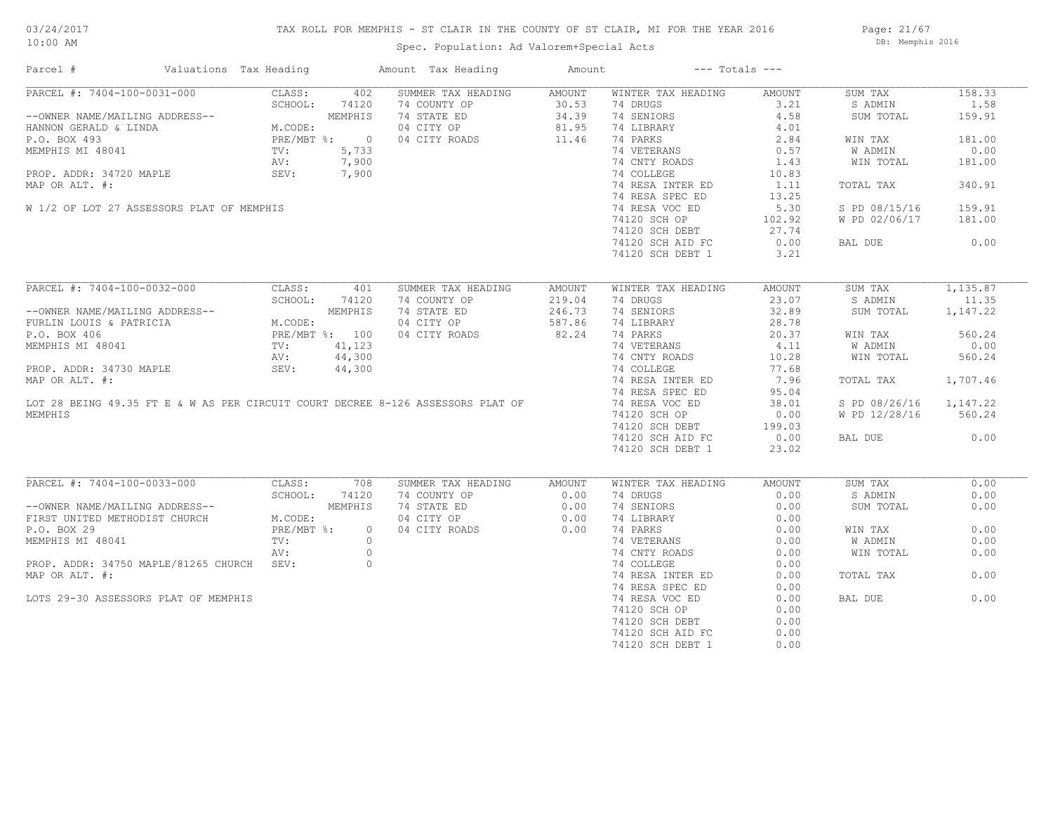# TAX ROLL FOR MEMPHIS - ST CLAIR IN THE COUNTY OF ST CLAIR, MI FOR THE YEAR 2016

Spec. Population: Ad Valorem+Special Acts

03/24/2017
10:00 AM

DB: Memphis 2016

| Parcel # | Valuations | Tax Heading | Amount | Tax Heading | Amount | --- Totals --- | |
|---|---|---|---|---|---|---|---|

## PARCEL #: 7404-100-0031-000

| | | | | | | | |
|---|---|---|---|---|---|---|---|
| PARCEL #: 7404-100-0031-000 | CLASS: 402 | SUMMER TAX HEADING | AMOUNT | WINTER TAX HEADING | AMOUNT | SUM TAX | 158.33 |
| | SCHOOL: 74120 | 74 COUNTY OP | 30.53 | 74 DRUGS | 3.21 | S ADMIN | 1.58 |
| --OWNER NAME/MAILING ADDRESS-- | MEMPHIS | 74 STATE ED | 34.39 | 74 SENIORS | 4.58 | SUM TOTAL | 159.91 |
| HANNON GERALD & LINDA | M.CODE: | 04 CITY OP | 81.95 | 74 LIBRARY | 4.01 | | |
| P.O. BOX 493 | PRE/MBT %: 0 | 04 CITY ROADS | 11.46 | 74 PARKS | 2.84 | WIN TAX | 181.00 |
| MEMPHIS MI 48041 | TV: 5,733 | | | 74 VETERANS | 0.57 | W ADMIN | 0.00 |
| | AV: 7,900 | | | 74 CNTY ROADS | 1.43 | WIN TOTAL | 181.00 |
| PROP. ADDR: 34720 MAPLE | SEV: 7,900 | | | 74 COLLEGE | 10.83 | | |
| MAP OR ALT. #: | | | | 74 RESA INTER ED | 1.11 | TOTAL TAX | 340.91 |
| | | | | 74 RESA SPEC ED | 13.25 | | |
| W 1/2 OF LOT 27 ASSESSORS PLAT OF MEMPHIS | | | | 74 RESA VOC ED | 5.30 | S PD 08/15/16 | 159.91 |
| | | | | 74120 SCH OP | 102.92 | W PD 02/06/17 | 181.00 |
| | | | | 74120 SCH DEBT | 27.74 | | |
| | | | | 74120 SCH AID FC | 0.00 | BAL DUE | 0.00 |
| | | | | 74120 SCH DEBT 1 | 3.21 | | |

## PARCEL #: 7404-100-0032-000

| | | | | | | | |
|---|---|---|---|---|---|---|---|
| PARCEL #: 7404-100-0032-000 | CLASS: 401 | SUMMER TAX HEADING | AMOUNT | WINTER TAX HEADING | AMOUNT | SUM TAX | 1,135.87 |
| | SCHOOL: 74120 | 74 COUNTY OP | 219.04 | 74 DRUGS | 23.07 | S ADMIN | 11.35 |
| --OWNER NAME/MAILING ADDRESS-- | MEMPHIS | 74 STATE ED | 246.73 | 74 SENIORS | 32.89 | SUM TOTAL | 1,147.22 |
| FURLIN LOUIS & PATRICIA | M.CODE: | 04 CITY OP | 587.86 | 74 LIBRARY | 28.78 | | |
| P.O. BOX 406 | PRE/MBT %: 100 | 04 CITY ROADS | 82.24 | 74 PARKS | 20.37 | WIN TAX | 560.24 |
| MEMPHIS MI 48041 | TV: 41,123 | | | 74 VETERANS | 4.11 | W ADMIN | 0.00 |
| | AV: 44,300 | | | 74 CNTY ROADS | 10.28 | WIN TOTAL | 560.24 |
| PROP. ADDR: 34730 MAPLE | SEV: 44,300 | | | 74 COLLEGE | 77.68 | | |
| MAP OR ALT. #: | | | | 74 RESA INTER ED | 7.96 | TOTAL TAX | 1,707.46 |
| | | | | 74 RESA SPEC ED | 95.04 | | |
| LOT 28 BEING 49.35 FT E & W AS PER CIRCUIT COURT DECREE 8-126 ASSESSORS PLAT OF MEMPHIS | | | | 74 RESA VOC ED | 38.01 | S PD 08/26/16 | 1,147.22 |
| | | | | 74120 SCH OP | 0.00 | W PD 12/28/16 | 560.24 |
| | | | | 74120 SCH DEBT | 199.03 | | |
| | | | | 74120 SCH AID FC | 0.00 | BAL DUE | 0.00 |
| | | | | 74120 SCH DEBT 1 | 23.02 | | |

## PARCEL #: 7404-100-0033-000

| | | | | | | | |
|---|---|---|---|---|---|---|---|
| PARCEL #: 7404-100-0033-000 | CLASS: 708 | SUMMER TAX HEADING | AMOUNT | WINTER TAX HEADING | AMOUNT | SUM TAX | 0.00 |
| | SCHOOL: 74120 | 74 COUNTY OP | 0.00 | 74 DRUGS | 0.00 | S ADMIN | 0.00 |
| --OWNER NAME/MAILING ADDRESS-- | MEMPHIS | 74 STATE ED | 0.00 | 74 SENIORS | 0.00 | SUM TOTAL | 0.00 |
| FIRST UNITED METHODIST CHURCH | M.CODE: | 04 CITY OP | 0.00 | 74 LIBRARY | 0.00 | | |
| P.O. BOX 29 | PRE/MBT %: 0 | 04 CITY ROADS | 0.00 | 74 PARKS | 0.00 | WIN TAX | 0.00 |
| MEMPHIS MI 48041 | TV: 0 | | | 74 VETERANS | 0.00 | W ADMIN | 0.00 |
| | AV: 0 | | | 74 CNTY ROADS | 0.00 | WIN TOTAL | 0.00 |
| PROP. ADDR: 34750 MAPLE/81265 CHURCH | SEV: 0 | | | 74 COLLEGE | 0.00 | | |
| MAP OR ALT. #: | | | | 74 RESA INTER ED | 0.00 | TOTAL TAX | 0.00 |
| | | | | 74 RESA SPEC ED | 0.00 | | |
| LOTS 29-30 ASSESSORS PLAT OF MEMPHIS | | | | 74 RESA VOC ED | 0.00 | BAL DUE | 0.00 |
| | | | | 74120 SCH OP | 0.00 | | |
| | | | | 74120 SCH DEBT | 0.00 | | |
| | | | | 74120 SCH AID FC | 0.00 | | |
| | | | | 74120 SCH DEBT 1 | 0.00 | | |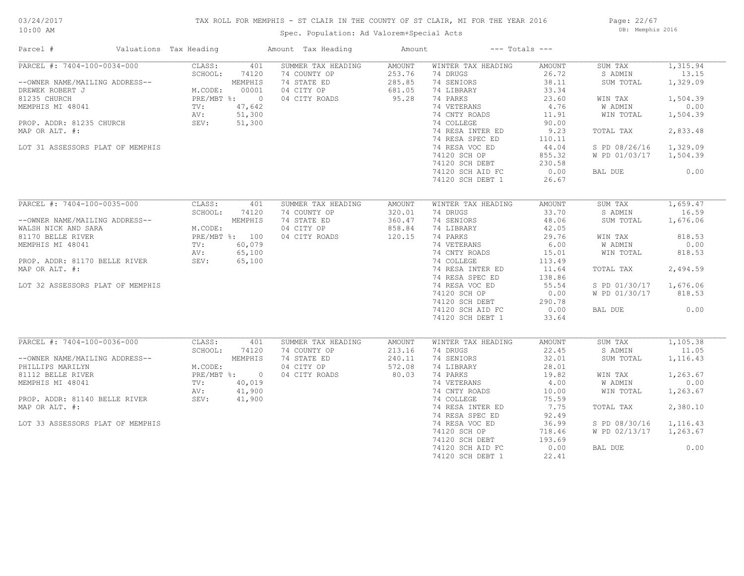# TAX ROLL FOR MEMPHIS - ST CLAIR IN THE COUNTY OF ST CLAIR, MI FOR THE YEAR 2016

Spec. Population: Ad Valorem+Special Acts

DB: Memphis 2016

03/24/2017 10:00 AM

| Parcel # | Valuations | Tax Heading | Amount | Tax Heading | Amount | --- Totals --- | |
|---|---|---|---|---|---|---|---|
| PARCEL #: 7404-100-0034-000 | CLASS: 401 | SUMMER TAX HEADING | AMOUNT | WINTER TAX HEADING | AMOUNT | SUM TAX | 1,315.94 |
| | SCHOOL: 74120 | 74 COUNTY OP | 253.76 | 74 DRUGS | 26.72 | S ADMIN | 13.15 |
| --OWNER NAME/MAILING ADDRESS-- | MEMPHIS | 74 STATE ED | 285.85 | 74 SENIORS | 38.11 | SUM TOTAL | 1,329.09 |
| DREWEK ROBERT J | M.CODE: 00001 | 04 CITY OP | 681.05 | 74 LIBRARY | 33.34 | | |
| 81235 CHURCH | PRE/MBT %: 0 | 04 CITY ROADS | 95.28 | 74 PARKS | 23.60 | WIN TAX | 1,504.39 |
| MEMPHIS MI 48041 | TV: 47,642 | | | 74 VETERANS | 4.76 | W ADMIN | 0.00 |
| | AV: 51,300 | | | 74 CNTY ROADS | 11.91 | WIN TOTAL | 1,504.39 |
| PROP. ADDR: 81235 CHURCH | SEV: 51,300 | | | 74 COLLEGE | 90.00 | | |
| MAP OR ALT. #: | | | | 74 RESA INTER ED | 9.23 | TOTAL TAX | 2,833.48 |
| | | | | 74 RESA SPEC ED | 110.11 | | |
| LOT 31 ASSESSORS PLAT OF MEMPHIS | | | | 74 RESA VOC ED | 44.04 | S PD 08/26/16 | 1,329.09 |
| | | | | 74120 SCH OP | 855.32 | W PD 01/03/17 | 1,504.39 |
| | | | | 74120 SCH DEBT | 230.58 | | |
| | | | | 74120 SCH AID FC | 0.00 | BAL DUE | 0.00 |
| | | | | 74120 SCH DEBT 1 | 26.67 | | |
| PARCEL #: 7404-100-0035-000 | CLASS: 401 | SUMMER TAX HEADING | AMOUNT | WINTER TAX HEADING | AMOUNT | SUM TAX | 1,659.47 |
| | SCHOOL: 74120 | 74 COUNTY OP | 320.01 | 74 DRUGS | 33.70 | S ADMIN | 16.59 |
| --OWNER NAME/MAILING ADDRESS-- | MEMPHIS | 74 STATE ED | 360.47 | 74 SENIORS | 48.06 | SUM TOTAL | 1,676.06 |
| WALSH NICK AND SARA | M.CODE: | 04 CITY OP | 858.84 | 74 LIBRARY | 42.05 | | |
| 81170 BELLE RIVER | PRE/MBT %: 100 | 04 CITY ROADS | 120.15 | 74 PARKS | 29.76 | WIN TAX | 818.53 |
| MEMPHIS MI 48041 | TV: 60,079 | | | 74 VETERANS | 6.00 | W ADMIN | 0.00 |
| | AV: 65,100 | | | 74 CNTY ROADS | 15.01 | WIN TOTAL | 818.53 |
| PROP. ADDR: 81170 BELLE RIVER | SEV: 65,100 | | | 74 COLLEGE | 113.49 | | |
| MAP OR ALT. #: | | | | 74 RESA INTER ED | 11.64 | TOTAL TAX | 2,494.59 |
| | | | | 74 RESA SPEC ED | 138.86 | | |
| LOT 32 ASSESSORS PLAT OF MEMPHIS | | | | 74 RESA VOC ED | 55.54 | S PD 01/30/17 | 1,676.06 |
| | | | | 74120 SCH OP | 0.00 | W PD 01/30/17 | 818.53 |
| | | | | 74120 SCH DEBT | 290.78 | | |
| | | | | 74120 SCH AID FC | 0.00 | BAL DUE | 0.00 |
| | | | | 74120 SCH DEBT 1 | 33.64 | | |
| PARCEL #: 7404-100-0036-000 | CLASS: 401 | SUMMER TAX HEADING | AMOUNT | WINTER TAX HEADING | AMOUNT | SUM TAX | 1,105.38 |
| | SCHOOL: 74120 | 74 COUNTY OP | 213.16 | 74 DRUGS | 22.45 | S ADMIN | 11.05 |
| --OWNER NAME/MAILING ADDRESS-- | MEMPHIS | 74 STATE ED | 240.11 | 74 SENIORS | 32.01 | SUM TOTAL | 1,116.43 |
| PHILLIPS MARILYN | M.CODE: | 04 CITY OP | 572.08 | 74 LIBRARY | 28.01 | | |
| 81112 BELLE RIVER | PRE/MBT %: 0 | 04 CITY ROADS | 80.03 | 74 PARKS | 19.82 | WIN TAX | 1,263.67 |
| MEMPHIS MI 48041 | TV: 40,019 | | | 74 VETERANS | 4.00 | W ADMIN | 0.00 |
| | AV: 41,900 | | | 74 CNTY ROADS | 10.00 | WIN TOTAL | 1,263.67 |
| PROP. ADDR: 81140 BELLE RIVER | SEV: 41,900 | | | 74 COLLEGE | 75.59 | | |
| MAP OR ALT. #: | | | | 74 RESA INTER ED | 7.75 | TOTAL TAX | 2,380.10 |
| | | | | 74 RESA SPEC ED | 92.49 | | |
| LOT 33 ASSESSORS PLAT OF MEMPHIS | | | | 74 RESA VOC ED | 36.99 | S PD 08/30/16 | 1,116.43 |
| | | | | 74120 SCH OP | 718.46 | W PD 02/13/17 | 1,263.67 |
| | | | | 74120 SCH DEBT | 193.69 | | |
| | | | | 74120 SCH AID FC | 0.00 | BAL DUE | 0.00 |
| | | | | 74120 SCH DEBT 1 | 22.41 | | |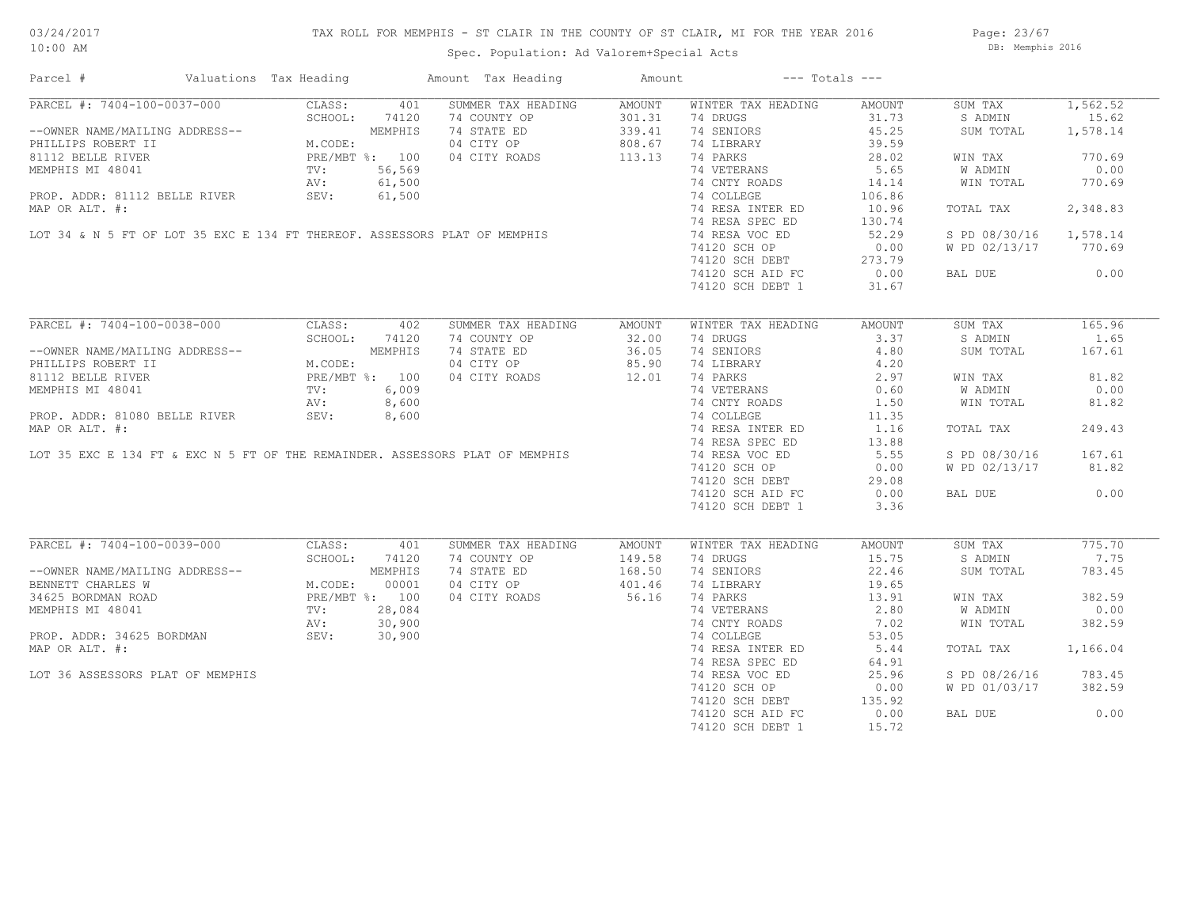# TAX ROLL FOR MEMPHIS - ST CLAIR IN THE COUNTY OF ST CLAIR, MI FOR THE YEAR 2016

Spec. Population: Ad Valorem+Special Acts

| Parcel # | Valuations | Tax Heading | Amount | Tax Heading | Amount | --- Totals --- | |
|---|---|---|---|---|---|---|---|

## PARCEL #: 7404-100-0037-000

| Owner / Property | Valuations | Summer Tax Heading | Amount | Winter Tax Heading | Amount | Totals | |
|---|---|---|---|---|---|---|---|
| --OWNER NAME/MAILING ADDRESS-- | CLASS: 401 | 74 COUNTY OP | 301.31 | 74 DRUGS | 31.73 | SUM TAX | 1,562.52 |
| PHILLIPS ROBERT II | SCHOOL: 74120 MEMPHIS | 74 STATE ED | 339.41 | 74 SENIORS | 45.25 | S ADMIN | 15.62 |
| 81112 BELLE RIVER | M.CODE: | 04 CITY OP | 808.67 | 74 LIBRARY | 39.59 | SUM TOTAL | 1,578.14 |
| MEMPHIS MI 48041 | PRE/MBT %: 100 | 04 CITY ROADS | 113.13 | 74 PARKS | 28.02 | WIN TAX | 770.69 |
| PROP. ADDR: 81112 BELLE RIVER | TV: 56,569 | | | 74 VETERANS | 5.65 | W ADMIN | 0.00 |
| MAP OR ALT. #: | AV: 61,500 | | | 74 CNTY ROADS | 14.14 | WIN TOTAL | 770.69 |
| | SEV: 61,500 | | | 74 COLLEGE | 106.86 | | |
| | | | | 74 RESA INTER ED | 10.96 | TOTAL TAX | 2,348.83 |
| | | | | 74 RESA SPEC ED | 130.74 | | |
| | | | | 74 RESA VOC ED | 52.29 | S PD 08/30/16 | 1,578.14 |
| | | | | 74120 SCH OP | 0.00 | W PD 02/13/17 | 770.69 |
| | | | | 74120 SCH DEBT | 273.79 | | |
| | | | | 74120 SCH AID FC | 0.00 | BAL DUE | 0.00 |
| | | | | 74120 SCH DEBT 1 | 31.67 | | |

LOT 34 & N 5 FT OF LOT 35 EXC E 134 FT THEREOF. ASSESSORS PLAT OF MEMPHIS

## PARCEL #: 7404-100-0038-000

| Owner / Property | Valuations | Summer Tax Heading | Amount | Winter Tax Heading | Amount | Totals | |
|---|---|---|---|---|---|---|---|
| --OWNER NAME/MAILING ADDRESS-- | CLASS: 402 | 74 COUNTY OP | 32.00 | 74 DRUGS | 3.37 | SUM TAX | 165.96 |
| PHILLIPS ROBERT II | SCHOOL: 74120 MEMPHIS | 74 STATE ED | 36.05 | 74 SENIORS | 4.80 | S ADMIN | 1.65 |
| 81112 BELLE RIVER | M.CODE: | 04 CITY OP | 85.90 | 74 LIBRARY | 4.20 | SUM TOTAL | 167.61 |
| MEMPHIS MI 48041 | PRE/MBT %: 100 | 04 CITY ROADS | 12.01 | 74 PARKS | 2.97 | WIN TAX | 81.82 |
| PROP. ADDR: 81080 BELLE RIVER | TV: 6,009 | | | 74 VETERANS | 0.60 | W ADMIN | 0.00 |
| MAP OR ALT. #: | AV: 8,600 | | | 74 CNTY ROADS | 1.50 | WIN TOTAL | 81.82 |
| | SEV: 8,600 | | | 74 COLLEGE | 11.35 | | |
| | | | | 74 RESA INTER ED | 1.16 | TOTAL TAX | 249.43 |
| | | | | 74 RESA SPEC ED | 13.88 | | |
| | | | | 74 RESA VOC ED | 5.55 | S PD 08/30/16 | 167.61 |
| | | | | 74120 SCH OP | 0.00 | W PD 02/13/17 | 81.82 |
| | | | | 74120 SCH DEBT | 29.08 | | |
| | | | | 74120 SCH AID FC | 0.00 | BAL DUE | 0.00 |
| | | | | 74120 SCH DEBT 1 | 3.36 | | |

LOT 35 EXC E 134 FT & EXC N 5 FT OF THE REMAINDER. ASSESSORS PLAT OF MEMPHIS

## PARCEL #: 7404-100-0039-000

| Owner / Property | Valuations | Summer Tax Heading | Amount | Winter Tax Heading | Amount | Totals | |
|---|---|---|---|---|---|---|---|
| --OWNER NAME/MAILING ADDRESS-- | CLASS: 401 | 74 COUNTY OP | 149.58 | 74 DRUGS | 15.75 | SUM TAX | 775.70 |
| BENNETT CHARLES W | SCHOOL: 74120 MEMPHIS | 74 STATE ED | 168.50 | 74 SENIORS | 22.46 | S ADMIN | 7.75 |
| 34625 BORDMAN ROAD | M.CODE: 00001 | 04 CITY OP | 401.46 | 74 LIBRARY | 19.65 | SUM TOTAL | 783.45 |
| MEMPHIS MI 48041 | PRE/MBT %: 100 | 04 CITY ROADS | 56.16 | 74 PARKS | 13.91 | WIN TAX | 382.59 |
| PROP. ADDR: 34625 BORDMAN | TV: 28,084 | | | 74 VETERANS | 2.80 | W ADMIN | 0.00 |
| MAP OR ALT. #: | AV: 30,900 | | | 74 CNTY ROADS | 7.02 | WIN TOTAL | 382.59 |
| | SEV: 30,900 | | | 74 COLLEGE | 53.05 | | |
| | | | | 74 RESA INTER ED | 5.44 | TOTAL TAX | 1,166.04 |
| | | | | 74 RESA SPEC ED | 64.91 | | |
| | | | | 74 RESA VOC ED | 25.96 | S PD 08/26/16 | 783.45 |
| | | | | 74120 SCH OP | 0.00 | W PD 01/03/17 | 382.59 |
| | | | | 74120 SCH DEBT | 135.92 | | |
| | | | | 74120 SCH AID FC | 0.00 | BAL DUE | 0.00 |
| | | | | 74120 SCH DEBT 1 | 15.72 | | |

LOT 36 ASSESSORS PLAT OF MEMPHIS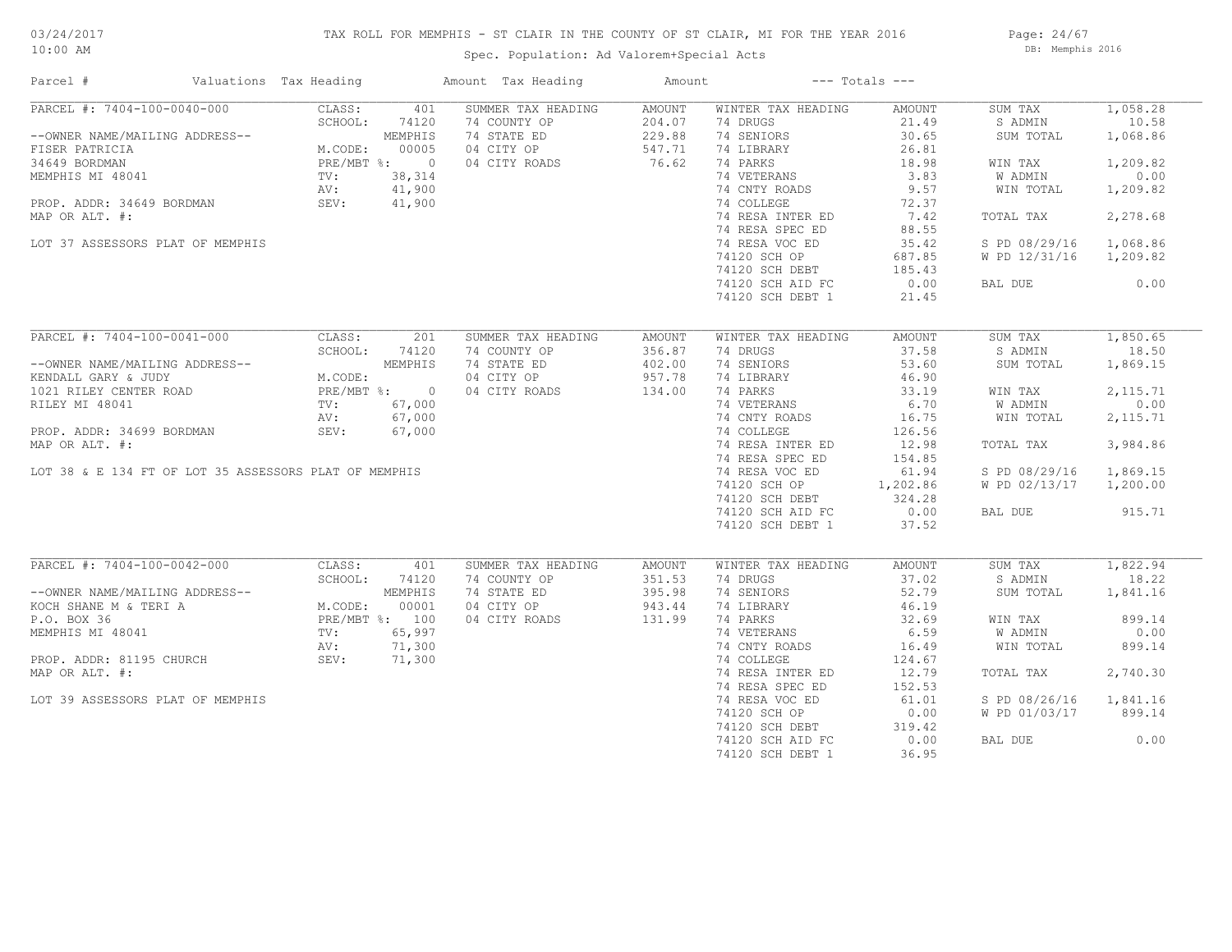# TAX ROLL FOR MEMPHIS - ST CLAIR IN THE COUNTY OF ST CLAIR, MI FOR THE YEAR 2016

Spec. Population: Ad Valorem+Special Acts

03/24/2017 10:00 AM — DB: Memphis 2016

| Parcel # | Valuations | Tax Heading | Amount | Tax Heading | Amount | --- Totals --- | |
|---|---|---|---|---|---|---|---|
| PARCEL #: 7404-100-0040-000 | CLASS: 401 | SUMMER TAX HEADING | AMOUNT | WINTER TAX HEADING | AMOUNT | SUM TAX | 1,058.28 |
| | SCHOOL: 74120 | 74 COUNTY OP | 204.07 | 74 DRUGS | 21.49 | S ADMIN | 10.58 |
| --OWNER NAME/MAILING ADDRESS-- | MEMPHIS | 74 STATE ED | 229.88 | 74 SENIORS | 30.65 | SUM TOTAL | 1,068.86 |
| FISER PATRICIA | M.CODE: 00005 | 04 CITY OP | 547.71 | 74 LIBRARY | 26.81 | | |
| 34649 BORDMAN | PRE/MBT %: 0 | 04 CITY ROADS | 76.62 | 74 PARKS | 18.98 | WIN TAX | 1,209.82 |
| MEMPHIS MI 48041 | TV: 38,314 | | | 74 VETERANS | 3.83 | W ADMIN | 0.00 |
| | AV: 41,900 | | | 74 CNTY ROADS | 9.57 | WIN TOTAL | 1,209.82 |
| PROP. ADDR: 34649 BORDMAN | SEV: 41,900 | | | 74 COLLEGE | 72.37 | | |
| MAP OR ALT. #: | | | | 74 RESA INTER ED | 7.42 | TOTAL TAX | 2,278.68 |
| | | | | 74 RESA SPEC ED | 88.55 | | |
| LOT 37 ASSESSORS PLAT OF MEMPHIS | | | | 74 RESA VOC ED | 35.42 | S PD 08/29/16 | 1,068.86 |
| | | | | 74120 SCH OP | 687.85 | W PD 12/31/16 | 1,209.82 |
| | | | | 74120 SCH DEBT | 185.43 | | |
| | | | | 74120 SCH AID FC | 0.00 | BAL DUE | 0.00 |
| | | | | 74120 SCH DEBT 1 | 21.45 | | |
| PARCEL #: 7404-100-0041-000 | CLASS: 201 | SUMMER TAX HEADING | AMOUNT | WINTER TAX HEADING | AMOUNT | SUM TAX | 1,850.65 |
| | SCHOOL: 74120 | 74 COUNTY OP | 356.87 | 74 DRUGS | 37.58 | S ADMIN | 18.50 |
| --OWNER NAME/MAILING ADDRESS-- | MEMPHIS | 74 STATE ED | 402.00 | 74 SENIORS | 53.60 | SUM TOTAL | 1,869.15 |
| KENDALL GARY & JUDY | M.CODE: | 04 CITY OP | 957.78 | 74 LIBRARY | 46.90 | | |
| 1021 RILEY CENTER ROAD | PRE/MBT %: 0 | 04 CITY ROADS | 134.00 | 74 PARKS | 33.19 | WIN TAX | 2,115.71 |
| RILEY MI 48041 | TV: 67,000 | | | 74 VETERANS | 6.70 | W ADMIN | 0.00 |
| | AV: 67,000 | | | 74 CNTY ROADS | 16.75 | WIN TOTAL | 2,115.71 |
| PROP. ADDR: 34699 BORDMAN | SEV: 67,000 | | | 74 COLLEGE | 126.56 | | |
| MAP OR ALT. #: | | | | 74 RESA INTER ED | 12.98 | TOTAL TAX | 3,984.86 |
| | | | | 74 RESA SPEC ED | 154.85 | | |
| LOT 38 & E 134 FT OF LOT 35 ASSESSORS PLAT OF MEMPHIS | | | | 74 RESA VOC ED | 61.94 | S PD 08/29/16 | 1,869.15 |
| | | | | 74120 SCH OP | 1,202.86 | W PD 02/13/17 | 1,200.00 |
| | | | | 74120 SCH DEBT | 324.28 | | |
| | | | | 74120 SCH AID FC | 0.00 | BAL DUE | 915.71 |
| | | | | 74120 SCH DEBT 1 | 37.52 | | |
| PARCEL #: 7404-100-0042-000 | CLASS: 401 | SUMMER TAX HEADING | AMOUNT | WINTER TAX HEADING | AMOUNT | SUM TAX | 1,822.94 |
| | SCHOOL: 74120 | 74 COUNTY OP | 351.53 | 74 DRUGS | 37.02 | S ADMIN | 18.22 |
| --OWNER NAME/MAILING ADDRESS-- | MEMPHIS | 74 STATE ED | 395.98 | 74 SENIORS | 52.79 | SUM TOTAL | 1,841.16 |
| KOCH SHANE M & TERI A | M.CODE: 00001 | 04 CITY OP | 943.44 | 74 LIBRARY | 46.19 | | |
| P.O. BOX 36 | PRE/MBT %: 100 | 04 CITY ROADS | 131.99 | 74 PARKS | 32.69 | WIN TAX | 899.14 |
| MEMPHIS MI 48041 | TV: 65,997 | | | 74 VETERANS | 6.59 | W ADMIN | 0.00 |
| | AV: 71,300 | | | 74 CNTY ROADS | 16.49 | WIN TOTAL | 899.14 |
| PROP. ADDR: 81195 CHURCH | SEV: 71,300 | | | 74 COLLEGE | 124.67 | | |
| MAP OR ALT. #: | | | | 74 RESA INTER ED | 12.79 | TOTAL TAX | 2,740.30 |
| | | | | 74 RESA SPEC ED | 152.53 | | |
| LOT 39 ASSESSORS PLAT OF MEMPHIS | | | | 74 RESA VOC ED | 61.01 | S PD 08/26/16 | 1,841.16 |
| | | | | 74120 SCH OP | 0.00 | W PD 01/03/17 | 899.14 |
| | | | | 74120 SCH DEBT | 319.42 | | |
| | | | | 74120 SCH AID FC | 0.00 | BAL DUE | 0.00 |
| | | | | 74120 SCH DEBT 1 | 36.95 | | |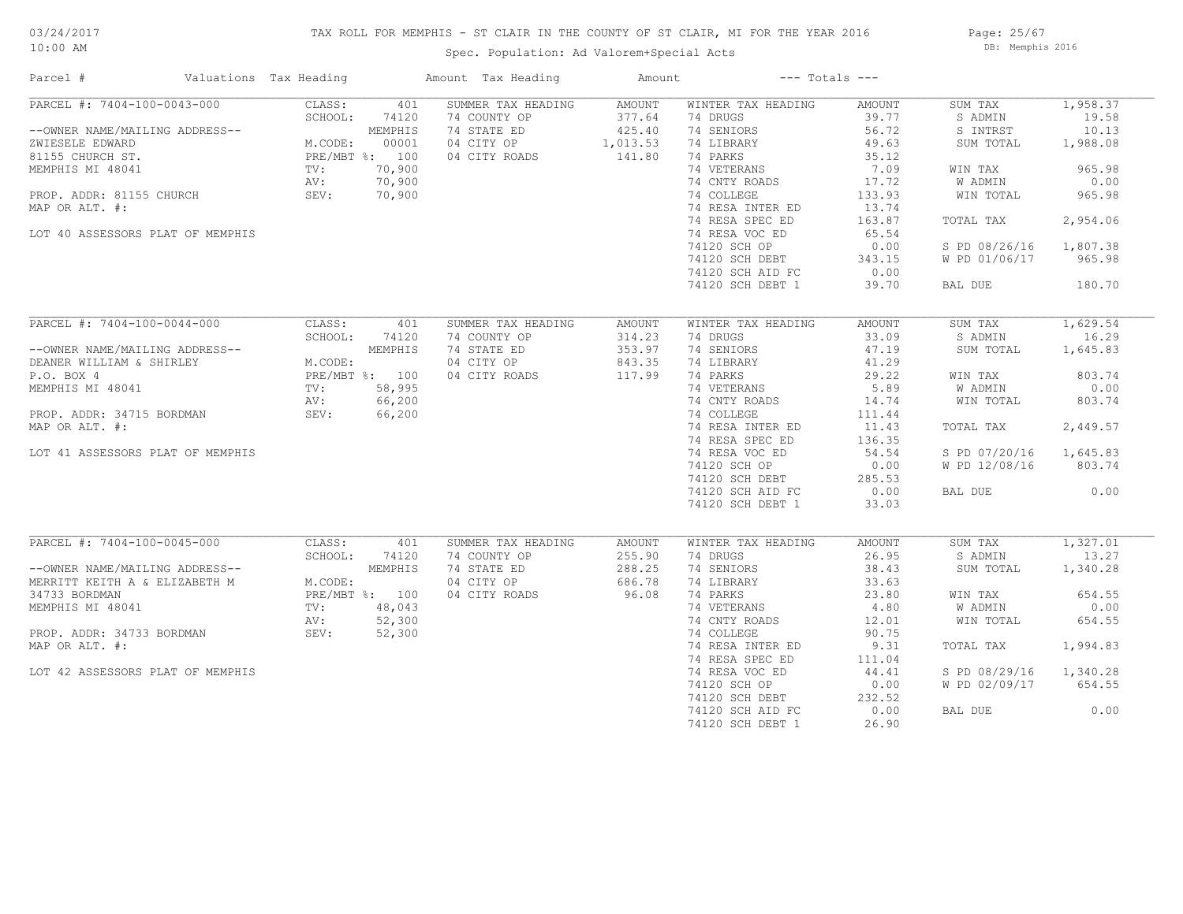# TAX ROLL FOR MEMPHIS - ST CLAIR IN THE COUNTY OF ST CLAIR, MI FOR THE YEAR 2016

03/24/2017
10:00 AM

Spec. Population: Ad Valorem+Special Acts

DB: Memphis 2016

| Parcel # | Valuations | Tax Heading | Amount | Tax Heading | Amount | --- Totals --- | |
|---|---|---|---|---|---|---|---|
| PARCEL #: 7404-100-0043-000 | CLASS: 401 | SUMMER TAX HEADING | AMOUNT | WINTER TAX HEADING | AMOUNT | SUM TAX | 1,958.37 |
| | SCHOOL: 74120 | 74 COUNTY OP | 377.64 | 74 DRUGS | 39.77 | S ADMIN | 19.58 |
| --OWNER NAME/MAILING ADDRESS-- | MEMPHIS | 74 STATE ED | 425.40 | 74 SENIORS | 56.72 | S INTRST | 10.13 |
| ZWIESELE EDWARD | M.CODE: 00001 | 04 CITY OP | 1,013.53 | 74 LIBRARY | 49.63 | SUM TOTAL | 1,988.08 |
| 81155 CHURCH ST. | PRE/MBT %: 100 | 04 CITY ROADS | 141.80 | 74 PARKS | 35.12 | | |
| MEMPHIS MI 48041 | TV: 70,900 | | | 74 VETERANS | 7.09 | WIN TAX | 965.98 |
| | AV: 70,900 | | | 74 CNTY ROADS | 17.72 | W ADMIN | 0.00 |
| PROP. ADDR: 81155 CHURCH | SEV: 70,900 | | | 74 COLLEGE | 133.93 | WIN TOTAL | 965.98 |
| MAP OR ALT. #: | | | | 74 RESA INTER ED | 13.74 | | |
| | | | | 74 RESA SPEC ED | 163.87 | TOTAL TAX | 2,954.06 |
| LOT 40 ASSESSORS PLAT OF MEMPHIS | | | | 74 RESA VOC ED | 65.54 | | |
| | | | | 74120 SCH OP | 0.00 | S PD 08/26/16 | 1,807.38 |
| | | | | 74120 SCH DEBT | 343.15 | W PD 01/06/17 | 965.98 |
| | | | | 74120 SCH AID FC | 0.00 | | |
| | | | | 74120 SCH DEBT 1 | 39.70 | BAL DUE | 180.70 |
| PARCEL #: 7404-100-0044-000 | CLASS: 401 | SUMMER TAX HEADING | AMOUNT | WINTER TAX HEADING | AMOUNT | SUM TAX | 1,629.54 |
| | SCHOOL: 74120 | 74 COUNTY OP | 314.23 | 74 DRUGS | 33.09 | S ADMIN | 16.29 |
| --OWNER NAME/MAILING ADDRESS-- | MEMPHIS | 74 STATE ED | 353.97 | 74 SENIORS | 47.19 | SUM TOTAL | 1,645.83 |
| DEANER WILLIAM & SHIRLEY | M.CODE: | 04 CITY OP | 843.35 | 74 LIBRARY | 41.29 | | |
| P.O. BOX 4 | PRE/MBT %: 100 | 04 CITY ROADS | 117.99 | 74 PARKS | 29.22 | WIN TAX | 803.74 |
| MEMPHIS MI 48041 | TV: 58,995 | | | 74 VETERANS | 5.89 | W ADMIN | 0.00 |
| | AV: 66,200 | | | 74 CNTY ROADS | 14.74 | WIN TOTAL | 803.74 |
| PROP. ADDR: 34715 BORDMAN | SEV: 66,200 | | | 74 COLLEGE | 111.44 | | |
| MAP OR ALT. #: | | | | 74 RESA INTER ED | 11.43 | TOTAL TAX | 2,449.57 |
| | | | | 74 RESA SPEC ED | 136.35 | | |
| LOT 41 ASSESSORS PLAT OF MEMPHIS | | | | 74 RESA VOC ED | 54.54 | S PD 07/20/16 | 1,645.83 |
| | | | | 74120 SCH OP | 0.00 | W PD 12/08/16 | 803.74 |
| | | | | 74120 SCH DEBT | 285.53 | | |
| | | | | 74120 SCH AID FC | 0.00 | BAL DUE | 0.00 |
| | | | | 74120 SCH DEBT 1 | 33.03 | | |
| PARCEL #: 7404-100-0045-000 | CLASS: 401 | SUMMER TAX HEADING | AMOUNT | WINTER TAX HEADING | AMOUNT | SUM TAX | 1,327.01 |
| | SCHOOL: 74120 | 74 COUNTY OP | 255.90 | 74 DRUGS | 26.95 | S ADMIN | 13.27 |
| --OWNER NAME/MAILING ADDRESS-- | MEMPHIS | 74 STATE ED | 288.25 | 74 SENIORS | 38.43 | SUM TOTAL | 1,340.28 |
| MERRITT KEITH A & ELIZABETH M | M.CODE: | 04 CITY OP | 686.78 | 74 LIBRARY | 33.63 | | |
| 34733 BORDMAN | PRE/MBT %: 100 | 04 CITY ROADS | 96.08 | 74 PARKS | 23.80 | WIN TAX | 654.55 |
| MEMPHIS MI 48041 | TV: 48,043 | | | 74 VETERANS | 4.80 | W ADMIN | 0.00 |
| | AV: 52,300 | | | 74 CNTY ROADS | 12.01 | WIN TOTAL | 654.55 |
| PROP. ADDR: 34733 BORDMAN | SEV: 52,300 | | | 74 COLLEGE | 90.75 | | |
| MAP OR ALT. #: | | | | 74 RESA INTER ED | 9.31 | TOTAL TAX | 1,994.83 |
| | | | | 74 RESA SPEC ED | 111.04 | | |
| LOT 42 ASSESSORS PLAT OF MEMPHIS | | | | 74 RESA VOC ED | 44.41 | S PD 08/29/16 | 1,340.28 |
| | | | | 74120 SCH OP | 0.00 | W PD 02/09/17 | 654.55 |
| | | | | 74120 SCH DEBT | 232.52 | | |
| | | | | 74120 SCH AID FC | 0.00 | BAL DUE | 0.00 |
| | | | | 74120 SCH DEBT 1 | 26.90 | | |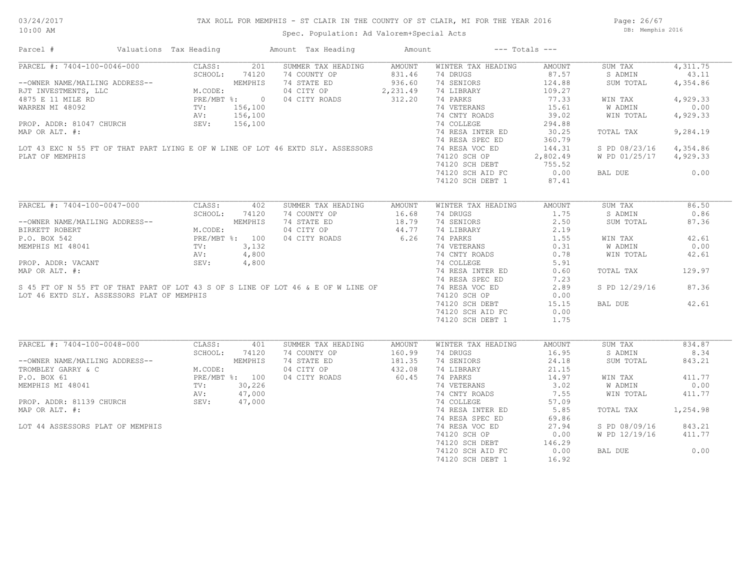# TAX ROLL FOR MEMPHIS - ST CLAIR IN THE COUNTY OF ST CLAIR, MI FOR THE YEAR 2016

03/24/2017
10:00 AM

Spec. Population: Ad Valorem+Special Acts

DB: Memphis 2016

| Parcel # | Valuations | Tax Heading | Amount | Tax Heading | Amount | --- Totals --- | |
|---|---|---|---|---|---|---|---|

## PARCEL #: 7404-100-0046-000

| Field | Value | Summer Tax Heading | Amount | Winter Tax Heading | Amount | Totals | Amount |
|---|---|---|---|---|---|---|---|
| CLASS: | 201 | SUMMER TAX HEADING | AMOUNT | WINTER TAX HEADING | AMOUNT | SUM TAX | 4,311.75 |
| SCHOOL: | 74120 | 74 COUNTY OP | 831.46 | 74 DRUGS | 87.57 | S ADMIN | 43.11 |
| | MEMPHIS | 74 STATE ED | 936.60 | 74 SENIORS | 124.88 | SUM TOTAL | 4,354.86 |
| M.CODE: | | 04 CITY OP | 2,231.49 | 74 LIBRARY | 109.27 | | |
| PRE/MBT %: | 0 | 04 CITY ROADS | 312.20 | 74 PARKS | 77.33 | WIN TAX | 4,929.33 |
| TV: | 156,100 | | | 74 VETERANS | 15.61 | W ADMIN | 0.00 |
| AV: | 156,100 | | | 74 CNTY ROADS | 39.02 | WIN TOTAL | 4,929.33 |
| SEV: | 156,100 | | | 74 COLLEGE | 294.88 | | |
| | | | | 74 RESA INTER ED | 30.25 | TOTAL TAX | 9,284.19 |
| | | | | 74 RESA SPEC ED | 360.79 | | |
| | | | | 74 RESA VOC ED | 144.31 | S PD 08/23/16 | 4,354.86 |
| | | | | 74120 SCH OP | 2,802.49 | W PD 01/25/17 | 4,929.33 |
| | | | | 74120 SCH DEBT | 755.52 | | |
| | | | | 74120 SCH AID FC | 0.00 | BAL DUE | 0.00 |
| | | | | 74120 SCH DEBT 1 | 87.41 | | |

--OWNER NAME/MAILING ADDRESS--
RJT INVESTMENTS, LLC
4875 E 11 MILE RD
WARREN MI 48092

PROP. ADDR: 81047 CHURCH
MAP OR ALT. #:

LOT 43 EXC N 55 FT OF THAT PART LYING E OF W LINE OF LOT 46 EXTD SLY. ASSESSORS PLAT OF MEMPHIS

## PARCEL #: 7404-100-0047-000

| Field | Value | Summer Tax Heading | Amount | Winter Tax Heading | Amount | Totals | Amount |
|---|---|---|---|---|---|---|---|
| CLASS: | 402 | SUMMER TAX HEADING | AMOUNT | WINTER TAX HEADING | AMOUNT | SUM TAX | 86.50 |
| SCHOOL: | 74120 | 74 COUNTY OP | 16.68 | 74 DRUGS | 1.75 | S ADMIN | 0.86 |
| | MEMPHIS | 74 STATE ED | 18.79 | 74 SENIORS | 2.50 | SUM TOTAL | 87.36 |
| M.CODE: | | 04 CITY OP | 44.77 | 74 LIBRARY | 2.19 | | |
| PRE/MBT %: | 100 | 04 CITY ROADS | 6.26 | 74 PARKS | 1.55 | WIN TAX | 42.61 |
| TV: | 3,132 | | | 74 VETERANS | 0.31 | W ADMIN | 0.00 |
| AV: | 4,800 | | | 74 CNTY ROADS | 0.78 | WIN TOTAL | 42.61 |
| SEV: | 4,800 | | | 74 COLLEGE | 5.91 | | |
| | | | | 74 RESA INTER ED | 0.60 | TOTAL TAX | 129.97 |
| | | | | 74 RESA SPEC ED | 7.23 | | |
| | | | | 74 RESA VOC ED | 2.89 | S PD 12/29/16 | 87.36 |
| | | | | 74120 SCH OP | 0.00 | | |
| | | | | 74120 SCH DEBT | 15.15 | BAL DUE | 42.61 |
| | | | | 74120 SCH AID FC | 0.00 | | |
| | | | | 74120 SCH DEBT 1 | 1.75 | | |

--OWNER NAME/MAILING ADDRESS--
BIRKETT ROBERT
P.O. BOX 542
MEMPHIS MI 48041

PROP. ADDR: VACANT
MAP OR ALT. #:

S 45 FT OF N 55 FT OF THAT PART OF LOT 43 S OF S LINE OF LOT 46 & E OF W LINE OF LOT 46 EXTD SLY. ASSESSORS PLAT OF MEMPHIS

## PARCEL #: 7404-100-0048-000

| Field | Value | Summer Tax Heading | Amount | Winter Tax Heading | Amount | Totals | Amount |
|---|---|---|---|---|---|---|---|
| CLASS: | 401 | SUMMER TAX HEADING | AMOUNT | WINTER TAX HEADING | AMOUNT | SUM TAX | 834.87 |
| SCHOOL: | 74120 | 74 COUNTY OP | 160.99 | 74 DRUGS | 16.95 | S ADMIN | 8.34 |
| | MEMPHIS | 74 STATE ED | 181.35 | 74 SENIORS | 24.18 | SUM TOTAL | 843.21 |
| M.CODE: | | 04 CITY OP | 432.08 | 74 LIBRARY | 21.15 | | |
| PRE/MBT %: | 100 | 04 CITY ROADS | 60.45 | 74 PARKS | 14.97 | WIN TAX | 411.77 |
| TV: | 30,226 | | | 74 VETERANS | 3.02 | W ADMIN | 0.00 |
| AV: | 47,000 | | | 74 CNTY ROADS | 7.55 | WIN TOTAL | 411.77 |
| SEV: | 47,000 | | | 74 COLLEGE | 57.09 | | |
| | | | | 74 RESA INTER ED | 5.85 | TOTAL TAX | 1,254.98 |
| | | | | 74 RESA SPEC ED | 69.86 | | |
| | | | | 74 RESA VOC ED | 27.94 | S PD 08/09/16 | 843.21 |
| | | | | 74120 SCH OP | 0.00 | W PD 12/19/16 | 411.77 |
| | | | | 74120 SCH DEBT | 146.29 | | |
| | | | | 74120 SCH AID FC | 0.00 | BAL DUE | 0.00 |
| | | | | 74120 SCH DEBT 1 | 16.92 | | |

--OWNER NAME/MAILING ADDRESS--
TROMBLEY GARRY & C
P.O. BOX 61
MEMPHIS MI 48041

PROP. ADDR: 81139 CHURCH
MAP OR ALT. #:

LOT 44 ASSESSORS PLAT OF MEMPHIS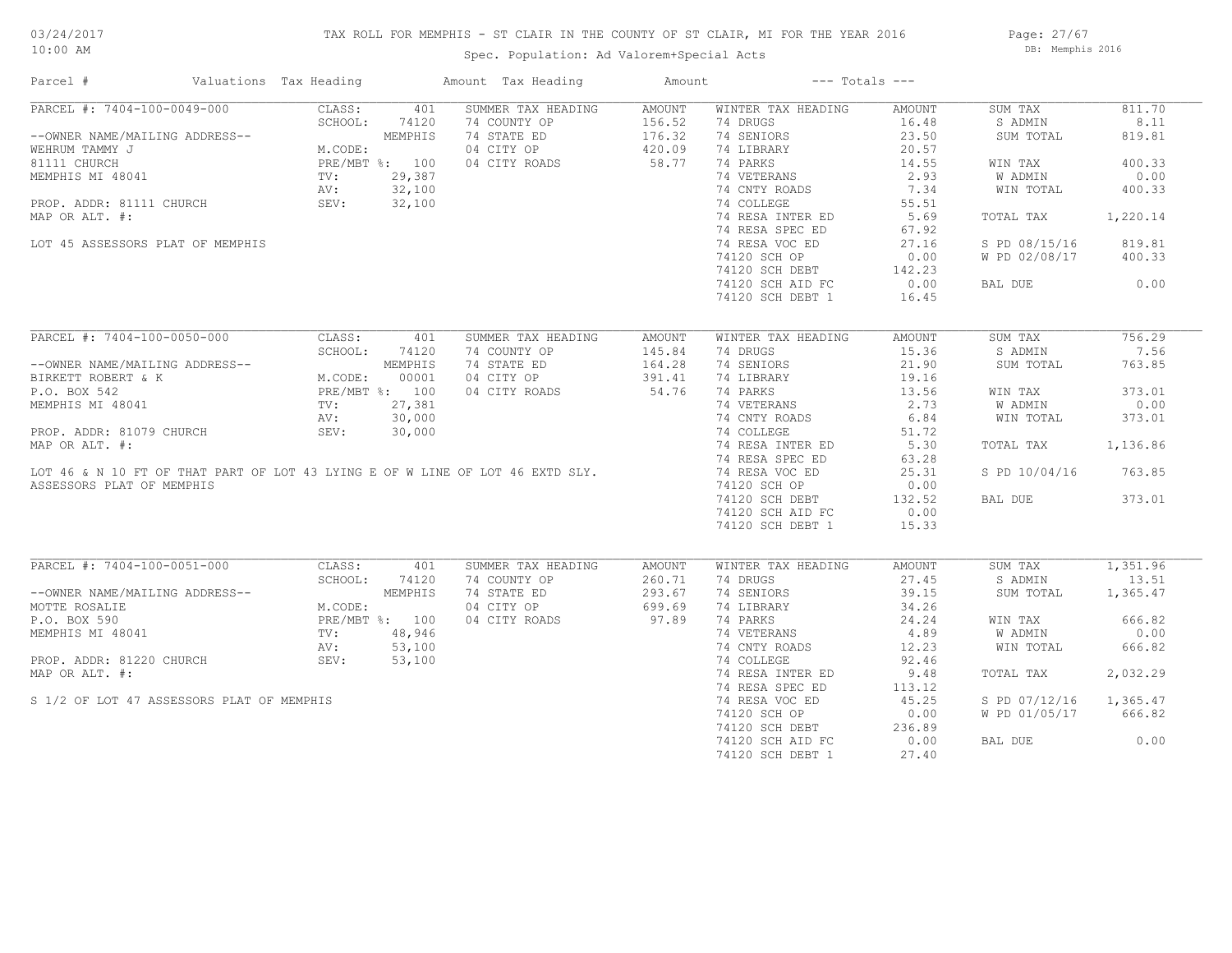# TAX ROLL FOR MEMPHIS - ST CLAIR IN THE COUNTY OF ST CLAIR, MI FOR THE YEAR 2016

Spec. Population: Ad Valorem+Special Acts

03/24/2017 10:00 AM — DB: Memphis 2016

| Parcel # | Valuations | Tax Heading | Amount | Tax Heading | Amount | --- Totals --- | |
|---|---|---|---|---|---|---|---|

## PARCEL #: 7404-100-0049-000

| | | | | | | | |
|---|---|---|---|---|---|---|---|
| --OWNER NAME/MAILING ADDRESS-- | CLASS: 401 | SUMMER TAX HEADING | AMOUNT | WINTER TAX HEADING | AMOUNT | SUM TAX | 811.70 |
| WEHRUM TAMMY J | SCHOOL: 74120 | 74 COUNTY OP | 156.52 | 74 DRUGS | 16.48 | S ADMIN | 8.11 |
| 81111 CHURCH | MEMPHIS | 74 STATE ED | 176.32 | 74 SENIORS | 23.50 | SUM TOTAL | 819.81 |
| MEMPHIS MI 48041 | M.CODE: | 04 CITY OP | 420.09 | 74 LIBRARY | 20.57 | | |
| | PRE/MBT %: 100 | 04 CITY ROADS | 58.77 | 74 PARKS | 14.55 | WIN TAX | 400.33 |
| PROP. ADDR: 81111 CHURCH | TV: 29,387 | | | 74 VETERANS | 2.93 | W ADMIN | 0.00 |
| MAP OR ALT. #: | AV: 32,100 | | | 74 CNTY ROADS | 7.34 | WIN TOTAL | 400.33 |
| | SEV: 32,100 | | | 74 COLLEGE | 55.51 | | |
| LOT 45 ASSESSORS PLAT OF MEMPHIS | | | | 74 RESA INTER ED | 5.69 | TOTAL TAX | 1,220.14 |
| | | | | 74 RESA SPEC ED | 67.92 | | |
| | | | | 74 RESA VOC ED | 27.16 | S PD 08/15/16 | 819.81 |
| | | | | 74120 SCH OP | 0.00 | W PD 02/08/17 | 400.33 |
| | | | | 74120 SCH DEBT | 142.23 | | |
| | | | | 74120 SCH AID FC | 0.00 | BAL DUE | 0.00 |
| | | | | 74120 SCH DEBT 1 | 16.45 | | |

## PARCEL #: 7404-100-0050-000

| | | | | | | | |
|---|---|---|---|---|---|---|---|
| --OWNER NAME/MAILING ADDRESS-- | CLASS: 401 | SUMMER TAX HEADING | AMOUNT | WINTER TAX HEADING | AMOUNT | SUM TAX | 756.29 |
| BIRKETT ROBERT & K | SCHOOL: 74120 | 74 COUNTY OP | 145.84 | 74 DRUGS | 15.36 | S ADMIN | 7.56 |
| P.O. BOX 542 | MEMPHIS | 74 STATE ED | 164.28 | 74 SENIORS | 21.90 | SUM TOTAL | 763.85 |
| MEMPHIS MI 48041 | M.CODE: 00001 | 04 CITY OP | 391.41 | 74 LIBRARY | 19.16 | | |
| | PRE/MBT %: 100 | 04 CITY ROADS | 54.76 | 74 PARKS | 13.56 | WIN TAX | 373.01 |
| PROP. ADDR: 81079 CHURCH | TV: 27,381 | | | 74 VETERANS | 2.73 | W ADMIN | 0.00 |
| MAP OR ALT. #: | AV: 30,000 | | | 74 CNTY ROADS | 6.84 | WIN TOTAL | 373.01 |
| | SEV: 30,000 | | | 74 COLLEGE | 51.72 | | |
| LOT 46 & N 10 FT OF THAT PART OF LOT 43 LYING E OF W LINE OF LOT 46 EXTD SLY. ASSESSORS PLAT OF MEMPHIS | | | | 74 RESA INTER ED | 5.30 | TOTAL TAX | 1,136.86 |
| | | | | 74 RESA SPEC ED | 63.28 | | |
| | | | | 74 RESA VOC ED | 25.31 | S PD 10/04/16 | 763.85 |
| | | | | 74120 SCH OP | 0.00 | | |
| | | | | 74120 SCH DEBT | 132.52 | BAL DUE | 373.01 |
| | | | | 74120 SCH AID FC | 0.00 | | |
| | | | | 74120 SCH DEBT 1 | 15.33 | | |

## PARCEL #: 7404-100-0051-000

| | | | | | | | |
|---|---|---|---|---|---|---|---|
| --OWNER NAME/MAILING ADDRESS-- | CLASS: 401 | SUMMER TAX HEADING | AMOUNT | WINTER TAX HEADING | AMOUNT | SUM TAX | 1,351.96 |
| MOTTE ROSALIE | SCHOOL: 74120 | 74 COUNTY OP | 260.71 | 74 DRUGS | 27.45 | S ADMIN | 13.51 |
| P.O. BOX 590 | MEMPHIS | 74 STATE ED | 293.67 | 74 SENIORS | 39.15 | SUM TOTAL | 1,365.47 |
| MEMPHIS MI 48041 | M.CODE: | 04 CITY OP | 699.69 | 74 LIBRARY | 34.26 | | |
| | PRE/MBT %: 100 | 04 CITY ROADS | 97.89 | 74 PARKS | 24.24 | WIN TAX | 666.82 |
| PROP. ADDR: 81220 CHURCH | TV: 48,946 | | | 74 VETERANS | 4.89 | W ADMIN | 0.00 |
| MAP OR ALT. #: | AV: 53,100 | | | 74 CNTY ROADS | 12.23 | WIN TOTAL | 666.82 |
| | SEV: 53,100 | | | 74 COLLEGE | 92.46 | | |
| S 1/2 OF LOT 47 ASSESSORS PLAT OF MEMPHIS | | | | 74 RESA INTER ED | 9.48 | TOTAL TAX | 2,032.29 |
| | | | | 74 RESA SPEC ED | 113.12 | | |
| | | | | 74 RESA VOC ED | 45.25 | S PD 07/12/16 | 1,365.47 |
| | | | | 74120 SCH OP | 0.00 | W PD 01/05/17 | 666.82 |
| | | | | 74120 SCH DEBT | 236.89 | | |
| | | | | 74120 SCH AID FC | 0.00 | BAL DUE | 0.00 |
| | | | | 74120 SCH DEBT 1 | 27.40 | | |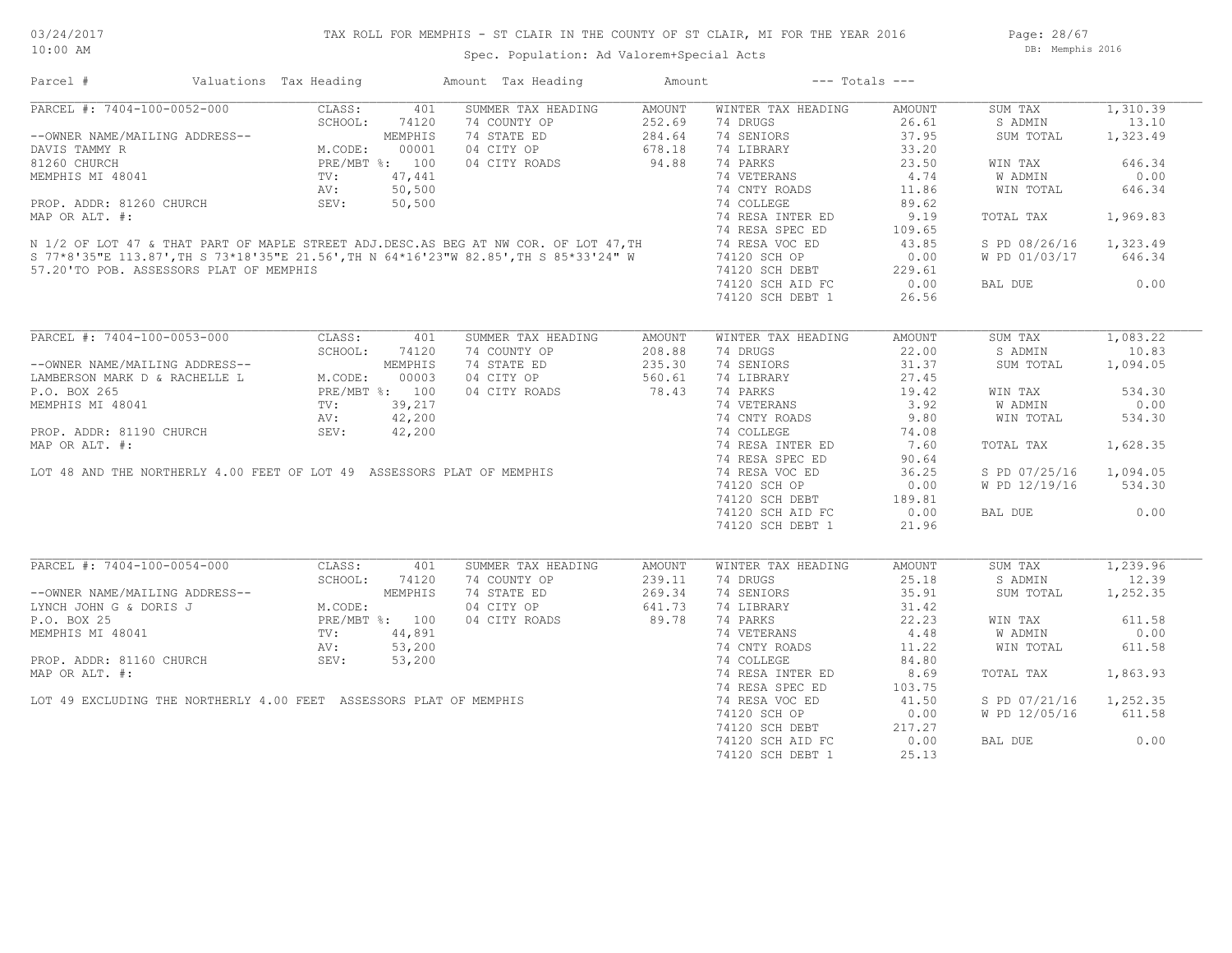# TAX ROLL FOR MEMPHIS - ST CLAIR IN THE COUNTY OF ST CLAIR, MI FOR THE YEAR 2016

03/24/2017 10:00 AM

Spec. Population: Ad Valorem+Special Acts

DB: Memphis 2016

| Parcel # | Valuations | Tax Heading | Amount | Tax Heading | Amount | --- Totals --- | |
|---|---|---|---|---|---|---|---|

---

## PARCEL #: 7404-100-0052-000

| | | SUMMER TAX HEADING | AMOUNT | WINTER TAX HEADING | AMOUNT | | |
|---|---|---|---|---|---|---|---|
| CLASS: | 401 | 74 COUNTY OP | 252.69 | 74 DRUGS | 26.61 | SUM TAX | 1,310.39 |
| SCHOOL: | 74120 | 74 STATE ED | 284.64 | 74 SENIORS | 37.95 | S ADMIN | 13.10 |
| | MEMPHIS | 04 CITY OP | 678.18 | 74 LIBRARY | 33.20 | SUM TOTAL | 1,323.49 |
| M.CODE: | 00001 | 04 CITY ROADS | 94.88 | 74 PARKS | 23.50 | | |
| PRE/MBT %: | 100 | | | 74 VETERANS | 4.74 | WIN TAX | 646.34 |
| TV: | 47,441 | | | 74 CNTY ROADS | 11.86 | W ADMIN | 0.00 |
| AV: | 50,500 | | | 74 COLLEGE | 89.62 | WIN TOTAL | 646.34 |
| SEV: | 50,500 | | | 74 RESA INTER ED | 9.19 | | |
| | | | | 74 RESA SPEC ED | 109.65 | TOTAL TAX | 1,969.83 |
| | | | | 74 RESA VOC ED | 43.85 | | |
| | | | | 74120 SCH OP | 0.00 | S PD 08/26/16 | 1,323.49 |
| | | | | 74120 SCH DEBT | 229.61 | W PD 01/03/17 | 646.34 |
| | | | | 74120 SCH AID FC | 0.00 | | |
| | | | | 74120 SCH DEBT 1 | 26.56 | BAL DUE | 0.00 |

--OWNER NAME/MAILING ADDRESS--
DAVIS TAMMY R
81260 CHURCH
MEMPHIS MI 48041

PROP. ADDR: 81260 CHURCH
MAP OR ALT. #:

N 1/2 OF LOT 47 & THAT PART OF MAPLE STREET ADJ.DESC.AS BEG AT NW COR. OF LOT 47,TH S 77*8'35"E 113.87',TH S 73*18'35"E 21.56',TH N 64*16'23"W 82.85',TH S 85*33'24" W 57.20'TO POB. ASSESSORS PLAT OF MEMPHIS

---

## PARCEL #: 7404-100-0053-000

| | | SUMMER TAX HEADING | AMOUNT | WINTER TAX HEADING | AMOUNT | | |
|---|---|---|---|---|---|---|---|
| CLASS: | 401 | 74 COUNTY OP | 208.88 | 74 DRUGS | 22.00 | SUM TAX | 1,083.22 |
| SCHOOL: | 74120 | 74 STATE ED | 235.30 | 74 SENIORS | 31.37 | S ADMIN | 10.83 |
| | MEMPHIS | 04 CITY OP | 560.61 | 74 LIBRARY | 27.45 | SUM TOTAL | 1,094.05 |
| M.CODE: | 00003 | 04 CITY ROADS | 78.43 | 74 PARKS | 19.42 | | |
| PRE/MBT %: | 100 | | | 74 VETERANS | 3.92 | WIN TAX | 534.30 |
| TV: | 39,217 | | | 74 CNTY ROADS | 9.80 | W ADMIN | 0.00 |
| AV: | 42,200 | | | 74 COLLEGE | 74.08 | WIN TOTAL | 534.30 |
| SEV: | 42,200 | | | 74 RESA INTER ED | 7.60 | | |
| | | | | 74 RESA SPEC ED | 90.64 | TOTAL TAX | 1,628.35 |
| | | | | 74 RESA VOC ED | 36.25 | | |
| | | | | 74120 SCH OP | 0.00 | S PD 07/25/16 | 1,094.05 |
| | | | | 74120 SCH DEBT | 189.81 | W PD 12/19/16 | 534.30 |
| | | | | 74120 SCH AID FC | 0.00 | | |
| | | | | 74120 SCH DEBT 1 | 21.96 | BAL DUE | 0.00 |

--OWNER NAME/MAILING ADDRESS--
LAMBERSON MARK D & RACHELLE L
P.O. BOX 265
MEMPHIS MI 48041

PROP. ADDR: 81190 CHURCH
MAP OR ALT. #:

LOT 48 AND THE NORTHERLY 4.00 FEET OF LOT 49 ASSESSORS PLAT OF MEMPHIS

---

## PARCEL #: 7404-100-0054-000

| | | SUMMER TAX HEADING | AMOUNT | WINTER TAX HEADING | AMOUNT | | |
|---|---|---|---|---|---|---|---|
| CLASS: | 401 | 74 COUNTY OP | 239.11 | 74 DRUGS | 25.18 | SUM TAX | 1,239.96 |
| SCHOOL: | 74120 | 74 STATE ED | 269.34 | 74 SENIORS | 35.91 | S ADMIN | 12.39 |
| | MEMPHIS | 04 CITY OP | 641.73 | 74 LIBRARY | 31.42 | SUM TOTAL | 1,252.35 |
| M.CODE: | | 04 CITY ROADS | 89.78 | 74 PARKS | 22.23 | | |
| PRE/MBT %: | 100 | | | 74 VETERANS | 4.48 | WIN TAX | 611.58 |
| TV: | 44,891 | | | 74 CNTY ROADS | 11.22 | W ADMIN | 0.00 |
| AV: | 53,200 | | | 74 COLLEGE | 84.80 | WIN TOTAL | 611.58 |
| SEV: | 53,200 | | | 74 RESA INTER ED | 8.69 | | |
| | | | | 74 RESA SPEC ED | 103.75 | TOTAL TAX | 1,863.93 |
| | | | | 74 RESA VOC ED | 41.50 | | |
| | | | | 74120 SCH OP | 0.00 | S PD 07/21/16 | 1,252.35 |
| | | | | 74120 SCH DEBT | 217.27 | W PD 12/05/16 | 611.58 |
| | | | | 74120 SCH AID FC | 0.00 | | |
| | | | | 74120 SCH DEBT 1 | 25.13 | BAL DUE | 0.00 |

--OWNER NAME/MAILING ADDRESS--
LYNCH JOHN G & DORIS J
P.O. BOX 25
MEMPHIS MI 48041

PROP. ADDR: 81160 CHURCH
MAP OR ALT. #:

LOT 49 EXCLUDING THE NORTHERLY 4.00 FEET ASSESSORS PLAT OF MEMPHIS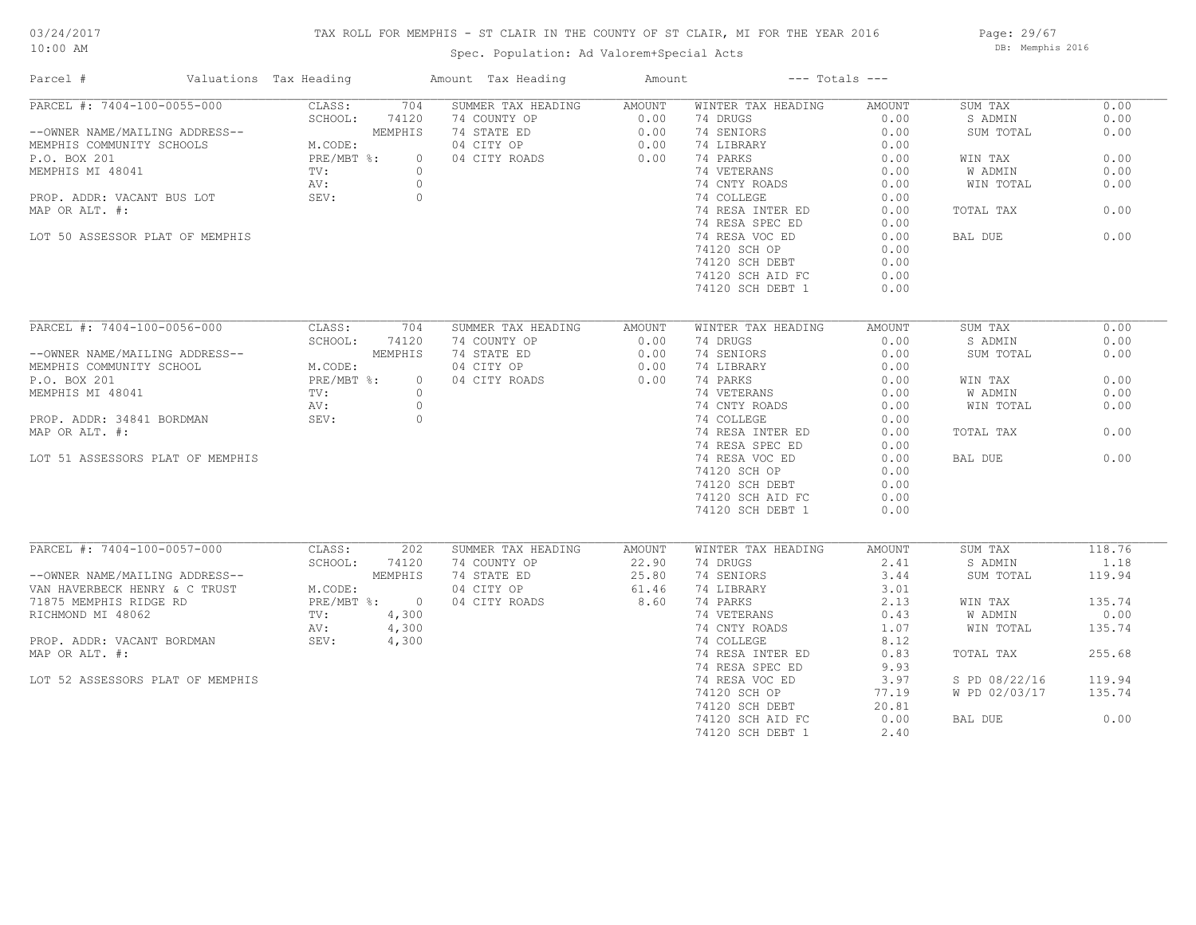# TAX ROLL FOR MEMPHIS - ST CLAIR IN THE COUNTY OF ST CLAIR, MI FOR THE YEAR 2016

Spec. Population: Ad Valorem+Special Acts

03/24/2017
10:00 AM

DB: Memphis 2016

| Parcel # | Valuations | Tax Heading | Amount | Tax Heading | Amount | --- Totals --- | |
|---|---|---|---|---|---|---|---|

## PARCEL #: 7404-100-0055-000

| Owner / Property | Valuations | | Summer Tax Heading | Amount | Winter Tax Heading | Amount | Totals | |
|---|---|---|---|---|---|---|---|---|
| --OWNER NAME/MAILING ADDRESS-- | CLASS: | 704 | SUMMER TAX HEADING | AMOUNT | WINTER TAX HEADING | AMOUNT | SUM TAX | 0.00 |
| MEMPHIS COMMUNITY SCHOOLS | SCHOOL: | 74120 | 74 COUNTY OP | 0.00 | 74 DRUGS | 0.00 | S ADMIN | 0.00 |
| P.O. BOX 201 | | MEMPHIS | 74 STATE ED | 0.00 | 74 SENIORS | 0.00 | SUM TOTAL | 0.00 |
| MEMPHIS MI 48041 | M.CODE: | | 04 CITY OP | 0.00 | 74 LIBRARY | 0.00 | | |
| | PRE/MBT %: | 0 | 04 CITY ROADS | 0.00 | 74 PARKS | 0.00 | WIN TAX | 0.00 |
| PROP. ADDR: VACANT BUS LOT | TV: | 0 | | | 74 VETERANS | 0.00 | W ADMIN | 0.00 |
| MAP OR ALT. #: | AV: | 0 | | | 74 CNTY ROADS | 0.00 | WIN TOTAL | 0.00 |
| LOT 50 ASSESSOR PLAT OF MEMPHIS | SEV: | 0 | | | 74 COLLEGE | 0.00 | | |
| | | | | | 74 RESA INTER ED | 0.00 | TOTAL TAX | 0.00 |
| | | | | | 74 RESA SPEC ED | 0.00 | | |
| | | | | | 74 RESA VOC ED | 0.00 | BAL DUE | 0.00 |
| | | | | | 74120 SCH OP | 0.00 | | |
| | | | | | 74120 SCH DEBT | 0.00 | | |
| | | | | | 74120 SCH AID FC | 0.00 | | |
| | | | | | 74120 SCH DEBT 1 | 0.00 | | |

## PARCEL #: 7404-100-0056-000

| Owner / Property | Valuations | | Summer Tax Heading | Amount | Winter Tax Heading | Amount | Totals | |
|---|---|---|---|---|---|---|---|---|
| --OWNER NAME/MAILING ADDRESS-- | CLASS: | 704 | SUMMER TAX HEADING | AMOUNT | WINTER TAX HEADING | AMOUNT | SUM TAX | 0.00 |
| MEMPHIS COMMUNITY SCHOOL | SCHOOL: | 74120 | 74 COUNTY OP | 0.00 | 74 DRUGS | 0.00 | S ADMIN | 0.00 |
| P.O. BOX 201 | | MEMPHIS | 74 STATE ED | 0.00 | 74 SENIORS | 0.00 | SUM TOTAL | 0.00 |
| MEMPHIS MI 48041 | M.CODE: | | 04 CITY OP | 0.00 | 74 LIBRARY | 0.00 | | |
| | PRE/MBT %: | 0 | 04 CITY ROADS | 0.00 | 74 PARKS | 0.00 | WIN TAX | 0.00 |
| PROP. ADDR: 34841 BORDMAN | TV: | 0 | | | 74 VETERANS | 0.00 | W ADMIN | 0.00 |
| MAP OR ALT. #: | AV: | 0 | | | 74 CNTY ROADS | 0.00 | WIN TOTAL | 0.00 |
| LOT 51 ASSESSORS PLAT OF MEMPHIS | SEV: | 0 | | | 74 COLLEGE | 0.00 | | |
| | | | | | 74 RESA INTER ED | 0.00 | TOTAL TAX | 0.00 |
| | | | | | 74 RESA SPEC ED | 0.00 | | |
| | | | | | 74 RESA VOC ED | 0.00 | BAL DUE | 0.00 |
| | | | | | 74120 SCH OP | 0.00 | | |
| | | | | | 74120 SCH DEBT | 0.00 | | |
| | | | | | 74120 SCH AID FC | 0.00 | | |
| | | | | | 74120 SCH DEBT 1 | 0.00 | | |

## PARCEL #: 7404-100-0057-000

| Owner / Property | Valuations | | Summer Tax Heading | Amount | Winter Tax Heading | Amount | Totals | |
|---|---|---|---|---|---|---|---|---|
| --OWNER NAME/MAILING ADDRESS-- | CLASS: | 202 | SUMMER TAX HEADING | AMOUNT | WINTER TAX HEADING | AMOUNT | SUM TAX | 118.76 |
| VAN HAVERBECK HENRY & C TRUST | SCHOOL: | 74120 | 74 COUNTY OP | 22.90 | 74 DRUGS | 2.41 | S ADMIN | 1.18 |
| 71875 MEMPHIS RIDGE RD | | MEMPHIS | 74 STATE ED | 25.80 | 74 SENIORS | 3.44 | SUM TOTAL | 119.94 |
| RICHMOND MI 48062 | M.CODE: | | 04 CITY OP | 61.46 | 74 LIBRARY | 3.01 | | |
| | PRE/MBT %: | 0 | 04 CITY ROADS | 8.60 | 74 PARKS | 2.13 | WIN TAX | 135.74 |
| PROP. ADDR: VACANT BORDMAN | TV: | 4,300 | | | 74 VETERANS | 0.43 | W ADMIN | 0.00 |
| MAP OR ALT. #: | AV: | 4,300 | | | 74 CNTY ROADS | 1.07 | WIN TOTAL | 135.74 |
| LOT 52 ASSESSORS PLAT OF MEMPHIS | SEV: | 4,300 | | | 74 COLLEGE | 8.12 | | |
| | | | | | 74 RESA INTER ED | 0.83 | TOTAL TAX | 255.68 |
| | | | | | 74 RESA SPEC ED | 9.93 | | |
| | | | | | 74 RESA VOC ED | 3.97 | S PD 08/22/16 | 119.94 |
| | | | | | 74120 SCH OP | 77.19 | W PD 02/03/17 | 135.74 |
| | | | | | 74120 SCH DEBT | 20.81 | | |
| | | | | | 74120 SCH AID FC | 0.00 | BAL DUE | 0.00 |
| | | | | | 74120 SCH DEBT 1 | 2.40 | | |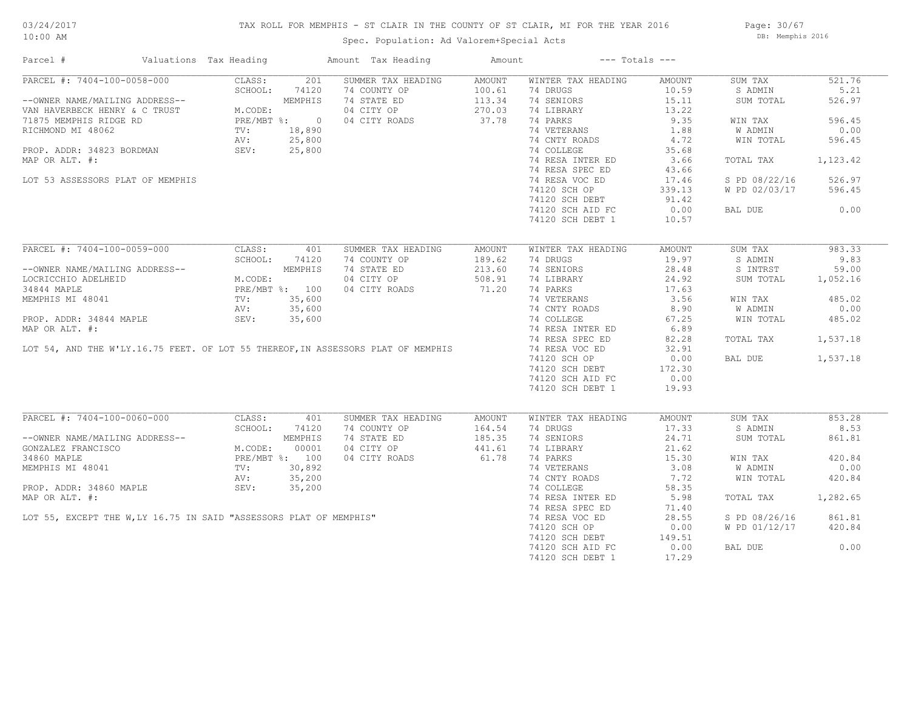# TAX ROLL FOR MEMPHIS - ST CLAIR IN THE COUNTY OF ST CLAIR, MI FOR THE YEAR 2016

Spec. Population: Ad Valorem+Special Acts

03/24/2017 10:00 AM — DB: Memphis 2016

| Parcel # | Valuations | Tax Heading | Amount | Tax Heading | Amount | --- Totals --- | |
|---|---|---|---|---|---|---|---|

## PARCEL #: 7404-100-0058-000

| | | | | | | | |
|---|---|---|---|---|---|---|---|
| --OWNER NAME/MAILING ADDRESS-- | CLASS: 201 | SUMMER TAX HEADING | AMOUNT | WINTER TAX HEADING | AMOUNT | SUM TAX | 521.76 |
| VAN HAVERBECK HENRY & C TRUST | SCHOOL: 74120 | 74 COUNTY OP | 100.61 | 74 DRUGS | 10.59 | S ADMIN | 5.21 |
| 71875 MEMPHIS RIDGE RD | MEMPHIS | 74 STATE ED | 113.34 | 74 SENIORS | 15.11 | SUM TOTAL | 526.97 |
| RICHMOND MI 48062 | M.CODE: | 04 CITY OP | 270.03 | 74 LIBRARY | 13.22 | | |
| | PRE/MBT %: 0 | 04 CITY ROADS | 37.78 | 74 PARKS | 9.35 | WIN TAX | 596.45 |
| PROP. ADDR: 34823 BORDMAN | TV: 18,890 | | | 74 VETERANS | 1.88 | W ADMIN | 0.00 |
| MAP OR ALT. #: | AV: 25,800 | | | 74 CNTY ROADS | 4.72 | WIN TOTAL | 596.45 |
| LOT 53 ASSESSORS PLAT OF MEMPHIS | SEV: 25,800 | | | 74 COLLEGE | 35.68 | | |
| | | | | 74 RESA INTER ED | 3.66 | TOTAL TAX | 1,123.42 |
| | | | | 74 RESA SPEC ED | 43.66 | | |
| | | | | 74 RESA VOC ED | 17.46 | S PD 08/22/16 | 526.97 |
| | | | | 74120 SCH OP | 339.13 | W PD 02/03/17 | 596.45 |
| | | | | 74120 SCH DEBT | 91.42 | | |
| | | | | 74120 SCH AID FC | 0.00 | BAL DUE | 0.00 |
| | | | | 74120 SCH DEBT 1 | 10.57 | | |

## PARCEL #: 7404-100-0059-000

| | | | | | | | |
|---|---|---|---|---|---|---|---|
| --OWNER NAME/MAILING ADDRESS-- | CLASS: 401 | SUMMER TAX HEADING | AMOUNT | WINTER TAX HEADING | AMOUNT | SUM TAX | 983.33 |
| LOCRICCHIO ADELHEID | SCHOOL: 74120 | 74 COUNTY OP | 189.62 | 74 DRUGS | 19.97 | S ADMIN | 9.83 |
| 34844 MAPLE | MEMPHIS | 74 STATE ED | 213.60 | 74 SENIORS | 28.48 | S INTRST | 59.00 |
| MEMPHIS MI 48041 | M.CODE: | 04 CITY OP | 508.91 | 74 LIBRARY | 24.92 | SUM TOTAL | 1,052.16 |
| | PRE/MBT %: 100 | 04 CITY ROADS | 71.20 | 74 PARKS | 17.63 | | |
| PROP. ADDR: 34844 MAPLE | TV: 35,600 | | | 74 VETERANS | 3.56 | WIN TAX | 485.02 |
| MAP OR ALT. #: | AV: 35,600 | | | 74 CNTY ROADS | 8.90 | W ADMIN | 0.00 |
| LOT 54, AND THE W'LY.16.75 FEET. OF LOT 55 THEREOF, IN ASSESSORS PLAT OF MEMPHIS | SEV: 35,600 | | | 74 COLLEGE | 67.25 | WIN TOTAL | 485.02 |
| | | | | 74 RESA INTER ED | 6.89 | | |
| | | | | 74 RESA SPEC ED | 82.28 | TOTAL TAX | 1,537.18 |
| | | | | 74 RESA VOC ED | 32.91 | | |
| | | | | 74120 SCH OP | 0.00 | BAL DUE | 1,537.18 |
| | | | | 74120 SCH DEBT | 172.30 | | |
| | | | | 74120 SCH AID FC | 0.00 | | |
| | | | | 74120 SCH DEBT 1 | 19.93 | | |

## PARCEL #: 7404-100-0060-000

| | | | | | | | |
|---|---|---|---|---|---|---|---|
| --OWNER NAME/MAILING ADDRESS-- | CLASS: 401 | SUMMER TAX HEADING | AMOUNT | WINTER TAX HEADING | AMOUNT | SUM TAX | 853.28 |
| GONZALEZ FRANCISCO | SCHOOL: 74120 | 74 COUNTY OP | 164.54 | 74 DRUGS | 17.33 | S ADMIN | 8.53 |
| 34860 MAPLE | MEMPHIS | 74 STATE ED | 185.35 | 74 SENIORS | 24.71 | SUM TOTAL | 861.81 |
| MEMPHIS MI 48041 | M.CODE: 00001 | 04 CITY OP | 441.61 | 74 LIBRARY | 21.62 | | |
| | PRE/MBT %: 100 | 04 CITY ROADS | 61.78 | 74 PARKS | 15.30 | WIN TAX | 420.84 |
| PROP. ADDR: 34860 MAPLE | TV: 30,892 | | | 74 VETERANS | 3.08 | W ADMIN | 0.00 |
| MAP OR ALT. #: | AV: 35,200 | | | 74 CNTY ROADS | 7.72 | WIN TOTAL | 420.84 |
| LOT 55, EXCEPT THE W,LY 16.75 IN SAID "ASSESSORS PLAT OF MEMPHIS" | SEV: 35,200 | | | 74 COLLEGE | 58.35 | | |
| | | | | 74 RESA INTER ED | 5.98 | TOTAL TAX | 1,282.65 |
| | | | | 74 RESA SPEC ED | 71.40 | | |
| | | | | 74 RESA VOC ED | 28.55 | S PD 08/26/16 | 861.81 |
| | | | | 74120 SCH OP | 0.00 | W PD 01/12/17 | 420.84 |
| | | | | 74120 SCH DEBT | 149.51 | | |
| | | | | 74120 SCH AID FC | 0.00 | BAL DUE | 0.00 |
| | | | | 74120 SCH DEBT 1 | 17.29 | | |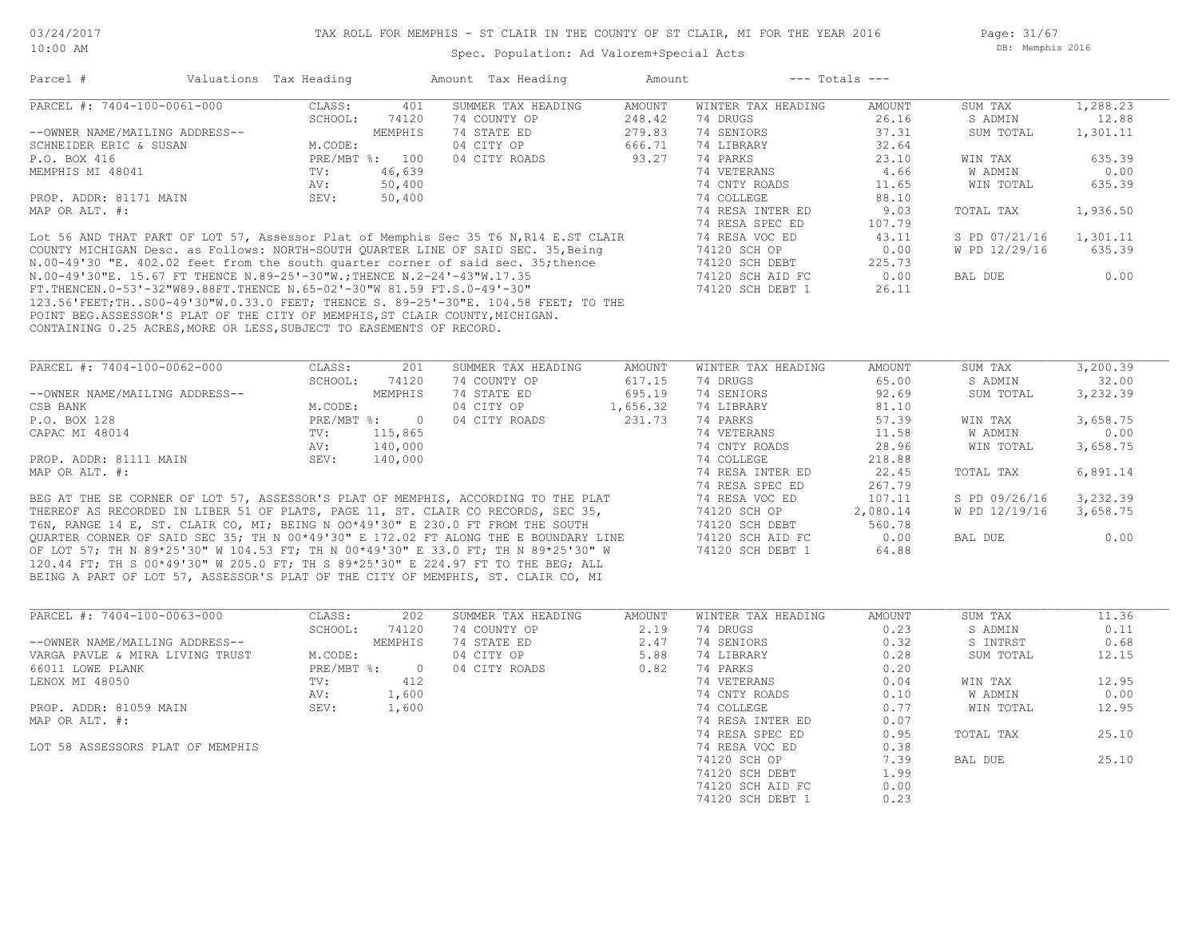TAX ROLL FOR MEMPHIS - ST CLAIR IN THE COUNTY OF ST CLAIR, MI FOR THE YEAR 2016

Spec. Population: Ad Valorem+Special Acts

| Parcel # | Valuations | Tax Heading | Amount | Tax Heading | Amount | --- Totals --- | |
|---|---|---|---|---|---|---|---|

## PARCEL #: 7404-100-0061-000

| | | | | | | | |
|---|---|---|---|---|---|---|---|
| --OWNER NAME/MAILING ADDRESS-- | CLASS: 401 | SUMMER TAX HEADING | AMOUNT | WINTER TAX HEADING | AMOUNT | SUM TAX | 1,288.23 |
| SCHNEIDER ERIC & SUSAN | SCHOOL: 74120 | 74 COUNTY OP | 248.42 | 74 DRUGS | 26.16 | S ADMIN | 12.88 |
| P.O. BOX 416 | MEMPHIS | 74 STATE ED | 279.83 | 74 SENIORS | 37.31 | SUM TOTAL | 1,301.11 |
| MEMPHIS MI 48041 | M.CODE: | 04 CITY OP | 666.71 | 74 LIBRARY | 32.64 | | |
| | PRE/MBT %: 100 | 04 CITY ROADS | 93.27 | 74 PARKS | 23.10 | WIN TAX | 635.39 |
| PROP. ADDR: 81171 MAIN | TV: 46,639 | | | 74 VETERANS | 4.66 | W ADMIN | 0.00 |
| MAP OR ALT. #: | AV: 50,400 | | | 74 CNTY ROADS | 11.65 | WIN TOTAL | 635.39 |
| | SEV: 50,400 | | | 74 COLLEGE | 88.10 | | |
| | | | | 74 RESA INTER ED | 9.03 | TOTAL TAX | 1,936.50 |
| | | | | 74 RESA SPEC ED | 107.79 | | |
| | | | | 74 RESA VOC ED | 43.11 | S PD 07/21/16 | 1,301.11 |
| | | | | 74120 SCH OP | 0.00 | W PD 12/29/16 | 635.39 |
| | | | | 74120 SCH DEBT | 225.73 | | |
| | | | | 74120 SCH AID FC | 0.00 | BAL DUE | 0.00 |
| | | | | 74120 SCH DEBT 1 | 26.11 | | |

Lot 56 AND THAT PART OF LOT 57, Assessor Plat of Memphis Sec 35 T6 N,R14 E.ST CLAIR COUNTY MICHIGAN Desc. as Follows: NORTH-SOUTH QUARTER LINE OF SAID SEC. 35,Being N.00-49'30 "E. 402.02 feet from the south quarter corner of said sec. 35;thence N.00-49'30"E. 15.67 FT THENCE N.89-25'-30"W.;THENCE N.2-24'-43"W.17.35 FT.THENCEN.0-53'-32"W89.88FT.THENCE N.65-02'-30"W 81.59 FT.S.0-49'-30" 123.56'FEET;TH..S00-49'30"W.0.33.0 FEET; THENCE S. 89-25'-30"E. 104.58 FEET; TO THE POINT BEG.ASSESSOR'S PLAT OF THE CITY OF MEMPHIS,ST CLAIR COUNTY,MICHIGAN. CONTAINING 0.25 ACRES,MORE OR LESS,SUBJECT TO EASEMENTS OF RECORD.

## PARCEL #: 7404-100-0062-000

| | | | | | | | |
|---|---|---|---|---|---|---|---|
| --OWNER NAME/MAILING ADDRESS-- | CLASS: 201 | SUMMER TAX HEADING | AMOUNT | WINTER TAX HEADING | AMOUNT | SUM TAX | 3,200.39 |
| CSB BANK | SCHOOL: 74120 | 74 COUNTY OP | 617.15 | 74 DRUGS | 65.00 | S ADMIN | 32.00 |
| P.O. BOX 128 | MEMPHIS | 74 STATE ED | 695.19 | 74 SENIORS | 92.69 | SUM TOTAL | 3,232.39 |
| CAPAC MI 48014 | M.CODE: | 04 CITY OP | 1,656.32 | 74 LIBRARY | 81.10 | | |
| | PRE/MBT %: 0 | 04 CITY ROADS | 231.73 | 74 PARKS | 57.39 | WIN TAX | 3,658.75 |
| PROP. ADDR: 81111 MAIN | TV: 115,865 | | | 74 VETERANS | 11.58 | W ADMIN | 0.00 |
| MAP OR ALT. #: | AV: 140,000 | | | 74 CNTY ROADS | 28.96 | WIN TOTAL | 3,658.75 |
| | SEV: 140,000 | | | 74 COLLEGE | 218.88 | | |
| | | | | 74 RESA INTER ED | 22.45 | TOTAL TAX | 6,891.14 |
| | | | | 74 RESA SPEC ED | 267.79 | | |
| | | | | 74 RESA VOC ED | 107.11 | S PD 09/26/16 | 3,232.39 |
| | | | | 74120 SCH OP | 2,080.14 | W PD 12/19/16 | 3,658.75 |
| | | | | 74120 SCH DEBT | 560.78 | | |
| | | | | 74120 SCH AID FC | 0.00 | BAL DUE | 0.00 |
| | | | | 74120 SCH DEBT 1 | 64.88 | | |

BEG AT THE SE CORNER OF LOT 57, ASSESSOR'S PLAT OF MEMPHIS, ACCORDING TO THE PLAT THEREOF AS RECORDED IN LIBER 51 OF PLATS, PAGE 11, ST. CLAIR CO RECORDS, SEC 35, T6N, RANGE 14 E, ST. CLAIR CO, MI; BEING N OO*49'30" E 230.0 FT FROM THE SOUTH QUARTER CORNER OF SAID SEC 35; TH N 00*49'30" E 172.02 FT ALONG THE E BOUNDARY LINE OF LOT 57; TH N 89*25'30" W 104.53 FT; TH N 00*49'30" E 33.0 FT; TH N 89*25'30" W 120.44 FT; TH S 00*49'30" W 205.0 FT; TH S 89*25'30" E 224.97 FT TO THE BEG; ALL BEING A PART OF LOT 57, ASSESSOR'S PLAT OF THE CITY OF MEMPHIS, ST. CLAIR CO, MI

## PARCEL #: 7404-100-0063-000

| | | | | | | | |
|---|---|---|---|---|---|---|---|
| --OWNER NAME/MAILING ADDRESS-- | CLASS: 202 | SUMMER TAX HEADING | AMOUNT | WINTER TAX HEADING | AMOUNT | SUM TAX | 11.36 |
| VARGA PAVLE & MIRA LIVING TRUST | SCHOOL: 74120 | 74 COUNTY OP | 2.19 | 74 DRUGS | 0.23 | S ADMIN | 0.11 |
| 66011 LOWE PLANK | MEMPHIS | 74 STATE ED | 2.47 | 74 SENIORS | 0.32 | S INTRST | 0.68 |
| LENOX MI 48050 | M.CODE: | 04 CITY OP | 5.88 | 74 LIBRARY | 0.28 | SUM TOTAL | 12.15 |
| | PRE/MBT %: 0 | 04 CITY ROADS | 0.82 | 74 PARKS | 0.20 | | |
| PROP. ADDR: 81059 MAIN | TV: 412 | | | 74 VETERANS | 0.04 | WIN TAX | 12.95 |
| MAP OR ALT. #: | AV: 1,600 | | | 74 CNTY ROADS | 0.10 | W ADMIN | 0.00 |
| | SEV: 1,600 | | | 74 COLLEGE | 0.77 | WIN TOTAL | 12.95 |
| | | | | 74 RESA INTER ED | 0.07 | | |
| | | | | 74 RESA SPEC ED | 0.95 | TOTAL TAX | 25.10 |
| | | | | 74 RESA VOC ED | 0.38 | | |
| | | | | 74120 SCH OP | 7.39 | BAL DUE | 25.10 |
| | | | | 74120 SCH DEBT | 1.99 | | |
| | | | | 74120 SCH AID FC | 0.00 | | |
| | | | | 74120 SCH DEBT 1 | 0.23 | | |

LOT 58 ASSESSORS PLAT OF MEMPHIS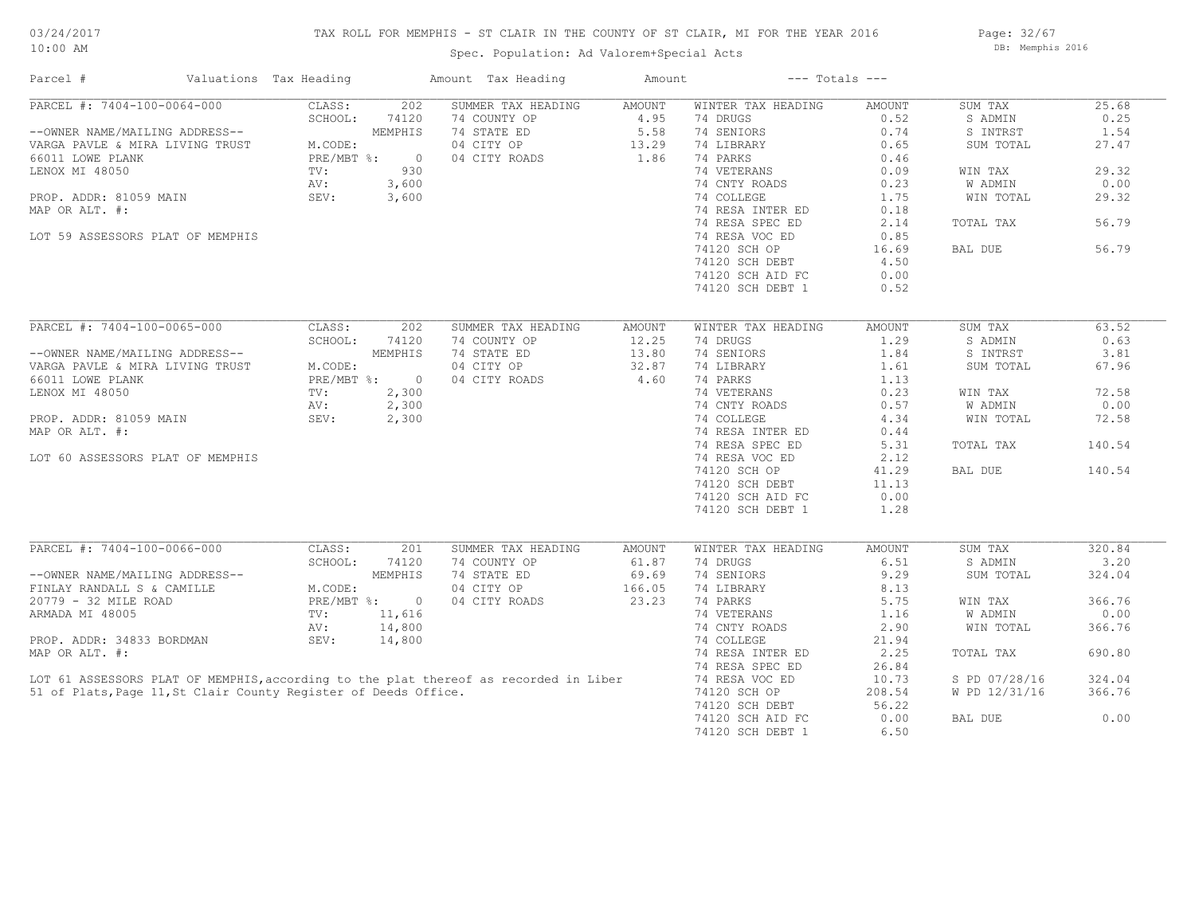# TAX ROLL FOR MEMPHIS - ST CLAIR IN THE COUNTY OF ST CLAIR, MI FOR THE YEAR 2016

03/24/2017
10:00 AM

DB: Memphis 2016

Spec. Population: Ad Valorem+Special Acts

| Parcel # | Valuations | Tax Heading | Amount | Tax Heading | Amount | --- Totals --- | |
|---|---|---|---|---|---|---|---|

## PARCEL #: 7404-100-0064-000

--OWNER NAME/MAILING ADDRESS--
VARGA PAVLE & MIRA LIVING TRUST
66011 LOWE PLANK
LENOX MI 48050

PROP. ADDR: 81059 MAIN
MAP OR ALT. #:

LOT 59 ASSESSORS PLAT OF MEMPHIS

| Valuations | | Summer Tax Heading | Amount | Winter Tax Heading | Amount | Totals | |
|---|---|---|---|---|---|---|---|
| CLASS: | 202 | 74 COUNTY OP | 4.95 | 74 DRUGS | 0.52 | SUM TAX | 25.68 |
| SCHOOL: | 74120 | 74 STATE ED | 5.58 | 74 SENIORS | 0.74 | S ADMIN | 0.25 |
| | MEMPHIS | 04 CITY OP | 13.29 | 74 LIBRARY | 0.65 | S INTRST | 1.54 |
| M.CODE: | | 04 CITY ROADS | 1.86 | 74 PARKS | 0.46 | SUM TOTAL | 27.47 |
| PRE/MBT %: | 0 | | | 74 VETERANS | 0.09 | WIN TAX | 29.32 |
| TV: | 930 | | | 74 CNTY ROADS | 0.23 | W ADMIN | 0.00 |
| AV: | 3,600 | | | 74 COLLEGE | 1.75 | WIN TOTAL | 29.32 |
| SEV: | 3,600 | | | 74 RESA INTER ED | 0.18 | | |
| | | | | 74 RESA SPEC ED | 2.14 | TOTAL TAX | 56.79 |
| | | | | 74 RESA VOC ED | 0.85 | | |
| | | | | 74120 SCH OP | 16.69 | BAL DUE | 56.79 |
| | | | | 74120 SCH DEBT | 4.50 | | |
| | | | | 74120 SCH AID FC | 0.00 | | |
| | | | | 74120 SCH DEBT 1 | 0.52 | | |

## PARCEL #: 7404-100-0065-000

--OWNER NAME/MAILING ADDRESS--
VARGA PAVLE & MIRA LIVING TRUST
66011 LOWE PLANK
LENOX MI 48050

PROP. ADDR: 81059 MAIN
MAP OR ALT. #:

LOT 60 ASSESSORS PLAT OF MEMPHIS

| Valuations | | Summer Tax Heading | Amount | Winter Tax Heading | Amount | Totals | |
|---|---|---|---|---|---|---|---|
| CLASS: | 202 | 74 COUNTY OP | 12.25 | 74 DRUGS | 1.29 | SUM TAX | 63.52 |
| SCHOOL: | 74120 | 74 STATE ED | 13.80 | 74 SENIORS | 1.84 | S ADMIN | 0.63 |
| | MEMPHIS | 04 CITY OP | 32.87 | 74 LIBRARY | 1.61 | S INTRST | 3.81 |
| M.CODE: | | 04 CITY ROADS | 4.60 | 74 PARKS | 1.13 | SUM TOTAL | 67.96 |
| PRE/MBT %: | 0 | | | 74 VETERANS | 0.23 | WIN TAX | 72.58 |
| TV: | 2,300 | | | 74 CNTY ROADS | 0.57 | W ADMIN | 0.00 |
| AV: | 2,300 | | | 74 COLLEGE | 4.34 | WIN TOTAL | 72.58 |
| SEV: | 2,300 | | | 74 RESA INTER ED | 0.44 | | |
| | | | | 74 RESA SPEC ED | 5.31 | TOTAL TAX | 140.54 |
| | | | | 74 RESA VOC ED | 2.12 | | |
| | | | | 74120 SCH OP | 41.29 | BAL DUE | 140.54 |
| | | | | 74120 SCH DEBT | 11.13 | | |
| | | | | 74120 SCH AID FC | 0.00 | | |
| | | | | 74120 SCH DEBT 1 | 1.28 | | |

## PARCEL #: 7404-100-0066-000

--OWNER NAME/MAILING ADDRESS--
FINLAY RANDALL S & CAMILLE
20779 - 32 MILE ROAD
ARMADA MI 48005

PROP. ADDR: 34833 BORDMAN
MAP OR ALT. #:

LOT 61 ASSESSORS PLAT OF MEMPHIS,according to the plat thereof as recorded in Liber 51 of Plats,Page 11,St Clair County Register of Deeds Office.

| Valuations | | Summer Tax Heading | Amount | Winter Tax Heading | Amount | Totals | |
|---|---|---|---|---|---|---|---|
| CLASS: | 201 | 74 COUNTY OP | 61.87 | 74 DRUGS | 6.51 | SUM TAX | 320.84 |
| SCHOOL: | 74120 | 74 STATE ED | 69.69 | 74 SENIORS | 9.29 | S ADMIN | 3.20 |
| | MEMPHIS | 04 CITY OP | 166.05 | 74 LIBRARY | 8.13 | SUM TOTAL | 324.04 |
| M.CODE: | | 04 CITY ROADS | 23.23 | 74 PARKS | 5.75 | WIN TAX | 366.76 |
| PRE/MBT %: | 0 | | | 74 VETERANS | 1.16 | W ADMIN | 0.00 |
| TV: | 11,616 | | | 74 CNTY ROADS | 2.90 | WIN TOTAL | 366.76 |
| AV: | 14,800 | | | 74 COLLEGE | 21.94 | | |
| SEV: | 14,800 | | | 74 RESA INTER ED | 2.25 | TOTAL TAX | 690.80 |
| | | | | 74 RESA SPEC ED | 26.84 | | |
| | | | | 74 RESA VOC ED | 10.73 | S PD 07/28/16 | 324.04 |
| | | | | 74120 SCH OP | 208.54 | W PD 12/31/16 | 366.76 |
| | | | | 74120 SCH DEBT | 56.22 | | |
| | | | | 74120 SCH AID FC | 0.00 | BAL DUE | 0.00 |
| | | | | 74120 SCH DEBT 1 | 6.50 | | |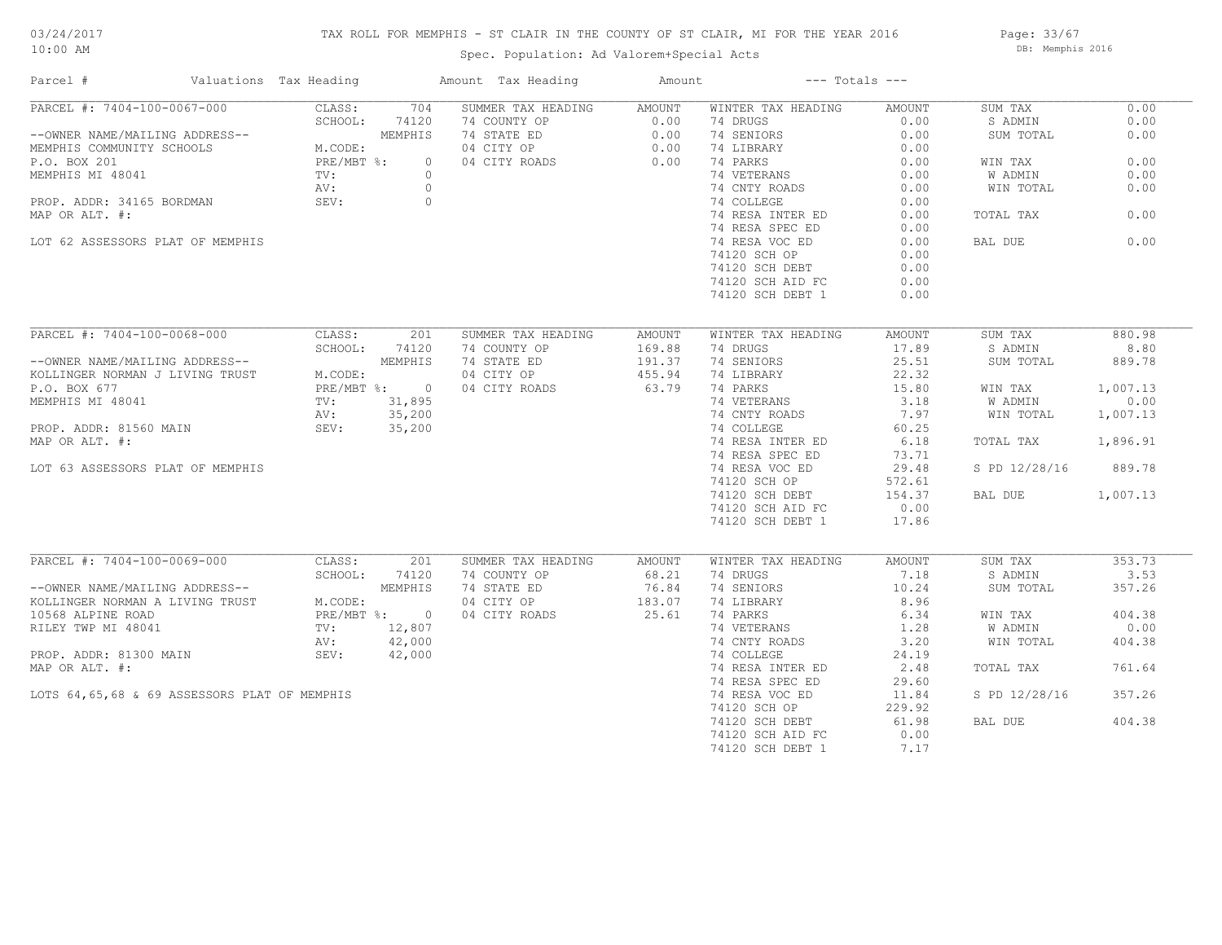# TAX ROLL FOR MEMPHIS - ST CLAIR IN THE COUNTY OF ST CLAIR, MI FOR THE YEAR 2016

Spec. Population: Ad Valorem+Special Acts

03/24/2017 10:00 AM — DB: Memphis 2016

| Parcel # | Valuations Tax Heading | | Amount Tax Heading | Amount | --- Totals --- | | | |
|---|---|---|---|---|---|---|---|---|
| **PARCEL #: 7404-100-0067-000** | CLASS: | 704 | SUMMER TAX HEADING | AMOUNT | WINTER TAX HEADING | AMOUNT | SUM TAX | 0.00 |
| | SCHOOL: | 74120 | 74 COUNTY OP | 0.00 | 74 DRUGS | 0.00 | S ADMIN | 0.00 |
| --OWNER NAME/MAILING ADDRESS-- | | MEMPHIS | 74 STATE ED | 0.00 | 74 SENIORS | 0.00 | SUM TOTAL | 0.00 |
| MEMPHIS COMMUNITY SCHOOLS | M.CODE: | | 04 CITY OP | 0.00 | 74 LIBRARY | 0.00 | | |
| P.O. BOX 201 | PRE/MBT %: | 0 | 04 CITY ROADS | 0.00 | 74 PARKS | 0.00 | WIN TAX | 0.00 |
| MEMPHIS MI 48041 | TV: | 0 | | | 74 VETERANS | 0.00 | W ADMIN | 0.00 |
| | AV: | 0 | | | 74 CNTY ROADS | 0.00 | WIN TOTAL | 0.00 |
| PROP. ADDR: 34165 BORDMAN | SEV: | 0 | | | 74 COLLEGE | 0.00 | | |
| MAP OR ALT. #: | | | | | 74 RESA INTER ED | 0.00 | TOTAL TAX | 0.00 |
| | | | | | 74 RESA SPEC ED | 0.00 | | |
| LOT 62 ASSESSORS PLAT OF MEMPHIS | | | | | 74 RESA VOC ED | 0.00 | BAL DUE | 0.00 |
| | | | | | 74120 SCH OP | 0.00 | | |
| | | | | | 74120 SCH DEBT | 0.00 | | |
| | | | | | 74120 SCH AID FC | 0.00 | | |
| | | | | | 74120 SCH DEBT 1 | 0.00 | | |
| **PARCEL #: 7404-100-0068-000** | CLASS: | 201 | SUMMER TAX HEADING | AMOUNT | WINTER TAX HEADING | AMOUNT | SUM TAX | 880.98 |
| | SCHOOL: | 74120 | 74 COUNTY OP | 169.88 | 74 DRUGS | 17.89 | S ADMIN | 8.80 |
| --OWNER NAME/MAILING ADDRESS-- | | MEMPHIS | 74 STATE ED | 191.37 | 74 SENIORS | 25.51 | SUM TOTAL | 889.78 |
| KOLLINGER NORMAN J LIVING TRUST | M.CODE: | | 04 CITY OP | 455.94 | 74 LIBRARY | 22.32 | | |
| P.O. BOX 677 | PRE/MBT %: | 0 | 04 CITY ROADS | 63.79 | 74 PARKS | 15.80 | WIN TAX | 1,007.13 |
| MEMPHIS MI 48041 | TV: | 31,895 | | | 74 VETERANS | 3.18 | W ADMIN | 0.00 |
| | AV: | 35,200 | | | 74 CNTY ROADS | 7.97 | WIN TOTAL | 1,007.13 |
| PROP. ADDR: 81560 MAIN | SEV: | 35,200 | | | 74 COLLEGE | 60.25 | | |
| MAP OR ALT. #: | | | | | 74 RESA INTER ED | 6.18 | TOTAL TAX | 1,896.91 |
| | | | | | 74 RESA SPEC ED | 73.71 | | |
| LOT 63 ASSESSORS PLAT OF MEMPHIS | | | | | 74 RESA VOC ED | 29.48 | S PD 12/28/16 | 889.78 |
| | | | | | 74120 SCH OP | 572.61 | | |
| | | | | | 74120 SCH DEBT | 154.37 | BAL DUE | 1,007.13 |
| | | | | | 74120 SCH AID FC | 0.00 | | |
| | | | | | 74120 SCH DEBT 1 | 17.86 | | |
| **PARCEL #: 7404-100-0069-000** | CLASS: | 201 | SUMMER TAX HEADING | AMOUNT | WINTER TAX HEADING | AMOUNT | SUM TAX | 353.73 |
| | SCHOOL: | 74120 | 74 COUNTY OP | 68.21 | 74 DRUGS | 7.18 | S ADMIN | 3.53 |
| --OWNER NAME/MAILING ADDRESS-- | | MEMPHIS | 74 STATE ED | 76.84 | 74 SENIORS | 10.24 | SUM TOTAL | 357.26 |
| KOLLINGER NORMAN A LIVING TRUST | M.CODE: | | 04 CITY OP | 183.07 | 74 LIBRARY | 8.96 | | |
| 10568 ALPINE ROAD | PRE/MBT %: | 0 | 04 CITY ROADS | 25.61 | 74 PARKS | 6.34 | WIN TAX | 404.38 |
| RILEY TWP MI 48041 | TV: | 12,807 | | | 74 VETERANS | 1.28 | W ADMIN | 0.00 |
| | AV: | 42,000 | | | 74 CNTY ROADS | 3.20 | WIN TOTAL | 404.38 |
| PROP. ADDR: 81300 MAIN | SEV: | 42,000 | | | 74 COLLEGE | 24.19 | | |
| MAP OR ALT. #: | | | | | 74 RESA INTER ED | 2.48 | TOTAL TAX | 761.64 |
| | | | | | 74 RESA SPEC ED | 29.60 | | |
| LOTS 64,65,68 & 69 ASSESSORS PLAT OF MEMPHIS | | | | | 74 RESA VOC ED | 11.84 | S PD 12/28/16 | 357.26 |
| | | | | | 74120 SCH OP | 229.92 | | |
| | | | | | 74120 SCH DEBT | 61.98 | BAL DUE | 404.38 |
| | | | | | 74120 SCH AID FC | 0.00 | | |
| | | | | | 74120 SCH DEBT 1 | 7.17 | | |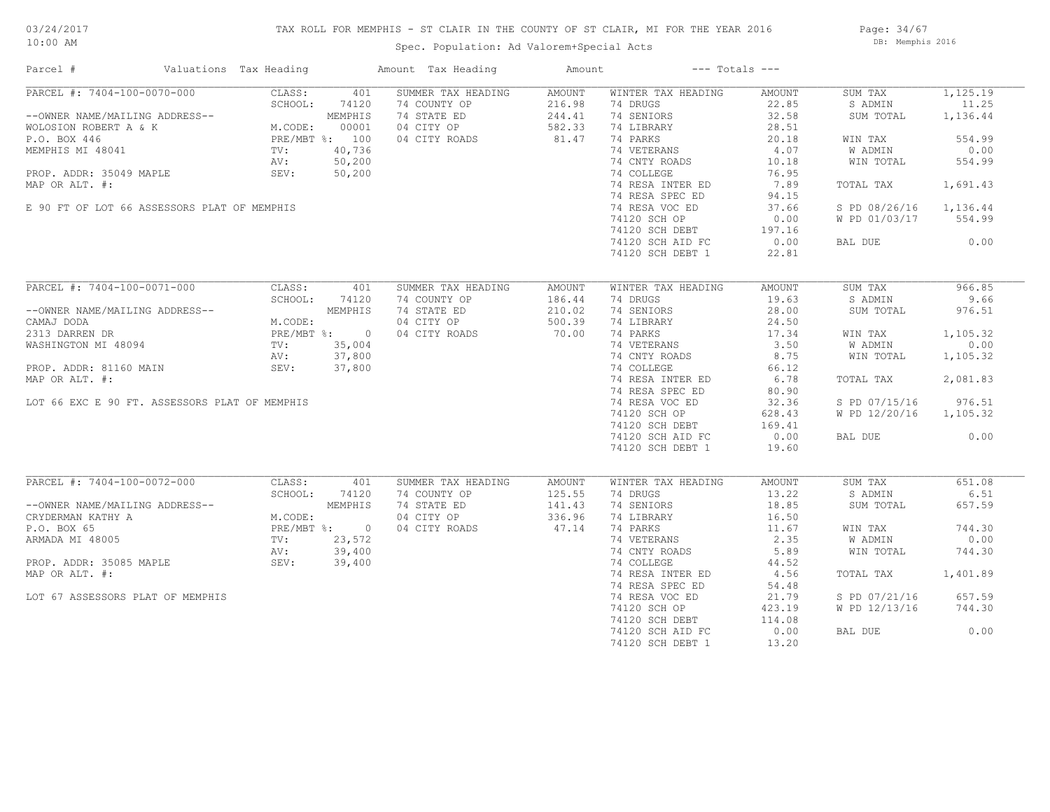# TAX ROLL FOR MEMPHIS - ST CLAIR IN THE COUNTY OF ST CLAIR, MI FOR THE YEAR 2016

Spec. Population: Ad Valorem+Special Acts

03/24/2017 10:00 AM — DB: Memphis 2016

| Parcel # | Valuations | Tax Heading | Amount | Tax Heading | Amount | --- Totals --- | |
|---|---|---|---|---|---|---|---|
| PARCEL #: 7404-100-0070-000 | CLASS: 401 | SUMMER TAX HEADING | AMOUNT | WINTER TAX HEADING | AMOUNT | SUM TAX | 1,125.19 |
| | SCHOOL: 74120 | 74 COUNTY OP | 216.98 | 74 DRUGS | 22.85 | S ADMIN | 11.25 |
| --OWNER NAME/MAILING ADDRESS-- | MEMPHIS | 74 STATE ED | 244.41 | 74 SENIORS | 32.58 | SUM TOTAL | 1,136.44 |
| WOLOSION ROBERT A & K | M.CODE: 00001 | 04 CITY OP | 582.33 | 74 LIBRARY | 28.51 | | |
| P.O. BOX 446 | PRE/MBT %: 100 | 04 CITY ROADS | 81.47 | 74 PARKS | 20.18 | WIN TAX | 554.99 |
| MEMPHIS MI 48041 | TV: 40,736 | | | 74 VETERANS | 4.07 | W ADMIN | 0.00 |
| | AV: 50,200 | | | 74 CNTY ROADS | 10.18 | WIN TOTAL | 554.99 |
| PROP. ADDR: 35049 MAPLE | SEV: 50,200 | | | 74 COLLEGE | 76.95 | | |
| MAP OR ALT. #: | | | | 74 RESA INTER ED | 7.89 | TOTAL TAX | 1,691.43 |
| | | | | 74 RESA SPEC ED | 94.15 | | |
| E 90 FT OF LOT 66 ASSESSORS PLAT OF MEMPHIS | | | | 74 RESA VOC ED | 37.66 | S PD 08/26/16 | 1,136.44 |
| | | | | 74120 SCH OP | 0.00 | W PD 01/03/17 | 554.99 |
| | | | | 74120 SCH DEBT | 197.16 | | |
| | | | | 74120 SCH AID FC | 0.00 | BAL DUE | 0.00 |
| | | | | 74120 SCH DEBT 1 | 22.81 | | |

| Parcel # | Valuations | Tax Heading | Amount | Tax Heading | Amount | --- Totals --- | |
|---|---|---|---|---|---|---|---|
| PARCEL #: 7404-100-0071-000 | CLASS: 401 | SUMMER TAX HEADING | AMOUNT | WINTER TAX HEADING | AMOUNT | SUM TAX | 966.85 |
| | SCHOOL: 74120 | 74 COUNTY OP | 186.44 | 74 DRUGS | 19.63 | S ADMIN | 9.66 |
| --OWNER NAME/MAILING ADDRESS-- | MEMPHIS | 74 STATE ED | 210.02 | 74 SENIORS | 28.00 | SUM TOTAL | 976.51 |
| CAMAJ DODA | M.CODE: | 04 CITY OP | 500.39 | 74 LIBRARY | 24.50 | | |
| 2313 DARREN DR | PRE/MBT %: 0 | 04 CITY ROADS | 70.00 | 74 PARKS | 17.34 | WIN TAX | 1,105.32 |
| WASHINGTON MI 48094 | TV: 35,004 | | | 74 VETERANS | 3.50 | W ADMIN | 0.00 |
| | AV: 37,800 | | | 74 CNTY ROADS | 8.75 | WIN TOTAL | 1,105.32 |
| PROP. ADDR: 81160 MAIN | SEV: 37,800 | | | 74 COLLEGE | 66.12 | | |
| MAP OR ALT. #: | | | | 74 RESA INTER ED | 6.78 | TOTAL TAX | 2,081.83 |
| | | | | 74 RESA SPEC ED | 80.90 | | |
| LOT 66 EXC E 90 FT. ASSESSORS PLAT OF MEMPHIS | | | | 74 RESA VOC ED | 32.36 | S PD 07/15/16 | 976.51 |
| | | | | 74120 SCH OP | 628.43 | W PD 12/20/16 | 1,105.32 |
| | | | | 74120 SCH DEBT | 169.41 | | |
| | | | | 74120 SCH AID FC | 0.00 | BAL DUE | 0.00 |
| | | | | 74120 SCH DEBT 1 | 19.60 | | |

| Parcel # | Valuations | Tax Heading | Amount | Tax Heading | Amount | --- Totals --- | |
|---|---|---|---|---|---|---|---|
| PARCEL #: 7404-100-0072-000 | CLASS: 401 | SUMMER TAX HEADING | AMOUNT | WINTER TAX HEADING | AMOUNT | SUM TAX | 651.08 |
| | SCHOOL: 74120 | 74 COUNTY OP | 125.55 | 74 DRUGS | 13.22 | S ADMIN | 6.51 |
| --OWNER NAME/MAILING ADDRESS-- | MEMPHIS | 74 STATE ED | 141.43 | 74 SENIORS | 18.85 | SUM TOTAL | 657.59 |
| CRYDERMAN KATHY A | M.CODE: | 04 CITY OP | 336.96 | 74 LIBRARY | 16.50 | | |
| P.O. BOX 65 | PRE/MBT %: 0 | 04 CITY ROADS | 47.14 | 74 PARKS | 11.67 | WIN TAX | 744.30 |
| ARMADA MI 48005 | TV: 23,572 | | | 74 VETERANS | 2.35 | W ADMIN | 0.00 |
| | AV: 39,400 | | | 74 CNTY ROADS | 5.89 | WIN TOTAL | 744.30 |
| PROP. ADDR: 35085 MAPLE | SEV: 39,400 | | | 74 COLLEGE | 44.52 | | |
| MAP OR ALT. #: | | | | 74 RESA INTER ED | 4.56 | TOTAL TAX | 1,401.89 |
| | | | | 74 RESA SPEC ED | 54.48 | | |
| LOT 67 ASSESSORS PLAT OF MEMPHIS | | | | 74 RESA VOC ED | 21.79 | S PD 07/21/16 | 657.59 |
| | | | | 74120 SCH OP | 423.19 | W PD 12/13/16 | 744.30 |
| | | | | 74120 SCH DEBT | 114.08 | | |
| | | | | 74120 SCH AID FC | 0.00 | BAL DUE | 0.00 |
| | | | | 74120 SCH DEBT 1 | 13.20 | | |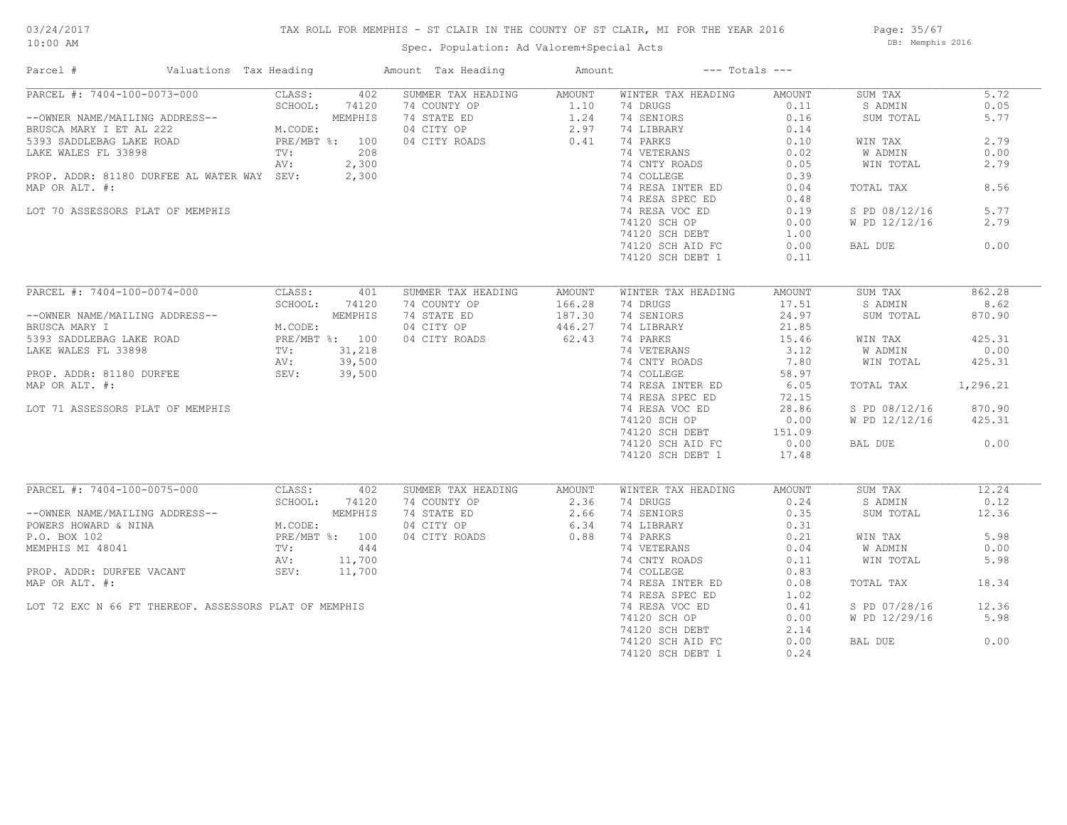# TAX ROLL FOR MEMPHIS - ST CLAIR IN THE COUNTY OF ST CLAIR, MI FOR THE YEAR 2016

Spec. Population: Ad Valorem+Special Acts

03/24/2017 10:00 AM — DB: Memphis 2016

| Parcel # | Valuations | Tax Heading | Amount | Tax Heading | Amount | --- Totals --- | |
|---|---|---|---|---|---|---|---|
| PARCEL #: 7404-100-0073-000 | CLASS: 402 | SUMMER TAX HEADING | AMOUNT | WINTER TAX HEADING | AMOUNT | SUM TAX | 5.72 |
| | SCHOOL: 74120 | 74 COUNTY OP | 1.10 | 74 DRUGS | 0.11 | S ADMIN | 0.05 |
| --OWNER NAME/MAILING ADDRESS-- | MEMPHIS | 74 STATE ED | 1.24 | 74 SENIORS | 0.16 | SUM TOTAL | 5.77 |
| BRUSCA MARY I ET AL 222 | M.CODE: | 04 CITY OP | 2.97 | 74 LIBRARY | 0.14 | | |
| 5393 SADDLEBAG LAKE ROAD | PRE/MBT %: 100 | 04 CITY ROADS | 0.41 | 74 PARKS | 0.10 | WIN TAX | 2.79 |
| LAKE WALES FL 33898 | TV: 208 | | | 74 VETERANS | 0.02 | W ADMIN | 0.00 |
| | AV: 2,300 | | | 74 CNTY ROADS | 0.05 | WIN TOTAL | 2.79 |
| PROP. ADDR: 81180 DURFEE AL WATER WAY | SEV: 2,300 | | | 74 COLLEGE | 0.39 | | |
| MAP OR ALT. #: | | | | 74 RESA INTER ED | 0.04 | TOTAL TAX | 8.56 |
| | | | | 74 RESA SPEC ED | 0.48 | | |
| LOT 70 ASSESSORS PLAT OF MEMPHIS | | | | 74 RESA VOC ED | 0.19 | S PD 08/12/16 | 5.77 |
| | | | | 74120 SCH OP | 0.00 | W PD 12/12/16 | 2.79 |
| | | | | 74120 SCH DEBT | 1.00 | | |
| | | | | 74120 SCH AID FC | 0.00 | BAL DUE | 0.00 |
| | | | | 74120 SCH DEBT 1 | 0.11 | | |

| Parcel # | Valuations | Tax Heading | Amount | Tax Heading | Amount | --- Totals --- | |
|---|---|---|---|---|---|---|---|
| PARCEL #: 7404-100-0074-000 | CLASS: 401 | SUMMER TAX HEADING | AMOUNT | WINTER TAX HEADING | AMOUNT | SUM TAX | 862.28 |
| | SCHOOL: 74120 | 74 COUNTY OP | 166.28 | 74 DRUGS | 17.51 | S ADMIN | 8.62 |
| --OWNER NAME/MAILING ADDRESS-- | MEMPHIS | 74 STATE ED | 187.30 | 74 SENIORS | 24.97 | SUM TOTAL | 870.90 |
| BRUSCA MARY I | M.CODE: | 04 CITY OP | 446.27 | 74 LIBRARY | 21.85 | | |
| 5393 SADDLEBAG LAKE ROAD | PRE/MBT %: 100 | 04 CITY ROADS | 62.43 | 74 PARKS | 15.46 | WIN TAX | 425.31 |
| LAKE WALES FL 33898 | TV: 31,218 | | | 74 VETERANS | 3.12 | W ADMIN | 0.00 |
| | AV: 39,500 | | | 74 CNTY ROADS | 7.80 | WIN TOTAL | 425.31 |
| PROP. ADDR: 81180 DURFEE | SEV: 39,500 | | | 74 COLLEGE | 58.97 | | |
| MAP OR ALT. #: | | | | 74 RESA INTER ED | 6.05 | TOTAL TAX | 1,296.21 |
| | | | | 74 RESA SPEC ED | 72.15 | | |
| LOT 71 ASSESSORS PLAT OF MEMPHIS | | | | 74 RESA VOC ED | 28.86 | S PD 08/12/16 | 870.90 |
| | | | | 74120 SCH OP | 0.00 | W PD 12/12/16 | 425.31 |
| | | | | 74120 SCH DEBT | 151.09 | | |
| | | | | 74120 SCH AID FC | 0.00 | BAL DUE | 0.00 |
| | | | | 74120 SCH DEBT 1 | 17.48 | | |

| Parcel # | Valuations | Tax Heading | Amount | Tax Heading | Amount | --- Totals --- | |
|---|---|---|---|---|---|---|---|
| PARCEL #: 7404-100-0075-000 | CLASS: 402 | SUMMER TAX HEADING | AMOUNT | WINTER TAX HEADING | AMOUNT | SUM TAX | 12.24 |
| | SCHOOL: 74120 | 74 COUNTY OP | 2.36 | 74 DRUGS | 0.24 | S ADMIN | 0.12 |
| --OWNER NAME/MAILING ADDRESS-- | MEMPHIS | 74 STATE ED | 2.66 | 74 SENIORS | 0.35 | SUM TOTAL | 12.36 |
| POWERS HOWARD & NINA | M.CODE: | 04 CITY OP | 6.34 | 74 LIBRARY | 0.31 | | |
| P.O. BOX 102 | PRE/MBT %: 100 | 04 CITY ROADS | 0.88 | 74 PARKS | 0.21 | WIN TAX | 5.98 |
| MEMPHIS MI 48041 | TV: 444 | | | 74 VETERANS | 0.04 | W ADMIN | 0.00 |
| | AV: 11,700 | | | 74 CNTY ROADS | 0.11 | WIN TOTAL | 5.98 |
| PROP. ADDR: DURFEE VACANT | SEV: 11,700 | | | 74 COLLEGE | 0.83 | | |
| MAP OR ALT. #: | | | | 74 RESA INTER ED | 0.08 | TOTAL TAX | 18.34 |
| | | | | 74 RESA SPEC ED | 1.02 | | |
| LOT 72 EXC N 66 FT THEREOF. ASSESSORS PLAT OF MEMPHIS | | | | 74 RESA VOC ED | 0.41 | S PD 07/28/16 | 12.36 |
| | | | | 74120 SCH OP | 0.00 | W PD 12/29/16 | 5.98 |
| | | | | 74120 SCH DEBT | 2.14 | | |
| | | | | 74120 SCH AID FC | 0.00 | BAL DUE | 0.00 |
| | | | | 74120 SCH DEBT 1 | 0.24 | | |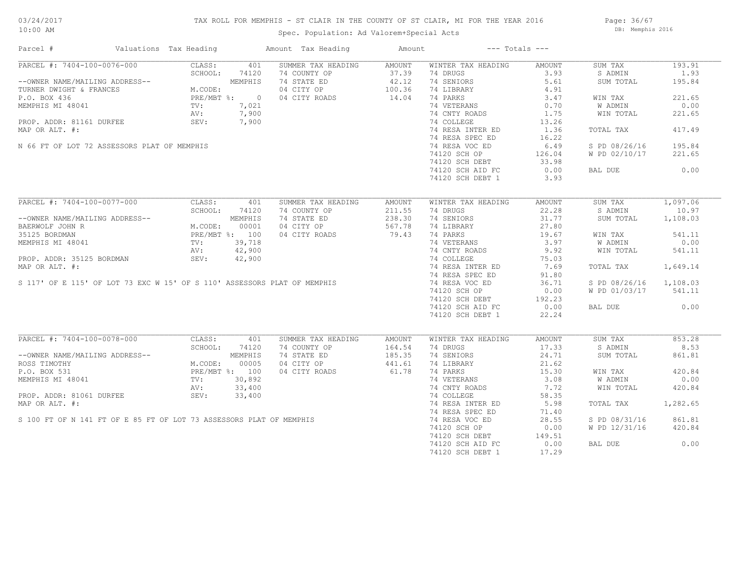# TAX ROLL FOR MEMPHIS - ST CLAIR IN THE COUNTY OF ST CLAIR, MI FOR THE YEAR 2016

03/24/2017 10:00 AM

Spec. Population: Ad Valorem+Special Acts

DB: Memphis 2016

| Parcel # | Valuations | Tax Heading | Amount | Tax Heading | Amount | --- Totals --- | | | |
|---|---|---|---|---|---|---|---|---|---|
| PARCEL #: 7404-100-0076-000 | CLASS: 401 | SUMMER TAX HEADING | AMOUNT | WINTER TAX HEADING | AMOUNT | SUM TAX | 193.91 | | |
| | SCHOOL: 74120 | 74 COUNTY OP | 37.39 | 74 DRUGS | 3.93 | S ADMIN | 1.93 | | |
| --OWNER NAME/MAILING ADDRESS-- | MEMPHIS | 74 STATE ED | 42.12 | 74 SENIORS | 5.61 | SUM TOTAL | 195.84 | | |
| TURNER DWIGHT & FRANCES | M.CODE: | 04 CITY OP | 100.36 | 74 LIBRARY | 4.91 | | | | |
| P.O. BOX 436 | PRE/MBT %: 0 | 04 CITY ROADS | 14.04 | 74 PARKS | 3.47 | WIN TAX | 221.65 | | |
| MEMPHIS MI 48041 | TV: 7,021 | | | 74 VETERANS | 0.70 | W ADMIN | 0.00 | | |
| | AV: 7,900 | | | 74 CNTY ROADS | 1.75 | WIN TOTAL | 221.65 | | |
| PROP. ADDR: 81161 DURFEE | SEV: 7,900 | | | 74 COLLEGE | 13.26 | | | | |
| MAP OR ALT. #: | | | | 74 RESA INTER ED | 1.36 | TOTAL TAX | 417.49 | | |
| | | | | 74 RESA SPEC ED | 16.22 | | | | |
| N 66 FT OF LOT 72 ASSESSORS PLAT OF MEMPHIS | | | | 74 RESA VOC ED | 6.49 | S PD 08/26/16 | 195.84 | | |
| | | | | 74120 SCH OP | 126.04 | W PD 02/10/17 | 221.65 | | |
| | | | | 74120 SCH DEBT | 33.98 | | | | |
| | | | | 74120 SCH AID FC | 0.00 | BAL DUE | 0.00 | | |
| | | | | 74120 SCH DEBT 1 | 3.93 | | | | |
| PARCEL #: 7404-100-0077-000 | CLASS: 401 | SUMMER TAX HEADING | AMOUNT | WINTER TAX HEADING | AMOUNT | SUM TAX | 1,097.06 | | |
| | SCHOOL: 74120 | 74 COUNTY OP | 211.55 | 74 DRUGS | 22.28 | S ADMIN | 10.97 | | |
| --OWNER NAME/MAILING ADDRESS-- | MEMPHIS | 74 STATE ED | 238.30 | 74 SENIORS | 31.77 | SUM TOTAL | 1,108.03 | | |
| BAERWOLF JOHN R | M.CODE: 00001 | 04 CITY OP | 567.78 | 74 LIBRARY | 27.80 | | | | |
| 35125 BORDMAN | PRE/MBT %: 100 | 04 CITY ROADS | 79.43 | 74 PARKS | 19.67 | WIN TAX | 541.11 | | |
| MEMPHIS MI 48041 | TV: 39,718 | | | 74 VETERANS | 3.97 | W ADMIN | 0.00 | | |
| | AV: 42,900 | | | 74 CNTY ROADS | 9.92 | WIN TOTAL | 541.11 | | |
| PROP. ADDR: 35125 BORDMAN | SEV: 42,900 | | | 74 COLLEGE | 75.03 | | | | |
| MAP OR ALT. #: | | | | 74 RESA INTER ED | 7.69 | TOTAL TAX | 1,649.14 | | |
| | | | | 74 RESA SPEC ED | 91.80 | | | | |
| S 117' OF E 115' OF LOT 73 EXC W 15' OF S 110' ASSESSORS PLAT OF MEMPHIS | | | | 74 RESA VOC ED | 36.71 | S PD 08/26/16 | 1,108.03 | | |
| | | | | 74120 SCH OP | 0.00 | W PD 01/03/17 | 541.11 | | |
| | | | | 74120 SCH DEBT | 192.23 | | | | |
| | | | | 74120 SCH AID FC | 0.00 | BAL DUE | 0.00 | | |
| | | | | 74120 SCH DEBT 1 | 22.24 | | | | |
| PARCEL #: 7404-100-0078-000 | CLASS: 401 | SUMMER TAX HEADING | AMOUNT | WINTER TAX HEADING | AMOUNT | SUM TAX | 853.28 | | |
| | SCHOOL: 74120 | 74 COUNTY OP | 164.54 | 74 DRUGS | 17.33 | S ADMIN | 8.53 | | |
| --OWNER NAME/MAILING ADDRESS-- | MEMPHIS | 74 STATE ED | 185.35 | 74 SENIORS | 24.71 | SUM TOTAL | 861.81 | | |
| ROSS TIMOTHY | M.CODE: 00005 | 04 CITY OP | 441.61 | 74 LIBRARY | 21.62 | | | | |
| P.O. BOX 531 | PRE/MBT %: 100 | 04 CITY ROADS | 61.78 | 74 PARKS | 15.30 | WIN TAX | 420.84 | | |
| MEMPHIS MI 48041 | TV: 30,892 | | | 74 VETERANS | 3.08 | W ADMIN | 0.00 | | |
| | AV: 33,400 | | | 74 CNTY ROADS | 7.72 | WIN TOTAL | 420.84 | | |
| PROP. ADDR: 81061 DURFEE | SEV: 33,400 | | | 74 COLLEGE | 58.35 | | | | |
| MAP OR ALT. #: | | | | 74 RESA INTER ED | 5.98 | TOTAL TAX | 1,282.65 | | |
| | | | | 74 RESA SPEC ED | 71.40 | | | | |
| S 100 FT OF N 141 FT OF E 85 FT OF LOT 73 ASSESSORS PLAT OF MEMPHIS | | | | 74 RESA VOC ED | 28.55 | S PD 08/31/16 | 861.81 | | |
| | | | | 74120 SCH OP | 0.00 | W PD 12/31/16 | 420.84 | | |
| | | | | 74120 SCH DEBT | 149.51 | | | | |
| | | | | 74120 SCH AID FC | 0.00 | BAL DUE | 0.00 | | |
| | | | | 74120 SCH DEBT 1 | 17.29 | | | | |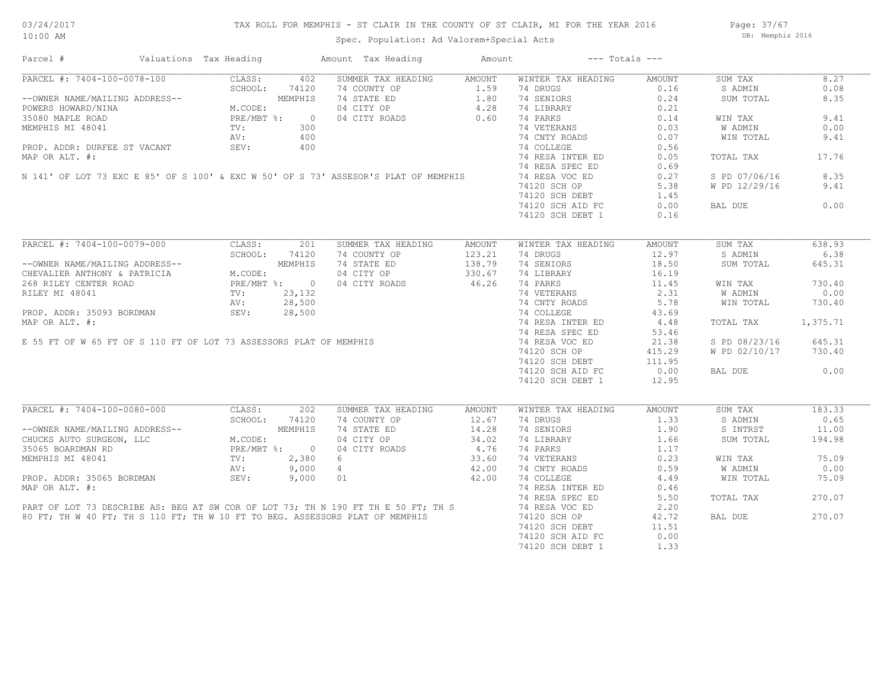TAX ROLL FOR MEMPHIS - ST CLAIR IN THE COUNTY OF ST CLAIR, MI FOR THE YEAR 2016

Spec. Population: Ad Valorem+Special Acts

03/24/2017 10:00 AM — DB: Memphis 2016

| Parcel # | Valuations | Tax Heading | Amount | Tax Heading | Amount | --- Totals --- | |
|---|---|---|---|---|---|---|---|

## PARCEL #: 7404-100-0078-100

| | | | | | | | |
|---|---|---|---|---|---|---|---|
| --OWNER NAME/MAILING ADDRESS-- | CLASS: 402 | SUMMER TAX HEADING | AMOUNT | WINTER TAX HEADING | AMOUNT | SUM TAX | 8.27 |
| POWERS HOWARD/NINA | SCHOOL: 74120 | 74 COUNTY OP | 1.59 | 74 DRUGS | 0.16 | S ADMIN | 0.08 |
| 35080 MAPLE ROAD | MEMPHIS | 74 STATE ED | 1.80 | 74 SENIORS | 0.24 | SUM TOTAL | 8.35 |
| MEMPHIS MI 48041 | M.CODE: | 04 CITY OP | 4.28 | 74 LIBRARY | 0.21 | | |
| PROP. ADDR: DURFEE ST VACANT | PRE/MBT %: 0 | 04 CITY ROADS | 0.60 | 74 PARKS | 0.14 | WIN TAX | 9.41 |
| MAP OR ALT. #: | TV: 300 | | | 74 VETERANS | 0.03 | W ADMIN | 0.00 |
| | AV: 400 | | | 74 CNTY ROADS | 0.07 | WIN TOTAL | 9.41 |
| | SEV: 400 | | | 74 COLLEGE | 0.56 | | |
| | | | | 74 RESA INTER ED | 0.05 | TOTAL TAX | 17.76 |
| | | | | 74 RESA SPEC ED | 0.69 | | |
| | | | | 74 RESA VOC ED | 0.27 | S PD 07/06/16 | 8.35 |
| | | | | 74120 SCH OP | 5.38 | W PD 12/29/16 | 9.41 |
| | | | | 74120 SCH DEBT | 1.45 | | |
| | | | | 74120 SCH AID FC | 0.00 | BAL DUE | 0.00 |
| | | | | 74120 SCH DEBT 1 | 0.16 | | |

N 141' OF LOT 73 EXC E 85' OF S 100' & EXC W 50' OF S 73' ASSESOR'S PLAT OF MEMPHIS

## PARCEL #: 7404-100-0079-000

| | | | | | | | |
|---|---|---|---|---|---|---|---|
| --OWNER NAME/MAILING ADDRESS-- | CLASS: 201 | SUMMER TAX HEADING | AMOUNT | WINTER TAX HEADING | AMOUNT | SUM TAX | 638.93 |
| CHEVALIER ANTHONY & PATRICIA | SCHOOL: 74120 | 74 COUNTY OP | 123.21 | 74 DRUGS | 12.97 | S ADMIN | 6.38 |
| 268 RILEY CENTER ROAD | MEMPHIS | 74 STATE ED | 138.79 | 74 SENIORS | 18.50 | SUM TOTAL | 645.31 |
| RILEY MI 48041 | M.CODE: | 04 CITY OP | 330.67 | 74 LIBRARY | 16.19 | | |
| PROP. ADDR: 35093 BORDMAN | PRE/MBT %: 0 | 04 CITY ROADS | 46.26 | 74 PARKS | 11.45 | WIN TAX | 730.40 |
| MAP OR ALT. #: | TV: 23,132 | | | 74 VETERANS | 2.31 | W ADMIN | 0.00 |
| | AV: 28,500 | | | 74 CNTY ROADS | 5.78 | WIN TOTAL | 730.40 |
| | SEV: 28,500 | | | 74 COLLEGE | 43.69 | | |
| | | | | 74 RESA INTER ED | 4.48 | TOTAL TAX | 1,375.71 |
| | | | | 74 RESA SPEC ED | 53.46 | | |
| | | | | 74 RESA VOC ED | 21.38 | S PD 08/23/16 | 645.31 |
| | | | | 74120 SCH OP | 415.29 | W PD 02/10/17 | 730.40 |
| | | | | 74120 SCH DEBT | 111.95 | | |
| | | | | 74120 SCH AID FC | 0.00 | BAL DUE | 0.00 |
| | | | | 74120 SCH DEBT 1 | 12.95 | | |

E 55 FT OF W 65 FT OF S 110 FT OF LOT 73 ASSESSORS PLAT OF MEMPHIS

## PARCEL #: 7404-100-0080-000

| | | | | | | | |
|---|---|---|---|---|---|---|---|
| --OWNER NAME/MAILING ADDRESS-- | CLASS: 202 | SUMMER TAX HEADING | AMOUNT | WINTER TAX HEADING | AMOUNT | SUM TAX | 183.33 |
| CHUCKS AUTO SURGEON, LLC | SCHOOL: 74120 | 74 COUNTY OP | 12.67 | 74 DRUGS | 1.33 | S ADMIN | 0.65 |
| 35065 BOARDMAN RD | MEMPHIS | 74 STATE ED | 14.28 | 74 SENIORS | 1.90 | S INTRST | 11.00 |
| MEMPHIS MI 48041 | M.CODE: | 04 CITY OP | 34.02 | 74 LIBRARY | 1.66 | SUM TOTAL | 194.98 |
| PROP. ADDR: 35065 BORDMAN | PRE/MBT %: 0 | 04 CITY ROADS | 4.76 | 74 PARKS | 1.17 | | |
| MAP OR ALT. #: | TV: 2,380 | 6 | 33.60 | 74 VETERANS | 0.23 | WIN TAX | 75.09 |
| | AV: 9,000 | 4 | 42.00 | 74 CNTY ROADS | 0.59 | W ADMIN | 0.00 |
| | SEV: 9,000 | 01 | 42.00 | 74 COLLEGE | 4.49 | WIN TOTAL | 75.09 |
| | | | | 74 RESA INTER ED | 0.46 | | |
| | | | | 74 RESA SPEC ED | 5.50 | TOTAL TAX | 270.07 |
| | | | | 74 RESA VOC ED | 2.20 | | |
| | | | | 74120 SCH OP | 42.72 | BAL DUE | 270.07 |
| | | | | 74120 SCH DEBT | 11.51 | | |
| | | | | 74120 SCH AID FC | 0.00 | | |
| | | | | 74120 SCH DEBT 1 | 1.33 | | |

PART OF LOT 73 DESCRIBE AS: BEG AT SW COR OF LOT 73; TH N 190 FT TH E 50 FT; TH S 80 FT; TH W 40 FT; TH S 110 FT; TH W 10 FT TO BEG. ASSESSORS PLAT OF MEMPHIS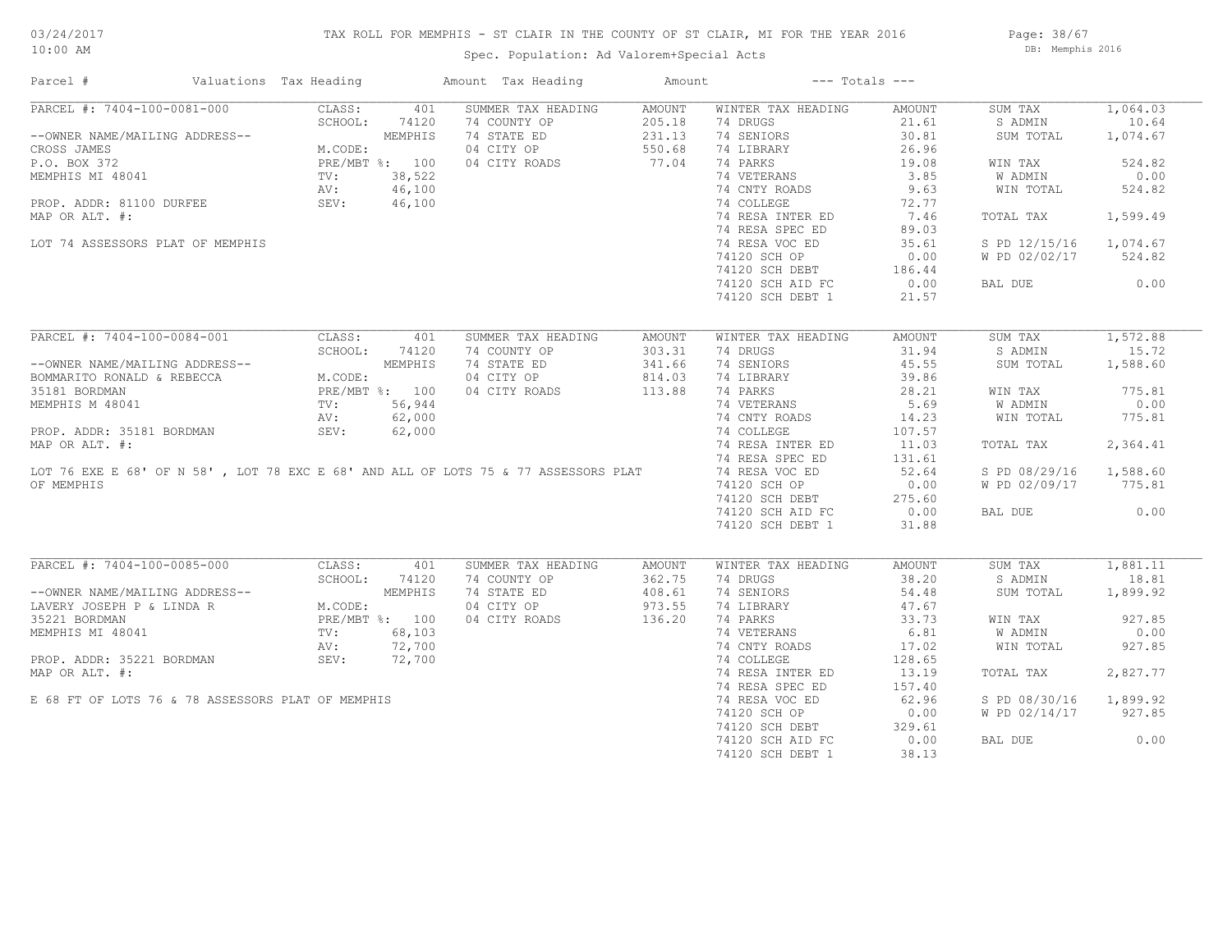# TAX ROLL FOR MEMPHIS - ST CLAIR IN THE COUNTY OF ST CLAIR, MI FOR THE YEAR 2016

03/24/2017
10:00 AM

Spec. Population: Ad Valorem+Special Acts

DB: Memphis 2016

| Parcel # | Valuations | Tax Heading | Amount | Tax Heading | Amount | --- Totals --- | | | |
|---|---|---|---|---|---|---|---|---|---|
| PARCEL #: 7404-100-0081-000 | CLASS: 401 | SUMMER TAX HEADING | AMOUNT | WINTER TAX HEADING | AMOUNT | SUM TAX | 1,064.03 | | |
| | SCHOOL: 74120 | 74 COUNTY OP | 205.18 | 74 DRUGS | 21.61 | S ADMIN | 10.64 | | |
| --OWNER NAME/MAILING ADDRESS-- | MEMPHIS | 74 STATE ED | 231.13 | 74 SENIORS | 30.81 | SUM TOTAL | 1,074.67 | | |
| CROSS JAMES | M.CODE: | 04 CITY OP | 550.68 | 74 LIBRARY | 26.96 | | | | |
| P.O. BOX 372 | PRE/MBT %: 100 | 04 CITY ROADS | 77.04 | 74 PARKS | 19.08 | WIN TAX | 524.82 | | |
| MEMPHIS MI 48041 | TV: 38,522 | | | 74 VETERANS | 3.85 | W ADMIN | 0.00 | | |
| | AV: 46,100 | | | 74 CNTY ROADS | 9.63 | WIN TOTAL | 524.82 | | |
| PROP. ADDR: 81100 DURFEE | SEV: 46,100 | | | 74 COLLEGE | 72.77 | | | | |
| MAP OR ALT. #: | | | | 74 RESA INTER ED | 7.46 | TOTAL TAX | 1,599.49 | | |
| | | | | 74 RESA SPEC ED | 89.03 | | | | |
| LOT 74 ASSESSORS PLAT OF MEMPHIS | | | | 74 RESA VOC ED | 35.61 | S PD 12/15/16 | 1,074.67 | | |
| | | | | 74120 SCH OP | 0.00 | W PD 02/02/17 | 524.82 | | |
| | | | | 74120 SCH DEBT | 186.44 | | | | |
| | | | | 74120 SCH AID FC | 0.00 | BAL DUE | 0.00 | | |
| | | | | 74120 SCH DEBT 1 | 21.57 | | | | |
| PARCEL #: 7404-100-0084-001 | CLASS: 401 | SUMMER TAX HEADING | AMOUNT | WINTER TAX HEADING | AMOUNT | SUM TAX | 1,572.88 | | |
| | SCHOOL: 74120 | 74 COUNTY OP | 303.31 | 74 DRUGS | 31.94 | S ADMIN | 15.72 | | |
| --OWNER NAME/MAILING ADDRESS-- | MEMPHIS | 74 STATE ED | 341.66 | 74 SENIORS | 45.55 | SUM TOTAL | 1,588.60 | | |
| BOMMARITO RONALD & REBECCA | M.CODE: | 04 CITY OP | 814.03 | 74 LIBRARY | 39.86 | | | | |
| 35181 BORDMAN | PRE/MBT %: 100 | 04 CITY ROADS | 113.88 | 74 PARKS | 28.21 | WIN TAX | 775.81 | | |
| MEMPHIS M 48041 | TV: 56,944 | | | 74 VETERANS | 5.69 | W ADMIN | 0.00 | | |
| | AV: 62,000 | | | 74 CNTY ROADS | 14.23 | WIN TOTAL | 775.81 | | |
| PROP. ADDR: 35181 BORDMAN | SEV: 62,000 | | | 74 COLLEGE | 107.57 | | | | |
| MAP OR ALT. #: | | | | 74 RESA INTER ED | 11.03 | TOTAL TAX | 2,364.41 | | |
| | | | | 74 RESA SPEC ED | 131.61 | | | | |
| LOT 76 EXE E 68' OF N 58' , LOT 78 EXC E 68' AND ALL OF LOTS 75 & 77 ASSESSORS PLAT | | | | 74 RESA VOC ED | 52.64 | S PD 08/29/16 | 1,588.60 | | |
| OF MEMPHIS | | | | 74120 SCH OP | 0.00 | W PD 02/09/17 | 775.81 | | |
| | | | | 74120 SCH DEBT | 275.60 | | | | |
| | | | | 74120 SCH AID FC | 0.00 | BAL DUE | 0.00 | | |
| | | | | 74120 SCH DEBT 1 | 31.88 | | | | |
| PARCEL #: 7404-100-0085-000 | CLASS: 401 | SUMMER TAX HEADING | AMOUNT | WINTER TAX HEADING | AMOUNT | SUM TAX | 1,881.11 | | |
| | SCHOOL: 74120 | 74 COUNTY OP | 362.75 | 74 DRUGS | 38.20 | S ADMIN | 18.81 | | |
| --OWNER NAME/MAILING ADDRESS-- | MEMPHIS | 74 STATE ED | 408.61 | 74 SENIORS | 54.48 | SUM TOTAL | 1,899.92 | | |
| LAVERY JOSEPH P & LINDA R | M.CODE: | 04 CITY OP | 973.55 | 74 LIBRARY | 47.67 | | | | |
| 35221 BORDMAN | PRE/MBT %: 100 | 04 CITY ROADS | 136.20 | 74 PARKS | 33.73 | WIN TAX | 927.85 | | |
| MEMPHIS MI 48041 | TV: 68,103 | | | 74 VETERANS | 6.81 | W ADMIN | 0.00 | | |
| | AV: 72,700 | | | 74 CNTY ROADS | 17.02 | WIN TOTAL | 927.85 | | |
| PROP. ADDR: 35221 BORDMAN | SEV: 72,700 | | | 74 COLLEGE | 128.65 | | | | |
| MAP OR ALT. #: | | | | 74 RESA INTER ED | 13.19 | TOTAL TAX | 2,827.77 | | |
| | | | | 74 RESA SPEC ED | 157.40 | | | | |
| E 68 FT OF LOTS 76 & 78 ASSESSORS PLAT OF MEMPHIS | | | | 74 RESA VOC ED | 62.96 | S PD 08/30/16 | 1,899.92 | | |
| | | | | 74120 SCH OP | 0.00 | W PD 02/14/17 | 927.85 | | |
| | | | | 74120 SCH DEBT | 329.61 | | | | |
| | | | | 74120 SCH AID FC | 0.00 | BAL DUE | 0.00 | | |
| | | | | 74120 SCH DEBT 1 | 38.13 | | | | |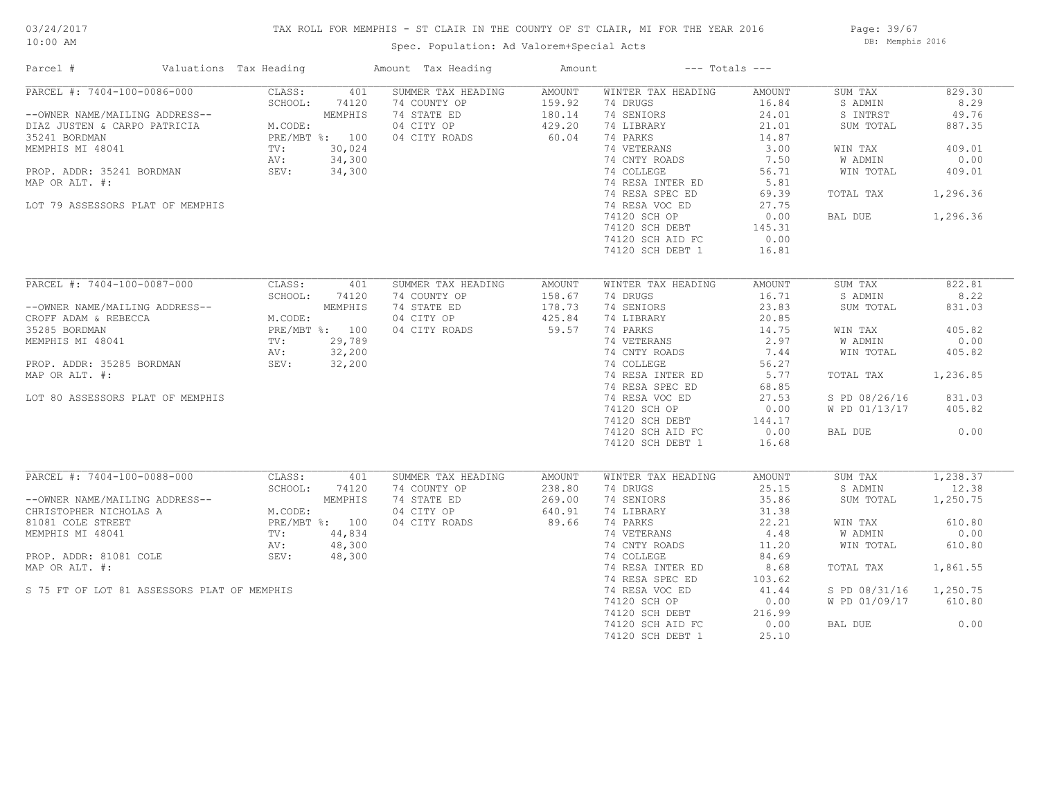# TAX ROLL FOR MEMPHIS - ST CLAIR IN THE COUNTY OF ST CLAIR, MI FOR THE YEAR 2016

Spec. Population: Ad Valorem+Special Acts

03/24/2017 10:00 AM — DB: Memphis 2016

| Parcel # | Valuations | Tax Heading | Amount | Tax Heading | Amount | --- Totals --- | |
|---|---|---|---|---|---|---|---|
| PARCEL #: 7404-100-0086-000 | CLASS: 401 | SUMMER TAX HEADING | AMOUNT | WINTER TAX HEADING | AMOUNT | SUM TAX | 829.30 |
| | SCHOOL: 74120 | 74 COUNTY OP | 159.92 | 74 DRUGS | 16.84 | S ADMIN | 8.29 |
| --OWNER NAME/MAILING ADDRESS-- | MEMPHIS | 74 STATE ED | 180.14 | 74 SENIORS | 24.01 | S INTRST | 49.76 |
| DIAZ JUSTEN & CARPO PATRICIA | M.CODE: | 04 CITY OP | 429.20 | 74 LIBRARY | 21.01 | SUM TOTAL | 887.35 |
| 35241 BORDMAN | PRE/MBT %: 100 | 04 CITY ROADS | 60.04 | 74 PARKS | 14.87 | | |
| MEMPHIS MI 48041 | TV: 30,024 | | | 74 VETERANS | 3.00 | WIN TAX | 409.01 |
| | AV: 34,300 | | | 74 CNTY ROADS | 7.50 | W ADMIN | 0.00 |
| PROP. ADDR: 35241 BORDMAN | SEV: 34,300 | | | 74 COLLEGE | 56.71 | WIN TOTAL | 409.01 |
| MAP OR ALT. #: | | | | 74 RESA INTER ED | 5.81 | | |
| | | | | 74 RESA SPEC ED | 69.39 | TOTAL TAX | 1,296.36 |
| LOT 79 ASSESSORS PLAT OF MEMPHIS | | | | 74 RESA VOC ED | 27.75 | | |
| | | | | 74120 SCH OP | 0.00 | BAL DUE | 1,296.36 |
| | | | | 74120 SCH DEBT | 145.31 | | |
| | | | | 74120 SCH AID FC | 0.00 | | |
| | | | | 74120 SCH DEBT 1 | 16.81 | | |
| PARCEL #: 7404-100-0087-000 | CLASS: 401 | SUMMER TAX HEADING | AMOUNT | WINTER TAX HEADING | AMOUNT | SUM TAX | 822.81 |
| | SCHOOL: 74120 | 74 COUNTY OP | 158.67 | 74 DRUGS | 16.71 | S ADMIN | 8.22 |
| --OWNER NAME/MAILING ADDRESS-- | MEMPHIS | 74 STATE ED | 178.73 | 74 SENIORS | 23.83 | SUM TOTAL | 831.03 |
| CROFF ADAM & REBECCA | M.CODE: | 04 CITY OP | 425.84 | 74 LIBRARY | 20.85 | | |
| 35285 BORDMAN | PRE/MBT %: 100 | 04 CITY ROADS | 59.57 | 74 PARKS | 14.75 | WIN TAX | 405.82 |
| MEMPHIS MI 48041 | TV: 29,789 | | | 74 VETERANS | 2.97 | W ADMIN | 0.00 |
| | AV: 32,200 | | | 74 CNTY ROADS | 7.44 | WIN TOTAL | 405.82 |
| PROP. ADDR: 35285 BORDMAN | SEV: 32,200 | | | 74 COLLEGE | 56.27 | | |
| MAP OR ALT. #: | | | | 74 RESA INTER ED | 5.77 | TOTAL TAX | 1,236.85 |
| | | | | 74 RESA SPEC ED | 68.85 | | |
| LOT 80 ASSESSORS PLAT OF MEMPHIS | | | | 74 RESA VOC ED | 27.53 | S PD 08/26/16 | 831.03 |
| | | | | 74120 SCH OP | 0.00 | W PD 01/13/17 | 405.82 |
| | | | | 74120 SCH DEBT | 144.17 | | |
| | | | | 74120 SCH AID FC | 0.00 | BAL DUE | 0.00 |
| | | | | 74120 SCH DEBT 1 | 16.68 | | |
| PARCEL #: 7404-100-0088-000 | CLASS: 401 | SUMMER TAX HEADING | AMOUNT | WINTER TAX HEADING | AMOUNT | SUM TAX | 1,238.37 |
| | SCHOOL: 74120 | 74 COUNTY OP | 238.80 | 74 DRUGS | 25.15 | S ADMIN | 12.38 |
| --OWNER NAME/MAILING ADDRESS-- | MEMPHIS | 74 STATE ED | 269.00 | 74 SENIORS | 35.86 | SUM TOTAL | 1,250.75 |
| CHRISTOPHER NICHOLAS A | M.CODE: | 04 CITY OP | 640.91 | 74 LIBRARY | 31.38 | | |
| 81081 COLE STREET | PRE/MBT %: 100 | 04 CITY ROADS | 89.66 | 74 PARKS | 22.21 | WIN TAX | 610.80 |
| MEMPHIS MI 48041 | TV: 44,834 | | | 74 VETERANS | 4.48 | W ADMIN | 0.00 |
| | AV: 48,300 | | | 74 CNTY ROADS | 11.20 | WIN TOTAL | 610.80 |
| PROP. ADDR: 81081 COLE | SEV: 48,300 | | | 74 COLLEGE | 84.69 | | |
| MAP OR ALT. #: | | | | 74 RESA INTER ED | 8.68 | TOTAL TAX | 1,861.55 |
| | | | | 74 RESA SPEC ED | 103.62 | | |
| S 75 FT OF LOT 81 ASSESSORS PLAT OF MEMPHIS | | | | 74 RESA VOC ED | 41.44 | S PD 08/31/16 | 1,250.75 |
| | | | | 74120 SCH OP | 0.00 | W PD 01/09/17 | 610.80 |
| | | | | 74120 SCH DEBT | 216.99 | | |
| | | | | 74120 SCH AID FC | 0.00 | BAL DUE | 0.00 |
| | | | | 74120 SCH DEBT 1 | 25.10 | | |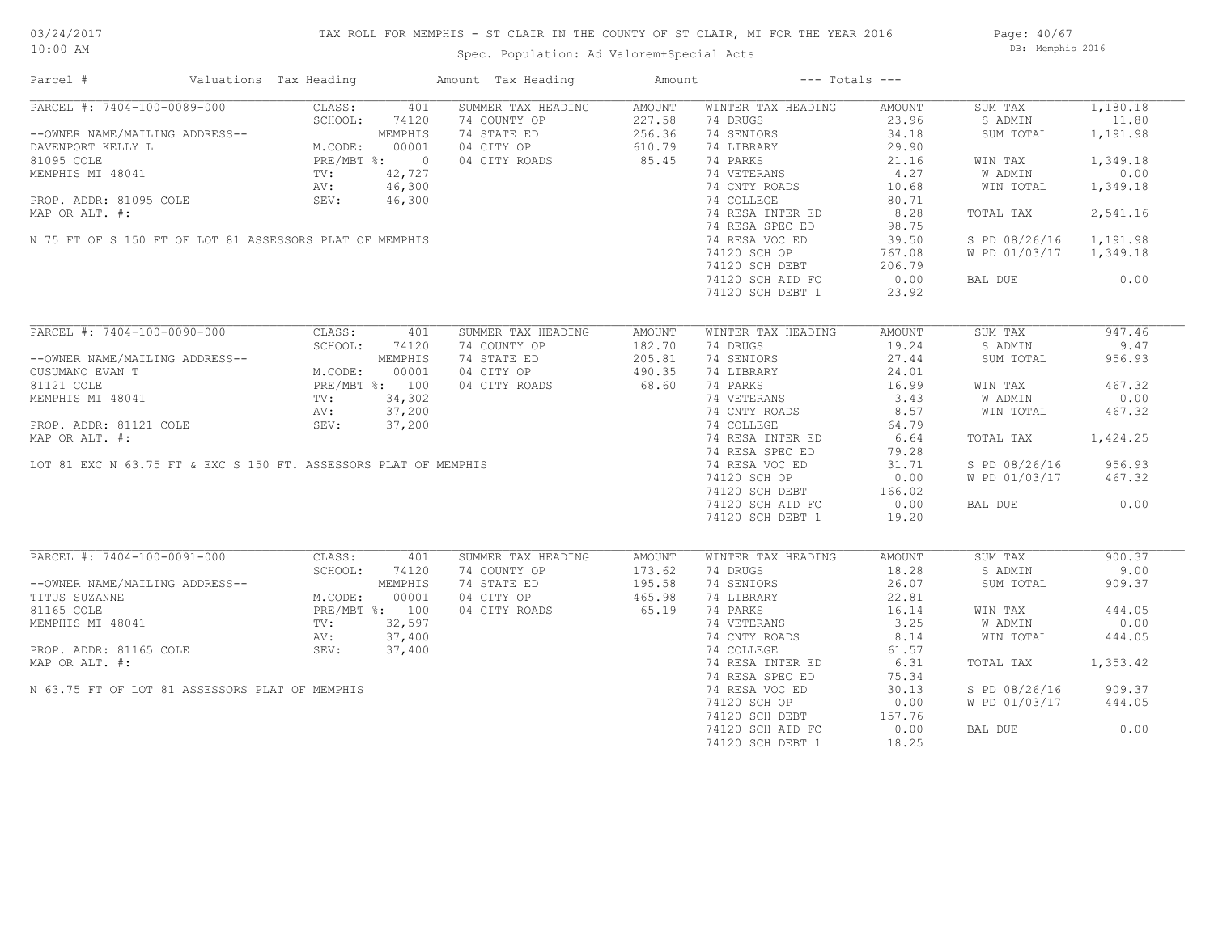# TAX ROLL FOR MEMPHIS - ST CLAIR IN THE COUNTY OF ST CLAIR, MI FOR THE YEAR 2016

Spec. Population: Ad Valorem+Special Acts

DB: Memphis 2016

| Parcel # | Valuations | Tax Heading | Amount | Tax Heading | Amount | --- Totals --- | | | |
|---|---|---|---|---|---|---|---|---|---|

## PARCEL #: 7404-100-0089-000

| Field | Value | SUMMER TAX HEADING | AMOUNT | WINTER TAX HEADING | AMOUNT | Totals | |
|---|---|---|---|---|---|---|---|
| CLASS: | 401 | 74 COUNTY OP | 227.58 | 74 DRUGS | 23.96 | SUM TAX | 1,180.18 |
| SCHOOL: | 74120 | 74 STATE ED | 256.36 | 74 SENIORS | 34.18 | S ADMIN | 11.80 |
| | MEMPHIS | 04 CITY OP | 610.79 | 74 LIBRARY | 29.90 | SUM TOTAL | 1,191.98 |
| M.CODE: | 00001 | 04 CITY ROADS | 85.45 | 74 PARKS | 21.16 | | |
| PRE/MBT %: | 0 | | | 74 VETERANS | 4.27 | WIN TAX | 1,349.18 |
| TV: | 42,727 | | | 74 CNTY ROADS | 10.68 | W ADMIN | 0.00 |
| AV: | 46,300 | | | 74 COLLEGE | 80.71 | WIN TOTAL | 1,349.18 |
| SEV: | 46,300 | | | 74 RESA INTER ED | 8.28 | | |
| | | | | 74 RESA SPEC ED | 98.75 | TOTAL TAX | 2,541.16 |
| | | | | 74 RESA VOC ED | 39.50 | | |
| | | | | 74120 SCH OP | 767.08 | S PD 08/26/16 | 1,191.98 |
| | | | | 74120 SCH DEBT | 206.79 | W PD 01/03/17 | 1,349.18 |
| | | | | 74120 SCH AID FC | 0.00 | | |
| | | | | 74120 SCH DEBT 1 | 23.92 | BAL DUE | 0.00 |

--OWNER NAME/MAILING ADDRESS--
DAVENPORT KELLY L
81095 COLE
MEMPHIS MI 48041

PROP. ADDR: 81095 COLE
MAP OR ALT. #:

N 75 FT OF S 150 FT OF LOT 81 ASSESSORS PLAT OF MEMPHIS

## PARCEL #: 7404-100-0090-000

| Field | Value | SUMMER TAX HEADING | AMOUNT | WINTER TAX HEADING | AMOUNT | Totals | |
|---|---|---|---|---|---|---|---|
| CLASS: | 401 | 74 COUNTY OP | 182.70 | 74 DRUGS | 19.24 | SUM TAX | 947.46 |
| SCHOOL: | 74120 | 74 STATE ED | 205.81 | 74 SENIORS | 27.44 | S ADMIN | 9.47 |
| | MEMPHIS | 04 CITY OP | 490.35 | 74 LIBRARY | 24.01 | SUM TOTAL | 956.93 |
| M.CODE: | 00001 | 04 CITY ROADS | 68.60 | 74 PARKS | 16.99 | | |
| PRE/MBT %: | 100 | | | 74 VETERANS | 3.43 | WIN TAX | 467.32 |
| TV: | 34,302 | | | 74 CNTY ROADS | 8.57 | W ADMIN | 0.00 |
| AV: | 37,200 | | | 74 COLLEGE | 64.79 | WIN TOTAL | 467.32 |
| SEV: | 37,200 | | | 74 RESA INTER ED | 6.64 | | |
| | | | | 74 RESA SPEC ED | 79.28 | TOTAL TAX | 1,424.25 |
| | | | | 74 RESA VOC ED | 31.71 | | |
| | | | | 74120 SCH OP | 0.00 | S PD 08/26/16 | 956.93 |
| | | | | 74120 SCH DEBT | 166.02 | W PD 01/03/17 | 467.32 |
| | | | | 74120 SCH AID FC | 0.00 | | |
| | | | | 74120 SCH DEBT 1 | 19.20 | BAL DUE | 0.00 |

--OWNER NAME/MAILING ADDRESS--
CUSUMANO EVAN T
81121 COLE
MEMPHIS MI 48041

PROP. ADDR: 81121 COLE
MAP OR ALT. #:

LOT 81 EXC N 63.75 FT & EXC S 150 FT. ASSESSORS PLAT OF MEMPHIS

## PARCEL #: 7404-100-0091-000

| Field | Value | SUMMER TAX HEADING | AMOUNT | WINTER TAX HEADING | AMOUNT | Totals | |
|---|---|---|---|---|---|---|---|
| CLASS: | 401 | 74 COUNTY OP | 173.62 | 74 DRUGS | 18.28 | SUM TAX | 900.37 |
| SCHOOL: | 74120 | 74 STATE ED | 195.58 | 74 SENIORS | 26.07 | S ADMIN | 9.00 |
| | MEMPHIS | 04 CITY OP | 465.98 | 74 LIBRARY | 22.81 | SUM TOTAL | 909.37 |
| M.CODE: | 00001 | 04 CITY ROADS | 65.19 | 74 PARKS | 16.14 | | |
| PRE/MBT %: | 100 | | | 74 VETERANS | 3.25 | WIN TAX | 444.05 |
| TV: | 32,597 | | | 74 CNTY ROADS | 8.14 | W ADMIN | 0.00 |
| AV: | 37,400 | | | 74 COLLEGE | 61.57 | WIN TOTAL | 444.05 |
| SEV: | 37,400 | | | 74 RESA INTER ED | 6.31 | | |
| | | | | 74 RESA SPEC ED | 75.34 | TOTAL TAX | 1,353.42 |
| | | | | 74 RESA VOC ED | 30.13 | | |
| | | | | 74120 SCH OP | 0.00 | S PD 08/26/16 | 909.37 |
| | | | | 74120 SCH DEBT | 157.76 | W PD 01/03/17 | 444.05 |
| | | | | 74120 SCH AID FC | 0.00 | | |
| | | | | 74120 SCH DEBT 1 | 18.25 | BAL DUE | 0.00 |

--OWNER NAME/MAILING ADDRESS--
TITUS SUZANNE
81165 COLE
MEMPHIS MI 48041

PROP. ADDR: 81165 COLE
MAP OR ALT. #:

N 63.75 FT OF LOT 81 ASSESSORS PLAT OF MEMPHIS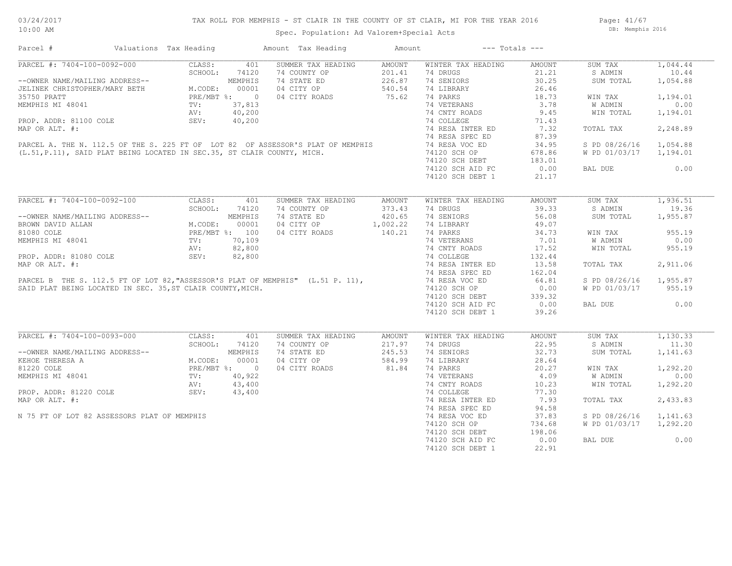# TAX ROLL FOR MEMPHIS - ST CLAIR IN THE COUNTY OF ST CLAIR, MI FOR THE YEAR 2016

Spec. Population: Ad Valorem+Special Acts

03/24/2017 10:00 AM — DB: Memphis 2016

| Parcel # | Valuations | Tax Heading | Amount | Tax Heading | Amount | --- Totals --- | |
|---|---|---|---|---|---|---|---|

---

**PARCEL #: 7404-100-0092-000**

--OWNER NAME/MAILING ADDRESS--
JELINEK CHRISTOPHER/MARY BETH
35750 PRATT
MEMPHIS MI 48041

PROP. ADDR: 81100 COLE
MAP OR ALT. #:

PARCEL A. THE N. 112.5 OF THE S. 225 FT OF LOT 82 OF ASSESSOR'S PLAT OF MEMPHIS (L.51,P.11), SAID PLAT BEING LOCATED IN SEC.35, ST CLAIR COUNTY, MICH.

| Valuations | | Summer Tax Heading | Amount | Winter Tax Heading | Amount | Totals | |
|---|---|---|---|---|---|---|---|
| CLASS: | 401 | 74 COUNTY OP | 201.41 | 74 DRUGS | 21.21 | SUM TAX | 1,044.44 |
| SCHOOL: | 74120 | 74 STATE ED | 226.87 | 74 SENIORS | 30.25 | S ADMIN | 10.44 |
| | MEMPHIS | 04 CITY OP | 540.54 | 74 LIBRARY | 26.46 | SUM TOTAL | 1,054.88 |
| M.CODE: | 00001 | 04 CITY ROADS | 75.62 | 74 PARKS | 18.73 | WIN TAX | 1,194.01 |
| PRE/MBT %: | 0 | | | 74 VETERANS | 3.78 | W ADMIN | 0.00 |
| TV: | 37,813 | | | 74 CNTY ROADS | 9.45 | WIN TOTAL | 1,194.01 |
| AV: | 40,200 | | | 74 COLLEGE | 71.43 | TOTAL TAX | 2,248.89 |
| SEV: | 40,200 | | | 74 RESA INTER ED | 7.32 | S PD 08/26/16 | 1,054.88 |
| | | | | 74 RESA SPEC ED | 87.39 | W PD 01/03/17 | 1,194.01 |
| | | | | 74 RESA VOC ED | 34.95 | BAL DUE | 0.00 |
| | | | | 74120 SCH OP | 678.86 | | |
| | | | | 74120 SCH DEBT | 183.01 | | |
| | | | | 74120 SCH AID FC | 0.00 | | |
| | | | | 74120 SCH DEBT 1 | 21.17 | | |

---

**PARCEL #: 7404-100-0092-100**

--OWNER NAME/MAILING ADDRESS--
BROWN DAVID ALLAN
81080 COLE
MEMPHIS MI 48041

PROP. ADDR: 81080 COLE
MAP OR ALT. #:

PARCEL B THE S. 112.5 FT OF LOT 82,"ASSESSOR'S PLAT OF MEMPHIS" (L.51 P. 11), SAID PLAT BEING LOCATED IN SEC. 35,ST CLAIR COUNTY,MICH.

| Valuations | | Summer Tax Heading | Amount | Winter Tax Heading | Amount | Totals | |
|---|---|---|---|---|---|---|---|
| CLASS: | 401 | 74 COUNTY OP | 373.43 | 74 DRUGS | 39.33 | SUM TAX | 1,936.51 |
| SCHOOL: | 74120 | 74 STATE ED | 420.65 | 74 SENIORS | 56.08 | S ADMIN | 19.36 |
| | MEMPHIS | 04 CITY OP | 1,002.22 | 74 LIBRARY | 49.07 | SUM TOTAL | 1,955.87 |
| M.CODE: | 00001 | 04 CITY ROADS | 140.21 | 74 PARKS | 34.73 | WIN TAX | 955.19 |
| PRE/MBT %: | 100 | | | 74 VETERANS | 7.01 | W ADMIN | 0.00 |
| TV: | 70,109 | | | 74 CNTY ROADS | 17.52 | WIN TOTAL | 955.19 |
| AV: | 82,800 | | | 74 COLLEGE | 132.44 | TOTAL TAX | 2,911.06 |
| SEV: | 82,800 | | | 74 RESA INTER ED | 13.58 | S PD 08/26/16 | 1,955.87 |
| | | | | 74 RESA SPEC ED | 162.04 | W PD 01/03/17 | 955.19 |
| | | | | 74 RESA VOC ED | 64.81 | BAL DUE | 0.00 |
| | | | | 74120 SCH OP | 0.00 | | |
| | | | | 74120 SCH DEBT | 339.32 | | |
| | | | | 74120 SCH AID FC | 0.00 | | |
| | | | | 74120 SCH DEBT 1 | 39.26 | | |

---

**PARCEL #: 7404-100-0093-000**

--OWNER NAME/MAILING ADDRESS--
KEHOE THERESA A
81220 COLE
MEMPHIS MI 48041

PROP. ADDR: 81220 COLE
MAP OR ALT. #:

N 75 FT OF LOT 82 ASSESSORS PLAT OF MEMPHIS

| Valuations | | Summer Tax Heading | Amount | Winter Tax Heading | Amount | Totals | |
|---|---|---|---|---|---|---|---|
| CLASS: | 401 | 74 COUNTY OP | 217.97 | 74 DRUGS | 22.95 | SUM TAX | 1,130.33 |
| SCHOOL: | 74120 | 74 STATE ED | 245.53 | 74 SENIORS | 32.73 | S ADMIN | 11.30 |
| | MEMPHIS | 04 CITY OP | 584.99 | 74 LIBRARY | 28.64 | SUM TOTAL | 1,141.63 |
| M.CODE: | 00001 | 04 CITY ROADS | 81.84 | 74 PARKS | 20.27 | WIN TAX | 1,292.20 |
| PRE/MBT %: | 0 | | | 74 VETERANS | 4.09 | W ADMIN | 0.00 |
| TV: | 40,922 | | | 74 CNTY ROADS | 10.23 | WIN TOTAL | 1,292.20 |
| AV: | 43,400 | | | 74 COLLEGE | 77.30 | TOTAL TAX | 2,433.83 |
| SEV: | 43,400 | | | 74 RESA INTER ED | 7.93 | S PD 08/26/16 | 1,141.63 |
| | | | | 74 RESA SPEC ED | 94.58 | W PD 01/03/17 | 1,292.20 |
| | | | | 74 RESA VOC ED | 37.83 | BAL DUE | 0.00 |
| | | | | 74120 SCH OP | 734.68 | | |
| | | | | 74120 SCH DEBT | 198.06 | | |
| | | | | 74120 SCH AID FC | 0.00 | | |
| | | | | 74120 SCH DEBT 1 | 22.91 | | |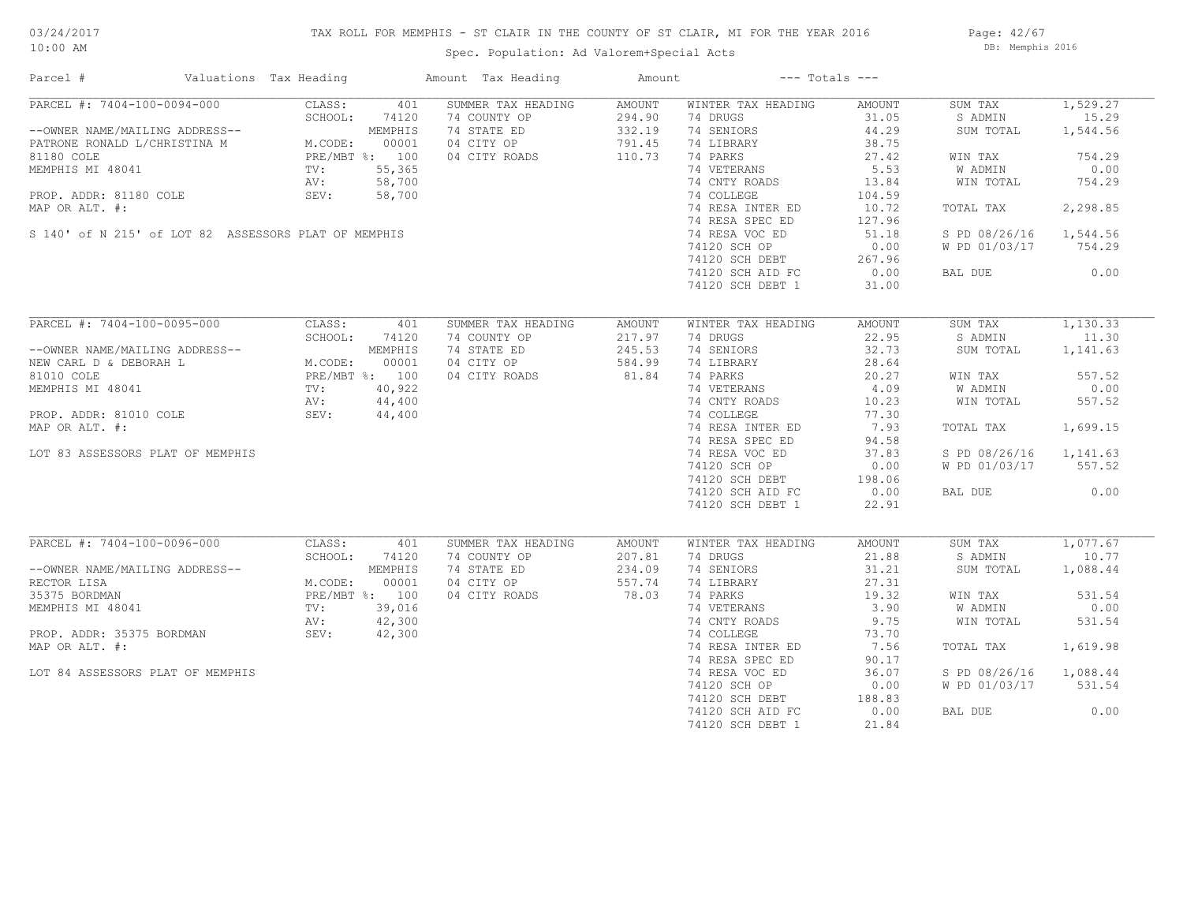# TAX ROLL FOR MEMPHIS - ST CLAIR IN THE COUNTY OF ST CLAIR, MI FOR THE YEAR 2016

Spec. Population: Ad Valorem+Special Acts

DB: Memphis 2016

03/24/2017 10:00 AM

| Parcel # | Valuations | Tax Heading | Amount | Tax Heading | Amount | --- Totals --- | |
|---|---|---|---|---|---|---|---|
| PARCEL #: 7404-100-0094-000 | CLASS: 401 | SUMMER TAX HEADING | AMOUNT | WINTER TAX HEADING | AMOUNT | SUM TAX | 1,529.27 |
| | SCHOOL: 74120 | 74 COUNTY OP | 294.90 | 74 DRUGS | 31.05 | S ADMIN | 15.29 |
| --OWNER NAME/MAILING ADDRESS-- | MEMPHIS | 74 STATE ED | 332.19 | 74 SENIORS | 44.29 | SUM TOTAL | 1,544.56 |
| PATRONE RONALD L/CHRISTINA M | M.CODE: 00001 | 04 CITY OP | 791.45 | 74 LIBRARY | 38.75 | | |
| 81180 COLE | PRE/MBT %: 100 | 04 CITY ROADS | 110.73 | 74 PARKS | 27.42 | WIN TAX | 754.29 |
| MEMPHIS MI 48041 | TV: 55,365 | | | 74 VETERANS | 5.53 | W ADMIN | 0.00 |
| | AV: 58,700 | | | 74 CNTY ROADS | 13.84 | WIN TOTAL | 754.29 |
| PROP. ADDR: 81180 COLE | SEV: 58,700 | | | 74 COLLEGE | 104.59 | | |
| MAP OR ALT. #: | | | | 74 RESA INTER ED | 10.72 | TOTAL TAX | 2,298.85 |
| | | | | 74 RESA SPEC ED | 127.96 | | |
| S 140' of N 215' of LOT 82 ASSESSORS PLAT OF MEMPHIS | | | | 74 RESA VOC ED | 51.18 | S PD 08/26/16 | 1,544.56 |
| | | | | 74120 SCH OP | 0.00 | W PD 01/03/17 | 754.29 |
| | | | | 74120 SCH DEBT | 267.96 | | |
| | | | | 74120 SCH AID FC | 0.00 | BAL DUE | 0.00 |
| | | | | 74120 SCH DEBT 1 | 31.00 | | |
| PARCEL #: 7404-100-0095-000 | CLASS: 401 | SUMMER TAX HEADING | AMOUNT | WINTER TAX HEADING | AMOUNT | SUM TAX | 1,130.33 |
| | SCHOOL: 74120 | 74 COUNTY OP | 217.97 | 74 DRUGS | 22.95 | S ADMIN | 11.30 |
| --OWNER NAME/MAILING ADDRESS-- | MEMPHIS | 74 STATE ED | 245.53 | 74 SENIORS | 32.73 | SUM TOTAL | 1,141.63 |
| NEW CARL D & DEBORAH L | M.CODE: 00001 | 04 CITY OP | 584.99 | 74 LIBRARY | 28.64 | | |
| 81010 COLE | PRE/MBT %: 100 | 04 CITY ROADS | 81.84 | 74 PARKS | 20.27 | WIN TAX | 557.52 |
| MEMPHIS MI 48041 | TV: 40,922 | | | 74 VETERANS | 4.09 | W ADMIN | 0.00 |
| | AV: 44,400 | | | 74 CNTY ROADS | 10.23 | WIN TOTAL | 557.52 |
| PROP. ADDR: 81010 COLE | SEV: 44,400 | | | 74 COLLEGE | 77.30 | | |
| MAP OR ALT. #: | | | | 74 RESA INTER ED | 7.93 | TOTAL TAX | 1,699.15 |
| | | | | 74 RESA SPEC ED | 94.58 | | |
| LOT 83 ASSESSORS PLAT OF MEMPHIS | | | | 74 RESA VOC ED | 37.83 | S PD 08/26/16 | 1,141.63 |
| | | | | 74120 SCH OP | 0.00 | W PD 01/03/17 | 557.52 |
| | | | | 74120 SCH DEBT | 198.06 | | |
| | | | | 74120 SCH AID FC | 0.00 | BAL DUE | 0.00 |
| | | | | 74120 SCH DEBT 1 | 22.91 | | |
| PARCEL #: 7404-100-0096-000 | CLASS: 401 | SUMMER TAX HEADING | AMOUNT | WINTER TAX HEADING | AMOUNT | SUM TAX | 1,077.67 |
| | SCHOOL: 74120 | 74 COUNTY OP | 207.81 | 74 DRUGS | 21.88 | S ADMIN | 10.77 |
| --OWNER NAME/MAILING ADDRESS-- | MEMPHIS | 74 STATE ED | 234.09 | 74 SENIORS | 31.21 | SUM TOTAL | 1,088.44 |
| RECTOR LISA | M.CODE: 00001 | 04 CITY OP | 557.74 | 74 LIBRARY | 27.31 | | |
| 35375 BORDMAN | PRE/MBT %: 100 | 04 CITY ROADS | 78.03 | 74 PARKS | 19.32 | WIN TAX | 531.54 |
| MEMPHIS MI 48041 | TV: 39,016 | | | 74 VETERANS | 3.90 | W ADMIN | 0.00 |
| | AV: 42,300 | | | 74 CNTY ROADS | 9.75 | WIN TOTAL | 531.54 |
| PROP. ADDR: 35375 BORDMAN | SEV: 42,300 | | | 74 COLLEGE | 73.70 | | |
| MAP OR ALT. #: | | | | 74 RESA INTER ED | 7.56 | TOTAL TAX | 1,619.98 |
| | | | | 74 RESA SPEC ED | 90.17 | | |
| LOT 84 ASSESSORS PLAT OF MEMPHIS | | | | 74 RESA VOC ED | 36.07 | S PD 08/26/16 | 1,088.44 |
| | | | | 74120 SCH OP | 0.00 | W PD 01/03/17 | 531.54 |
| | | | | 74120 SCH DEBT | 188.83 | | |
| | | | | 74120 SCH AID FC | 0.00 | BAL DUE | 0.00 |
| | | | | 74120 SCH DEBT 1 | 21.84 | | |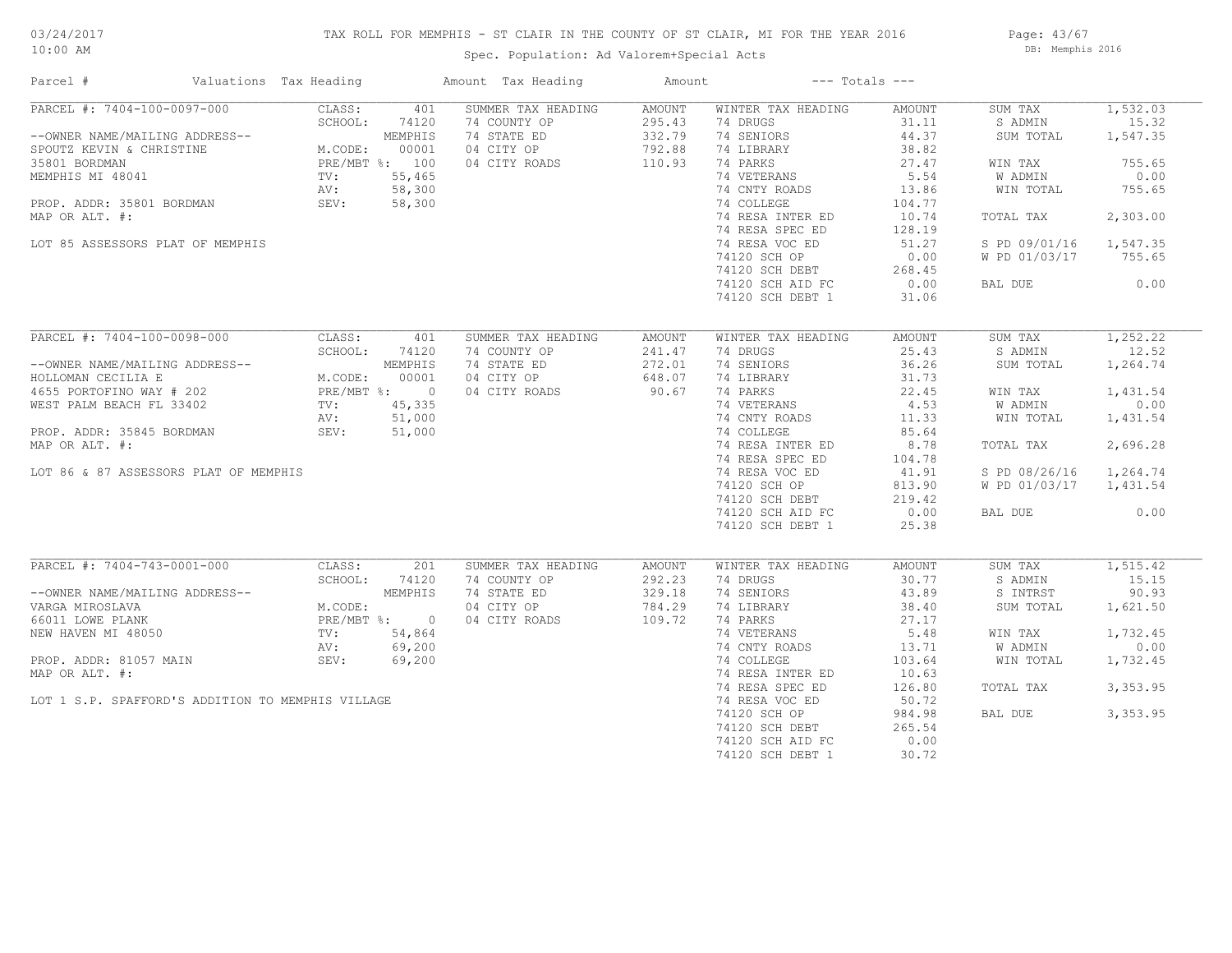# TAX ROLL FOR MEMPHIS - ST CLAIR IN THE COUNTY OF ST CLAIR, MI FOR THE YEAR 2016

03/24/2017
10:00 AM

Spec. Population: Ad Valorem+Special Acts

DB: Memphis 2016

| Parcel # | Valuations | Tax Heading | Amount | Tax Heading | Amount | --- Totals --- | |
|---|---|---|---|---|---|---|---|
| PARCEL #: 7404-100-0097-000 | CLASS: 401 | SUMMER TAX HEADING | AMOUNT | WINTER TAX HEADING | AMOUNT | SUM TAX | 1,532.03 |
| | SCHOOL: 74120 | 74 COUNTY OP | 295.43 | 74 DRUGS | 31.11 | S ADMIN | 15.32 |
| --OWNER NAME/MAILING ADDRESS-- | MEMPHIS | 74 STATE ED | 332.79 | 74 SENIORS | 44.37 | SUM TOTAL | 1,547.35 |
| SPOUTZ KEVIN & CHRISTINE | M.CODE: 00001 | 04 CITY OP | 792.88 | 74 LIBRARY | 38.82 | | |
| 35801 BORDMAN | PRE/MBT %: 100 | 04 CITY ROADS | 110.93 | 74 PARKS | 27.47 | WIN TAX | 755.65 |
| MEMPHIS MI 48041 | TV: 55,465 | | | 74 VETERANS | 5.54 | W ADMIN | 0.00 |
| | AV: 58,300 | | | 74 CNTY ROADS | 13.86 | WIN TOTAL | 755.65 |
| PROP. ADDR: 35801 BORDMAN | SEV: 58,300 | | | 74 COLLEGE | 104.77 | | |
| MAP OR ALT. #: | | | | 74 RESA INTER ED | 10.74 | TOTAL TAX | 2,303.00 |
| | | | | 74 RESA SPEC ED | 128.19 | | |
| LOT 85 ASSESSORS PLAT OF MEMPHIS | | | | 74 RESA VOC ED | 51.27 | S PD 09/01/16 | 1,547.35 |
| | | | | 74120 SCH OP | 0.00 | W PD 01/03/17 | 755.65 |
| | | | | 74120 SCH DEBT | 268.45 | | |
| | | | | 74120 SCH AID FC | 0.00 | BAL DUE | 0.00 |
| | | | | 74120 SCH DEBT 1 | 31.06 | | |
| PARCEL #: 7404-100-0098-000 | CLASS: 401 | SUMMER TAX HEADING | AMOUNT | WINTER TAX HEADING | AMOUNT | SUM TAX | 1,252.22 |
| | SCHOOL: 74120 | 74 COUNTY OP | 241.47 | 74 DRUGS | 25.43 | S ADMIN | 12.52 |
| --OWNER NAME/MAILING ADDRESS-- | MEMPHIS | 74 STATE ED | 272.01 | 74 SENIORS | 36.26 | SUM TOTAL | 1,264.74 |
| HOLLOMAN CECILIA E | M.CODE: 00001 | 04 CITY OP | 648.07 | 74 LIBRARY | 31.73 | | |
| 4655 PORTOFINO WAY # 202 | PRE/MBT %: 0 | 04 CITY ROADS | 90.67 | 74 PARKS | 22.45 | WIN TAX | 1,431.54 |
| WEST PALM BEACH FL 33402 | TV: 45,335 | | | 74 VETERANS | 4.53 | W ADMIN | 0.00 |
| | AV: 51,000 | | | 74 CNTY ROADS | 11.33 | WIN TOTAL | 1,431.54 |
| PROP. ADDR: 35845 BORDMAN | SEV: 51,000 | | | 74 COLLEGE | 85.64 | | |
| MAP OR ALT. #: | | | | 74 RESA INTER ED | 8.78 | TOTAL TAX | 2,696.28 |
| | | | | 74 RESA SPEC ED | 104.78 | | |
| LOT 86 & 87 ASSESSORS PLAT OF MEMPHIS | | | | 74 RESA VOC ED | 41.91 | S PD 08/26/16 | 1,264.74 |
| | | | | 74120 SCH OP | 813.90 | W PD 01/03/17 | 1,431.54 |
| | | | | 74120 SCH DEBT | 219.42 | | |
| | | | | 74120 SCH AID FC | 0.00 | BAL DUE | 0.00 |
| | | | | 74120 SCH DEBT 1 | 25.38 | | |
| PARCEL #: 7404-743-0001-000 | CLASS: 201 | SUMMER TAX HEADING | AMOUNT | WINTER TAX HEADING | AMOUNT | SUM TAX | 1,515.42 |
| | SCHOOL: 74120 | 74 COUNTY OP | 292.23 | 74 DRUGS | 30.77 | S ADMIN | 15.15 |
| --OWNER NAME/MAILING ADDRESS-- | MEMPHIS | 74 STATE ED | 329.18 | 74 SENIORS | 43.89 | S INTRST | 90.93 |
| VARGA MIROSLAVA | M.CODE: | 04 CITY OP | 784.29 | 74 LIBRARY | 38.40 | SUM TOTAL | 1,621.50 |
| 66011 LOWE PLANK | PRE/MBT %: 0 | 04 CITY ROADS | 109.72 | 74 PARKS | 27.17 | | |
| NEW HAVEN MI 48050 | TV: 54,864 | | | 74 VETERANS | 5.48 | WIN TAX | 1,732.45 |
| | AV: 69,200 | | | 74 CNTY ROADS | 13.71 | W ADMIN | 0.00 |
| PROP. ADDR: 81057 MAIN | SEV: 69,200 | | | 74 COLLEGE | 103.64 | WIN TOTAL | 1,732.45 |
| MAP OR ALT. #: | | | | 74 RESA INTER ED | 10.63 | | |
| | | | | 74 RESA SPEC ED | 126.80 | TOTAL TAX | 3,353.95 |
| LOT 1 S.P. SPAFFORD'S ADDITION TO MEMPHIS VILLAGE | | | | 74 RESA VOC ED | 50.72 | | |
| | | | | 74120 SCH OP | 984.98 | BAL DUE | 3,353.95 |
| | | | | 74120 SCH DEBT | 265.54 | | |
| | | | | 74120 SCH AID FC | 0.00 | | |
| | | | | 74120 SCH DEBT 1 | 30.72 | | |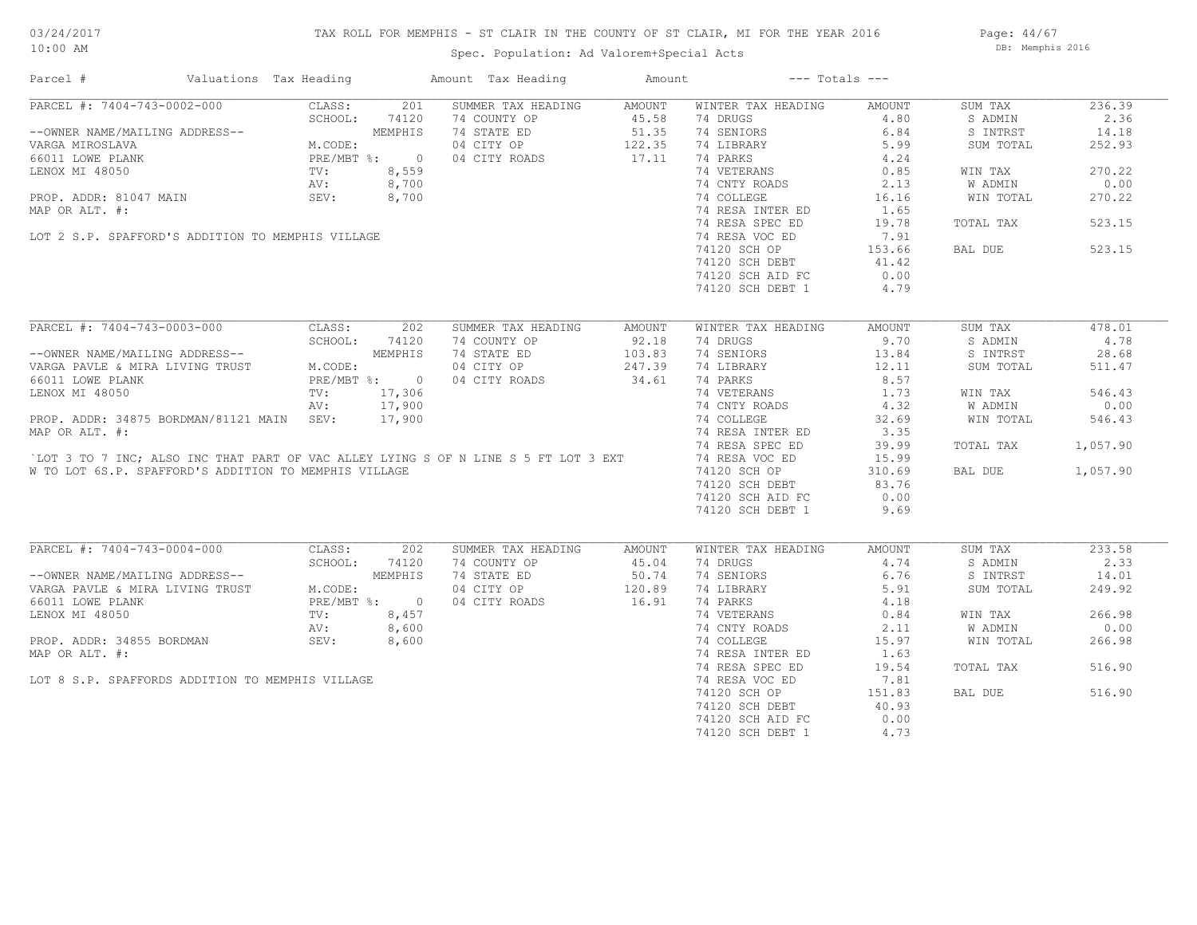# TAX ROLL FOR MEMPHIS - ST CLAIR IN THE COUNTY OF ST CLAIR, MI FOR THE YEAR 2016

03/24/2017
10:00 AM

Spec. Population: Ad Valorem+Special Acts

DB: Memphis 2016

| Parcel # | Valuations | Tax Heading | Amount | Tax Heading | Amount | --- Totals --- | |
|---|---|---|---|---|---|---|---|
| PARCEL #: 7404-743-0002-000 | CLASS: 201 | SUMMER TAX HEADING | AMOUNT | WINTER TAX HEADING | AMOUNT | SUM TAX | 236.39 |
| | SCHOOL: 74120 | 74 COUNTY OP | 45.58 | 74 DRUGS | 4.80 | S ADMIN | 2.36 |
| --OWNER NAME/MAILING ADDRESS-- | MEMPHIS | 74 STATE ED | 51.35 | 74 SENIORS | 6.84 | S INTRST | 14.18 |
| VARGA MIROSLAVA | M.CODE: | 04 CITY OP | 122.35 | 74 LIBRARY | 5.99 | SUM TOTAL | 252.93 |
| 66011 LOWE PLANK | PRE/MBT %: 0 | 04 CITY ROADS | 17.11 | 74 PARKS | 4.24 | | |
| LENOX MI 48050 | TV: 8,559 | | | 74 VETERANS | 0.85 | WIN TAX | 270.22 |
| | AV: 8,700 | | | 74 CNTY ROADS | 2.13 | W ADMIN | 0.00 |
| PROP. ADDR: 81047 MAIN | SEV: 8,700 | | | 74 COLLEGE | 16.16 | WIN TOTAL | 270.22 |
| MAP OR ALT. #: | | | | 74 RESA INTER ED | 1.65 | | |
| | | | | 74 RESA SPEC ED | 19.78 | TOTAL TAX | 523.15 |
| LOT 2 S.P. SPAFFORD'S ADDITION TO MEMPHIS VILLAGE | | | | 74 RESA VOC ED | 7.91 | | |
| | | | | 74120 SCH OP | 153.66 | BAL DUE | 523.15 |
| | | | | 74120 SCH DEBT | 41.42 | | |
| | | | | 74120 SCH AID FC | 0.00 | | |
| | | | | 74120 SCH DEBT 1 | 4.79 | | |
| PARCEL #: 7404-743-0003-000 | CLASS: 202 | SUMMER TAX HEADING | AMOUNT | WINTER TAX HEADING | AMOUNT | SUM TAX | 478.01 |
| | SCHOOL: 74120 | 74 COUNTY OP | 92.18 | 74 DRUGS | 9.70 | S ADMIN | 4.78 |
| --OWNER NAME/MAILING ADDRESS-- | MEMPHIS | 74 STATE ED | 103.83 | 74 SENIORS | 13.84 | S INTRST | 28.68 |
| VARGA PAVLE & MIRA LIVING TRUST | M.CODE: | 04 CITY OP | 247.39 | 74 LIBRARY | 12.11 | SUM TOTAL | 511.47 |
| 66011 LOWE PLANK | PRE/MBT %: 0 | 04 CITY ROADS | 34.61 | 74 PARKS | 8.57 | | |
| LENOX MI 48050 | TV: 17,306 | | | 74 VETERANS | 1.73 | WIN TAX | 546.43 |
| | AV: 17,900 | | | 74 CNTY ROADS | 4.32 | W ADMIN | 0.00 |
| PROP. ADDR: 34875 BORDMAN/81121 MAIN | SEV: 17,900 | | | 74 COLLEGE | 32.69 | WIN TOTAL | 546.43 |
| MAP OR ALT. #: | | | | 74 RESA INTER ED | 3.35 | | |
| | | | | 74 RESA SPEC ED | 39.99 | TOTAL TAX | 1,057.90 |
| `LOT 3 TO 7 INC; ALSO INC THAT PART OF VAC ALLEY LYING S OF N LINE S 5 FT LOT 3 EXT | | | | 74 RESA VOC ED | 15.99 | | |
| W TO LOT 6S.P. SPAFFORD'S ADDITION TO MEMPHIS VILLAGE | | | | 74120 SCH OP | 310.69 | BAL DUE | 1,057.90 |
| | | | | 74120 SCH DEBT | 83.76 | | |
| | | | | 74120 SCH AID FC | 0.00 | | |
| | | | | 74120 SCH DEBT 1 | 9.69 | | |
| PARCEL #: 7404-743-0004-000 | CLASS: 202 | SUMMER TAX HEADING | AMOUNT | WINTER TAX HEADING | AMOUNT | SUM TAX | 233.58 |
| | SCHOOL: 74120 | 74 COUNTY OP | 45.04 | 74 DRUGS | 4.74 | S ADMIN | 2.33 |
| --OWNER NAME/MAILING ADDRESS-- | MEMPHIS | 74 STATE ED | 50.74 | 74 SENIORS | 6.76 | S INTRST | 14.01 |
| VARGA PAVLE & MIRA LIVING TRUST | M.CODE: | 04 CITY OP | 120.89 | 74 LIBRARY | 5.91 | SUM TOTAL | 249.92 |
| 66011 LOWE PLANK | PRE/MBT %: 0 | 04 CITY ROADS | 16.91 | 74 PARKS | 4.18 | | |
| LENOX MI 48050 | TV: 8,457 | | | 74 VETERANS | 0.84 | WIN TAX | 266.98 |
| | AV: 8,600 | | | 74 CNTY ROADS | 2.11 | W ADMIN | 0.00 |
| PROP. ADDR: 34855 BORDMAN | SEV: 8,600 | | | 74 COLLEGE | 15.97 | WIN TOTAL | 266.98 |
| MAP OR ALT. #: | | | | 74 RESA INTER ED | 1.63 | | |
| | | | | 74 RESA SPEC ED | 19.54 | TOTAL TAX | 516.90 |
| LOT 8 S.P. SPAFFORDS ADDITION TO MEMPHIS VILLAGE | | | | 74 RESA VOC ED | 7.81 | | |
| | | | | 74120 SCH OP | 151.83 | BAL DUE | 516.90 |
| | | | | 74120 SCH DEBT | 40.93 | | |
| | | | | 74120 SCH AID FC | 0.00 | | |
| | | | | 74120 SCH DEBT 1 | 4.73 | | |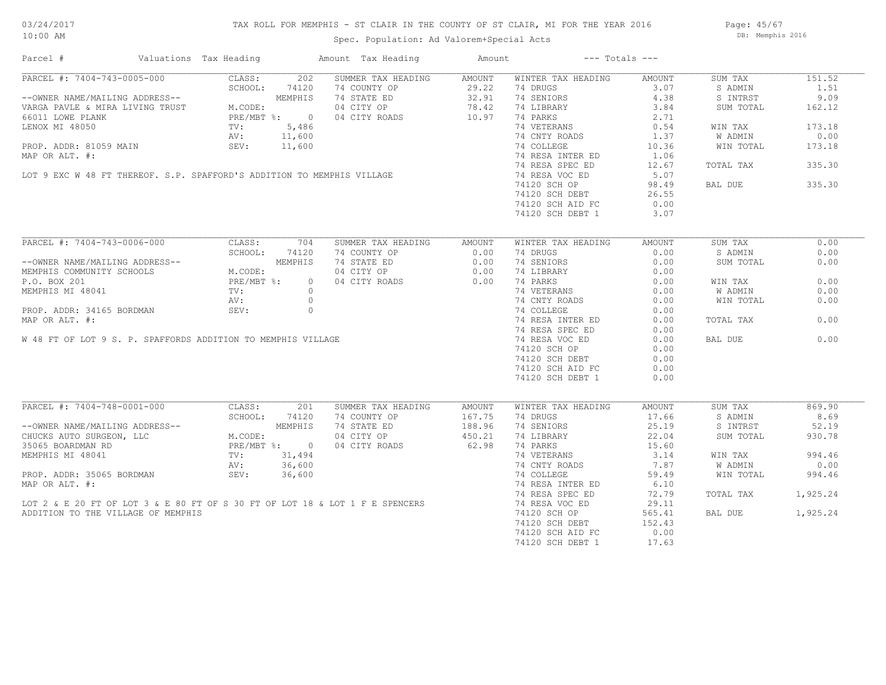TAX ROLL FOR MEMPHIS - ST CLAIR IN THE COUNTY OF ST CLAIR, MI FOR THE YEAR 2016

Spec. Population: Ad Valorem+Special Acts

| Parcel # | Valuations | Tax Heading | Amount | Tax Heading | Amount | --- Totals --- | |
|---|---|---|---|---|---|---|---|
| PARCEL #: 7404-743-0005-000 | CLASS: 202 | SUMMER TAX HEADING | AMOUNT | WINTER TAX HEADING | AMOUNT | SUM TAX | 151.52 |
| | SCHOOL: 74120 | 74 COUNTY OP | 29.22 | 74 DRUGS | 3.07 | S ADMIN | 1.51 |
| --OWNER NAME/MAILING ADDRESS-- | MEMPHIS | 74 STATE ED | 32.91 | 74 SENIORS | 4.38 | S INTRST | 9.09 |
| VARGA PAVLE & MIRA LIVING TRUST | M.CODE: | 04 CITY OP | 78.42 | 74 LIBRARY | 3.84 | SUM TOTAL | 162.12 |
| 66011 LOWE PLANK | PRE/MBT %: 0 | 04 CITY ROADS | 10.97 | 74 PARKS | 2.71 | | |
| LENOX MI 48050 | TV: 5,486 | | | 74 VETERANS | 0.54 | WIN TAX | 173.18 |
| | AV: 11,600 | | | 74 CNTY ROADS | 1.37 | W ADMIN | 0.00 |
| PROP. ADDR: 81059 MAIN | SEV: 11,600 | | | 74 COLLEGE | 10.36 | WIN TOTAL | 173.18 |
| MAP OR ALT. #: | | | | 74 RESA INTER ED | 1.06 | | |
| | | | | 74 RESA SPEC ED | 12.67 | TOTAL TAX | 335.30 |
| LOT 9 EXC W 48 FT THEREOF. S.P. SPAFFORD'S ADDITION TO MEMPHIS VILLAGE | | | | 74 RESA VOC ED | 5.07 | | |
| | | | | 74120 SCH OP | 98.49 | BAL DUE | 335.30 |
| | | | | 74120 SCH DEBT | 26.55 | | |
| | | | | 74120 SCH AID FC | 0.00 | | |
| | | | | 74120 SCH DEBT 1 | 3.07 | | |

| Parcel # | Valuations | Tax Heading | Amount | Tax Heading | Amount | --- Totals --- | |
|---|---|---|---|---|---|---|---|
| PARCEL #: 7404-743-0006-000 | CLASS: 704 | SUMMER TAX HEADING | AMOUNT | WINTER TAX HEADING | AMOUNT | SUM TAX | 0.00 |
| | SCHOOL: 74120 | 74 COUNTY OP | 0.00 | 74 DRUGS | 0.00 | S ADMIN | 0.00 |
| --OWNER NAME/MAILING ADDRESS-- | MEMPHIS | 74 STATE ED | 0.00 | 74 SENIORS | 0.00 | SUM TOTAL | 0.00 |
| MEMPHIS COMMUNITY SCHOOLS | M.CODE: | 04 CITY OP | 0.00 | 74 LIBRARY | 0.00 | | |
| P.O. BOX 201 | PRE/MBT %: 0 | 04 CITY ROADS | 0.00 | 74 PARKS | 0.00 | WIN TAX | 0.00 |
| MEMPHIS MI 48041 | TV: 0 | | | 74 VETERANS | 0.00 | W ADMIN | 0.00 |
| | AV: 0 | | | 74 CNTY ROADS | 0.00 | WIN TOTAL | 0.00 |
| PROP. ADDR: 34165 BORDMAN | SEV: 0 | | | 74 COLLEGE | 0.00 | | |
| MAP OR ALT. #: | | | | 74 RESA INTER ED | 0.00 | TOTAL TAX | 0.00 |
| | | | | 74 RESA SPEC ED | 0.00 | | |
| W 48 FT OF LOT 9 S. P. SPAFFORDS ADDITION TO MEMPHIS VILLAGE | | | | 74 RESA VOC ED | 0.00 | BAL DUE | 0.00 |
| | | | | 74120 SCH OP | 0.00 | | |
| | | | | 74120 SCH DEBT | 0.00 | | |
| | | | | 74120 SCH AID FC | 0.00 | | |
| | | | | 74120 SCH DEBT 1 | 0.00 | | |

| Parcel # | Valuations | Tax Heading | Amount | Tax Heading | Amount | --- Totals --- | |
|---|---|---|---|---|---|---|---|
| PARCEL #: 7404-748-0001-000 | CLASS: 201 | SUMMER TAX HEADING | AMOUNT | WINTER TAX HEADING | AMOUNT | SUM TAX | 869.90 |
| | SCHOOL: 74120 | 74 COUNTY OP | 167.75 | 74 DRUGS | 17.66 | S ADMIN | 8.69 |
| --OWNER NAME/MAILING ADDRESS-- | MEMPHIS | 74 STATE ED | 188.96 | 74 SENIORS | 25.19 | S INTRST | 52.19 |
| CHUCKS AUTO SURGEON, LLC | M.CODE: | 04 CITY OP | 450.21 | 74 LIBRARY | 22.04 | SUM TOTAL | 930.78 |
| 35065 BOARDMAN RD | PRE/MBT %: 0 | 04 CITY ROADS | 62.98 | 74 PARKS | 15.60 | | |
| MEMPHIS MI 48041 | TV: 31,494 | | | 74 VETERANS | 3.14 | WIN TAX | 994.46 |
| | AV: 36,600 | | | 74 CNTY ROADS | 7.87 | W ADMIN | 0.00 |
| PROP. ADDR: 35065 BORDMAN | SEV: 36,600 | | | 74 COLLEGE | 59.49 | WIN TOTAL | 994.46 |
| MAP OR ALT. #: | | | | 74 RESA INTER ED | 6.10 | | |
| | | | | 74 RESA SPEC ED | 72.79 | TOTAL TAX | 1,925.24 |
| LOT 2 & E 20 FT OF LOT 3 & E 80 FT OF S 30 FT OF LOT 18 & LOT 1 F E SPENCERS | | | | 74 RESA VOC ED | 29.11 | | |
| ADDITION TO THE VILLAGE OF MEMPHIS | | | | 74120 SCH OP | 565.41 | BAL DUE | 1,925.24 |
| | | | | 74120 SCH DEBT | 152.43 | | |
| | | | | 74120 SCH AID FC | 0.00 | | |
| | | | | 74120 SCH DEBT 1 | 17.63 | | |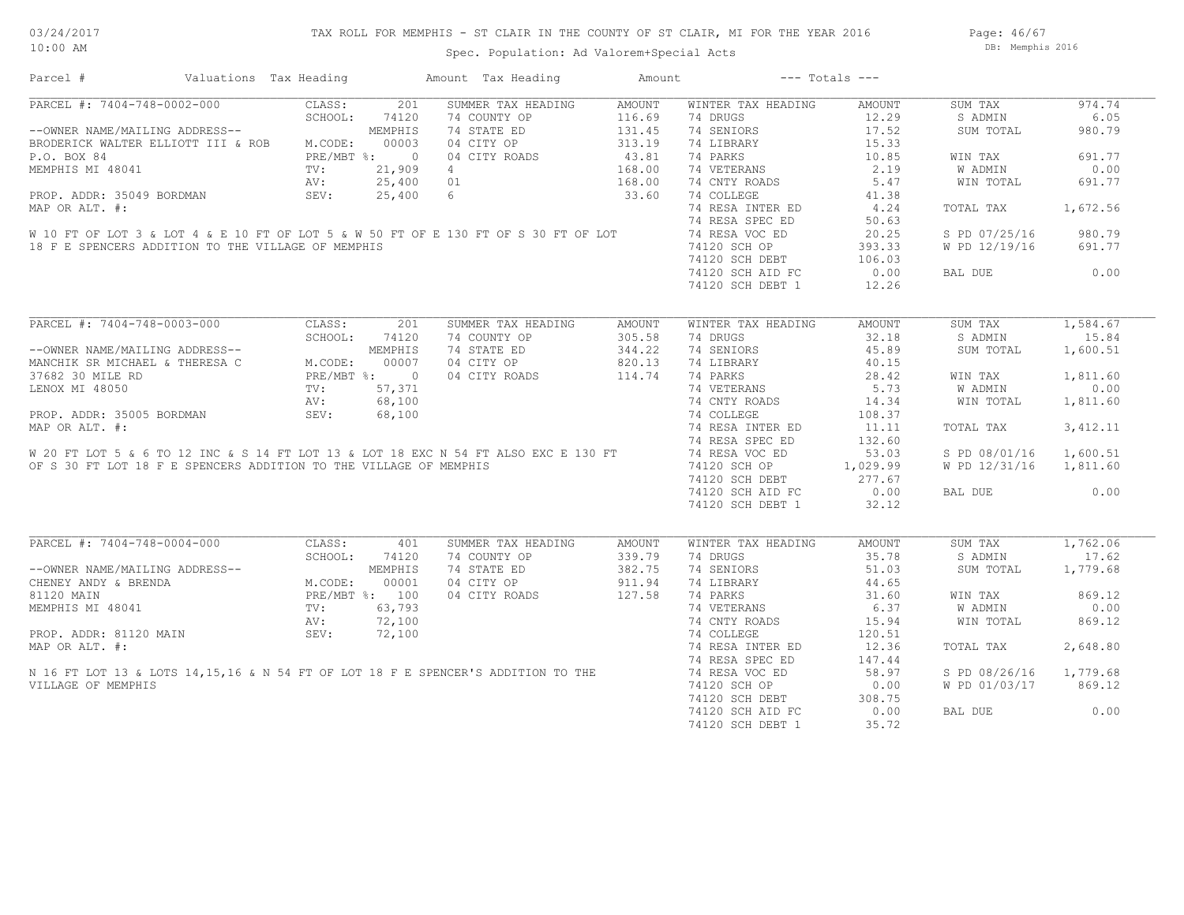# TAX ROLL FOR MEMPHIS - ST CLAIR IN THE COUNTY OF ST CLAIR, MI FOR THE YEAR 2016

Spec. Population: Ad Valorem+Special Acts

DB: Memphis 2016

03/24/2017
10:00 AM

| Parcel # | Valuations | Tax Heading | Amount | Tax Heading | Amount | --- Totals --- | |
|---|---|---|---|---|---|---|---|

## PARCEL #: 7404-748-0002-000

| | | SUMMER TAX HEADING | AMOUNT | WINTER TAX HEADING | AMOUNT | | |
|---|---|---|---|---|---|---|---|
| CLASS: | 201 | 74 COUNTY OP | 116.69 | 74 DRUGS | 12.29 | SUM TAX | 974.74 |
| SCHOOL: | 74120 | 74 STATE ED | 131.45 | 74 SENIORS | 17.52 | S ADMIN | 6.05 |
| | MEMPHIS | 04 CITY OP | 313.19 | 74 LIBRARY | 15.33 | SUM TOTAL | 980.79 |
| M.CODE: | 00003 | 04 CITY ROADS | 43.81 | 74 PARKS | 10.85 | | |
| PRE/MBT %: | 0 | 4 | 168.00 | 74 VETERANS | 2.19 | WIN TAX | 691.77 |
| TV: | 21,909 | 01 | 168.00 | 74 CNTY ROADS | 5.47 | W ADMIN | 0.00 |
| AV: | 25,400 | 6 | 33.60 | 74 COLLEGE | 41.38 | WIN TOTAL | 691.77 |
| SEV: | 25,400 | | | 74 RESA INTER ED | 4.24 | | |
| | | | | 74 RESA SPEC ED | 50.63 | TOTAL TAX | 1,672.56 |
| | | | | 74 RESA VOC ED | 20.25 | | |
| | | | | 74120 SCH OP | 393.33 | S PD 07/25/16 | 980.79 |
| | | | | 74120 SCH DEBT | 106.03 | W PD 12/19/16 | 691.77 |
| | | | | 74120 SCH AID FC | 0.00 | | |
| | | | | 74120 SCH DEBT 1 | 12.26 | BAL DUE | 0.00 |

--OWNER NAME/MAILING ADDRESS--
BRODERICK WALTER ELLIOTT III & ROB
P.O. BOX 84
MEMPHIS MI 48041

PROP. ADDR: 35049 BORDMAN
MAP OR ALT. #:

W 10 FT OF LOT 3 & LOT 4 & E 10 FT OF LOT 5 & W 50 FT OF E 130 FT OF S 30 FT OF LOT 18 F E SPENCERS ADDITION TO THE VILLAGE OF MEMPHIS

## PARCEL #: 7404-748-0003-000

| | | SUMMER TAX HEADING | AMOUNT | WINTER TAX HEADING | AMOUNT | | |
|---|---|---|---|---|---|---|---|
| CLASS: | 201 | 74 COUNTY OP | 305.58 | 74 DRUGS | 32.18 | SUM TAX | 1,584.67 |
| SCHOOL: | 74120 | 74 STATE ED | 344.22 | 74 SENIORS | 45.89 | S ADMIN | 15.84 |
| | MEMPHIS | 04 CITY OP | 820.13 | 74 LIBRARY | 40.15 | SUM TOTAL | 1,600.51 |
| M.CODE: | 00007 | 04 CITY ROADS | 114.74 | 74 PARKS | 28.42 | | |
| PRE/MBT %: | 0 | | | 74 VETERANS | 5.73 | WIN TAX | 1,811.60 |
| TV: | 57,371 | | | 74 CNTY ROADS | 14.34 | W ADMIN | 0.00 |
| AV: | 68,100 | | | 74 COLLEGE | 108.37 | WIN TOTAL | 1,811.60 |
| SEV: | 68,100 | | | 74 RESA INTER ED | 11.11 | | |
| | | | | 74 RESA SPEC ED | 132.60 | TOTAL TAX | 3,412.11 |
| | | | | 74 RESA VOC ED | 53.03 | | |
| | | | | 74120 SCH OP | 1,029.99 | S PD 08/01/16 | 1,600.51 |
| | | | | 74120 SCH DEBT | 277.67 | W PD 12/31/16 | 1,811.60 |
| | | | | 74120 SCH AID FC | 0.00 | | |
| | | | | 74120 SCH DEBT 1 | 32.12 | BAL DUE | 0.00 |

--OWNER NAME/MAILING ADDRESS--
MANCHIK SR MICHAEL & THERESA C
37682 30 MILE RD
LENOX MI 48050

PROP. ADDR: 35005 BORDMAN
MAP OR ALT. #:

W 20 FT LOT 5 & 6 TO 12 INC & S 14 FT LOT 13 & LOT 18 EXC N 54 FT ALSO EXC E 130 FT OF S 30 FT LOT 18 F E SPENCERS ADDITION TO THE VILLAGE OF MEMPHIS

## PARCEL #: 7404-748-0004-000

| | | SUMMER TAX HEADING | AMOUNT | WINTER TAX HEADING | AMOUNT | | |
|---|---|---|---|---|---|---|---|
| CLASS: | 401 | 74 COUNTY OP | 339.79 | 74 DRUGS | 35.78 | SUM TAX | 1,762.06 |
| SCHOOL: | 74120 | 74 STATE ED | 382.75 | 74 SENIORS | 51.03 | S ADMIN | 17.62 |
| | MEMPHIS | 04 CITY OP | 911.94 | 74 LIBRARY | 44.65 | SUM TOTAL | 1,779.68 |
| M.CODE: | 00001 | 04 CITY ROADS | 127.58 | 74 PARKS | 31.60 | | |
| PRE/MBT %: | 100 | | | 74 VETERANS | 6.37 | WIN TAX | 869.12 |
| TV: | 63,793 | | | 74 CNTY ROADS | 15.94 | W ADMIN | 0.00 |
| AV: | 72,100 | | | 74 COLLEGE | 120.51 | WIN TOTAL | 869.12 |
| SEV: | 72,100 | | | 74 RESA INTER ED | 12.36 | | |
| | | | | 74 RESA SPEC ED | 147.44 | TOTAL TAX | 2,648.80 |
| | | | | 74 RESA VOC ED | 58.97 | | |
| | | | | 74120 SCH OP | 0.00 | S PD 08/26/16 | 1,779.68 |
| | | | | 74120 SCH DEBT | 308.75 | W PD 01/03/17 | 869.12 |
| | | | | 74120 SCH AID FC | 0.00 | | |
| | | | | 74120 SCH DEBT 1 | 35.72 | BAL DUE | 0.00 |

--OWNER NAME/MAILING ADDRESS--
CHENEY ANDY & BRENDA
81120 MAIN
MEMPHIS MI 48041

PROP. ADDR: 81120 MAIN
MAP OR ALT. #:

N 16 FT LOT 13 & LOTS 14,15,16 & N 54 FT OF LOT 18 F E SPENCER'S ADDITION TO THE VILLAGE OF MEMPHIS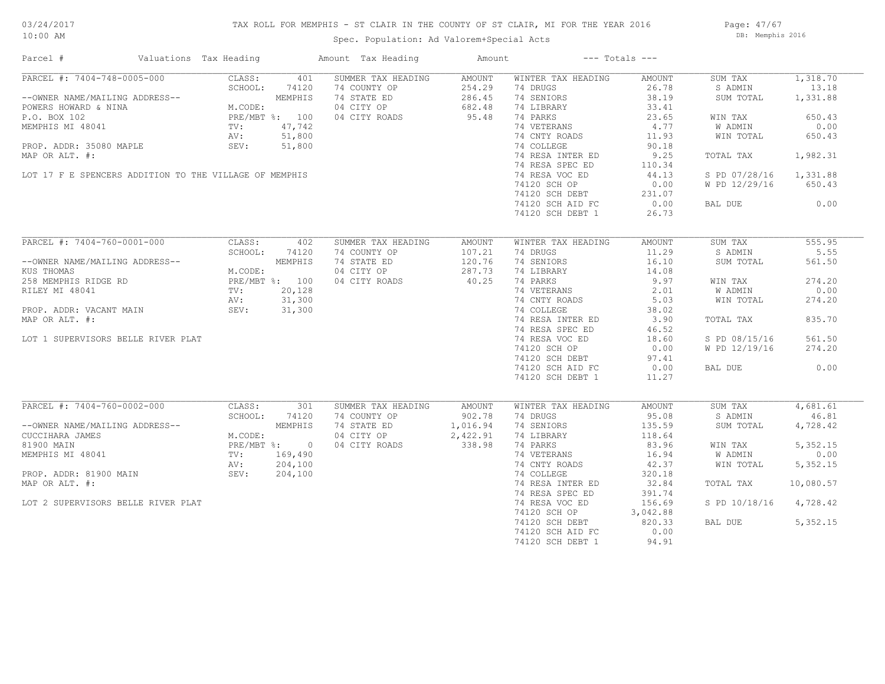# TAX ROLL FOR MEMPHIS - ST CLAIR IN THE COUNTY OF ST CLAIR, MI FOR THE YEAR 2016

Spec. Population: Ad Valorem+Special Acts

03/24/2017 10:00 AM — DB: Memphis 2016

| Parcel # | Valuations | Tax Heading | Amount | Tax Heading | Amount | --- Totals --- | |
|---|---|---|---|---|---|---|---|
| PARCEL #: 7404-748-0005-000 | CLASS: 401 | SUMMER TAX HEADING | AMOUNT | WINTER TAX HEADING | AMOUNT | SUM TAX | 1,318.70 |
| | SCHOOL: 74120 | 74 COUNTY OP | 254.29 | 74 DRUGS | 26.78 | S ADMIN | 13.18 |
| --OWNER NAME/MAILING ADDRESS-- | MEMPHIS | 74 STATE ED | 286.45 | 74 SENIORS | 38.19 | SUM TOTAL | 1,331.88 |
| POWERS HOWARD & NINA | M.CODE: | 04 CITY OP | 682.48 | 74 LIBRARY | 33.41 | | |
| P.O. BOX 102 | PRE/MBT %: 100 | 04 CITY ROADS | 95.48 | 74 PARKS | 23.65 | WIN TAX | 650.43 |
| MEMPHIS MI 48041 | TV: 47,742 | | | 74 VETERANS | 4.77 | W ADMIN | 0.00 |
| | AV: 51,800 | | | 74 CNTY ROADS | 11.93 | WIN TOTAL | 650.43 |
| PROP. ADDR: 35080 MAPLE | SEV: 51,800 | | | 74 COLLEGE | 90.18 | | |
| MAP OR ALT. #: | | | | 74 RESA INTER ED | 9.25 | TOTAL TAX | 1,982.31 |
| | | | | 74 RESA SPEC ED | 110.34 | | |
| LOT 17 F E SPENCERS ADDITION TO THE VILLAGE OF MEMPHIS | | | | 74 RESA VOC ED | 44.13 | S PD 07/28/16 | 1,331.88 |
| | | | | 74120 SCH OP | 0.00 | W PD 12/29/16 | 650.43 |
| | | | | 74120 SCH DEBT | 231.07 | | |
| | | | | 74120 SCH AID FC | 0.00 | BAL DUE | 0.00 |
| | | | | 74120 SCH DEBT 1 | 26.73 | | |
| PARCEL #: 7404-760-0001-000 | CLASS: 402 | SUMMER TAX HEADING | AMOUNT | WINTER TAX HEADING | AMOUNT | SUM TAX | 555.95 |
| | SCHOOL: 74120 | 74 COUNTY OP | 107.21 | 74 DRUGS | 11.29 | S ADMIN | 5.55 |
| --OWNER NAME/MAILING ADDRESS-- | MEMPHIS | 74 STATE ED | 120.76 | 74 SENIORS | 16.10 | SUM TOTAL | 561.50 |
| KUS THOMAS | M.CODE: | 04 CITY OP | 287.73 | 74 LIBRARY | 14.08 | | |
| 258 MEMPHIS RIDGE RD | PRE/MBT %: 100 | 04 CITY ROADS | 40.25 | 74 PARKS | 9.97 | WIN TAX | 274.20 |
| RILEY MI 48041 | TV: 20,128 | | | 74 VETERANS | 2.01 | W ADMIN | 0.00 |
| | AV: 31,300 | | | 74 CNTY ROADS | 5.03 | WIN TOTAL | 274.20 |
| PROP. ADDR: VACANT MAIN | SEV: 31,300 | | | 74 COLLEGE | 38.02 | | |
| MAP OR ALT. #: | | | | 74 RESA INTER ED | 3.90 | TOTAL TAX | 835.70 |
| | | | | 74 RESA SPEC ED | 46.52 | | |
| LOT 1 SUPERVISORS BELLE RIVER PLAT | | | | 74 RESA VOC ED | 18.60 | S PD 08/15/16 | 561.50 |
| | | | | 74120 SCH OP | 0.00 | W PD 12/19/16 | 274.20 |
| | | | | 74120 SCH DEBT | 97.41 | | |
| | | | | 74120 SCH AID FC | 0.00 | BAL DUE | 0.00 |
| | | | | 74120 SCH DEBT 1 | 11.27 | | |
| PARCEL #: 7404-760-0002-000 | CLASS: 301 | SUMMER TAX HEADING | AMOUNT | WINTER TAX HEADING | AMOUNT | SUM TAX | 4,681.61 |
| | SCHOOL: 74120 | 74 COUNTY OP | 902.78 | 74 DRUGS | 95.08 | S ADMIN | 46.81 |
| --OWNER NAME/MAILING ADDRESS-- | MEMPHIS | 74 STATE ED | 1,016.94 | 74 SENIORS | 135.59 | SUM TOTAL | 4,728.42 |
| CUCCIHARA JAMES | M.CODE: | 04 CITY OP | 2,422.91 | 74 LIBRARY | 118.64 | | |
| 81900 MAIN | PRE/MBT %: 0 | 04 CITY ROADS | 338.98 | 74 PARKS | 83.96 | WIN TAX | 5,352.15 |
| MEMPHIS MI 48041 | TV: 169,490 | | | 74 VETERANS | 16.94 | W ADMIN | 0.00 |
| | AV: 204,100 | | | 74 CNTY ROADS | 42.37 | WIN TOTAL | 5,352.15 |
| PROP. ADDR: 81900 MAIN | SEV: 204,100 | | | 74 COLLEGE | 320.18 | | |
| MAP OR ALT. #: | | | | 74 RESA INTER ED | 32.84 | TOTAL TAX | 10,080.57 |
| | | | | 74 RESA SPEC ED | 391.74 | | |
| LOT 2 SUPERVISORS BELLE RIVER PLAT | | | | 74 RESA VOC ED | 156.69 | S PD 10/18/16 | 4,728.42 |
| | | | | 74120 SCH OP | 3,042.88 | | |
| | | | | 74120 SCH DEBT | 820.33 | BAL DUE | 5,352.15 |
| | | | | 74120 SCH AID FC | 0.00 | | |
| | | | | 74120 SCH DEBT 1 | 94.91 | | |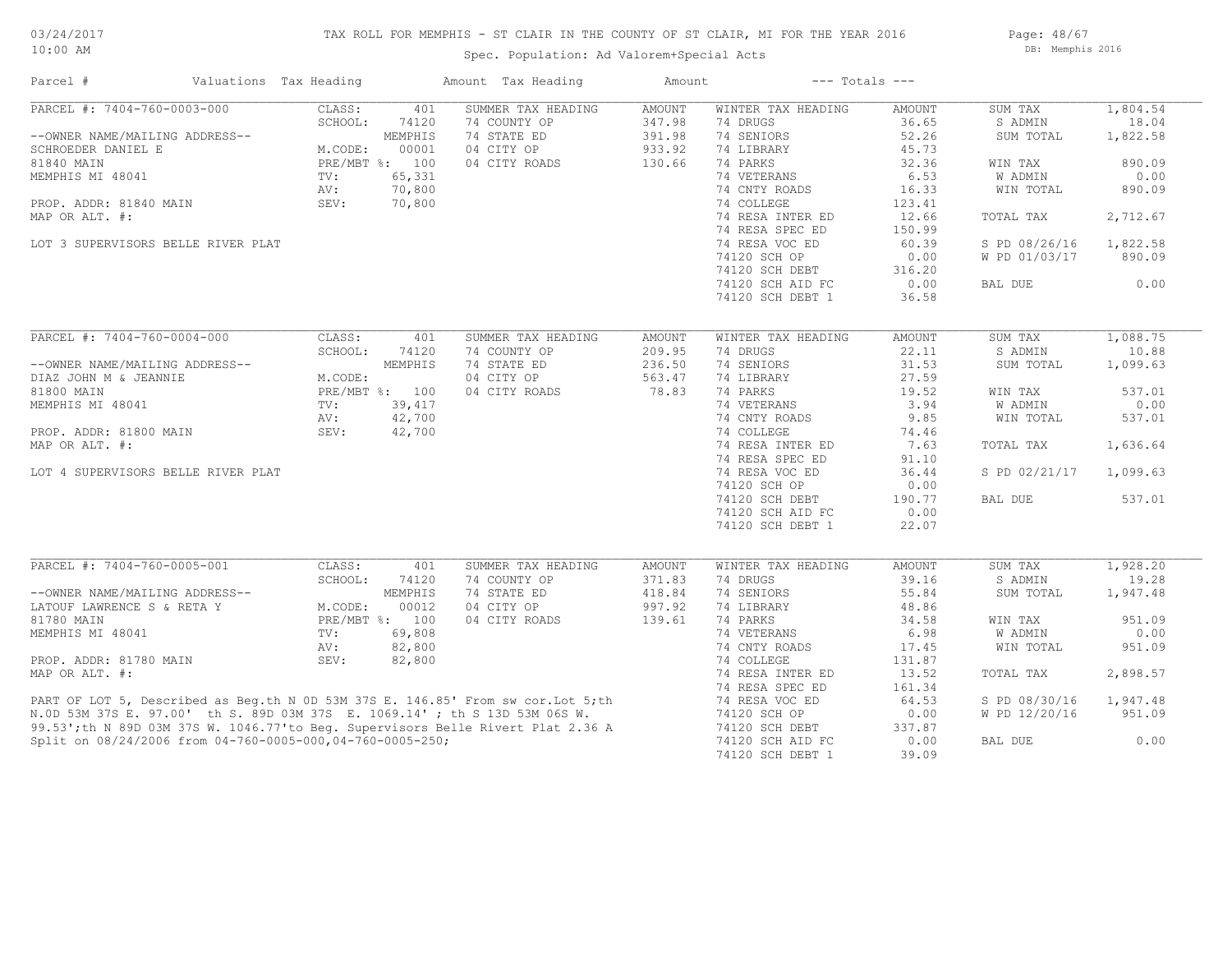# TAX ROLL FOR MEMPHIS - ST CLAIR IN THE COUNTY OF ST CLAIR, MI FOR THE YEAR 2016

03/24/2017
10:00 AM

Spec. Population: Ad Valorem+Special Acts

DB: Memphis 2016

| Parcel # | Valuations | Tax Heading | Amount | Tax Heading | Amount | --- Totals --- | |
|---|---|---|---|---|---|---|---|
| PARCEL #: 7404-760-0003-000 | CLASS: 401 | SUMMER TAX HEADING | AMOUNT | WINTER TAX HEADING | AMOUNT | SUM TAX | 1,804.54 |
| | SCHOOL: 74120 | 74 COUNTY OP | 347.98 | 74 DRUGS | 36.65 | S ADMIN | 18.04 |
| --OWNER NAME/MAILING ADDRESS-- | MEMPHIS | 74 STATE ED | 391.98 | 74 SENIORS | 52.26 | SUM TOTAL | 1,822.58 |
| SCHROEDER DANIEL E | M.CODE: 00001 | 04 CITY OP | 933.92 | 74 LIBRARY | 45.73 | | |
| 81840 MAIN | PRE/MBT %: 100 | 04 CITY ROADS | 130.66 | 74 PARKS | 32.36 | WIN TAX | 890.09 |
| MEMPHIS MI 48041 | TV: 65,331 | | | 74 VETERANS | 6.53 | W ADMIN | 0.00 |
| | AV: 70,800 | | | 74 CNTY ROADS | 16.33 | WIN TOTAL | 890.09 |
| PROP. ADDR: 81840 MAIN | SEV: 70,800 | | | 74 COLLEGE | 123.41 | | |
| MAP OR ALT. #: | | | | 74 RESA INTER ED | 12.66 | TOTAL TAX | 2,712.67 |
| | | | | 74 RESA SPEC ED | 150.99 | | |
| LOT 3 SUPERVISORS BELLE RIVER PLAT | | | | 74 RESA VOC ED | 60.39 | S PD 08/26/16 | 1,822.58 |
| | | | | 74120 SCH OP | 0.00 | W PD 01/03/17 | 890.09 |
| | | | | 74120 SCH DEBT | 316.20 | | |
| | | | | 74120 SCH AID FC | 0.00 | BAL DUE | 0.00 |
| | | | | 74120 SCH DEBT 1 | 36.58 | | |
| PARCEL #: 7404-760-0004-000 | CLASS: 401 | SUMMER TAX HEADING | AMOUNT | WINTER TAX HEADING | AMOUNT | SUM TAX | 1,088.75 |
| | SCHOOL: 74120 | 74 COUNTY OP | 209.95 | 74 DRUGS | 22.11 | S ADMIN | 10.88 |
| --OWNER NAME/MAILING ADDRESS-- | MEMPHIS | 74 STATE ED | 236.50 | 74 SENIORS | 31.53 | SUM TOTAL | 1,099.63 |
| DIAZ JOHN M & JEANNIE | M.CODE: | 04 CITY OP | 563.47 | 74 LIBRARY | 27.59 | | |
| 81800 MAIN | PRE/MBT %: 100 | 04 CITY ROADS | 78.83 | 74 PARKS | 19.52 | WIN TAX | 537.01 |
| MEMPHIS MI 48041 | TV: 39,417 | | | 74 VETERANS | 3.94 | W ADMIN | 0.00 |
| | AV: 42,700 | | | 74 CNTY ROADS | 9.85 | WIN TOTAL | 537.01 |
| PROP. ADDR: 81800 MAIN | SEV: 42,700 | | | 74 COLLEGE | 74.46 | | |
| MAP OR ALT. #: | | | | 74 RESA INTER ED | 7.63 | TOTAL TAX | 1,636.64 |
| | | | | 74 RESA SPEC ED | 91.10 | | |
| LOT 4 SUPERVISORS BELLE RIVER PLAT | | | | 74 RESA VOC ED | 36.44 | S PD 02/21/17 | 1,099.63 |
| | | | | 74120 SCH OP | 0.00 | | |
| | | | | 74120 SCH DEBT | 190.77 | BAL DUE | 537.01 |
| | | | | 74120 SCH AID FC | 0.00 | | |
| | | | | 74120 SCH DEBT 1 | 22.07 | | |
| PARCEL #: 7404-760-0005-001 | CLASS: 401 | SUMMER TAX HEADING | AMOUNT | WINTER TAX HEADING | AMOUNT | SUM TAX | 1,928.20 |
| | SCHOOL: 74120 | 74 COUNTY OP | 371.83 | 74 DRUGS | 39.16 | S ADMIN | 19.28 |
| --OWNER NAME/MAILING ADDRESS-- | MEMPHIS | 74 STATE ED | 418.84 | 74 SENIORS | 55.84 | SUM TOTAL | 1,947.48 |
| LATOUF LAWRENCE S & RETA Y | M.CODE: 00012 | 04 CITY OP | 997.92 | 74 LIBRARY | 48.86 | | |
| 81780 MAIN | PRE/MBT %: 100 | 04 CITY ROADS | 139.61 | 74 PARKS | 34.58 | WIN TAX | 951.09 |
| MEMPHIS MI 48041 | TV: 69,808 | | | 74 VETERANS | 6.98 | W ADMIN | 0.00 |
| | AV: 82,800 | | | 74 CNTY ROADS | 17.45 | WIN TOTAL | 951.09 |
| PROP. ADDR: 81780 MAIN | SEV: 82,800 | | | 74 COLLEGE | 131.87 | | |
| MAP OR ALT. #: | | | | 74 RESA INTER ED | 13.52 | TOTAL TAX | 2,898.57 |
| | | | | 74 RESA SPEC ED | 161.34 | | |
| PART OF LOT 5, Described as Beg.th N 0D 53M 37S E. 146.85' From sw cor.Lot 5;th | | | | 74 RESA VOC ED | 64.53 | S PD 08/30/16 | 1,947.48 |
| N.0D 53M 37S E. 97.00' th S. 89D 03M 37S E. 1069.14' ; th S 13D 53M 06S W. | | | | 74120 SCH OP | 0.00 | W PD 12/20/16 | 951.09 |
| 99.53';th N 89D 03M 37S W. 1046.77'to Beg. Supervisors Belle Rivert Plat 2.36 A | | | | 74120 SCH DEBT | 337.87 | | |
| Split on 08/24/2006 from 04-760-0005-000,04-760-0005-250; | | | | 74120 SCH AID FC | 0.00 | BAL DUE | 0.00 |
| | | | | 74120 SCH DEBT 1 | 39.09 | | |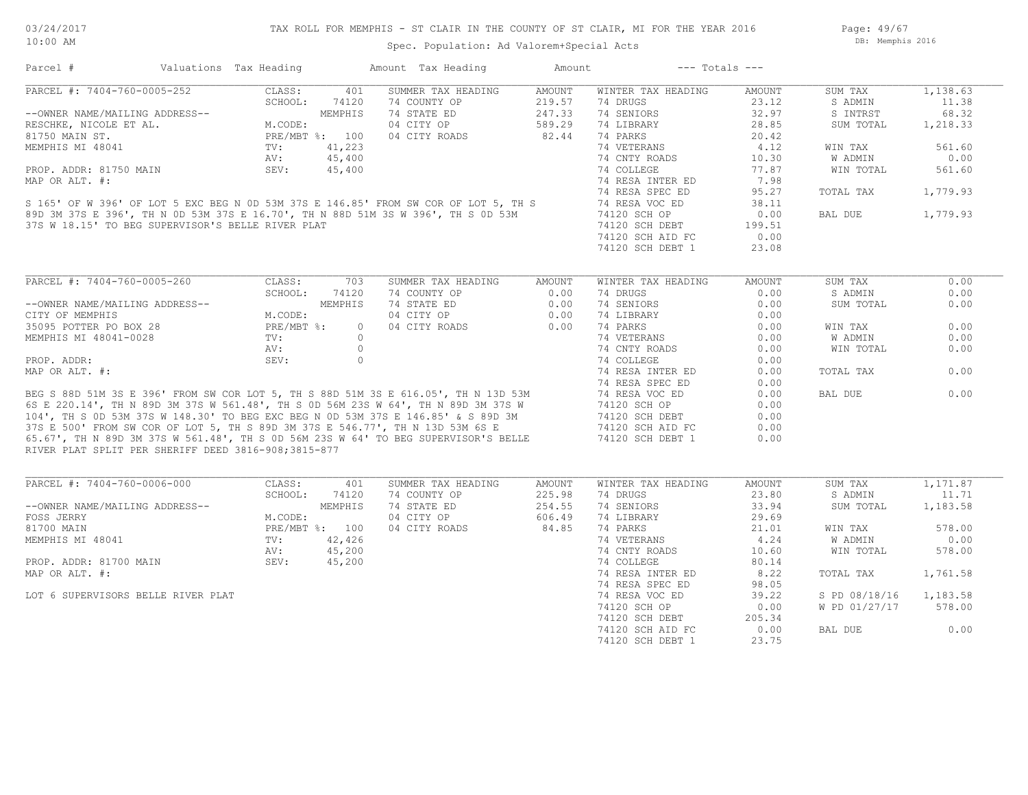# TAX ROLL FOR MEMPHIS - ST CLAIR IN THE COUNTY OF ST CLAIR, MI FOR THE YEAR 2016

03/24/2017 10:00 AM

Spec. Population: Ad Valorem+Special Acts

DB: Memphis 2016

| Parcel # | Valuations | Tax Heading | Amount | Tax Heading | Amount | --- Totals --- | |
|---|---|---|---|---|---|---|---|

## PARCEL #: 7404-760-0005-252

| | | | | | | | |
|---|---|---|---|---|---|---|---|
| CLASS: | 401 | SUMMER TAX HEADING | AMOUNT | WINTER TAX HEADING | AMOUNT | SUM TAX | 1,138.63 |
| SCHOOL: | 74120 | 74 COUNTY OP | 219.57 | 74 DRUGS | 23.12 | S ADMIN | 11.38 |
| | MEMPHIS | 74 STATE ED | 247.33 | 74 SENIORS | 32.97 | S INTRST | 68.32 |
| M.CODE: | | 04 CITY OP | 589.29 | 74 LIBRARY | 28.85 | SUM TOTAL | 1,218.33 |
| PRE/MBT %: | 100 | 04 CITY ROADS | 82.44 | 74 PARKS | 20.42 | | |
| TV: | 41,223 | | | 74 VETERANS | 4.12 | WIN TAX | 561.60 |
| AV: | 45,400 | | | 74 CNTY ROADS | 10.30 | W ADMIN | 0.00 |
| SEV: | 45,400 | | | 74 COLLEGE | 77.87 | WIN TOTAL | 561.60 |
| | | | | 74 RESA INTER ED | 7.98 | | |
| | | | | 74 RESA SPEC ED | 95.27 | TOTAL TAX | 1,779.93 |
| | | | | 74 RESA VOC ED | 38.11 | | |
| | | | | 74120 SCH OP | 0.00 | BAL DUE | 1,779.93 |
| | | | | 74120 SCH DEBT | 199.51 | | |
| | | | | 74120 SCH AID FC | 0.00 | | |
| | | | | 74120 SCH DEBT 1 | 23.08 | | |

--OWNER NAME/MAILING ADDRESS--
RESCHKE, NICOLE ET AL.
81750 MAIN ST.
MEMPHIS MI 48041

PROP. ADDR: 81750 MAIN
MAP OR ALT. #:

S 165' OF W 396' OF LOT 5 EXC BEG N 0D 53M 37S E 146.85' FROM SW COR OF LOT 5, TH S 89D 3M 37S E 396', TH N 0D 53M 37S E 16.70', TH N 88D 51M 3S W 396', TH S 0D 53M 37S W 18.15' TO BEG SUPERVISOR'S BELLE RIVER PLAT

## PARCEL #: 7404-760-0005-260

| | | | | | | | |
|---|---|---|---|---|---|---|---|
| CLASS: | 703 | SUMMER TAX HEADING | AMOUNT | WINTER TAX HEADING | AMOUNT | SUM TAX | 0.00 |
| SCHOOL: | 74120 | 74 COUNTY OP | 0.00 | 74 DRUGS | 0.00 | S ADMIN | 0.00 |
| | MEMPHIS | 74 STATE ED | 0.00 | 74 SENIORS | 0.00 | SUM TOTAL | 0.00 |
| M.CODE: | | 04 CITY OP | 0.00 | 74 LIBRARY | 0.00 | | |
| PRE/MBT %: | 0 | 04 CITY ROADS | 0.00 | 74 PARKS | 0.00 | WIN TAX | 0.00 |
| TV: | 0 | | | 74 VETERANS | 0.00 | W ADMIN | 0.00 |
| AV: | 0 | | | 74 CNTY ROADS | 0.00 | WIN TOTAL | 0.00 |
| SEV: | 0 | | | 74 COLLEGE | 0.00 | | |
| | | | | 74 RESA INTER ED | 0.00 | TOTAL TAX | 0.00 |
| | | | | 74 RESA SPEC ED | 0.00 | | |
| | | | | 74 RESA VOC ED | 0.00 | BAL DUE | 0.00 |
| | | | | 74120 SCH OP | 0.00 | | |
| | | | | 74120 SCH DEBT | 0.00 | | |
| | | | | 74120 SCH AID FC | 0.00 | | |
| | | | | 74120 SCH DEBT 1 | 0.00 | | |

--OWNER NAME/MAILING ADDRESS--
CITY OF MEMPHIS
35095 POTTER PO BOX 28
MEMPHIS MI 48041-0028

PROP. ADDR:
MAP OR ALT. #:

BEG S 88D 51M 3S E 396' FROM SW COR LOT 5, TH S 88D 51M 3S E 616.05', TH N 13D 53M 6S E 220.14', TH N 89D 3M 37S W 561.48', TH S 0D 56M 23S W 64', TH N 89D 3M 37S W 104', TH S 0D 53M 37S W 148.30' TO BEG EXC BEG N 0D 53M 37S E 146.85' & S 89D 3M 37S E 500' FROM SW COR OF LOT 5, TH S 89D 3M 37S E 546.77', TH N 13D 53M 6S E 65.67', TH N 89D 3M 37S W 561.48', TH S 0D 56M 23S W 64' TO BEG SUPERVISOR'S BELLE RIVER PLAT SPLIT PER SHERIFF DEED 3816-908;3815-877

## PARCEL #: 7404-760-0006-000

| | | | | | | | |
|---|---|---|---|---|---|---|---|
| CLASS: | 401 | SUMMER TAX HEADING | AMOUNT | WINTER TAX HEADING | AMOUNT | SUM TAX | 1,171.87 |
| SCHOOL: | 74120 | 74 COUNTY OP | 225.98 | 74 DRUGS | 23.80 | S ADMIN | 11.71 |
| | MEMPHIS | 74 STATE ED | 254.55 | 74 SENIORS | 33.94 | SUM TOTAL | 1,183.58 |
| M.CODE: | | 04 CITY OP | 606.49 | 74 LIBRARY | 29.69 | | |
| PRE/MBT %: | 100 | 04 CITY ROADS | 84.85 | 74 PARKS | 21.01 | WIN TAX | 578.00 |
| TV: | 42,426 | | | 74 VETERANS | 4.24 | W ADMIN | 0.00 |
| AV: | 45,200 | | | 74 CNTY ROADS | 10.60 | WIN TOTAL | 578.00 |
| SEV: | 45,200 | | | 74 COLLEGE | 80.14 | | |
| | | | | 74 RESA INTER ED | 8.22 | TOTAL TAX | 1,761.58 |
| | | | | 74 RESA SPEC ED | 98.05 | | |
| | | | | 74 RESA VOC ED | 39.22 | S PD 08/18/16 | 1,183.58 |
| | | | | 74120 SCH OP | 0.00 | W PD 01/27/17 | 578.00 |
| | | | | 74120 SCH DEBT | 205.34 | | |
| | | | | 74120 SCH AID FC | 0.00 | BAL DUE | 0.00 |
| | | | | 74120 SCH DEBT 1 | 23.75 | | |

--OWNER NAME/MAILING ADDRESS--
FOSS JERRY
81700 MAIN
MEMPHIS MI 48041

PROP. ADDR: 81700 MAIN
MAP OR ALT. #:

LOT 6 SUPERVISORS BELLE RIVER PLAT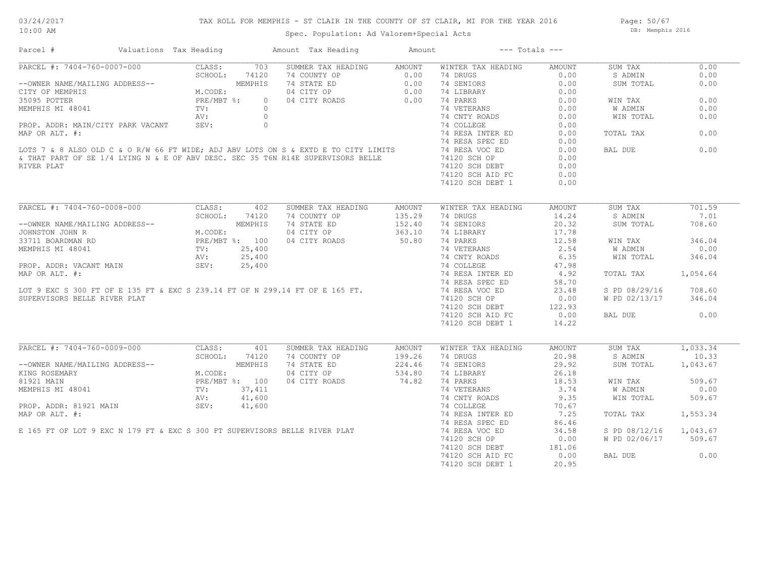# TAX ROLL FOR MEMPHIS - ST CLAIR IN THE COUNTY OF ST CLAIR, MI FOR THE YEAR 2016

03/24/2017 10:00 AM

Spec. Population: Ad Valorem+Special Acts

DB: Memphis 2016

| Parcel # | Valuations | Tax Heading | Amount | Tax Heading | Amount | --- Totals --- | |
|---|---|---|---|---|---|---|---|

---

**PARCEL #: 7404-760-0007-000**

--OWNER NAME/MAILING ADDRESS--
CITY OF MEMPHIS
35095 POTTER
MEMPHIS MI 48041

PROP. ADDR: MAIN/CITY PARK VACANT
MAP OR ALT. #:

| Valuations | | Summer Tax Heading | Amount | Winter Tax Heading | Amount | Totals | |
|---|---|---|---|---|---|---|---|
| CLASS: | 703 | 74 COUNTY OP | 0.00 | 74 DRUGS | 0.00 | SUM TAX | 0.00 |
| SCHOOL: | 74120 | 74 STATE ED | 0.00 | 74 SENIORS | 0.00 | S ADMIN | 0.00 |
| | MEMPHIS | 04 CITY OP | 0.00 | 74 LIBRARY | 0.00 | SUM TOTAL | 0.00 |
| M.CODE: | | 04 CITY ROADS | 0.00 | 74 PARKS | 0.00 | | |
| PRE/MBT %: | 0 | | | 74 VETERANS | 0.00 | WIN TAX | 0.00 |
| TV: | 0 | | | 74 CNTY ROADS | 0.00 | W ADMIN | 0.00 |
| AV: | 0 | | | 74 COLLEGE | 0.00 | WIN TOTAL | 0.00 |
| SEV: | 0 | | | 74 RESA INTER ED | 0.00 | | |
| | | | | 74 RESA SPEC ED | 0.00 | TOTAL TAX | 0.00 |
| | | | | 74 RESA VOC ED | 0.00 | | |
| | | | | 74120 SCH OP | 0.00 | BAL DUE | 0.00 |
| | | | | 74120 SCH DEBT | 0.00 | | |
| | | | | 74120 SCH AID FC | 0.00 | | |
| | | | | 74120 SCH DEBT 1 | 0.00 | | |

LOTS 7 & 8 ALSO OLD C & O R/W 66 FT WIDE; ADJ ABV LOTS ON S & EXTD E TO CITY LIMITS & THAT PART OF SE 1/4 LYING N & E OF ABV DESC. SEC 35 T6N R14E SUPERVISORS BELLE RIVER PLAT

---

**PARCEL #: 7404-760-0008-000**

--OWNER NAME/MAILING ADDRESS--
JOHNSTON JOHN R
33711 BOARDMAN RD
MEMPHIS MI 48041

PROP. ADDR: VACANT MAIN
MAP OR ALT. #:

| Valuations | | Summer Tax Heading | Amount | Winter Tax Heading | Amount | Totals | |
|---|---|---|---|---|---|---|---|
| CLASS: | 402 | 74 COUNTY OP | 135.29 | 74 DRUGS | 14.24 | SUM TAX | 701.59 |
| SCHOOL: | 74120 | 74 STATE ED | 152.40 | 74 SENIORS | 20.32 | S ADMIN | 7.01 |
| | MEMPHIS | 04 CITY OP | 363.10 | 74 LIBRARY | 17.78 | SUM TOTAL | 708.60 |
| M.CODE: | | 04 CITY ROADS | 50.80 | 74 PARKS | 12.58 | | |
| PRE/MBT %: | 100 | | | 74 VETERANS | 2.54 | WIN TAX | 346.04 |
| TV: | 25,400 | | | 74 CNTY ROADS | 6.35 | W ADMIN | 0.00 |
| AV: | 25,400 | | | 74 COLLEGE | 47.98 | WIN TOTAL | 346.04 |
| SEV: | 25,400 | | | 74 RESA INTER ED | 4.92 | | |
| | | | | 74 RESA SPEC ED | 58.70 | TOTAL TAX | 1,054.64 |
| | | | | 74 RESA VOC ED | 23.48 | | |
| | | | | 74120 SCH OP | 0.00 | S PD 08/29/16 | 708.60 |
| | | | | 74120 SCH DEBT | 122.93 | W PD 02/13/17 | 346.04 |
| | | | | 74120 SCH AID FC | 0.00 | | |
| | | | | 74120 SCH DEBT 1 | 14.22 | BAL DUE | 0.00 |

LOT 9 EXC S 300 FT OF E 135 FT & EXC S 239.14 FT OF N 299.14 FT OF E 165 FT. SUPERVISORS BELLE RIVER PLAT

---

**PARCEL #: 7404-760-0009-000**

--OWNER NAME/MAILING ADDRESS--
KING ROSEMARY
81921 MAIN
MEMPHIS MI 48041

PROP. ADDR: 81921 MAIN
MAP OR ALT. #:

| Valuations | | Summer Tax Heading | Amount | Winter Tax Heading | Amount | Totals | |
|---|---|---|---|---|---|---|---|
| CLASS: | 401 | 74 COUNTY OP | 199.26 | 74 DRUGS | 20.98 | SUM TAX | 1,033.34 |
| SCHOOL: | 74120 | 74 STATE ED | 224.46 | 74 SENIORS | 29.92 | S ADMIN | 10.33 |
| | MEMPHIS | 04 CITY OP | 534.80 | 74 LIBRARY | 26.18 | SUM TOTAL | 1,043.67 |
| M.CODE: | | 04 CITY ROADS | 74.82 | 74 PARKS | 18.53 | | |
| PRE/MBT %: | 100 | | | 74 VETERANS | 3.74 | WIN TAX | 509.67 |
| TV: | 37,411 | | | 74 CNTY ROADS | 9.35 | W ADMIN | 0.00 |
| AV: | 41,600 | | | 74 COLLEGE | 70.67 | WIN TOTAL | 509.67 |
| SEV: | 41,600 | | | 74 RESA INTER ED | 7.25 | | |
| | | | | 74 RESA SPEC ED | 86.46 | TOTAL TAX | 1,553.34 |
| | | | | 74 RESA VOC ED | 34.58 | | |
| | | | | 74120 SCH OP | 0.00 | S PD 08/12/16 | 1,043.67 |
| | | | | 74120 SCH DEBT | 181.06 | W PD 02/06/17 | 509.67 |
| | | | | 74120 SCH AID FC | 0.00 | | |
| | | | | 74120 SCH DEBT 1 | 20.95 | BAL DUE | 0.00 |

E 165 FT OF LOT 9 EXC N 179 FT & EXC S 300 FT SUPERVISORS BELLE RIVER PLAT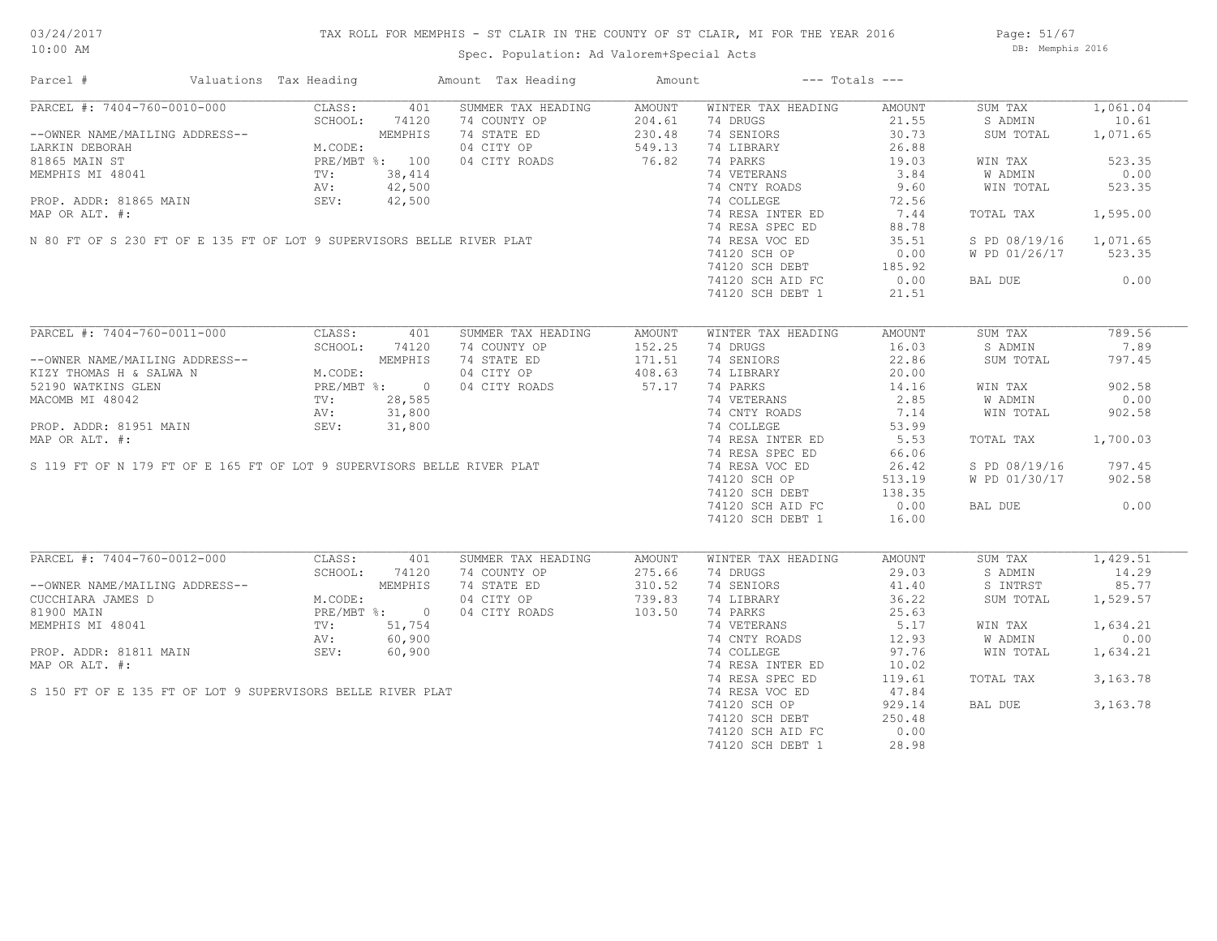# TAX ROLL FOR MEMPHIS - ST CLAIR IN THE COUNTY OF ST CLAIR, MI FOR THE YEAR 2016

03/24/2017 10:00 AM

Spec. Population: Ad Valorem+Special Acts

DB: Memphis 2016

| Parcel # | Valuations | Tax Heading | Amount | Tax Heading | Amount | --- Totals --- | |
|---|---|---|---|---|---|---|---|

## PARCEL #: 7404-760-0010-000

--OWNER NAME/MAILING ADDRESS--
LARKIN DEBORAH
81865 MAIN ST
MEMPHIS MI 48041

PROP. ADDR: 81865 MAIN
MAP OR ALT. #:

N 80 FT OF S 230 FT OF E 135 FT OF LOT 9 SUPERVISORS BELLE RIVER PLAT

| Valuations | | Summer Tax Heading | Amount | Winter Tax Heading | Amount | Totals | |
|---|---|---|---|---|---|---|---|
| CLASS: | 401 | 74 COUNTY OP | 204.61 | 74 DRUGS | 21.55 | SUM TAX | 1,061.04 |
| SCHOOL: | 74120 | 74 STATE ED | 230.48 | 74 SENIORS | 30.73 | S ADMIN | 10.61 |
| | MEMPHIS | 04 CITY OP | 549.13 | 74 LIBRARY | 26.88 | SUM TOTAL | 1,071.65 |
| M.CODE: | | 04 CITY ROADS | 76.82 | 74 PARKS | 19.03 | | |
| PRE/MBT %: | 100 | | | 74 VETERANS | 3.84 | WIN TAX | 523.35 |
| TV: | 38,414 | | | 74 CNTY ROADS | 9.60 | W ADMIN | 0.00 |
| AV: | 42,500 | | | 74 COLLEGE | 72.56 | WIN TOTAL | 523.35 |
| SEV: | 42,500 | | | 74 RESA INTER ED | 7.44 | | |
| | | | | 74 RESA SPEC ED | 88.78 | TOTAL TAX | 1,595.00 |
| | | | | 74 RESA VOC ED | 35.51 | | |
| | | | | 74120 SCH OP | 0.00 | S PD 08/19/16 | 1,071.65 |
| | | | | 74120 SCH DEBT | 185.92 | W PD 01/26/17 | 523.35 |
| | | | | 74120 SCH AID FC | 0.00 | | |
| | | | | 74120 SCH DEBT 1 | 21.51 | BAL DUE | 0.00 |

## PARCEL #: 7404-760-0011-000

--OWNER NAME/MAILING ADDRESS--
KIZY THOMAS H & SALWA N
52190 WATKINS GLEN
MACOMB MI 48042

PROP. ADDR: 81951 MAIN
MAP OR ALT. #:

S 119 FT OF N 179 FT OF E 165 FT OF LOT 9 SUPERVISORS BELLE RIVER PLAT

| Valuations | | Summer Tax Heading | Amount | Winter Tax Heading | Amount | Totals | |
|---|---|---|---|---|---|---|---|
| CLASS: | 401 | 74 COUNTY OP | 152.25 | 74 DRUGS | 16.03 | SUM TAX | 789.56 |
| SCHOOL: | 74120 | 74 STATE ED | 171.51 | 74 SENIORS | 22.86 | S ADMIN | 7.89 |
| | MEMPHIS | 04 CITY OP | 408.63 | 74 LIBRARY | 20.00 | SUM TOTAL | 797.45 |
| M.CODE: | | 04 CITY ROADS | 57.17 | 74 PARKS | 14.16 | | |
| PRE/MBT %: | 0 | | | 74 VETERANS | 2.85 | WIN TAX | 902.58 |
| TV: | 28,585 | | | 74 CNTY ROADS | 7.14 | W ADMIN | 0.00 |
| AV: | 31,800 | | | 74 COLLEGE | 53.99 | WIN TOTAL | 902.58 |
| SEV: | 31,800 | | | 74 RESA INTER ED | 5.53 | | |
| | | | | 74 RESA SPEC ED | 66.06 | TOTAL TAX | 1,700.03 |
| | | | | 74 RESA VOC ED | 26.42 | | |
| | | | | 74120 SCH OP | 513.19 | S PD 08/19/16 | 797.45 |
| | | | | 74120 SCH DEBT | 138.35 | W PD 01/30/17 | 902.58 |
| | | | | 74120 SCH AID FC | 0.00 | | |
| | | | | 74120 SCH DEBT 1 | 16.00 | BAL DUE | 0.00 |

## PARCEL #: 7404-760-0012-000

--OWNER NAME/MAILING ADDRESS--
CUCCHIARA JAMES D
81900 MAIN
MEMPHIS MI 48041

PROP. ADDR: 81811 MAIN
MAP OR ALT. #:

S 150 FT OF E 135 FT OF LOT 9 SUPERVISORS BELLE RIVER PLAT

| Valuations | | Summer Tax Heading | Amount | Winter Tax Heading | Amount | Totals | |
|---|---|---|---|---|---|---|---|
| CLASS: | 401 | 74 COUNTY OP | 275.66 | 74 DRUGS | 29.03 | SUM TAX | 1,429.51 |
| SCHOOL: | 74120 | 74 STATE ED | 310.52 | 74 SENIORS | 41.40 | S ADMIN | 14.29 |
| | MEMPHIS | 04 CITY OP | 739.83 | 74 LIBRARY | 36.22 | S INTRST | 85.77 |
| M.CODE: | | 04 CITY ROADS | 103.50 | 74 PARKS | 25.63 | SUM TOTAL | 1,529.57 |
| PRE/MBT %: | 0 | | | 74 VETERANS | 5.17 | | |
| TV: | 51,754 | | | 74 CNTY ROADS | 12.93 | WIN TAX | 1,634.21 |
| AV: | 60,900 | | | 74 COLLEGE | 97.76 | W ADMIN | 0.00 |
| SEV: | 60,900 | | | 74 RESA INTER ED | 10.02 | WIN TOTAL | 1,634.21 |
| | | | | 74 RESA SPEC ED | 119.61 | | |
| | | | | 74 RESA VOC ED | 47.84 | TOTAL TAX | 3,163.78 |
| | | | | 74120 SCH OP | 929.14 | | |
| | | | | 74120 SCH DEBT | 250.48 | BAL DUE | 3,163.78 |
| | | | | 74120 SCH AID FC | 0.00 | | |
| | | | | 74120 SCH DEBT 1 | 28.98 | | |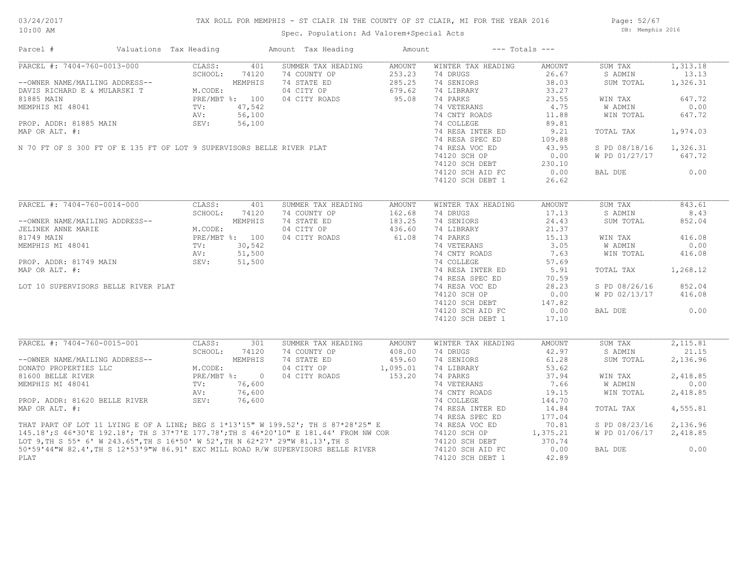# TAX ROLL FOR MEMPHIS - ST CLAIR IN THE COUNTY OF ST CLAIR, MI FOR THE YEAR 2016

03/24/2017
10:00 AM

Spec. Population: Ad Valorem+Special Acts

DB: Memphis 2016

| Parcel # | Valuations | Tax Heading | Amount | Tax Heading | Amount | --- Totals --- | |
|---|---|---|---|---|---|---|---|
| PARCEL #: 7404-760-0013-000 | CLASS: 401 | SUMMER TAX HEADING | AMOUNT | WINTER TAX HEADING | AMOUNT | SUM TAX | 1,313.18 |
| | SCHOOL: 74120 | 74 COUNTY OP | 253.23 | 74 DRUGS | 26.67 | S ADMIN | 13.13 |
| --OWNER NAME/MAILING ADDRESS-- | MEMPHIS | 74 STATE ED | 285.25 | 74 SENIORS | 38.03 | SUM TOTAL | 1,326.31 |
| DAVIS RICHARD E & MULARSKI T | M.CODE: | 04 CITY OP | 679.62 | 74 LIBRARY | 33.27 | | |
| 81885 MAIN | PRE/MBT %: 100 | 04 CITY ROADS | 95.08 | 74 PARKS | 23.55 | WIN TAX | 647.72 |
| MEMPHIS MI 48041 | TV: 47,542 | | | 74 VETERANS | 4.75 | W ADMIN | 0.00 |
| | AV: 56,100 | | | 74 CNTY ROADS | 11.88 | WIN TOTAL | 647.72 |
| PROP. ADDR: 81885 MAIN | SEV: 56,100 | | | 74 COLLEGE | 89.81 | | |
| MAP OR ALT. #: | | | | 74 RESA INTER ED | 9.21 | TOTAL TAX | 1,974.03 |
| | | | | 74 RESA SPEC ED | 109.88 | | |
| N 70 FT OF S 300 FT OF E 135 FT OF LOT 9 SUPERVISORS BELLE RIVER PLAT | | | | 74 RESA VOC ED | 43.95 | S PD 08/18/16 | 1,326.31 |
| | | | | 74120 SCH OP | 0.00 | W PD 01/27/17 | 647.72 |
| | | | | 74120 SCH DEBT | 230.10 | | |
| | | | | 74120 SCH AID FC | 0.00 | BAL DUE | 0.00 |
| | | | | 74120 SCH DEBT 1 | 26.62 | | |
| PARCEL #: 7404-760-0014-000 | CLASS: 401 | SUMMER TAX HEADING | AMOUNT | WINTER TAX HEADING | AMOUNT | SUM TAX | 843.61 |
| | SCHOOL: 74120 | 74 COUNTY OP | 162.68 | 74 DRUGS | 17.13 | S ADMIN | 8.43 |
| --OWNER NAME/MAILING ADDRESS-- | MEMPHIS | 74 STATE ED | 183.25 | 74 SENIORS | 24.43 | SUM TOTAL | 852.04 |
| JELINEK ANNE MARIE | M.CODE: | 04 CITY OP | 436.60 | 74 LIBRARY | 21.37 | | |
| 81749 MAIN | PRE/MBT %: 100 | 04 CITY ROADS | 61.08 | 74 PARKS | 15.13 | WIN TAX | 416.08 |
| MEMPHIS MI 48041 | TV: 30,542 | | | 74 VETERANS | 3.05 | W ADMIN | 0.00 |
| | AV: 51,500 | | | 74 CNTY ROADS | 7.63 | WIN TOTAL | 416.08 |
| PROP. ADDR: 81749 MAIN | SEV: 51,500 | | | 74 COLLEGE | 57.69 | | |
| MAP OR ALT. #: | | | | 74 RESA INTER ED | 5.91 | TOTAL TAX | 1,268.12 |
| | | | | 74 RESA SPEC ED | 70.59 | | |
| LOT 10 SUPERVISORS BELLE RIVER PLAT | | | | 74 RESA VOC ED | 28.23 | S PD 08/26/16 | 852.04 |
| | | | | 74120 SCH OP | 0.00 | W PD 02/13/17 | 416.08 |
| | | | | 74120 SCH DEBT | 147.82 | | |
| | | | | 74120 SCH AID FC | 0.00 | BAL DUE | 0.00 |
| | | | | 74120 SCH DEBT 1 | 17.10 | | |
| PARCEL #: 7404-760-0015-001 | CLASS: 301 | SUMMER TAX HEADING | AMOUNT | WINTER TAX HEADING | AMOUNT | SUM TAX | 2,115.81 |
| | SCHOOL: 74120 | 74 COUNTY OP | 408.00 | 74 DRUGS | 42.97 | S ADMIN | 21.15 |
| --OWNER NAME/MAILING ADDRESS-- | MEMPHIS | 74 STATE ED | 459.60 | 74 SENIORS | 61.28 | SUM TOTAL | 2,136.96 |
| DONATO PROPERTIES LLC | M.CODE: | 04 CITY OP | 1,095.01 | 74 LIBRARY | 53.62 | | |
| 81600 BELLE RIVER | PRE/MBT %: 0 | 04 CITY ROADS | 153.20 | 74 PARKS | 37.94 | WIN TAX | 2,418.85 |
| MEMPHIS MI 48041 | TV: 76,600 | | | 74 VETERANS | 7.66 | W ADMIN | 0.00 |
| | AV: 76,600 | | | 74 CNTY ROADS | 19.15 | WIN TOTAL | 2,418.85 |
| PROP. ADDR: 81620 BELLE RIVER | SEV: 76,600 | | | 74 COLLEGE | 144.70 | | |
| MAP OR ALT. #: | | | | 74 RESA INTER ED | 14.84 | TOTAL TAX | 4,555.81 |
| | | | | 74 RESA SPEC ED | 177.04 | | |
| THAT PART OF LOT 11 LYING E OF A LINE; BEG S 1*13'15" W 199.52'; TH S 87*28'25" E 145.18';S 46*30'E 192.18'; TH S 37*7'E 177.78';TH S 46*20'10" E 181.44' FROM NW COR LOT 9,TH S 55* 6' W 243.65",TH S 16*50' W 52',TH N 62*27' 29"W 81.13',TH S 50*59'44"W 82.4',TH S 12*53'9"W 86.91' EXC MILL ROAD R/W SUPERVISORS BELLE RIVER PLAT | | | | 74 RESA VOC ED | 70.81 | S PD 08/23/16 | 2,136.96 |
| | | | | 74120 SCH OP | 1,375.21 | W PD 01/06/17 | 2,418.85 |
| | | | | 74120 SCH DEBT | 370.74 | | |
| | | | | 74120 SCH AID FC | 0.00 | BAL DUE | 0.00 |
| | | | | 74120 SCH DEBT 1 | 42.89 | | |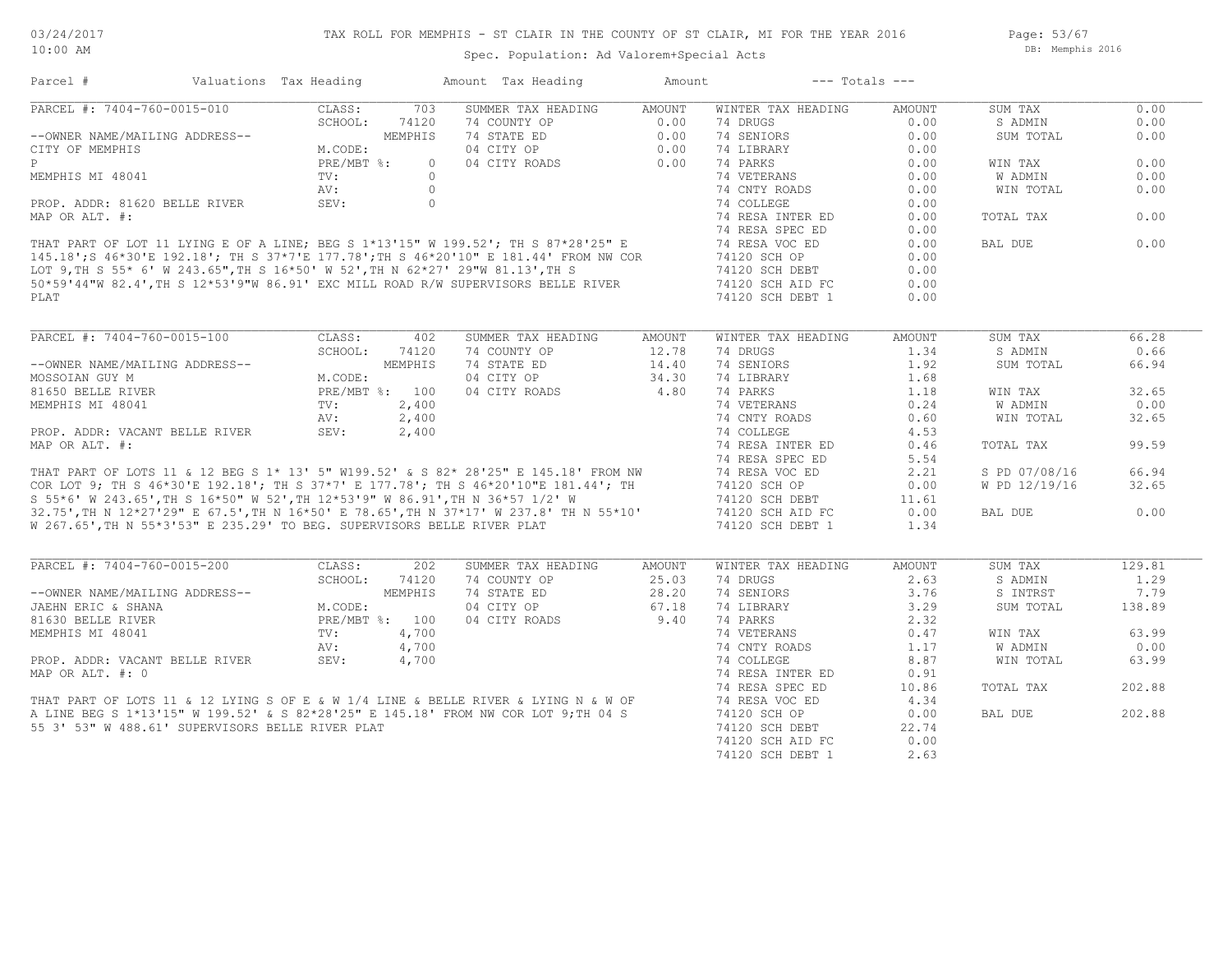# TAX ROLL FOR MEMPHIS - ST CLAIR IN THE COUNTY OF ST CLAIR, MI FOR THE YEAR 2016

Spec. Population: Ad Valorem+Special Acts

03/24/2017 10:00 AM — DB: Memphis 2016

| Parcel # | Valuations | Tax Heading | Amount | Tax Heading | Amount | --- Totals --- | |
|---|---|---|---|---|---|---|---|

## PARCEL #: 7404-760-0015-010

| Field | Value | Summer Tax Heading | Amount | Winter Tax Heading | Amount | Totals | Amount |
|---|---|---|---|---|---|---|---|
| CLASS: | 703 | SUMMER TAX HEADING | AMOUNT | WINTER TAX HEADING | AMOUNT | SUM TAX | 0.00 |
| SCHOOL: | 74120 | 74 COUNTY OP | 0.00 | 74 DRUGS | 0.00 | S ADMIN | 0.00 |
| | MEMPHIS | 74 STATE ED | 0.00 | 74 SENIORS | 0.00 | SUM TOTAL | 0.00 |
| M.CODE: | | 04 CITY OP | 0.00 | 74 LIBRARY | 0.00 | | |
| PRE/MBT %: | 0 | 04 CITY ROADS | 0.00 | 74 PARKS | 0.00 | WIN TAX | 0.00 |
| TV: | 0 | | | 74 VETERANS | 0.00 | W ADMIN | 0.00 |
| AV: | 0 | | | 74 CNTY ROADS | 0.00 | WIN TOTAL | 0.00 |
| SEV: | 0 | | | 74 COLLEGE | 0.00 | | |
| | | | | 74 RESA INTER ED | 0.00 | TOTAL TAX | 0.00 |
| | | | | 74 RESA SPEC ED | 0.00 | | |
| | | | | 74 RESA VOC ED | 0.00 | BAL DUE | 0.00 |
| | | | | 74120 SCH OP | 0.00 | | |
| | | | | 74120 SCH DEBT | 0.00 | | |
| | | | | 74120 SCH AID FC | 0.00 | | |
| | | | | 74120 SCH DEBT 1 | 0.00 | | |

--OWNER NAME/MAILING ADDRESS--
CITY OF MEMPHIS
P
MEMPHIS MI 48041

PROP. ADDR: 81620 BELLE RIVER
MAP OR ALT. #:

THAT PART OF LOT 11 LYING E OF A LINE; BEG S 1*13'15" W 199.52'; TH S 87*28'25" E 145.18';S 46*30'E 192.18'; TH S 37*7'E 177.78';TH S 46*20'10" E 181.44' FROM NW COR LOT 9,TH S 55* 6' W 243.65",TH S 16*50' W 52',TH N 62*27' 29"W 81.13',TH S 50*59'44"W 82.4',TH S 12*53'9"W 86.91' EXC MILL ROAD R/W SUPERVISORS BELLE RIVER PLAT

## PARCEL #: 7404-760-0015-100

| Field | Value | Summer Tax Heading | Amount | Winter Tax Heading | Amount | Totals | Amount |
|---|---|---|---|---|---|---|---|
| CLASS: | 402 | SUMMER TAX HEADING | AMOUNT | WINTER TAX HEADING | AMOUNT | SUM TAX | 66.28 |
| SCHOOL: | 74120 | 74 COUNTY OP | 12.78 | 74 DRUGS | 1.34 | S ADMIN | 0.66 |
| | MEMPHIS | 74 STATE ED | 14.40 | 74 SENIORS | 1.92 | SUM TOTAL | 66.94 |
| M.CODE: | | 04 CITY OP | 34.30 | 74 LIBRARY | 1.68 | | |
| PRE/MBT %: | 100 | 04 CITY ROADS | 4.80 | 74 PARKS | 1.18 | WIN TAX | 32.65 |
| TV: | 2,400 | | | 74 VETERANS | 0.24 | W ADMIN | 0.00 |
| AV: | 2,400 | | | 74 CNTY ROADS | 0.60 | WIN TOTAL | 32.65 |
| SEV: | 2,400 | | | 74 COLLEGE | 4.53 | | |
| | | | | 74 RESA INTER ED | 0.46 | TOTAL TAX | 99.59 |
| | | | | 74 RESA SPEC ED | 5.54 | | |
| | | | | 74 RESA VOC ED | 2.21 | S PD 07/08/16 | 66.94 |
| | | | | 74120 SCH OP | 0.00 | W PD 12/19/16 | 32.65 |
| | | | | 74120 SCH DEBT | 11.61 | | |
| | | | | 74120 SCH AID FC | 0.00 | BAL DUE | 0.00 |
| | | | | 74120 SCH DEBT 1 | 1.34 | | |

--OWNER NAME/MAILING ADDRESS--
MOSSOIAN GUY M
81650 BELLE RIVER
MEMPHIS MI 48041

PROP. ADDR: VACANT BELLE RIVER
MAP OR ALT. #:

THAT PART OF LOTS 11 & 12 BEG S 1* 13' 5" W199.52' & S 82* 28'25" E 145.18' FROM NW COR LOT 9; TH S 46*30'E 192.18'; TH S 37*7' E 177.78'; TH S 46*20'10"E 181.44'; TH S 55*6' W 243.65',TH S 16*50" W 52',TH 12*53'9" W 86.91',TH N 36*57 1/2' W 32.75',TH N 12*27'29" E 67.5',TH N 16*50' E 78.65',TH N 37*17' W 237.8' TH N 55*10' W 267.65',TH N 55*3'53" E 235.29' TO BEG. SUPERVISORS BELLE RIVER PLAT

## PARCEL #: 7404-760-0015-200

| Field | Value | Summer Tax Heading | Amount | Winter Tax Heading | Amount | Totals | Amount |
|---|---|---|---|---|---|---|---|
| CLASS: | 202 | SUMMER TAX HEADING | AMOUNT | WINTER TAX HEADING | AMOUNT | SUM TAX | 129.81 |
| SCHOOL: | 74120 | 74 COUNTY OP | 25.03 | 74 DRUGS | 2.63 | S ADMIN | 1.29 |
| | MEMPHIS | 74 STATE ED | 28.20 | 74 SENIORS | 3.76 | S INTRST | 7.79 |
| M.CODE: | | 04 CITY OP | 67.18 | 74 LIBRARY | 3.29 | SUM TOTAL | 138.89 |
| PRE/MBT %: | 100 | 04 CITY ROADS | 9.40 | 74 PARKS | 2.32 | | |
| TV: | 4,700 | | | 74 VETERANS | 0.47 | WIN TAX | 63.99 |
| AV: | 4,700 | | | 74 CNTY ROADS | 1.17 | W ADMIN | 0.00 |
| SEV: | 4,700 | | | 74 COLLEGE | 8.87 | WIN TOTAL | 63.99 |
| | | | | 74 RESA INTER ED | 0.91 | | |
| | | | | 74 RESA SPEC ED | 10.86 | TOTAL TAX | 202.88 |
| | | | | 74 RESA VOC ED | 4.34 | | |
| | | | | 74120 SCH OP | 0.00 | BAL DUE | 202.88 |
| | | | | 74120 SCH DEBT | 22.74 | | |
| | | | | 74120 SCH AID FC | 0.00 | | |
| | | | | 74120 SCH DEBT 1 | 2.63 | | |

--OWNER NAME/MAILING ADDRESS--
JAEHN ERIC & SHANA
81630 BELLE RIVER
MEMPHIS MI 48041

PROP. ADDR: VACANT BELLE RIVER
MAP OR ALT. #: 0

THAT PART OF LOTS 11 & 12 LYING S OF E & W 1/4 LINE & BELLE RIVER & LYING N & W OF A LINE BEG S 1*13'15" W 199.52' & S 82*28'25" E 145.18' FROM NW COR LOT 9;TH 04 S 55 3' 53" W 488.61' SUPERVISORS BELLE RIVER PLAT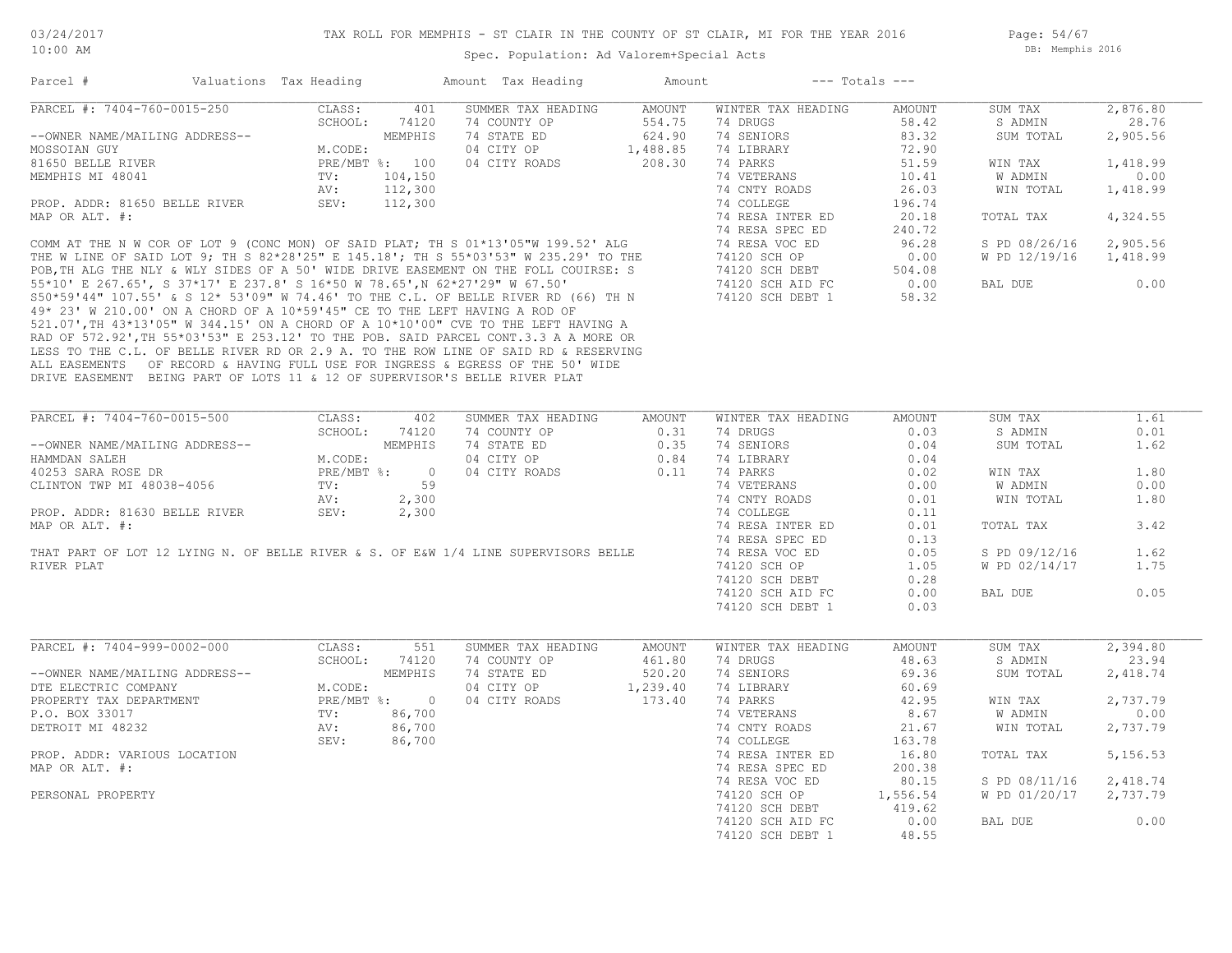# TAX ROLL FOR MEMPHIS - ST CLAIR IN THE COUNTY OF ST CLAIR, MI FOR THE YEAR 2016

Spec. Population: Ad Valorem+Special Acts

03/24/2017
10:00 AM

DB: Memphis 2016

| Parcel # | Valuations | Tax Heading | Amount | Tax Heading | Amount | --- Totals --- | |
|---|---|---|---|---|---|---|---|

**PARCEL #: 7404-760-0015-250**

| | | SUMMER TAX HEADING | AMOUNT | WINTER TAX HEADING | AMOUNT | | |
|---|---|---|---|---|---|---|---|
| CLASS: | 401 | 74 COUNTY OP | 554.75 | 74 DRUGS | 58.42 | SUM TAX | 2,876.80 |
| SCHOOL: | 74120 | 74 STATE ED | 624.90 | 74 SENIORS | 83.32 | S ADMIN | 28.76 |
| | MEMPHIS | 04 CITY OP | 1,488.85 | 74 LIBRARY | 72.90 | SUM TOTAL | 2,905.56 |
| M.CODE: | | 04 CITY ROADS | 208.30 | 74 PARKS | 51.59 | | |
| PRE/MBT %: | 100 | | | 74 VETERANS | 10.41 | WIN TAX | 1,418.99 |
| TV: | 104,150 | | | 74 CNTY ROADS | 26.03 | W ADMIN | 0.00 |
| AV: | 112,300 | | | 74 COLLEGE | 196.74 | WIN TOTAL | 1,418.99 |
| SEV: | 112,300 | | | 74 RESA INTER ED | 20.18 | | |
| | | | | 74 RESA SPEC ED | 240.72 | TOTAL TAX | 4,324.55 |
| | | | | 74 RESA VOC ED | 96.28 | | |
| | | | | 74120 SCH OP | 0.00 | S PD 08/26/16 | 2,905.56 |
| | | | | 74120 SCH DEBT | 504.08 | W PD 12/19/16 | 1,418.99 |
| | | | | 74120 SCH AID FC | 0.00 | | |
| | | | | 74120 SCH DEBT 1 | 58.32 | BAL DUE | 0.00 |

--OWNER NAME/MAILING ADDRESS--
MOSSOIAN GUY
81650 BELLE RIVER
MEMPHIS MI 48041

PROP. ADDR: 81650 BELLE RIVER
MAP OR ALT. #:

COMM AT THE N W COR OF LOT 9 (CONC MON) OF SAID PLAT; TH S 01*13'05"W 199.52' ALG THE W LINE OF SAID LOT 9; TH S 82*28'25" E 145.18'; TH S 55*03'53" W 235.29' TO THE POB,TH ALG THE NLY & WLY SIDES OF A 50' WIDE DRIVE EASEMENT ON THE FOLL COUIRSE: S 55*10' E 267.65', S 37*17' E 237.8' S 16*50 W 78.65',N 62*27'29" W 67.50' S50*59'44" 107.55' & S 12* 53'09" W 74.46' TO THE C.L. OF BELLE RIVER RD (66) TH N 49* 23' W 210.00' ON A CHORD OF A 10*59'45" CE TO THE LEFT HAVING A ROD OF 521.07',TH 43*13'05" W 344.15' ON A CHORD OF A 10*10'00" CVE TO THE LEFT HAVING A RAD OF 572.92',TH 55*03'53" E 253.12' TO THE POB. SAID PARCEL CONT.3.3 A A MORE OR LESS TO THE C.L. OF BELLE RIVER RD OR 2.9 A. TO THE ROW LINE OF SAID RD & RESERVING ALL EASEMENTS OF RECORD & HAVING FULL USE FOR INGRESS & EGRESS OF THE 50' WIDE DRIVE EASEMENT BEING PART OF LOTS 11 & 12 OF SUPERVISOR'S BELLE RIVER PLAT

**PARCEL #: 7404-760-0015-500**

| | | SUMMER TAX HEADING | AMOUNT | WINTER TAX HEADING | AMOUNT | | |
|---|---|---|---|---|---|---|---|
| CLASS: | 402 | 74 COUNTY OP | 0.31 | 74 DRUGS | 0.03 | SUM TAX | 1.61 |
| SCHOOL: | 74120 | 74 STATE ED | 0.35 | 74 SENIORS | 0.04 | S ADMIN | 0.01 |
| | MEMPHIS | 04 CITY OP | 0.84 | 74 LIBRARY | 0.04 | SUM TOTAL | 1.62 |
| M.CODE: | | 04 CITY ROADS | 0.11 | 74 PARKS | 0.02 | | |
| PRE/MBT %: | 0 | | | 74 VETERANS | 0.00 | WIN TAX | 1.80 |
| TV: | 59 | | | 74 CNTY ROADS | 0.01 | W ADMIN | 0.00 |
| AV: | 2,300 | | | 74 COLLEGE | 0.11 | WIN TOTAL | 1.80 |
| SEV: | 2,300 | | | 74 RESA INTER ED | 0.01 | | |
| | | | | 74 RESA SPEC ED | 0.13 | TOTAL TAX | 3.42 |
| | | | | 74 RESA VOC ED | 0.05 | | |
| | | | | 74120 SCH OP | 1.05 | S PD 09/12/16 | 1.62 |
| | | | | 74120 SCH DEBT | 0.28 | W PD 02/14/17 | 1.75 |
| | | | | 74120 SCH AID FC | 0.00 | | |
| | | | | 74120 SCH DEBT 1 | 0.03 | BAL DUE | 0.05 |

--OWNER NAME/MAILING ADDRESS--
HAMMDAN SALEH
40253 SARA ROSE DR
CLINTON TWP MI 48038-4056

PROP. ADDR: 81630 BELLE RIVER
MAP OR ALT. #:

THAT PART OF LOT 12 LYING N. OF BELLE RIVER & S. OF E&W 1/4 LINE SUPERVISORS BELLE RIVER PLAT

**PARCEL #: 7404-999-0002-000**

| | | SUMMER TAX HEADING | AMOUNT | WINTER TAX HEADING | AMOUNT | | |
|---|---|---|---|---|---|---|---|
| CLASS: | 551 | 74 COUNTY OP | 461.80 | 74 DRUGS | 48.63 | SUM TAX | 2,394.80 |
| SCHOOL: | 74120 | 74 STATE ED | 520.20 | 74 SENIORS | 69.36 | S ADMIN | 23.94 |
| | MEMPHIS | 04 CITY OP | 1,239.40 | 74 LIBRARY | 60.69 | SUM TOTAL | 2,418.74 |
| M.CODE: | | 04 CITY ROADS | 173.40 | 74 PARKS | 42.95 | | |
| PRE/MBT %: | 0 | | | 74 VETERANS | 8.67 | WIN TAX | 2,737.79 |
| TV: | 86,700 | | | 74 CNTY ROADS | 21.67 | W ADMIN | 0.00 |
| AV: | 86,700 | | | 74 COLLEGE | 163.78 | WIN TOTAL | 2,737.79 |
| SEV: | 86,700 | | | 74 RESA INTER ED | 16.80 | | |
| | | | | 74 RESA SPEC ED | 200.38 | TOTAL TAX | 5,156.53 |
| | | | | 74 RESA VOC ED | 80.15 | | |
| | | | | 74120 SCH OP | 1,556.54 | S PD 08/11/16 | 2,418.74 |
| | | | | 74120 SCH DEBT | 419.62 | W PD 01/20/17 | 2,737.79 |
| | | | | 74120 SCH AID FC | 0.00 | | |
| | | | | 74120 SCH DEBT 1 | 48.55 | BAL DUE | 0.00 |

--OWNER NAME/MAILING ADDRESS--
DTE ELECTRIC COMPANY
PROPERTY TAX DEPARTMENT
P.O. BOX 33017
DETROIT MI 48232

PROP. ADDR: VARIOUS LOCATION
MAP OR ALT. #:

PERSONAL PROPERTY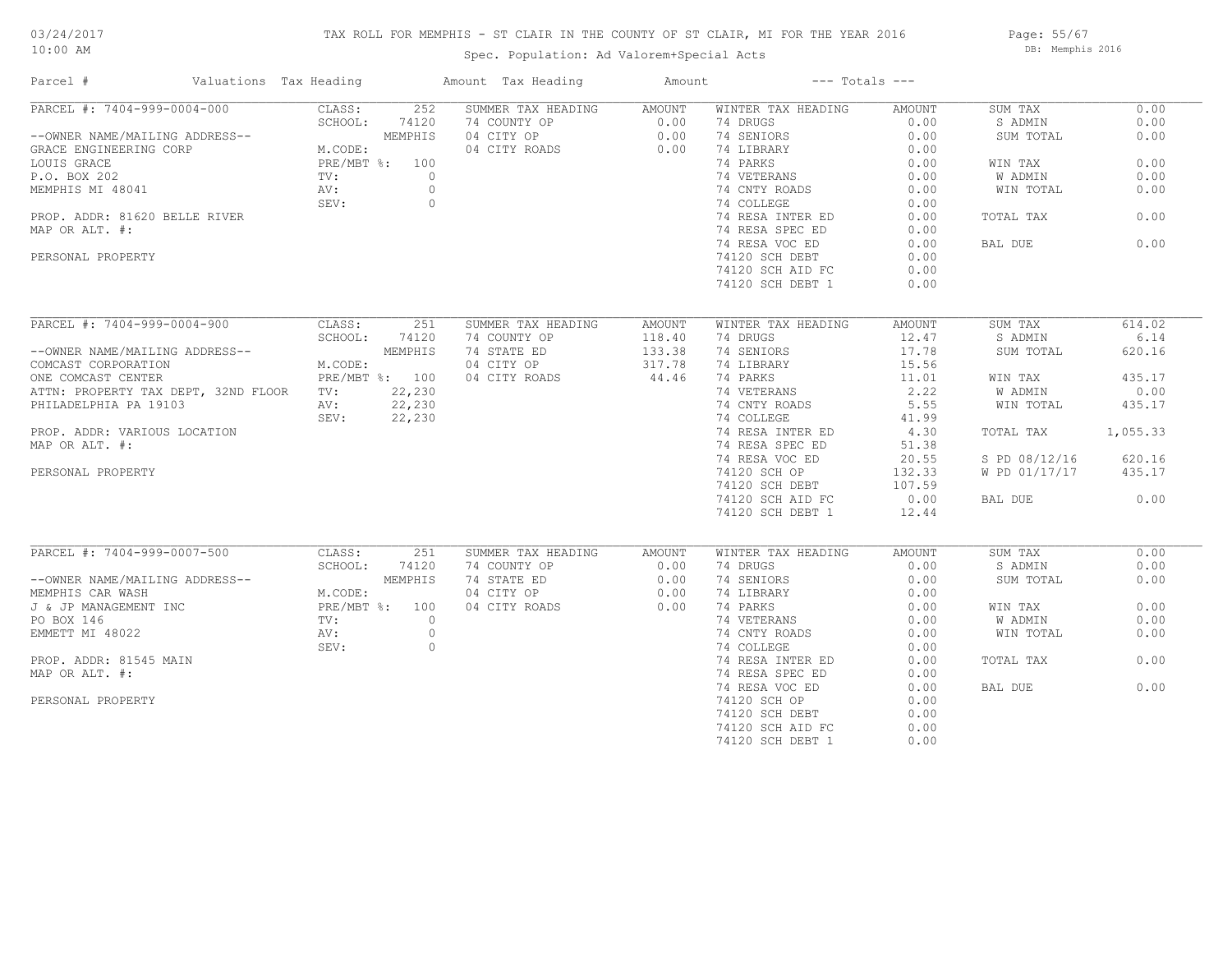# TAX ROLL FOR MEMPHIS - ST CLAIR IN THE COUNTY OF ST CLAIR, MI FOR THE YEAR 2016

Spec. Population: Ad Valorem+Special Acts

03/24/2017
10:00 AM

DB: Memphis 2016

| Parcel # | Valuations | Tax Heading | Amount | Tax Heading | Amount | --- Totals --- | |
|---|---|---|---|---|---|---|---|
| PARCEL #: 7404-999-0004-000 | CLASS: 252 | SUMMER TAX HEADING | AMOUNT | WINTER TAX HEADING | AMOUNT | SUM TAX | 0.00 |
| | SCHOOL: 74120 | 74 COUNTY OP | 0.00 | 74 DRUGS | 0.00 | S ADMIN | 0.00 |
| --OWNER NAME/MAILING ADDRESS-- | MEMPHIS | 04 CITY OP | 0.00 | 74 SENIORS | 0.00 | SUM TOTAL | 0.00 |
| GRACE ENGINEERING CORP | M.CODE: | 04 CITY ROADS | 0.00 | 74 LIBRARY | 0.00 | | |
| LOUIS GRACE | PRE/MBT %: 100 | | | 74 PARKS | 0.00 | WIN TAX | 0.00 |
| P.O. BOX 202 | TV: 0 | | | 74 VETERANS | 0.00 | W ADMIN | 0.00 |
| MEMPHIS MI 48041 | AV: 0 | | | 74 CNTY ROADS | 0.00 | WIN TOTAL | 0.00 |
| | SEV: 0 | | | 74 COLLEGE | 0.00 | | |
| PROP. ADDR: 81620 BELLE RIVER | | | | 74 RESA INTER ED | 0.00 | TOTAL TAX | 0.00 |
| MAP OR ALT. #: | | | | 74 RESA SPEC ED | 0.00 | | |
| | | | | 74 RESA VOC ED | 0.00 | BAL DUE | 0.00 |
| PERSONAL PROPERTY | | | | 74120 SCH DEBT | 0.00 | | |
| | | | | 74120 SCH AID FC | 0.00 | | |
| | | | | 74120 SCH DEBT 1 | 0.00 | | |

| Parcel # | Valuations | Tax Heading | Amount | Tax Heading | Amount | --- Totals --- | |
|---|---|---|---|---|---|---|---|
| PARCEL #: 7404-999-0004-900 | CLASS: 251 | SUMMER TAX HEADING | AMOUNT | WINTER TAX HEADING | AMOUNT | SUM TAX | 614.02 |
| | SCHOOL: 74120 | 74 COUNTY OP | 118.40 | 74 DRUGS | 12.47 | S ADMIN | 6.14 |
| --OWNER NAME/MAILING ADDRESS-- | MEMPHIS | 74 STATE ED | 133.38 | 74 SENIORS | 17.78 | SUM TOTAL | 620.16 |
| COMCAST CORPORATION | M.CODE: | 04 CITY OP | 317.78 | 74 LIBRARY | 15.56 | | |
| ONE COMCAST CENTER | PRE/MBT %: 100 | 04 CITY ROADS | 44.46 | 74 PARKS | 11.01 | WIN TAX | 435.17 |
| ATTN: PROPERTY TAX DEPT, 32ND FLOOR | TV: 22,230 | | | 74 VETERANS | 2.22 | W ADMIN | 0.00 |
| PHILADELPHIA PA 19103 | AV: 22,230 | | | 74 CNTY ROADS | 5.55 | WIN TOTAL | 435.17 |
| | SEV: 22,230 | | | 74 COLLEGE | 41.99 | | |
| PROP. ADDR: VARIOUS LOCATION | | | | 74 RESA INTER ED | 4.30 | TOTAL TAX | 1,055.33 |
| MAP OR ALT. #: | | | | 74 RESA SPEC ED | 51.38 | | |
| | | | | 74 RESA VOC ED | 20.55 | S PD 08/12/16 | 620.16 |
| PERSONAL PROPERTY | | | | 74120 SCH OP | 132.33 | W PD 01/17/17 | 435.17 |
| | | | | 74120 SCH DEBT | 107.59 | | |
| | | | | 74120 SCH AID FC | 0.00 | BAL DUE | 0.00 |
| | | | | 74120 SCH DEBT 1 | 12.44 | | |

| Parcel # | Valuations | Tax Heading | Amount | Tax Heading | Amount | --- Totals --- | |
|---|---|---|---|---|---|---|---|
| PARCEL #: 7404-999-0007-500 | CLASS: 251 | SUMMER TAX HEADING | AMOUNT | WINTER TAX HEADING | AMOUNT | SUM TAX | 0.00 |
| | SCHOOL: 74120 | 74 COUNTY OP | 0.00 | 74 DRUGS | 0.00 | S ADMIN | 0.00 |
| --OWNER NAME/MAILING ADDRESS-- | MEMPHIS | 74 STATE ED | 0.00 | 74 SENIORS | 0.00 | SUM TOTAL | 0.00 |
| MEMPHIS CAR WASH | M.CODE: | 04 CITY OP | 0.00 | 74 LIBRARY | 0.00 | | |
| J & JP MANAGEMENT INC | PRE/MBT %: 100 | 04 CITY ROADS | 0.00 | 74 PARKS | 0.00 | WIN TAX | 0.00 |
| PO BOX 146 | TV: 0 | | | 74 VETERANS | 0.00 | W ADMIN | 0.00 |
| EMMETT MI 48022 | AV: 0 | | | 74 CNTY ROADS | 0.00 | WIN TOTAL | 0.00 |
| | SEV: 0 | | | 74 COLLEGE | 0.00 | | |
| PROP. ADDR: 81545 MAIN | | | | 74 RESA INTER ED | 0.00 | TOTAL TAX | 0.00 |
| MAP OR ALT. #: | | | | 74 RESA SPEC ED | 0.00 | | |
| | | | | 74 RESA VOC ED | 0.00 | BAL DUE | 0.00 |
| PERSONAL PROPERTY | | | | 74120 SCH OP | 0.00 | | |
| | | | | 74120 SCH DEBT | 0.00 | | |
| | | | | 74120 SCH AID FC | 0.00 | | |
| | | | | 74120 SCH DEBT 1 | 0.00 | | |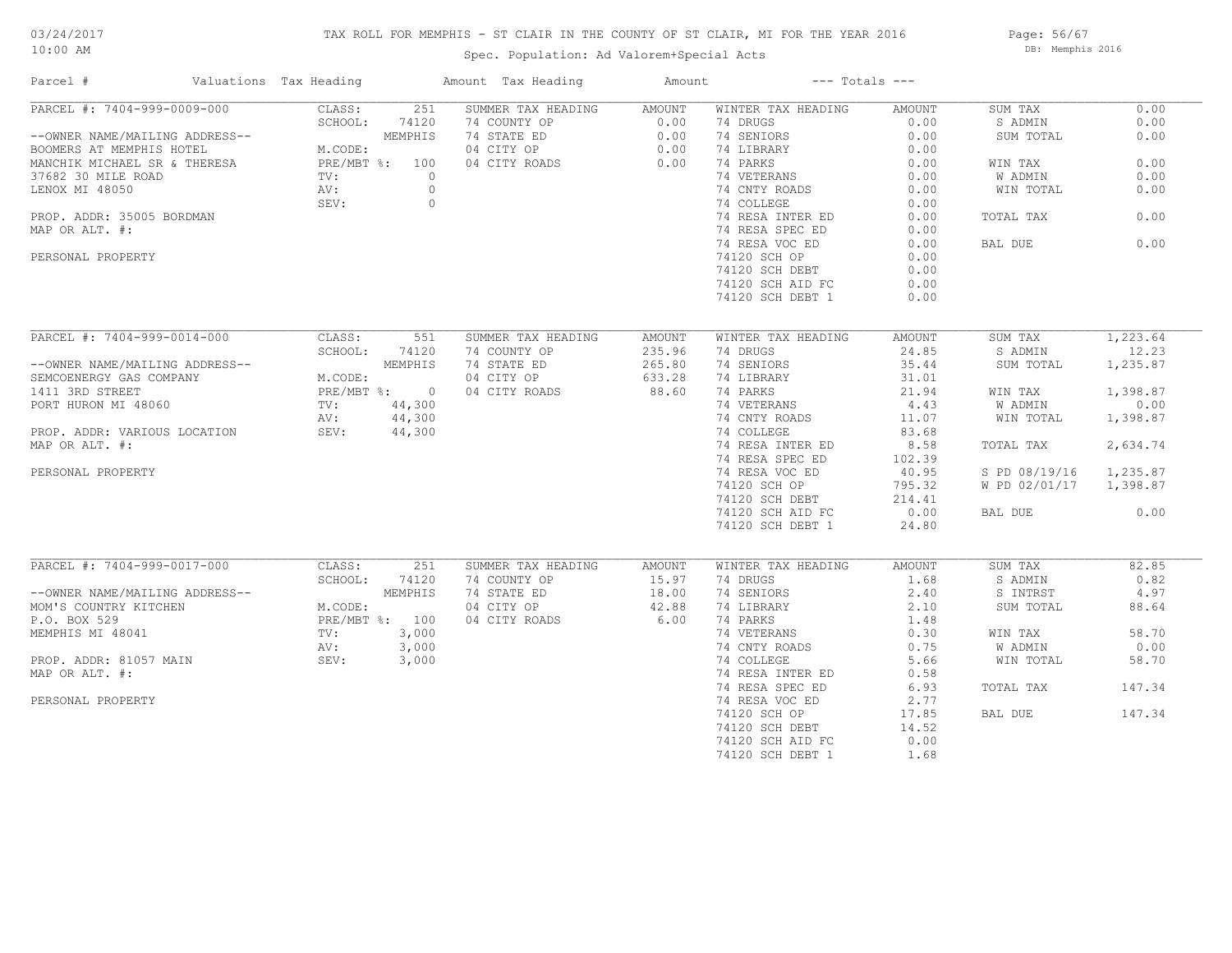# TAX ROLL FOR MEMPHIS - ST CLAIR IN THE COUNTY OF ST CLAIR, MI FOR THE YEAR 2016

Spec. Population: Ad Valorem+Special Acts

03/24/2017 10:00 AM — DB: Memphis 2016

| Parcel # | Valuations | Tax Heading | Amount | Tax Heading | Amount | --- Totals --- | |
|---|---|---|---|---|---|---|---|
| PARCEL #: 7404-999-0009-000 | CLASS: 251 | SUMMER TAX HEADING | AMOUNT | WINTER TAX HEADING | AMOUNT | SUM TAX | 0.00 |
| | SCHOOL: 74120 | 74 COUNTY OP | 0.00 | 74 DRUGS | 0.00 | S ADMIN | 0.00 |
| --OWNER NAME/MAILING ADDRESS-- | MEMPHIS | 74 STATE ED | 0.00 | 74 SENIORS | 0.00 | SUM TOTAL | 0.00 |
| BOOMERS AT MEMPHIS HOTEL | M.CODE: | 04 CITY OP | 0.00 | 74 LIBRARY | 0.00 | | |
| MANCHIK MICHAEL SR & THERESA | PRE/MBT %: 100 | 04 CITY ROADS | 0.00 | 74 PARKS | 0.00 | WIN TAX | 0.00 |
| 37682 30 MILE ROAD | TV: 0 | | | 74 VETERANS | 0.00 | W ADMIN | 0.00 |
| LENOX MI 48050 | AV: 0 | | | 74 CNTY ROADS | 0.00 | WIN TOTAL | 0.00 |
| | SEV: 0 | | | 74 COLLEGE | 0.00 | | |
| PROP. ADDR: 35005 BORDMAN | | | | 74 RESA INTER ED | 0.00 | TOTAL TAX | 0.00 |
| MAP OR ALT. #: | | | | 74 RESA SPEC ED | 0.00 | | |
| | | | | 74 RESA VOC ED | 0.00 | BAL DUE | 0.00 |
| PERSONAL PROPERTY | | | | 74120 SCH OP | 0.00 | | |
| | | | | 74120 SCH DEBT | 0.00 | | |
| | | | | 74120 SCH AID FC | 0.00 | | |
| | | | | 74120 SCH DEBT 1 | 0.00 | | |
| PARCEL #: 7404-999-0014-000 | CLASS: 551 | SUMMER TAX HEADING | AMOUNT | WINTER TAX HEADING | AMOUNT | SUM TAX | 1,223.64 |
| | SCHOOL: 74120 | 74 COUNTY OP | 235.96 | 74 DRUGS | 24.85 | S ADMIN | 12.23 |
| --OWNER NAME/MAILING ADDRESS-- | MEMPHIS | 74 STATE ED | 265.80 | 74 SENIORS | 35.44 | SUM TOTAL | 1,235.87 |
| SEMCOENERGY GAS COMPANY | M.CODE: | 04 CITY OP | 633.28 | 74 LIBRARY | 31.01 | | |
| 1411 3RD STREET | PRE/MBT %: 0 | 04 CITY ROADS | 88.60 | 74 PARKS | 21.94 | WIN TAX | 1,398.87 |
| PORT HURON MI 48060 | TV: 44,300 | | | 74 VETERANS | 4.43 | W ADMIN | 0.00 |
| | AV: 44,300 | | | 74 CNTY ROADS | 11.07 | WIN TOTAL | 1,398.87 |
| PROP. ADDR: VARIOUS LOCATION | SEV: 44,300 | | | 74 COLLEGE | 83.68 | | |
| MAP OR ALT. #: | | | | 74 RESA INTER ED | 8.58 | TOTAL TAX | 2,634.74 |
| | | | | 74 RESA SPEC ED | 102.39 | | |
| PERSONAL PROPERTY | | | | 74 RESA VOC ED | 40.95 | S PD 08/19/16 | 1,235.87 |
| | | | | 74120 SCH OP | 795.32 | W PD 02/01/17 | 1,398.87 |
| | | | | 74120 SCH DEBT | 214.41 | | |
| | | | | 74120 SCH AID FC | 0.00 | BAL DUE | 0.00 |
| | | | | 74120 SCH DEBT 1 | 24.80 | | |
| PARCEL #: 7404-999-0017-000 | CLASS: 251 | SUMMER TAX HEADING | AMOUNT | WINTER TAX HEADING | AMOUNT | SUM TAX | 82.85 |
| | SCHOOL: 74120 | 74 COUNTY OP | 15.97 | 74 DRUGS | 1.68 | S ADMIN | 0.82 |
| --OWNER NAME/MAILING ADDRESS-- | MEMPHIS | 74 STATE ED | 18.00 | 74 SENIORS | 2.40 | S INTRST | 4.97 |
| MOM'S COUNTRY KITCHEN | M.CODE: | 04 CITY OP | 42.88 | 74 LIBRARY | 2.10 | SUM TOTAL | 88.64 |
| P.O. BOX 529 | PRE/MBT %: 100 | 04 CITY ROADS | 6.00 | 74 PARKS | 1.48 | | |
| MEMPHIS MI 48041 | TV: 3,000 | | | 74 VETERANS | 0.30 | WIN TAX | 58.70 |
| | AV: 3,000 | | | 74 CNTY ROADS | 0.75 | W ADMIN | 0.00 |
| PROP. ADDR: 81057 MAIN | SEV: 3,000 | | | 74 COLLEGE | 5.66 | WIN TOTAL | 58.70 |
| MAP OR ALT. #: | | | | 74 RESA INTER ED | 0.58 | | |
| | | | | 74 RESA SPEC ED | 6.93 | TOTAL TAX | 147.34 |
| PERSONAL PROPERTY | | | | 74 RESA VOC ED | 2.77 | | |
| | | | | 74120 SCH OP | 17.85 | BAL DUE | 147.34 |
| | | | | 74120 SCH DEBT | 14.52 | | |
| | | | | 74120 SCH AID FC | 0.00 | | |
| | | | | 74120 SCH DEBT 1 | 1.68 | | |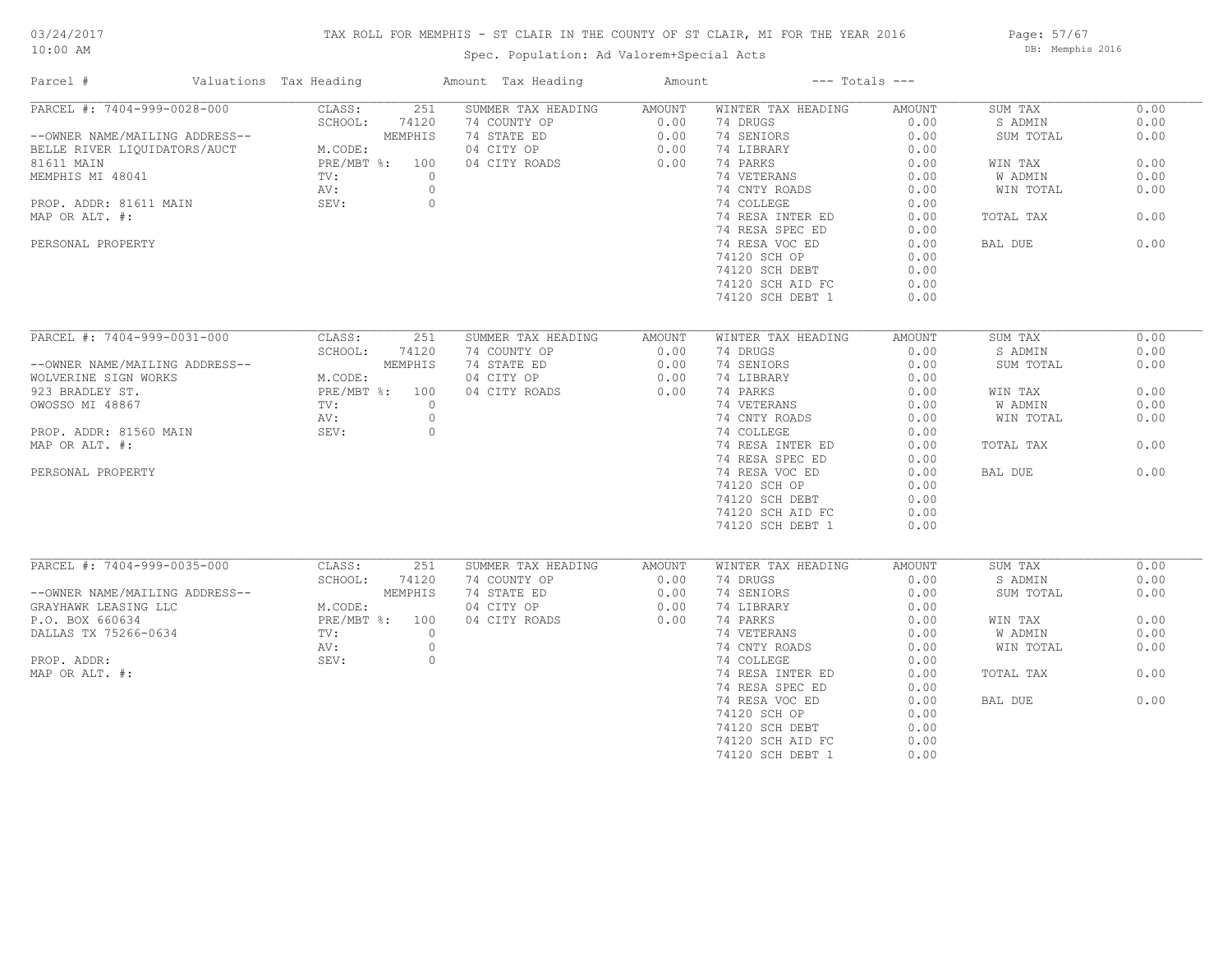# TAX ROLL FOR MEMPHIS - ST CLAIR IN THE COUNTY OF ST CLAIR, MI FOR THE YEAR 2016

Spec. Population: Ad Valorem+Special Acts

| Parcel # | Valuations | Tax Heading | Amount | Tax Heading | Amount | --- Totals --- | |
|---|---|---|---|---|---|---|---|
| PARCEL #: 7404-999-0028-000 | CLASS: 251 | SUMMER TAX HEADING | AMOUNT | WINTER TAX HEADING | AMOUNT | SUM TAX | 0.00 |
| | SCHOOL: 74120 | 74 COUNTY OP | 0.00 | 74 DRUGS | 0.00 | S ADMIN | 0.00 |
| --OWNER NAME/MAILING ADDRESS-- | MEMPHIS | 74 STATE ED | 0.00 | 74 SENIORS | 0.00 | SUM TOTAL | 0.00 |
| BELLE RIVER LIQUIDATORS/AUCT | M.CODE: | 04 CITY OP | 0.00 | 74 LIBRARY | 0.00 | | |
| 81611 MAIN | PRE/MBT %: 100 | 04 CITY ROADS | 0.00 | 74 PARKS | 0.00 | WIN TAX | 0.00 |
| MEMPHIS MI 48041 | TV: 0 | | | 74 VETERANS | 0.00 | W ADMIN | 0.00 |
| | AV: 0 | | | 74 CNTY ROADS | 0.00 | WIN TOTAL | 0.00 |
| PROP. ADDR: 81611 MAIN | SEV: 0 | | | 74 COLLEGE | 0.00 | | |
| MAP OR ALT. #: | | | | 74 RESA INTER ED | 0.00 | TOTAL TAX | 0.00 |
| | | | | 74 RESA SPEC ED | 0.00 | | |
| PERSONAL PROPERTY | | | | 74 RESA VOC ED | 0.00 | BAL DUE | 0.00 |
| | | | | 74120 SCH OP | 0.00 | | |
| | | | | 74120 SCH DEBT | 0.00 | | |
| | | | | 74120 SCH AID FC | 0.00 | | |
| | | | | 74120 SCH DEBT 1 | 0.00 | | |
| PARCEL #: 7404-999-0031-000 | CLASS: 251 | SUMMER TAX HEADING | AMOUNT | WINTER TAX HEADING | AMOUNT | SUM TAX | 0.00 |
| | SCHOOL: 74120 | 74 COUNTY OP | 0.00 | 74 DRUGS | 0.00 | S ADMIN | 0.00 |
| --OWNER NAME/MAILING ADDRESS-- | MEMPHIS | 74 STATE ED | 0.00 | 74 SENIORS | 0.00 | SUM TOTAL | 0.00 |
| WOLVERINE SIGN WORKS | M.CODE: | 04 CITY OP | 0.00 | 74 LIBRARY | 0.00 | | |
| 923 BRADLEY ST. | PRE/MBT %: 100 | 04 CITY ROADS | 0.00 | 74 PARKS | 0.00 | WIN TAX | 0.00 |
| OWOSSO MI 48867 | TV: 0 | | | 74 VETERANS | 0.00 | W ADMIN | 0.00 |
| | AV: 0 | | | 74 CNTY ROADS | 0.00 | WIN TOTAL | 0.00 |
| PROP. ADDR: 81560 MAIN | SEV: 0 | | | 74 COLLEGE | 0.00 | | |
| MAP OR ALT. #: | | | | 74 RESA INTER ED | 0.00 | TOTAL TAX | 0.00 |
| | | | | 74 RESA SPEC ED | 0.00 | | |
| PERSONAL PROPERTY | | | | 74 RESA VOC ED | 0.00 | BAL DUE | 0.00 |
| | | | | 74120 SCH OP | 0.00 | | |
| | | | | 74120 SCH DEBT | 0.00 | | |
| | | | | 74120 SCH AID FC | 0.00 | | |
| | | | | 74120 SCH DEBT 1 | 0.00 | | |
| PARCEL #: 7404-999-0035-000 | CLASS: 251 | SUMMER TAX HEADING | AMOUNT | WINTER TAX HEADING | AMOUNT | SUM TAX | 0.00 |
| | SCHOOL: 74120 | 74 COUNTY OP | 0.00 | 74 DRUGS | 0.00 | S ADMIN | 0.00 |
| --OWNER NAME/MAILING ADDRESS-- | MEMPHIS | 74 STATE ED | 0.00 | 74 SENIORS | 0.00 | SUM TOTAL | 0.00 |
| GRAYHAWK LEASING LLC | M.CODE: | 04 CITY OP | 0.00 | 74 LIBRARY | 0.00 | | |
| P.O. BOX 660634 | PRE/MBT %: 100 | 04 CITY ROADS | 0.00 | 74 PARKS | 0.00 | WIN TAX | 0.00 |
| DALLAS TX 75266-0634 | TV: 0 | | | 74 VETERANS | 0.00 | W ADMIN | 0.00 |
| | AV: 0 | | | 74 CNTY ROADS | 0.00 | WIN TOTAL | 0.00 |
| PROP. ADDR: | SEV: 0 | | | 74 COLLEGE | 0.00 | | |
| MAP OR ALT. #: | | | | 74 RESA INTER ED | 0.00 | TOTAL TAX | 0.00 |
| | | | | 74 RESA SPEC ED | 0.00 | | |
| | | | | 74 RESA VOC ED | 0.00 | BAL DUE | 0.00 |
| | | | | 74120 SCH OP | 0.00 | | |
| | | | | 74120 SCH DEBT | 0.00 | | |
| | | | | 74120 SCH AID FC | 0.00 | | |
| | | | | 74120 SCH DEBT 1 | 0.00 | | |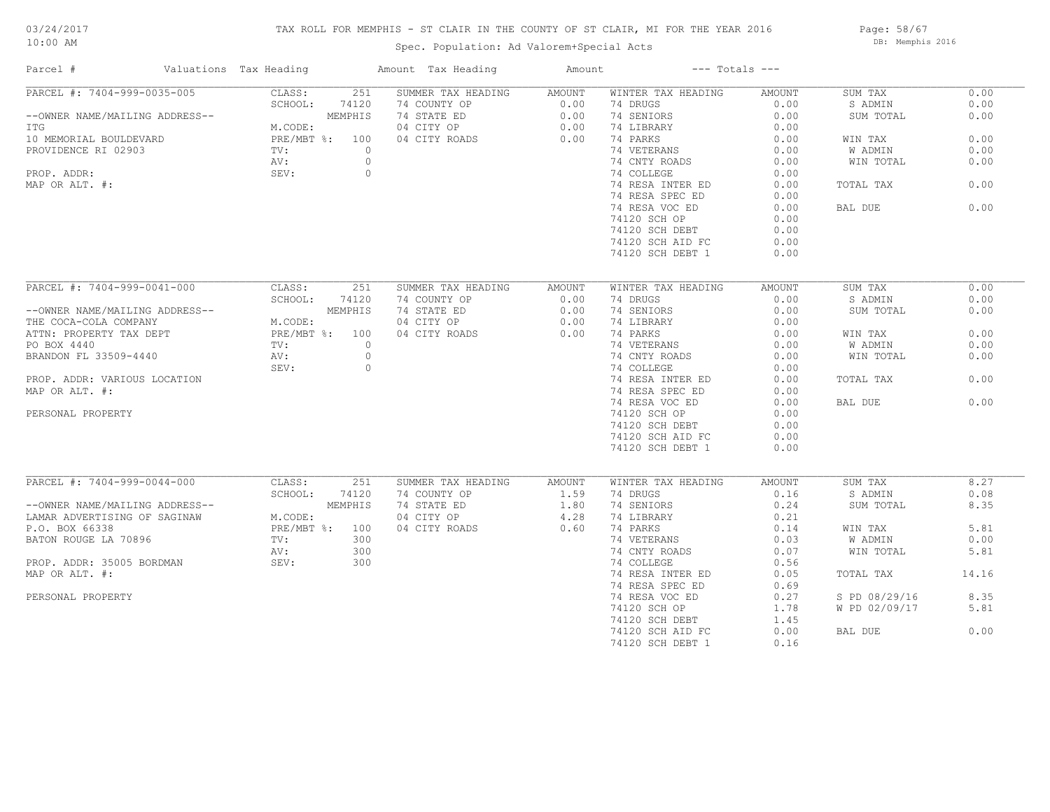# TAX ROLL FOR MEMPHIS - ST CLAIR IN THE COUNTY OF ST CLAIR, MI FOR THE YEAR 2016

Spec. Population: Ad Valorem+Special Acts

03/24/2017 10:00 AM — DB: Memphis 2016

| Parcel # | Valuations | Tax Heading | Amount | Tax Heading | Amount | --- Totals --- | |
|---|---|---|---|---|---|---|---|
| PARCEL #: 7404-999-0035-005 | CLASS: 251 | SUMMER TAX HEADING | AMOUNT | WINTER TAX HEADING | AMOUNT | SUM TAX | 0.00 |
| | SCHOOL: 74120 | 74 COUNTY OP | 0.00 | 74 DRUGS | 0.00 | S ADMIN | 0.00 |
| --OWNER NAME/MAILING ADDRESS-- | MEMPHIS | 74 STATE ED | 0.00 | 74 SENIORS | 0.00 | SUM TOTAL | 0.00 |
| ITG | M.CODE: | 04 CITY OP | 0.00 | 74 LIBRARY | 0.00 | | |
| 10 MEMORIAL BOULDEVARD | PRE/MBT %: 100 | 04 CITY ROADS | 0.00 | 74 PARKS | 0.00 | WIN TAX | 0.00 |
| PROVIDENCE RI 02903 | TV: 0 | | | 74 VETERANS | 0.00 | W ADMIN | 0.00 |
| | AV: 0 | | | 74 CNTY ROADS | 0.00 | WIN TOTAL | 0.00 |
| PROP. ADDR: | SEV: 0 | | | 74 COLLEGE | 0.00 | | |
| MAP OR ALT. #: | | | | 74 RESA INTER ED | 0.00 | TOTAL TAX | 0.00 |
| | | | | 74 RESA SPEC ED | 0.00 | | |
| | | | | 74 RESA VOC ED | 0.00 | BAL DUE | 0.00 |
| | | | | 74120 SCH OP | 0.00 | | |
| | | | | 74120 SCH DEBT | 0.00 | | |
| | | | | 74120 SCH AID FC | 0.00 | | |
| | | | | 74120 SCH DEBT 1 | 0.00 | | |
| PARCEL #: 7404-999-0041-000 | CLASS: 251 | SUMMER TAX HEADING | AMOUNT | WINTER TAX HEADING | AMOUNT | SUM TAX | 0.00 |
| | SCHOOL: 74120 | 74 COUNTY OP | 0.00 | 74 DRUGS | 0.00 | S ADMIN | 0.00 |
| --OWNER NAME/MAILING ADDRESS-- | MEMPHIS | 74 STATE ED | 0.00 | 74 SENIORS | 0.00 | SUM TOTAL | 0.00 |
| THE COCA-COLA COMPANY | M.CODE: | 04 CITY OP | 0.00 | 74 LIBRARY | 0.00 | | |
| ATTN: PROPERTY TAX DEPT | PRE/MBT %: 100 | 04 CITY ROADS | 0.00 | 74 PARKS | 0.00 | WIN TAX | 0.00 |
| PO BOX 4440 | TV: 0 | | | 74 VETERANS | 0.00 | W ADMIN | 0.00 |
| BRANDON FL 33509-4440 | AV: 0 | | | 74 CNTY ROADS | 0.00 | WIN TOTAL | 0.00 |
| | SEV: 0 | | | 74 COLLEGE | 0.00 | | |
| PROP. ADDR: VARIOUS LOCATION | | | | 74 RESA INTER ED | 0.00 | TOTAL TAX | 0.00 |
| MAP OR ALT. #: | | | | 74 RESA SPEC ED | 0.00 | | |
| | | | | 74 RESA VOC ED | 0.00 | BAL DUE | 0.00 |
| PERSONAL PROPERTY | | | | 74120 SCH OP | 0.00 | | |
| | | | | 74120 SCH DEBT | 0.00 | | |
| | | | | 74120 SCH AID FC | 0.00 | | |
| | | | | 74120 SCH DEBT 1 | 0.00 | | |
| PARCEL #: 7404-999-0044-000 | CLASS: 251 | SUMMER TAX HEADING | AMOUNT | WINTER TAX HEADING | AMOUNT | SUM TAX | 8.27 |
| | SCHOOL: 74120 | 74 COUNTY OP | 1.59 | 74 DRUGS | 0.16 | S ADMIN | 0.08 |
| --OWNER NAME/MAILING ADDRESS-- | MEMPHIS | 74 STATE ED | 1.80 | 74 SENIORS | 0.24 | SUM TOTAL | 8.35 |
| LAMAR ADVERTISING OF SAGINAW | M.CODE: | 04 CITY OP | 4.28 | 74 LIBRARY | 0.21 | | |
| P.O. BOX 66338 | PRE/MBT %: 100 | 04 CITY ROADS | 0.60 | 74 PARKS | 0.14 | WIN TAX | 5.81 |
| BATON ROUGE LA 70896 | TV: 300 | | | 74 VETERANS | 0.03 | W ADMIN | 0.00 |
| | AV: 300 | | | 74 CNTY ROADS | 0.07 | WIN TOTAL | 5.81 |
| PROP. ADDR: 35005 BORDMAN | SEV: 300 | | | 74 COLLEGE | 0.56 | | |
| MAP OR ALT. #: | | | | 74 RESA INTER ED | 0.05 | TOTAL TAX | 14.16 |
| | | | | 74 RESA SPEC ED | 0.69 | | |
| PERSONAL PROPERTY | | | | 74 RESA VOC ED | 0.27 | S PD 08/29/16 | 8.35 |
| | | | | 74120 SCH OP | 1.78 | W PD 02/09/17 | 5.81 |
| | | | | 74120 SCH DEBT | 1.45 | | |
| | | | | 74120 SCH AID FC | 0.00 | BAL DUE | 0.00 |
| | | | | 74120 SCH DEBT 1 | 0.16 | | |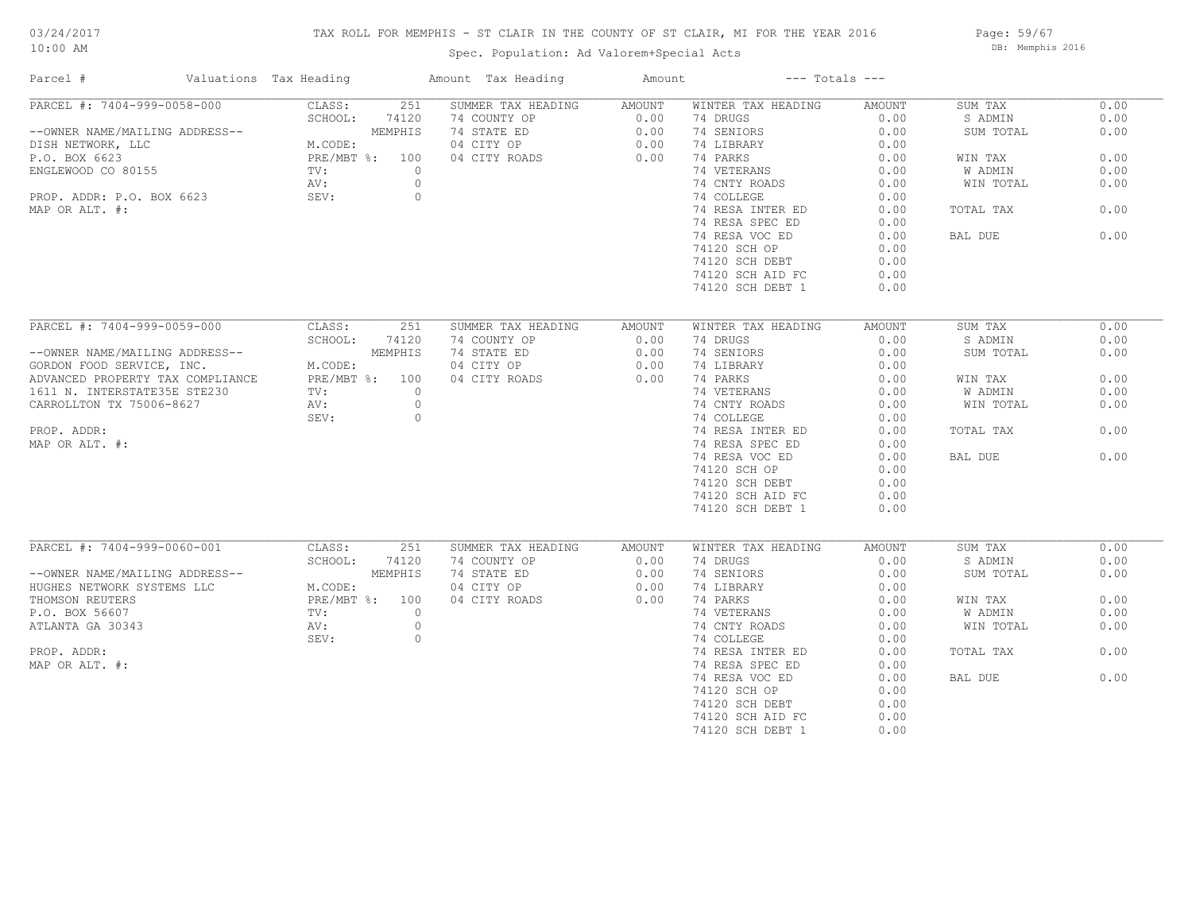# TAX ROLL FOR MEMPHIS - ST CLAIR IN THE COUNTY OF ST CLAIR, MI FOR THE YEAR 2016

Spec. Population: Ad Valorem+Special Acts

03/24/2017 10:00 AM

DB: Memphis 2016

| Parcel # | Valuations | Tax Heading | Amount | Tax Heading | Amount | --- Totals --- | |
|---|---|---|---|---|---|---|---|

## PARCEL #: 7404-999-0058-000

--OWNER NAME/MAILING ADDRESS--
DISH NETWORK, LLC
P.O. BOX 6623
ENGLEWOOD CO 80155

PROP. ADDR: P.O. BOX 6623
MAP OR ALT. #:

| Valuations | | Summer Tax Heading | Amount | Winter Tax Heading | Amount | Totals | |
|---|---|---|---|---|---|---|---|
| CLASS: | 251 | 74 COUNTY OP | 0.00 | 74 DRUGS | 0.00 | SUM TAX | 0.00 |
| SCHOOL: | 74120 | 74 STATE ED | 0.00 | 74 SENIORS | 0.00 | S ADMIN | 0.00 |
| | MEMPHIS | 04 CITY OP | 0.00 | 74 LIBRARY | 0.00 | SUM TOTAL | 0.00 |
| M.CODE: | | 04 CITY ROADS | 0.00 | 74 PARKS | 0.00 | WIN TAX | 0.00 |
| PRE/MBT %: | 100 | | | 74 VETERANS | 0.00 | W ADMIN | 0.00 |
| TV: | 0 | | | 74 CNTY ROADS | 0.00 | WIN TOTAL | 0.00 |
| AV: | 0 | | | 74 COLLEGE | 0.00 | TOTAL TAX | 0.00 |
| SEV: | 0 | | | 74 RESA INTER ED | 0.00 | BAL DUE | 0.00 |
| | | | | 74 RESA SPEC ED | 0.00 | | |
| | | | | 74 RESA VOC ED | 0.00 | | |
| | | | | 74120 SCH OP | 0.00 | | |
| | | | | 74120 SCH DEBT | 0.00 | | |
| | | | | 74120 SCH AID FC | 0.00 | | |
| | | | | 74120 SCH DEBT 1 | 0.00 | | |

## PARCEL #: 7404-999-0059-000

--OWNER NAME/MAILING ADDRESS--
GORDON FOOD SERVICE, INC.
ADVANCED PROPERTY TAX COMPLIANCE
1611 N. INTERSTATE35E STE230
CARROLLTON TX 75006-8627

PROP. ADDR:
MAP OR ALT. #:

| Valuations | | Summer Tax Heading | Amount | Winter Tax Heading | Amount | Totals | |
|---|---|---|---|---|---|---|---|
| CLASS: | 251 | 74 COUNTY OP | 0.00 | 74 DRUGS | 0.00 | SUM TAX | 0.00 |
| SCHOOL: | 74120 | 74 STATE ED | 0.00 | 74 SENIORS | 0.00 | S ADMIN | 0.00 |
| | MEMPHIS | 04 CITY OP | 0.00 | 74 LIBRARY | 0.00 | SUM TOTAL | 0.00 |
| M.CODE: | | 04 CITY ROADS | 0.00 | 74 PARKS | 0.00 | WIN TAX | 0.00 |
| PRE/MBT %: | 100 | | | 74 VETERANS | 0.00 | W ADMIN | 0.00 |
| TV: | 0 | | | 74 CNTY ROADS | 0.00 | WIN TOTAL | 0.00 |
| AV: | 0 | | | 74 COLLEGE | 0.00 | TOTAL TAX | 0.00 |
| SEV: | 0 | | | 74 RESA INTER ED | 0.00 | BAL DUE | 0.00 |
| | | | | 74 RESA SPEC ED | 0.00 | | |
| | | | | 74 RESA VOC ED | 0.00 | | |
| | | | | 74120 SCH OP | 0.00 | | |
| | | | | 74120 SCH DEBT | 0.00 | | |
| | | | | 74120 SCH AID FC | 0.00 | | |
| | | | | 74120 SCH DEBT 1 | 0.00 | | |

## PARCEL #: 7404-999-0060-001

--OWNER NAME/MAILING ADDRESS--
HUGHES NETWORK SYSTEMS LLC
THOMSON REUTERS
P.O. BOX 56607
ATLANTA GA 30343

PROP. ADDR:
MAP OR ALT. #:

| Valuations | | Summer Tax Heading | Amount | Winter Tax Heading | Amount | Totals | |
|---|---|---|---|---|---|---|---|
| CLASS: | 251 | 74 COUNTY OP | 0.00 | 74 DRUGS | 0.00 | SUM TAX | 0.00 |
| SCHOOL: | 74120 | 74 STATE ED | 0.00 | 74 SENIORS | 0.00 | S ADMIN | 0.00 |
| | MEMPHIS | 04 CITY OP | 0.00 | 74 LIBRARY | 0.00 | SUM TOTAL | 0.00 |
| M.CODE: | | 04 CITY ROADS | 0.00 | 74 PARKS | 0.00 | WIN TAX | 0.00 |
| PRE/MBT %: | 100 | | | 74 VETERANS | 0.00 | W ADMIN | 0.00 |
| TV: | 0 | | | 74 CNTY ROADS | 0.00 | WIN TOTAL | 0.00 |
| AV: | 0 | | | 74 COLLEGE | 0.00 | TOTAL TAX | 0.00 |
| SEV: | 0 | | | 74 RESA INTER ED | 0.00 | BAL DUE | 0.00 |
| | | | | 74 RESA SPEC ED | 0.00 | | |
| | | | | 74 RESA VOC ED | 0.00 | | |
| | | | | 74120 SCH OP | 0.00 | | |
| | | | | 74120 SCH DEBT | 0.00 | | |
| | | | | 74120 SCH AID FC | 0.00 | | |
| | | | | 74120 SCH DEBT 1 | 0.00 | | |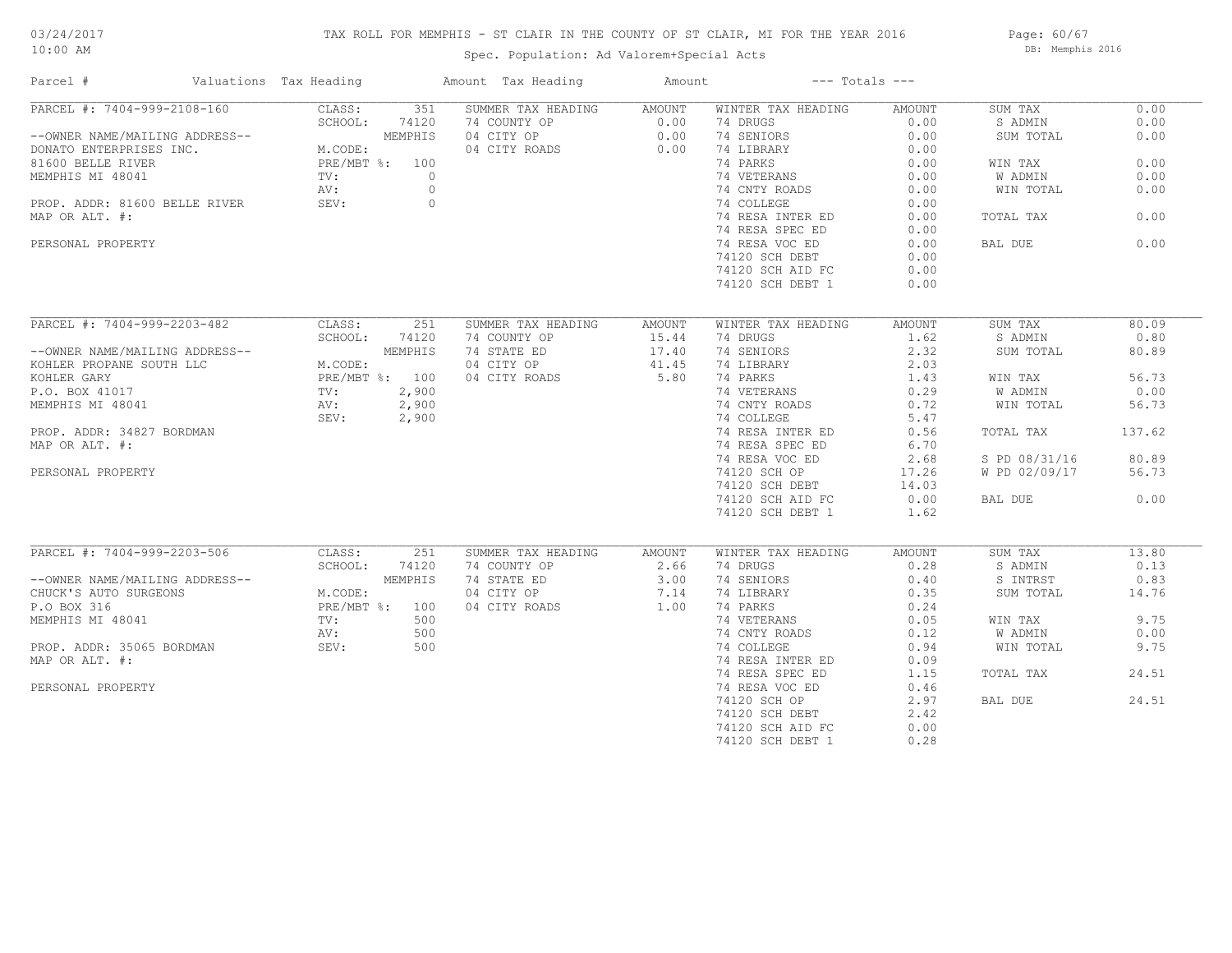# TAX ROLL FOR MEMPHIS - ST CLAIR IN THE COUNTY OF ST CLAIR, MI FOR THE YEAR 2016

Spec. Population: Ad Valorem+Special Acts

DB: Memphis 2016

| Parcel # | Valuations | Tax Heading | Amount | Tax Heading | Amount | --- Totals --- | |
|---|---|---|---|---|---|---|---|
| PARCEL #: 7404-999-2108-160 | CLASS: 351 | SUMMER TAX HEADING | AMOUNT | WINTER TAX HEADING | AMOUNT | SUM TAX | 0.00 |
| | SCHOOL: 74120 | 74 COUNTY OP | 0.00 | 74 DRUGS | 0.00 | S ADMIN | 0.00 |
| --OWNER NAME/MAILING ADDRESS-- | MEMPHIS | 04 CITY OP | 0.00 | 74 SENIORS | 0.00 | SUM TOTAL | 0.00 |
| DONATO ENTERPRISES INC. | M.CODE: | 04 CITY ROADS | 0.00 | 74 LIBRARY | 0.00 | | |
| 81600 BELLE RIVER | PRE/MBT %: 100 | | | 74 PARKS | 0.00 | WIN TAX | 0.00 |
| MEMPHIS MI 48041 | TV: 0 | | | 74 VETERANS | 0.00 | W ADMIN | 0.00 |
| | AV: 0 | | | 74 CNTY ROADS | 0.00 | WIN TOTAL | 0.00 |
| PROP. ADDR: 81600 BELLE RIVER | SEV: 0 | | | 74 COLLEGE | 0.00 | | |
| MAP OR ALT. #: | | | | 74 RESA INTER ED | 0.00 | TOTAL TAX | 0.00 |
| | | | | 74 RESA SPEC ED | 0.00 | | |
| PERSONAL PROPERTY | | | | 74 RESA VOC ED | 0.00 | BAL DUE | 0.00 |
| | | | | 74120 SCH DEBT | 0.00 | | |
| | | | | 74120 SCH AID FC | 0.00 | | |
| | | | | 74120 SCH DEBT 1 | 0.00 | | |

| Parcel # | Valuations | Tax Heading | Amount | Tax Heading | Amount | --- Totals --- | |
|---|---|---|---|---|---|---|---|
| PARCEL #: 7404-999-2203-482 | CLASS: 251 | SUMMER TAX HEADING | AMOUNT | WINTER TAX HEADING | AMOUNT | SUM TAX | 80.09 |
| | SCHOOL: 74120 | 74 COUNTY OP | 15.44 | 74 DRUGS | 1.62 | S ADMIN | 0.80 |
| --OWNER NAME/MAILING ADDRESS-- | MEMPHIS | 74 STATE ED | 17.40 | 74 SENIORS | 2.32 | SUM TOTAL | 80.89 |
| KOHLER PROPANE SOUTH LLC | M.CODE: | 04 CITY OP | 41.45 | 74 LIBRARY | 2.03 | | |
| KOHLER GARY | PRE/MBT %: 100 | 04 CITY ROADS | 5.80 | 74 PARKS | 1.43 | WIN TAX | 56.73 |
| P.O. BOX 41017 | TV: 2,900 | | | 74 VETERANS | 0.29 | W ADMIN | 0.00 |
| MEMPHIS MI 48041 | AV: 2,900 | | | 74 CNTY ROADS | 0.72 | WIN TOTAL | 56.73 |
| | SEV: 2,900 | | | 74 COLLEGE | 5.47 | | |
| PROP. ADDR: 34827 BORDMAN | | | | 74 RESA INTER ED | 0.56 | TOTAL TAX | 137.62 |
| MAP OR ALT. #: | | | | 74 RESA SPEC ED | 6.70 | | |
| | | | | 74 RESA VOC ED | 2.68 | S PD 08/31/16 | 80.89 |
| PERSONAL PROPERTY | | | | 74120 SCH OP | 17.26 | W PD 02/09/17 | 56.73 |
| | | | | 74120 SCH DEBT | 14.03 | | |
| | | | | 74120 SCH AID FC | 0.00 | BAL DUE | 0.00 |
| | | | | 74120 SCH DEBT 1 | 1.62 | | |

| Parcel # | Valuations | Tax Heading | Amount | Tax Heading | Amount | --- Totals --- | |
|---|---|---|---|---|---|---|---|
| PARCEL #: 7404-999-2203-506 | CLASS: 251 | SUMMER TAX HEADING | AMOUNT | WINTER TAX HEADING | AMOUNT | SUM TAX | 13.80 |
| | SCHOOL: 74120 | 74 COUNTY OP | 2.66 | 74 DRUGS | 0.28 | S ADMIN | 0.13 |
| --OWNER NAME/MAILING ADDRESS-- | MEMPHIS | 74 STATE ED | 3.00 | 74 SENIORS | 0.40 | S INTRST | 0.83 |
| CHUCK'S AUTO SURGEONS | M.CODE: | 04 CITY OP | 7.14 | 74 LIBRARY | 0.35 | SUM TOTAL | 14.76 |
| P.O BOX 316 | PRE/MBT %: 100 | 04 CITY ROADS | 1.00 | 74 PARKS | 0.24 | | |
| MEMPHIS MI 48041 | TV: 500 | | | 74 VETERANS | 0.05 | WIN TAX | 9.75 |
| | AV: 500 | | | 74 CNTY ROADS | 0.12 | W ADMIN | 0.00 |
| PROP. ADDR: 35065 BORDMAN | SEV: 500 | | | 74 COLLEGE | 0.94 | WIN TOTAL | 9.75 |
| MAP OR ALT. #: | | | | 74 RESA INTER ED | 0.09 | | |
| | | | | 74 RESA SPEC ED | 1.15 | TOTAL TAX | 24.51 |
| PERSONAL PROPERTY | | | | 74 RESA VOC ED | 0.46 | | |
| | | | | 74120 SCH OP | 2.97 | BAL DUE | 24.51 |
| | | | | 74120 SCH DEBT | 2.42 | | |
| | | | | 74120 SCH AID FC | 0.00 | | |
| | | | | 74120 SCH DEBT 1 | 0.28 | | |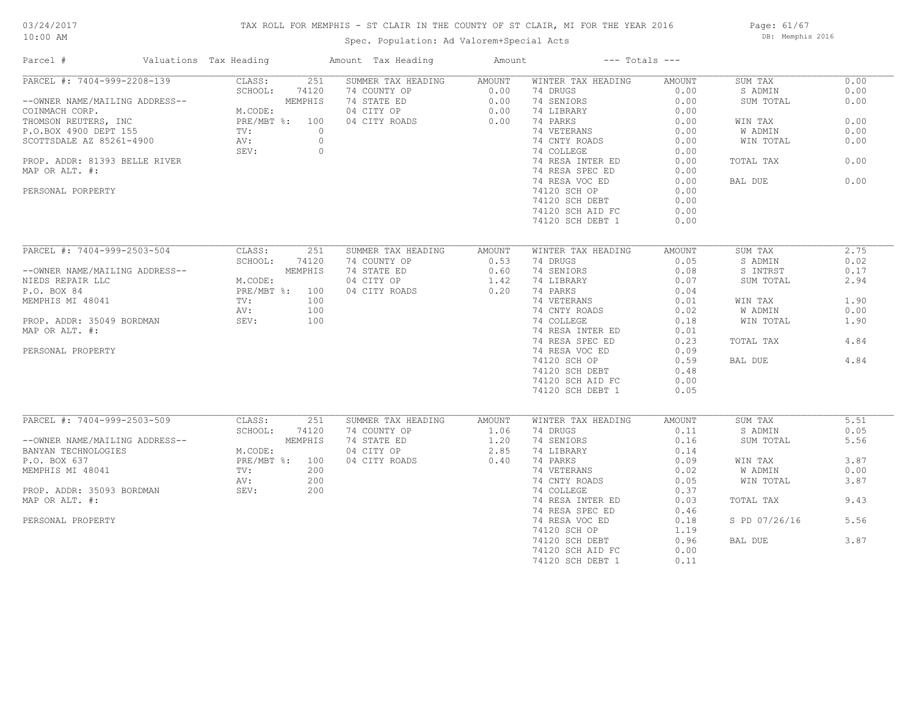# TAX ROLL FOR MEMPHIS - ST CLAIR IN THE COUNTY OF ST CLAIR, MI FOR THE YEAR 2016

03/24/2017
10:00 AM

Spec. Population: Ad Valorem+Special Acts

DB: Memphis 2016

| Parcel # | Valuations | Tax Heading | Amount | Tax Heading | Amount | --- Totals --- | |
|---|---|---|---|---|---|---|---|
| PARCEL #: 7404-999-2208-139 | CLASS: 251 | SUMMER TAX HEADING | AMOUNT | WINTER TAX HEADING | AMOUNT | SUM TAX | 0.00 |
| | SCHOOL: 74120 | 74 COUNTY OP | 0.00 | 74 DRUGS | 0.00 | S ADMIN | 0.00 |
| --OWNER NAME/MAILING ADDRESS-- | MEMPHIS | 74 STATE ED | 0.00 | 74 SENIORS | 0.00 | SUM TOTAL | 0.00 |
| COINMACH CORP. | M.CODE: | 04 CITY OP | 0.00 | 74 LIBRARY | 0.00 | | |
| THOMSON REUTERS, INC | PRE/MBT %: 100 | 04 CITY ROADS | 0.00 | 74 PARKS | 0.00 | WIN TAX | 0.00 |
| P.O.BOX 4900 DEPT 155 | TV: 0 | | | 74 VETERANS | 0.00 | W ADMIN | 0.00 |
| SCOTTSDALE AZ 85261-4900 | AV: 0 | | | 74 CNTY ROADS | 0.00 | WIN TOTAL | 0.00 |
| | SEV: 0 | | | 74 COLLEGE | 0.00 | | |
| PROP. ADDR: 81393 BELLE RIVER | | | | 74 RESA INTER ED | 0.00 | TOTAL TAX | 0.00 |
| MAP OR ALT. #: | | | | 74 RESA SPEC ED | 0.00 | | |
| | | | | 74 RESA VOC ED | 0.00 | BAL DUE | 0.00 |
| PERSONAL PORPERTY | | | | 74120 SCH OP | 0.00 | | |
| | | | | 74120 SCH DEBT | 0.00 | | |
| | | | | 74120 SCH AID FC | 0.00 | | |
| | | | | 74120 SCH DEBT 1 | 0.00 | | |
| PARCEL #: 7404-999-2503-504 | CLASS: 251 | SUMMER TAX HEADING | AMOUNT | WINTER TAX HEADING | AMOUNT | SUM TAX | 2.75 |
| | SCHOOL: 74120 | 74 COUNTY OP | 0.53 | 74 DRUGS | 0.05 | S ADMIN | 0.02 |
| --OWNER NAME/MAILING ADDRESS-- | MEMPHIS | 74 STATE ED | 0.60 | 74 SENIORS | 0.08 | S INTRST | 0.17 |
| NIEDS REPAIR LLC | M.CODE: | 04 CITY OP | 1.42 | 74 LIBRARY | 0.07 | SUM TOTAL | 2.94 |
| P.O. BOX 84 | PRE/MBT %: 100 | 04 CITY ROADS | 0.20 | 74 PARKS | 0.04 | | |
| MEMPHIS MI 48041 | TV: 100 | | | 74 VETERANS | 0.01 | WIN TAX | 1.90 |
| | AV: 100 | | | 74 CNTY ROADS | 0.02 | W ADMIN | 0.00 |
| PROP. ADDR: 35049 BORDMAN | SEV: 100 | | | 74 COLLEGE | 0.18 | WIN TOTAL | 1.90 |
| MAP OR ALT. #: | | | | 74 RESA INTER ED | 0.01 | | |
| | | | | 74 RESA SPEC ED | 0.23 | TOTAL TAX | 4.84 |
| PERSONAL PROPERTY | | | | 74 RESA VOC ED | 0.09 | | |
| | | | | 74120 SCH OP | 0.59 | BAL DUE | 4.84 |
| | | | | 74120 SCH DEBT | 0.48 | | |
| | | | | 74120 SCH AID FC | 0.00 | | |
| | | | | 74120 SCH DEBT 1 | 0.05 | | |
| PARCEL #: 7404-999-2503-509 | CLASS: 251 | SUMMER TAX HEADING | AMOUNT | WINTER TAX HEADING | AMOUNT | SUM TAX | 5.51 |
| | SCHOOL: 74120 | 74 COUNTY OP | 1.06 | 74 DRUGS | 0.11 | S ADMIN | 0.05 |
| --OWNER NAME/MAILING ADDRESS-- | MEMPHIS | 74 STATE ED | 1.20 | 74 SENIORS | 0.16 | SUM TOTAL | 5.56 |
| BANYAN TECHNOLOGIES | M.CODE: | 04 CITY OP | 2.85 | 74 LIBRARY | 0.14 | | |
| P.O. BOX 637 | PRE/MBT %: 100 | 04 CITY ROADS | 0.40 | 74 PARKS | 0.09 | WIN TAX | 3.87 |
| MEMPHIS MI 48041 | TV: 200 | | | 74 VETERANS | 0.02 | W ADMIN | 0.00 |
| | AV: 200 | | | 74 CNTY ROADS | 0.05 | WIN TOTAL | 3.87 |
| PROP. ADDR: 35093 BORDMAN | SEV: 200 | | | 74 COLLEGE | 0.37 | | |
| MAP OR ALT. #: | | | | 74 RESA INTER ED | 0.03 | TOTAL TAX | 9.43 |
| | | | | 74 RESA SPEC ED | 0.46 | | |
| PERSONAL PROPERTY | | | | 74 RESA VOC ED | 0.18 | S PD 07/26/16 | 5.56 |
| | | | | 74120 SCH OP | 1.19 | | |
| | | | | 74120 SCH DEBT | 0.96 | BAL DUE | 3.87 |
| | | | | 74120 SCH AID FC | 0.00 | | |
| | | | | 74120 SCH DEBT 1 | 0.11 | | |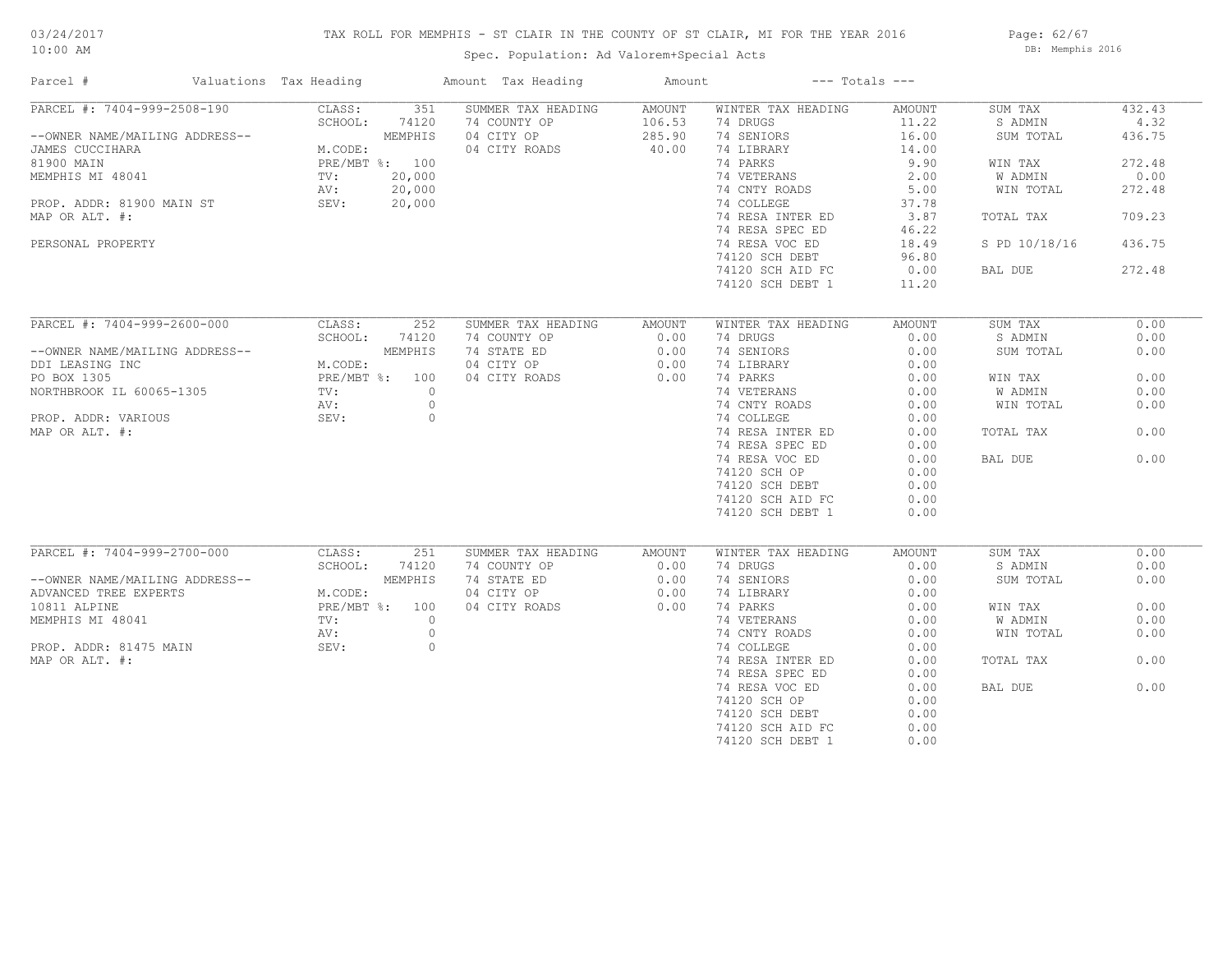# TAX ROLL FOR MEMPHIS - ST CLAIR IN THE COUNTY OF ST CLAIR, MI FOR THE YEAR 2016

03/24/2017
10:00 AM

Spec. Population: Ad Valorem+Special Acts

DB: Memphis 2016

| Parcel # | Valuations | Tax Heading | Amount | Tax Heading | Amount | --- Totals --- | |
|---|---|---|---|---|---|---|---|
| PARCEL #: 7404-999-2508-190 | CLASS: 351 | SUMMER TAX HEADING | AMOUNT | WINTER TAX HEADING | AMOUNT | SUM TAX | 432.43 |
| | SCHOOL: 74120 | 74 COUNTY OP | 106.53 | 74 DRUGS | 11.22 | S ADMIN | 4.32 |
| --OWNER NAME/MAILING ADDRESS-- | MEMPHIS | 04 CITY OP | 285.90 | 74 SENIORS | 16.00 | SUM TOTAL | 436.75 |
| JAMES CUCCIHARA | M.CODE: | 04 CITY ROADS | 40.00 | 74 LIBRARY | 14.00 | | |
| 81900 MAIN | PRE/MBT %: 100 | | | 74 PARKS | 9.90 | WIN TAX | 272.48 |
| MEMPHIS MI 48041 | TV: 20,000 | | | 74 VETERANS | 2.00 | W ADMIN | 0.00 |
| | AV: 20,000 | | | 74 CNTY ROADS | 5.00 | WIN TOTAL | 272.48 |
| PROP. ADDR: 81900 MAIN ST | SEV: 20,000 | | | 74 COLLEGE | 37.78 | | |
| MAP OR ALT. #: | | | | 74 RESA INTER ED | 3.87 | TOTAL TAX | 709.23 |
| | | | | 74 RESA SPEC ED | 46.22 | | |
| PERSONAL PROPERTY | | | | 74 RESA VOC ED | 18.49 | S PD 10/18/16 | 436.75 |
| | | | | 74120 SCH DEBT | 96.80 | | |
| | | | | 74120 SCH AID FC | 0.00 | BAL DUE | 272.48 |
| | | | | 74120 SCH DEBT 1 | 11.20 | | |

| Parcel # | Valuations | Tax Heading | Amount | Tax Heading | Amount | --- Totals --- | |
|---|---|---|---|---|---|---|---|
| PARCEL #: 7404-999-2600-000 | CLASS: 252 | SUMMER TAX HEADING | AMOUNT | WINTER TAX HEADING | AMOUNT | SUM TAX | 0.00 |
| | SCHOOL: 74120 | 74 COUNTY OP | 0.00 | 74 DRUGS | 0.00 | S ADMIN | 0.00 |
| --OWNER NAME/MAILING ADDRESS-- | MEMPHIS | 74 STATE ED | 0.00 | 74 SENIORS | 0.00 | SUM TOTAL | 0.00 |
| DDI LEASING INC | M.CODE: | 04 CITY OP | 0.00 | 74 LIBRARY | 0.00 | | |
| PO BOX 1305 | PRE/MBT %: 100 | 04 CITY ROADS | 0.00 | 74 PARKS | 0.00 | WIN TAX | 0.00 |
| NORTHBROOK IL 60065-1305 | TV: 0 | | | 74 VETERANS | 0.00 | W ADMIN | 0.00 |
| | AV: 0 | | | 74 CNTY ROADS | 0.00 | WIN TOTAL | 0.00 |
| PROP. ADDR: VARIOUS | SEV: 0 | | | 74 COLLEGE | 0.00 | | |
| MAP OR ALT. #: | | | | 74 RESA INTER ED | 0.00 | TOTAL TAX | 0.00 |
| | | | | 74 RESA SPEC ED | 0.00 | | |
| | | | | 74 RESA VOC ED | 0.00 | BAL DUE | 0.00 |
| | | | | 74120 SCH OP | 0.00 | | |
| | | | | 74120 SCH DEBT | 0.00 | | |
| | | | | 74120 SCH AID FC | 0.00 | | |
| | | | | 74120 SCH DEBT 1 | 0.00 | | |

| Parcel # | Valuations | Tax Heading | Amount | Tax Heading | Amount | --- Totals --- | |
|---|---|---|---|---|---|---|---|
| PARCEL #: 7404-999-2700-000 | CLASS: 251 | SUMMER TAX HEADING | AMOUNT | WINTER TAX HEADING | AMOUNT | SUM TAX | 0.00 |
| | SCHOOL: 74120 | 74 COUNTY OP | 0.00 | 74 DRUGS | 0.00 | S ADMIN | 0.00 |
| --OWNER NAME/MAILING ADDRESS-- | MEMPHIS | 74 STATE ED | 0.00 | 74 SENIORS | 0.00 | SUM TOTAL | 0.00 |
| ADVANCED TREE EXPERTS | M.CODE: | 04 CITY OP | 0.00 | 74 LIBRARY | 0.00 | | |
| 10811 ALPINE | PRE/MBT %: 100 | 04 CITY ROADS | 0.00 | 74 PARKS | 0.00 | WIN TAX | 0.00 |
| MEMPHIS MI 48041 | TV: 0 | | | 74 VETERANS | 0.00 | W ADMIN | 0.00 |
| | AV: 0 | | | 74 CNTY ROADS | 0.00 | WIN TOTAL | 0.00 |
| PROP. ADDR: 81475 MAIN | SEV: 0 | | | 74 COLLEGE | 0.00 | | |
| MAP OR ALT. #: | | | | 74 RESA INTER ED | 0.00 | TOTAL TAX | 0.00 |
| | | | | 74 RESA SPEC ED | 0.00 | | |
| | | | | 74 RESA VOC ED | 0.00 | BAL DUE | 0.00 |
| | | | | 74120 SCH OP | 0.00 | | |
| | | | | 74120 SCH DEBT | 0.00 | | |
| | | | | 74120 SCH AID FC | 0.00 | | |
| | | | | 74120 SCH DEBT 1 | 0.00 | | |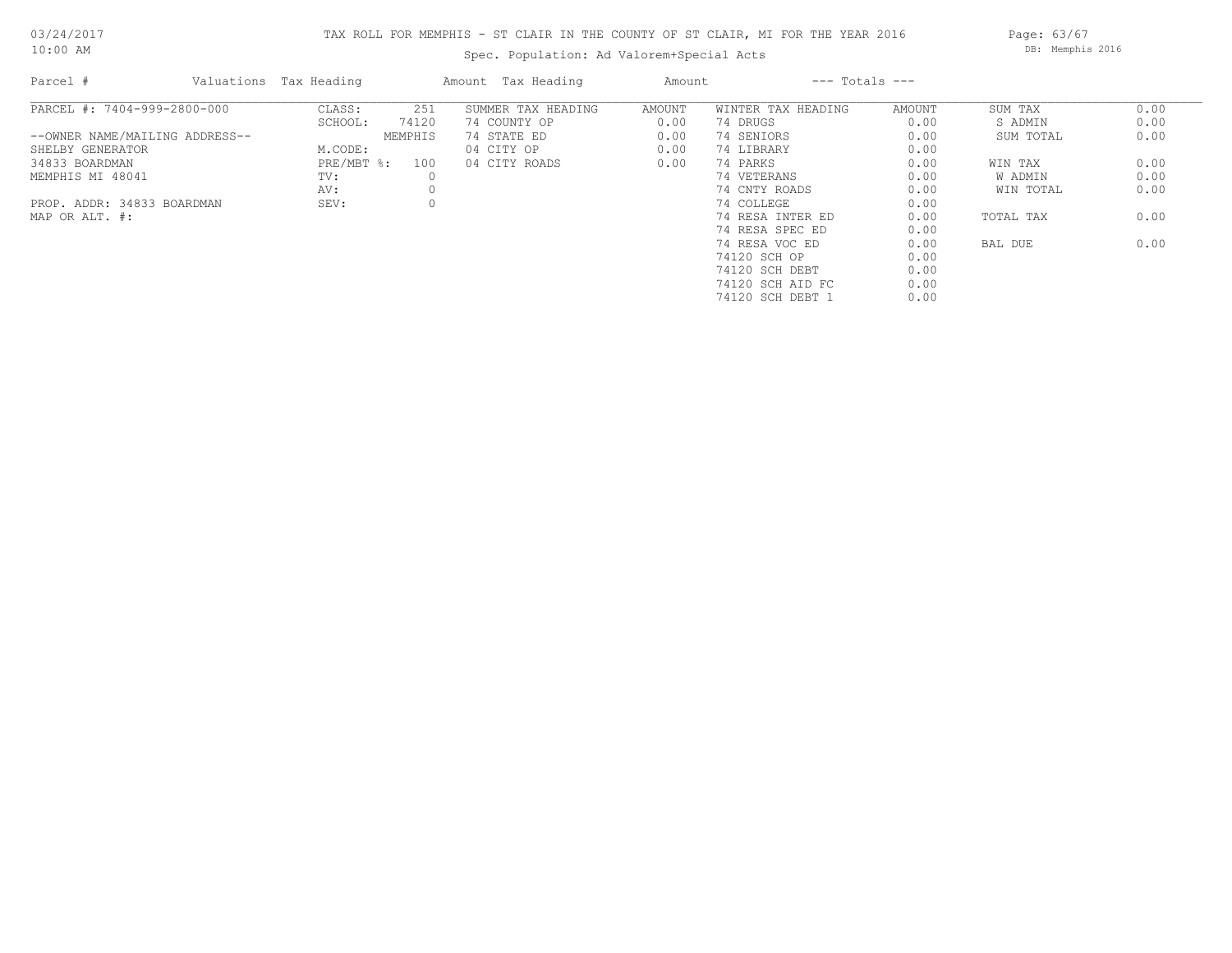TAX ROLL FOR MEMPHIS - ST CLAIR IN THE COUNTY OF ST CLAIR, MI FOR THE YEAR 2016

Spec. Population: Ad Valorem+Special Acts

03/24/2017
10:00 AM

DB: Memphis 2016

| Parcel # | Valuations Tax Heading | | Amount Tax Heading | Amount | --- Totals --- | | | |
|---|---|---|---|---|---|---|---|---|
| PARCEL #: 7404-999-2800-000 | CLASS: | 251 | SUMMER TAX HEADING | AMOUNT | WINTER TAX HEADING | AMOUNT | SUM TAX | 0.00 |
| | SCHOOL: | 74120 | 74 COUNTY OP | 0.00 | 74 DRUGS | 0.00 | S ADMIN | 0.00 |
| --OWNER NAME/MAILING ADDRESS-- | | MEMPHIS | 74 STATE ED | 0.00 | 74 SENIORS | 0.00 | SUM TOTAL | 0.00 |
| SHELBY GENERATOR | M.CODE: | | 04 CITY OP | 0.00 | 74 LIBRARY | 0.00 | | |
| 34833 BOARDMAN | PRE/MBT %: | 100 | 04 CITY ROADS | 0.00 | 74 PARKS | 0.00 | WIN TAX | 0.00 |
| MEMPHIS MI 48041 | TV: | 0 | | | 74 VETERANS | 0.00 | W ADMIN | 0.00 |
| | AV: | 0 | | | 74 CNTY ROADS | 0.00 | WIN TOTAL | 0.00 |
| PROP. ADDR: 34833 BOARDMAN | SEV: | 0 | | | 74 COLLEGE | 0.00 | | |
| MAP OR ALT. #: | | | | | 74 RESA INTER ED | 0.00 | TOTAL TAX | 0.00 |
| | | | | | 74 RESA SPEC ED | 0.00 | | |
| | | | | | 74 RESA VOC ED | 0.00 | BAL DUE | 0.00 |
| | | | | | 74120 SCH OP | 0.00 | | |
| | | | | | 74120 SCH DEBT | 0.00 | | |
| | | | | | 74120 SCH AID FC | 0.00 | | |
| | | | | | 74120 SCH DEBT 1 | 0.00 | | |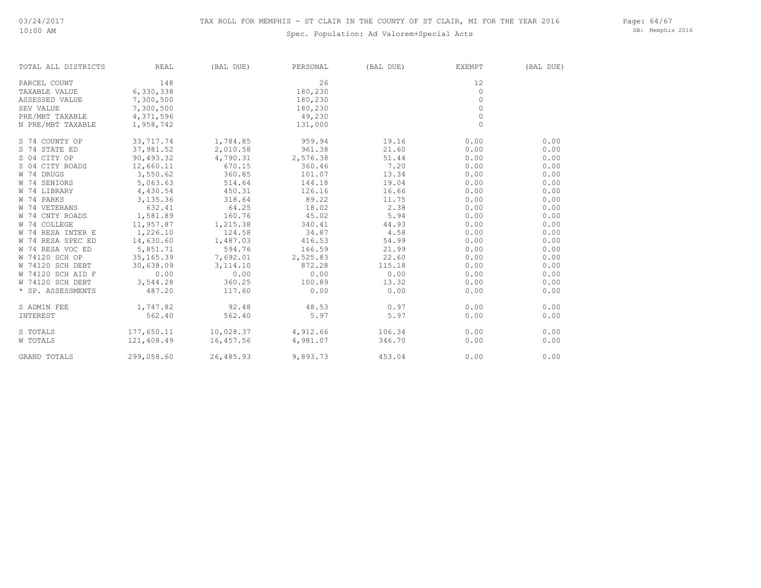03/24/2017
10:00 AM

# TAX ROLL FOR MEMPHIS - ST CLAIR IN THE COUNTY OF ST CLAIR, MI FOR THE YEAR 2016

Spec. Population: Ad Valorem+Special Acts

DB: Memphis 2016

| TOTAL ALL DISTRICTS | REAL | (BAL DUE) | PERSONAL | (BAL DUE) | EXEMPT | (BAL DUE) |
|---|---|---|---|---|---|---|
| PARCEL COUNT | 148 | | 26 | | 12 | |
| TAXABLE VALUE | 6,330,338 | | 180,230 | | 0 | |
| ASSESSED VALUE | 7,300,500 | | 180,230 | | 0 | |
| SEV VALUE | 7,300,500 | | 180,230 | | 0 | |
| PRE/MBT TAXABLE | 4,371,596 | | 49,230 | | 0 | |
| N PRE/MBT TAXABLE | 1,958,742 | | 131,000 | | 0 | |
| S 74 COUNTY OP | 33,717.74 | 1,784.85 | 959.94 | 19.16 | 0.00 | 0.00 |
| S 74 STATE ED | 37,981.52 | 2,010.58 | 961.38 | 21.60 | 0.00 | 0.00 |
| S 04 CITY OP | 90,493.32 | 4,790.31 | 2,576.38 | 51.44 | 0.00 | 0.00 |
| S 04 CITY ROADS | 12,660.11 | 670.15 | 360.46 | 7.20 | 0.00 | 0.00 |
| W 74 DRUGS | 3,550.62 | 360.85 | 101.07 | 13.34 | 0.00 | 0.00 |
| W 74 SENIORS | 5,063.63 | 514.64 | 144.18 | 19.04 | 0.00 | 0.00 |
| W 74 LIBRARY | 4,430.54 | 450.31 | 126.16 | 16.66 | 0.00 | 0.00 |
| W 74 PARKS | 3,135.36 | 318.64 | 89.22 | 11.75 | 0.00 | 0.00 |
| W 74 VETERANS | 632.41 | 64.25 | 18.02 | 2.38 | 0.00 | 0.00 |
| W 74 CNTY ROADS | 1,581.89 | 160.76 | 45.02 | 5.94 | 0.00 | 0.00 |
| W 74 COLLEGE | 11,957.87 | 1,215.38 | 340.41 | 44.93 | 0.00 | 0.00 |
| W 74 RESA INTER E | 1,226.10 | 124.58 | 34.87 | 4.58 | 0.00 | 0.00 |
| W 74 RESA SPEC ED | 14,630.60 | 1,487.03 | 416.53 | 54.99 | 0.00 | 0.00 |
| W 74 RESA VOC ED | 5,851.71 | 594.76 | 166.59 | 21.99 | 0.00 | 0.00 |
| W 74120 SCH OP | 35,165.39 | 7,692.01 | 2,525.83 | 22.60 | 0.00 | 0.00 |
| W 74120 SCH DEBT | 30,638.09 | 3,114.10 | 872.28 | 115.18 | 0.00 | 0.00 |
| W 74120 SCH AID F | 0.00 | 0.00 | 0.00 | 0.00 | 0.00 | 0.00 |
| W 74120 SCH DEBT | 3,544.28 | 360.25 | 100.89 | 13.32 | 0.00 | 0.00 |
| * SP. ASSESSMENTS | 487.20 | 117.60 | 0.00 | 0.00 | 0.00 | 0.00 |
| S ADMIN FEE | 1,747.82 | 92.48 | 48.53 | 0.97 | 0.00 | 0.00 |
| INTEREST | 562.40 | 562.40 | 5.97 | 5.97 | 0.00 | 0.00 |
| S TOTALS | 177,650.11 | 10,028.37 | 4,912.66 | 106.34 | 0.00 | 0.00 |
| W TOTALS | 121,408.49 | 16,457.56 | 4,981.07 | 346.70 | 0.00 | 0.00 |
| GRAND TOTALS | 299,058.60 | 26,485.93 | 9,893.73 | 453.04 | 0.00 | 0.00 |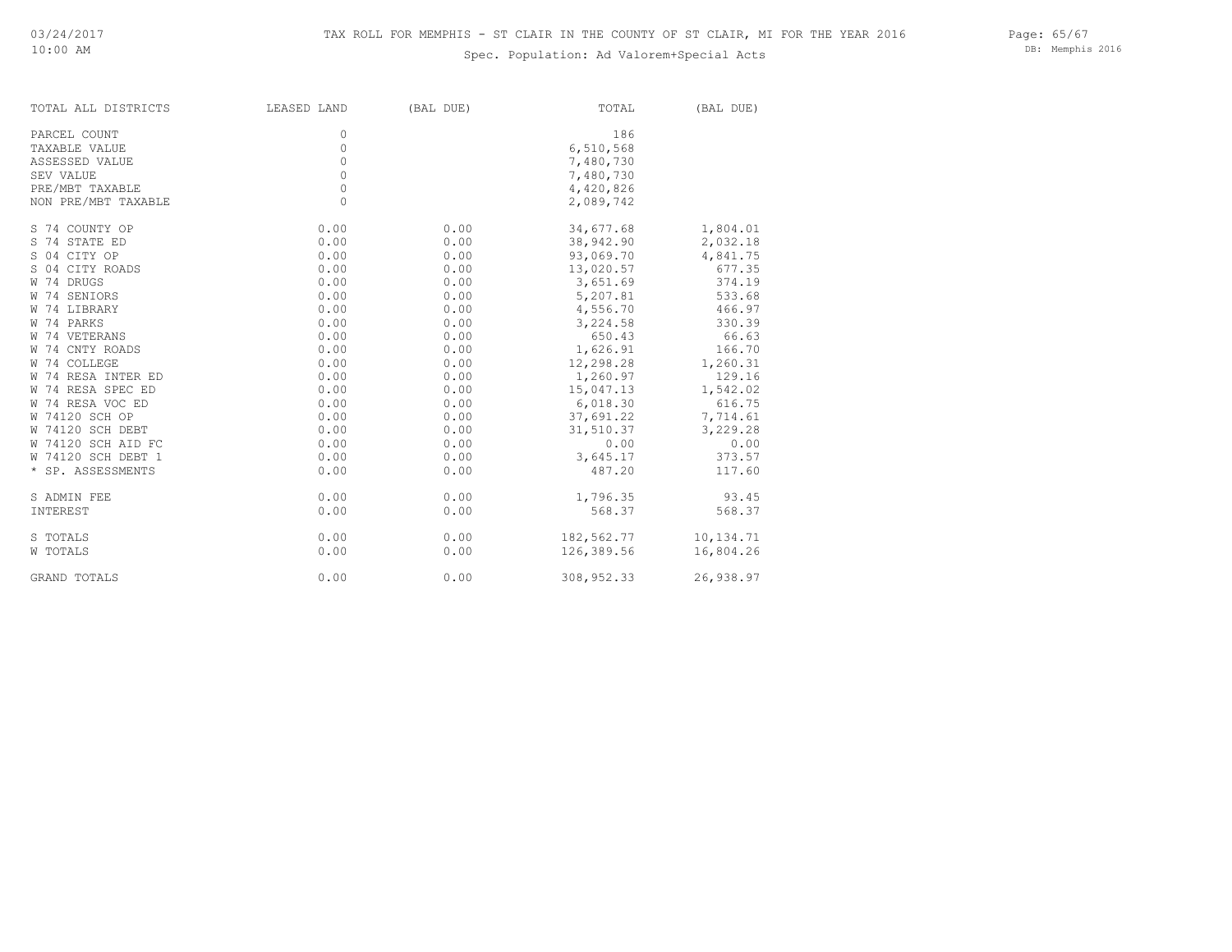# TAX ROLL FOR MEMPHIS - ST CLAIR IN THE COUNTY OF ST CLAIR, MI FOR THE YEAR 2016

Spec. Population: Ad Valorem+Special Acts

| TOTAL ALL DISTRICTS | LEASED LAND | (BAL DUE) | TOTAL | (BAL DUE) |
|---|---|---|---|---|
| PARCEL COUNT | 0 | | 186 | |
| TAXABLE VALUE | 0 | | 6,510,568 | |
| ASSESSED VALUE | 0 | | 7,480,730 | |
| SEV VALUE | 0 | | 7,480,730 | |
| PRE/MBT TAXABLE | 0 | | 4,420,826 | |
| NON PRE/MBT TAXABLE | 0 | | 2,089,742 | |
| S 74 COUNTY OP | 0.00 | 0.00 | 34,677.68 | 1,804.01 |
| S 74 STATE ED | 0.00 | 0.00 | 38,942.90 | 2,032.18 |
| S 04 CITY OP | 0.00 | 0.00 | 93,069.70 | 4,841.75 |
| S 04 CITY ROADS | 0.00 | 0.00 | 13,020.57 | 677.35 |
| W 74 DRUGS | 0.00 | 0.00 | 3,651.69 | 374.19 |
| W 74 SENIORS | 0.00 | 0.00 | 5,207.81 | 533.68 |
| W 74 LIBRARY | 0.00 | 0.00 | 4,556.70 | 466.97 |
| W 74 PARKS | 0.00 | 0.00 | 3,224.58 | 330.39 |
| W 74 VETERANS | 0.00 | 0.00 | 650.43 | 66.63 |
| W 74 CNTY ROADS | 0.00 | 0.00 | 1,626.91 | 166.70 |
| W 74 COLLEGE | 0.00 | 0.00 | 12,298.28 | 1,260.31 |
| W 74 RESA INTER ED | 0.00 | 0.00 | 1,260.97 | 129.16 |
| W 74 RESA SPEC ED | 0.00 | 0.00 | 15,047.13 | 1,542.02 |
| W 74 RESA VOC ED | 0.00 | 0.00 | 6,018.30 | 616.75 |
| W 74120 SCH OP | 0.00 | 0.00 | 37,691.22 | 7,714.61 |
| W 74120 SCH DEBT | 0.00 | 0.00 | 31,510.37 | 3,229.28 |
| W 74120 SCH AID FC | 0.00 | 0.00 | 0.00 | 0.00 |
| W 74120 SCH DEBT 1 | 0.00 | 0.00 | 3,645.17 | 373.57 |
| * SP. ASSESSMENTS | 0.00 | 0.00 | 487.20 | 117.60 |
| S ADMIN FEE | 0.00 | 0.00 | 1,796.35 | 93.45 |
| INTEREST | 0.00 | 0.00 | 568.37 | 568.37 |
| S TOTALS | 0.00 | 0.00 | 182,562.77 | 10,134.71 |
| W TOTALS | 0.00 | 0.00 | 126,389.56 | 16,804.26 |
| GRAND TOTALS | 0.00 | 0.00 | 308,952.33 | 26,938.97 |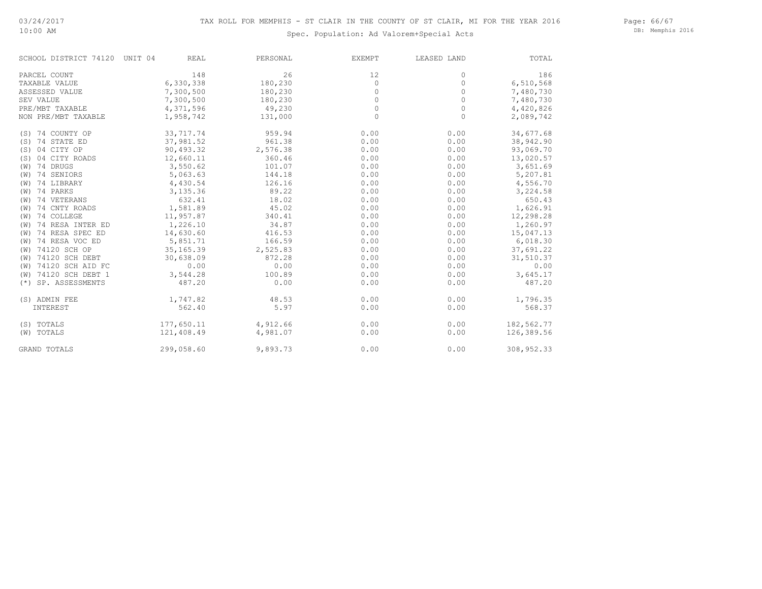TAX ROLL FOR MEMPHIS - ST CLAIR IN THE COUNTY OF ST CLAIR, MI FOR THE YEAR 2016

Spec. Population: Ad Valorem+Special Acts

| SCHOOL DISTRICT 74120 UNIT 04 | REAL | PERSONAL | EXEMPT | LEASED LAND | TOTAL |
|---|---|---|---|---|---|
| PARCEL COUNT | 148 | 26 | 12 | 0 | 186 |
| TAXABLE VALUE | 6,330,338 | 180,230 | 0 | 0 | 6,510,568 |
| ASSESSED VALUE | 7,300,500 | 180,230 | 0 | 0 | 7,480,730 |
| SEV VALUE | 7,300,500 | 180,230 | 0 | 0 | 7,480,730 |
| PRE/MBT TAXABLE | 4,371,596 | 49,230 | 0 | 0 | 4,420,826 |
| NON PRE/MBT TAXABLE | 1,958,742 | 131,000 | 0 | 0 | 2,089,742 |
| (S) 74 COUNTY OP | 33,717.74 | 959.94 | 0.00 | 0.00 | 34,677.68 |
| (S) 74 STATE ED | 37,981.52 | 961.38 | 0.00 | 0.00 | 38,942.90 |
| (S) 04 CITY OP | 90,493.32 | 2,576.38 | 0.00 | 0.00 | 93,069.70 |
| (S) 04 CITY ROADS | 12,660.11 | 360.46 | 0.00 | 0.00 | 13,020.57 |
| (W) 74 DRUGS | 3,550.62 | 101.07 | 0.00 | 0.00 | 3,651.69 |
| (W) 74 SENIORS | 5,063.63 | 144.18 | 0.00 | 0.00 | 5,207.81 |
| (W) 74 LIBRARY | 4,430.54 | 126.16 | 0.00 | 0.00 | 4,556.70 |
| (W) 74 PARKS | 3,135.36 | 89.22 | 0.00 | 0.00 | 3,224.58 |
| (W) 74 VETERANS | 632.41 | 18.02 | 0.00 | 0.00 | 650.43 |
| (W) 74 CNTY ROADS | 1,581.89 | 45.02 | 0.00 | 0.00 | 1,626.91 |
| (W) 74 COLLEGE | 11,957.87 | 340.41 | 0.00 | 0.00 | 12,298.28 |
| (W) 74 RESA INTER ED | 1,226.10 | 34.87 | 0.00 | 0.00 | 1,260.97 |
| (W) 74 RESA SPEC ED | 14,630.60 | 416.53 | 0.00 | 0.00 | 15,047.13 |
| (W) 74 RESA VOC ED | 5,851.71 | 166.59 | 0.00 | 0.00 | 6,018.30 |
| (W) 74120 SCH OP | 35,165.39 | 2,525.83 | 0.00 | 0.00 | 37,691.22 |
| (W) 74120 SCH DEBT | 30,638.09 | 872.28 | 0.00 | 0.00 | 31,510.37 |
| (W) 74120 SCH AID FC | 0.00 | 0.00 | 0.00 | 0.00 | 0.00 |
| (W) 74120 SCH DEBT 1 | 3,544.28 | 100.89 | 0.00 | 0.00 | 3,645.17 |
| (*) SP. ASSESSMENTS | 487.20 | 0.00 | 0.00 | 0.00 | 487.20 |
| (S) ADMIN FEE | 1,747.82 | 48.53 | 0.00 | 0.00 | 1,796.35 |
| INTEREST | 562.40 | 5.97 | 0.00 | 0.00 | 568.37 |
| (S) TOTALS | 177,650.11 | 4,912.66 | 0.00 | 0.00 | 182,562.77 |
| (W) TOTALS | 121,408.49 | 4,981.07 | 0.00 | 0.00 | 126,389.56 |
| GRAND TOTALS | 299,058.60 | 9,893.73 | 0.00 | 0.00 | 308,952.33 |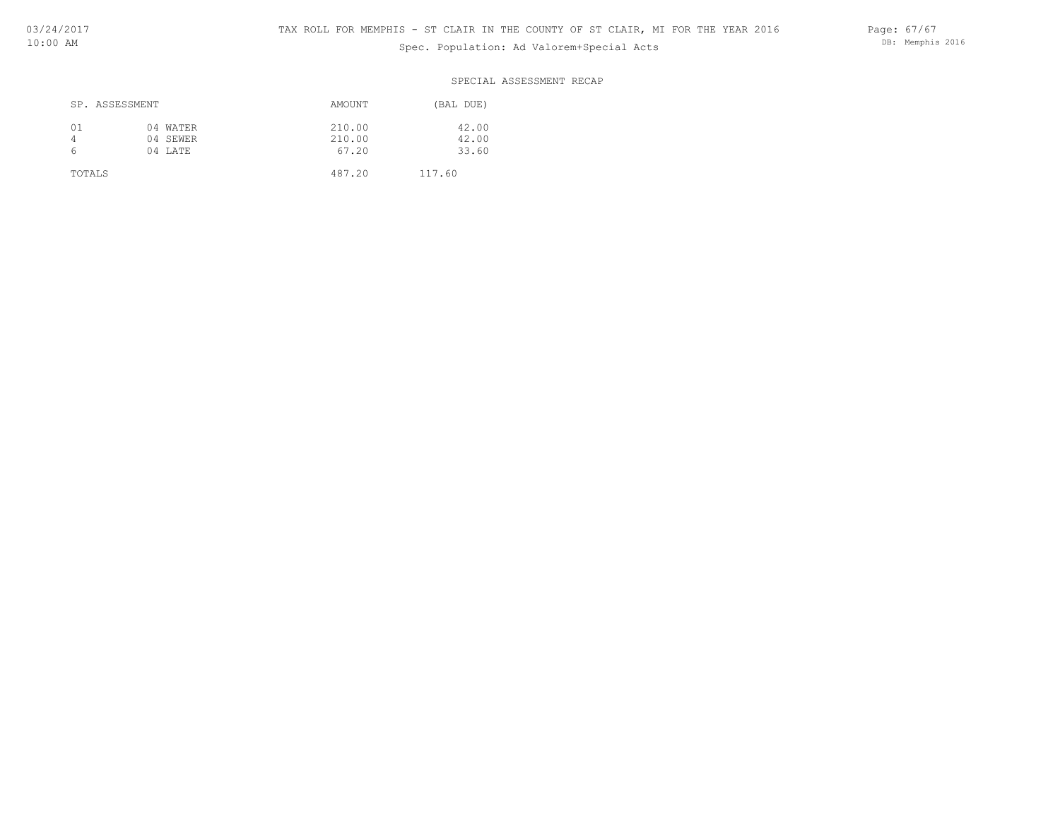SPECIAL ASSESSMENT RECAP

| SP. ASSESSMENT | | AMOUNT | (BAL DUE) |
|---|---|---|---|
| 01 | 04 WATER | 210.00 | 42.00 |
| 4 | 04 SEWER | 210.00 | 42.00 |
| 6 | 04 LATE | 67.20 | 33.60 |
| TOTALS | | 487.20 | 117.60 |